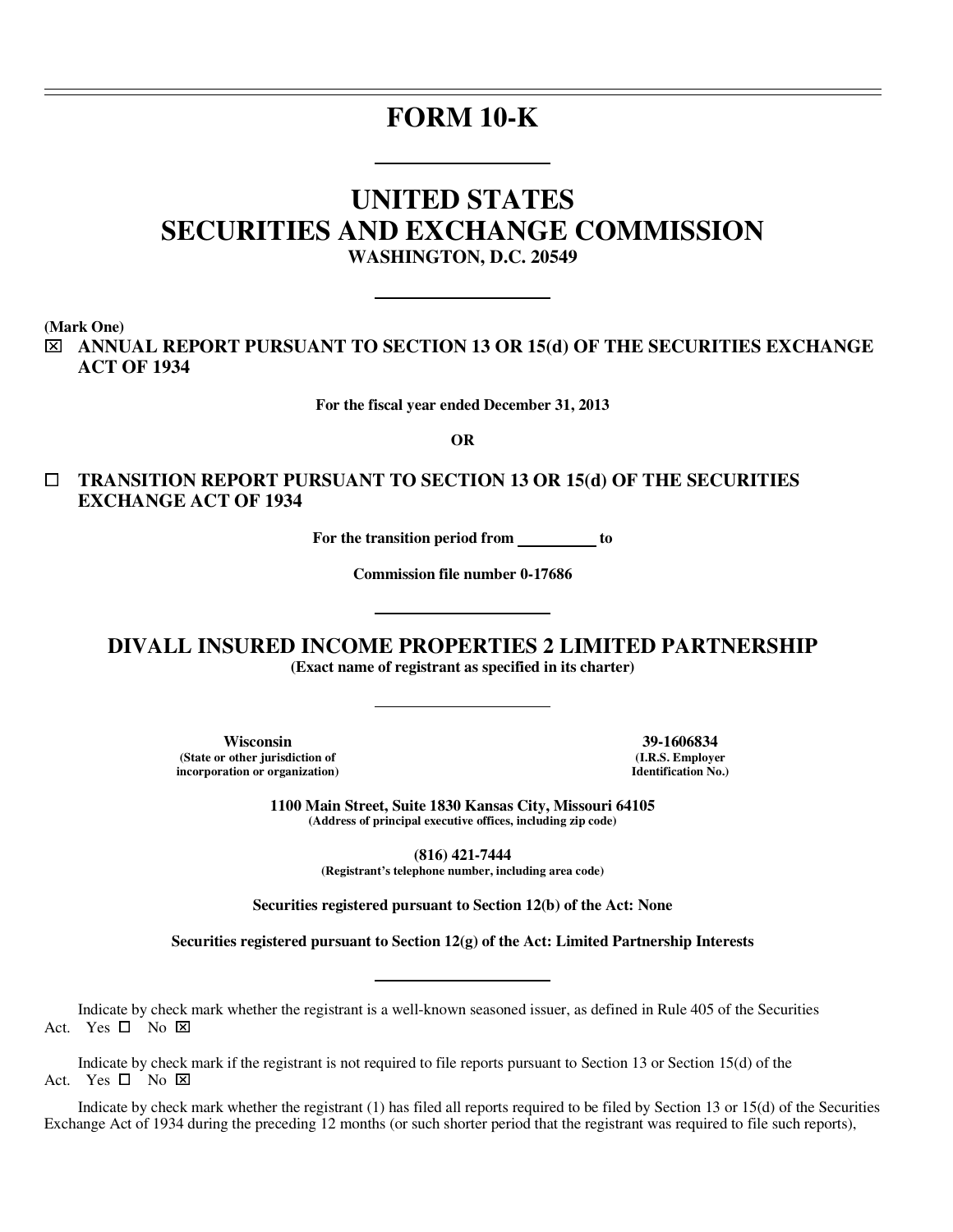# FORM 10-K

# UNITED STATES
# SECURITIES AND EXCHANGE COMMISSION
**WASHINGTON, D.C. 20549**

**(Mark One)**

☒ **ANNUAL REPORT PURSUANT TO SECTION 13 OR 15(d) OF THE SECURITIES EXCHANGE ACT OF 1934**

**For the fiscal year ended December 31, 2013**

**OR**

☐ **TRANSITION REPORT PURSUANT TO SECTION 13 OR 15(d) OF THE SECURITIES EXCHANGE ACT OF 1934**

**For the transition period from \_\_\_\_\_\_\_\_\_\_ to**

**Commission file number 0-17686**

## DIVALL INSURED INCOME PROPERTIES 2 LIMITED PARTNERSHIP
**(Exact name of registrant as specified in its charter)**

| **Wisconsin** | **39-1606834** |
|---|---|
| **(State or other jurisdiction of incorporation or organization)** | **(I.R.S. Employer Identification No.)** |

**1100 Main Street, Suite 1830 Kansas City, Missouri 64105**
**(Address of principal executive offices, including zip code)**

**(816) 421-7444**
**(Registrant's telephone number, including area code)**

**Securities registered pursuant to Section 12(b) of the Act: None**

**Securities registered pursuant to Section 12(g) of the Act: Limited Partnership Interests**

Indicate by check mark whether the registrant is a well-known seasoned issuer, as defined in Rule 405 of the Securities Act. Yes ☐ No ☒

Indicate by check mark if the registrant is not required to file reports pursuant to Section 13 or Section 15(d) of the Act. Yes ☐ No ☒

Indicate by check mark whether the registrant (1) has filed all reports required to be filed by Section 13 or 15(d) of the Securities Exchange Act of 1934 during the preceding 12 months (or such shorter period that the registrant was required to file such reports),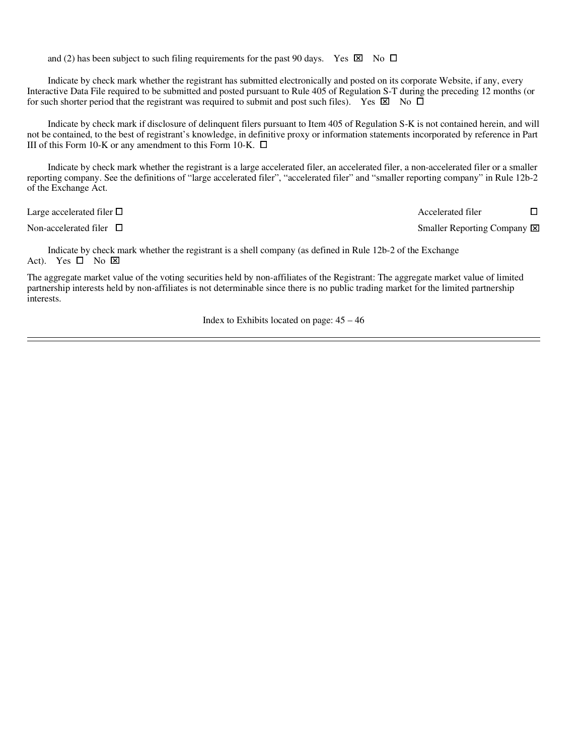and (2) has been subject to such filing requirements for the past 90 days. Yes ☒ No ☐

Indicate by check mark whether the registrant has submitted electronically and posted on its corporate Website, if any, every Interactive Data File required to be submitted and posted pursuant to Rule 405 of Regulation S-T during the preceding 12 months (or for such shorter period that the registrant was required to submit and post such files). Yes ☒ No ☐

Indicate by check mark if disclosure of delinquent filers pursuant to Item 405 of Regulation S-K is not contained herein, and will not be contained, to the best of registrant's knowledge, in definitive proxy or information statements incorporated by reference in Part III of this Form 10-K or any amendment to this Form 10-K. ☐

Indicate by check mark whether the registrant is a large accelerated filer, an accelerated filer, a non-accelerated filer or a smaller reporting company. See the definitions of "large accelerated filer", "accelerated filer" and "smaller reporting company" in Rule 12b-2 of the Exchange Act.

| | |
|---|---|
| Large accelerated filer ☐ | Accelerated filer ☐ |
| Non-accelerated filer ☐ | Smaller Reporting Company ☒ |

Indicate by check mark whether the registrant is a shell company (as defined in Rule 12b-2 of the Exchange Act). Yes ☐ No ☒

The aggregate market value of the voting securities held by non-affiliates of the Registrant: The aggregate market value of limited partnership interests held by non-affiliates is not determinable since there is no public trading market for the limited partnership interests.

Index to Exhibits located on page: 45 – 46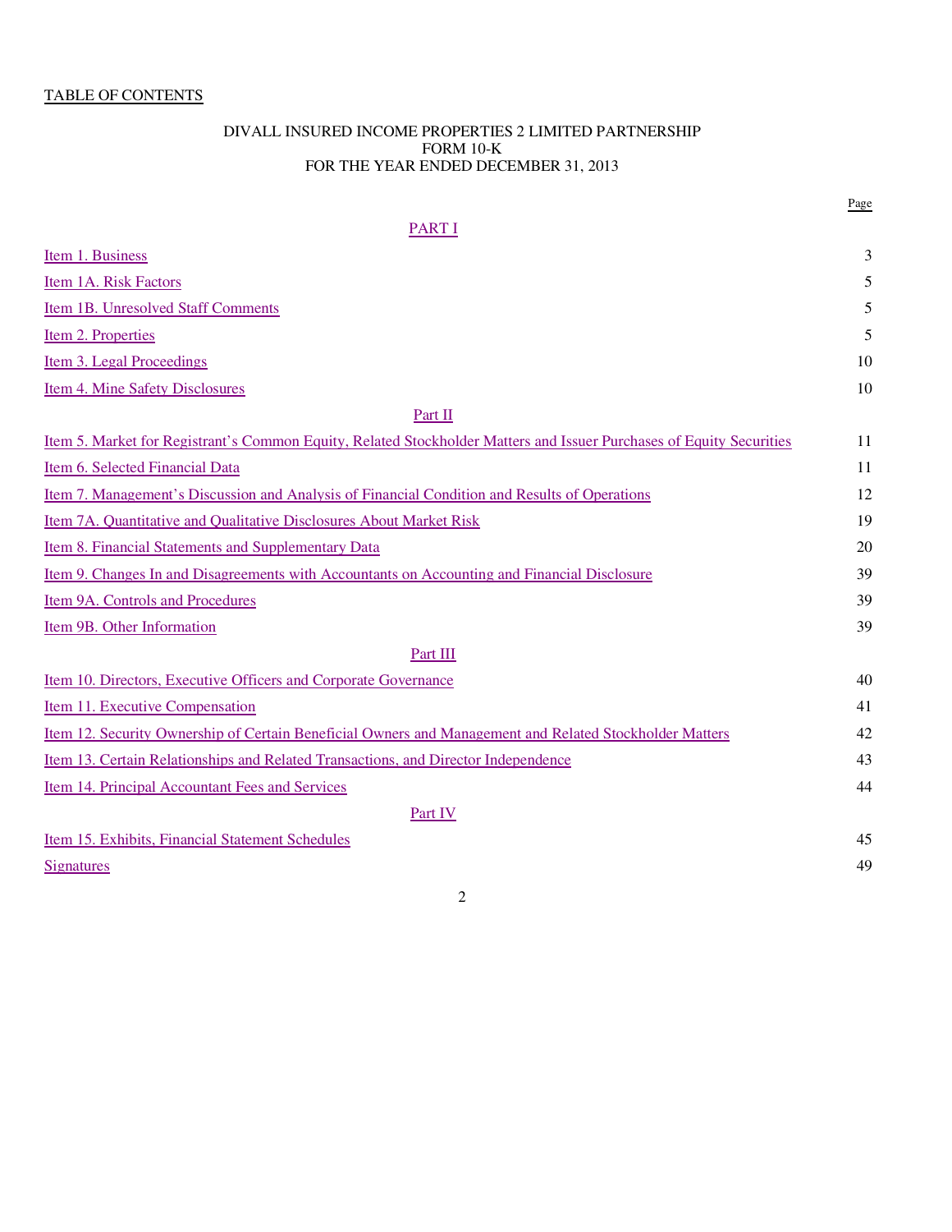TABLE OF CONTENTS

DIVALL INSURED INCOME PROPERTIES 2 LIMITED PARTNERSHIP
FORM 10-K
FOR THE YEAR ENDED DECEMBER 31, 2013

| | Page |
|---|---|
| PART I | |
| Item 1. Business | 3 |
| Item 1A. Risk Factors | 5 |
| Item 1B. Unresolved Staff Comments | 5 |
| Item 2. Properties | 5 |
| Item 3. Legal Proceedings | 10 |
| Item 4. Mine Safety Disclosures | 10 |
| Part II | |
| Item 5. Market for Registrant's Common Equity, Related Stockholder Matters and Issuer Purchases of Equity Securities | 11 |
| Item 6. Selected Financial Data | 11 |
| Item 7. Management's Discussion and Analysis of Financial Condition and Results of Operations | 12 |
| Item 7A. Quantitative and Qualitative Disclosures About Market Risk | 19 |
| Item 8. Financial Statements and Supplementary Data | 20 |
| Item 9. Changes In and Disagreements with Accountants on Accounting and Financial Disclosure | 39 |
| Item 9A. Controls and Procedures | 39 |
| Item 9B. Other Information | 39 |
| Part III | |
| Item 10. Directors, Executive Officers and Corporate Governance | 40 |
| Item 11. Executive Compensation | 41 |
| Item 12. Security Ownership of Certain Beneficial Owners and Management and Related Stockholder Matters | 42 |
| Item 13. Certain Relationships and Related Transactions, and Director Independence | 43 |
| Item 14. Principal Accountant Fees and Services | 44 |
| Part IV | |
| Item 15. Exhibits, Financial Statement Schedules | 45 |
| Signatures | 49 |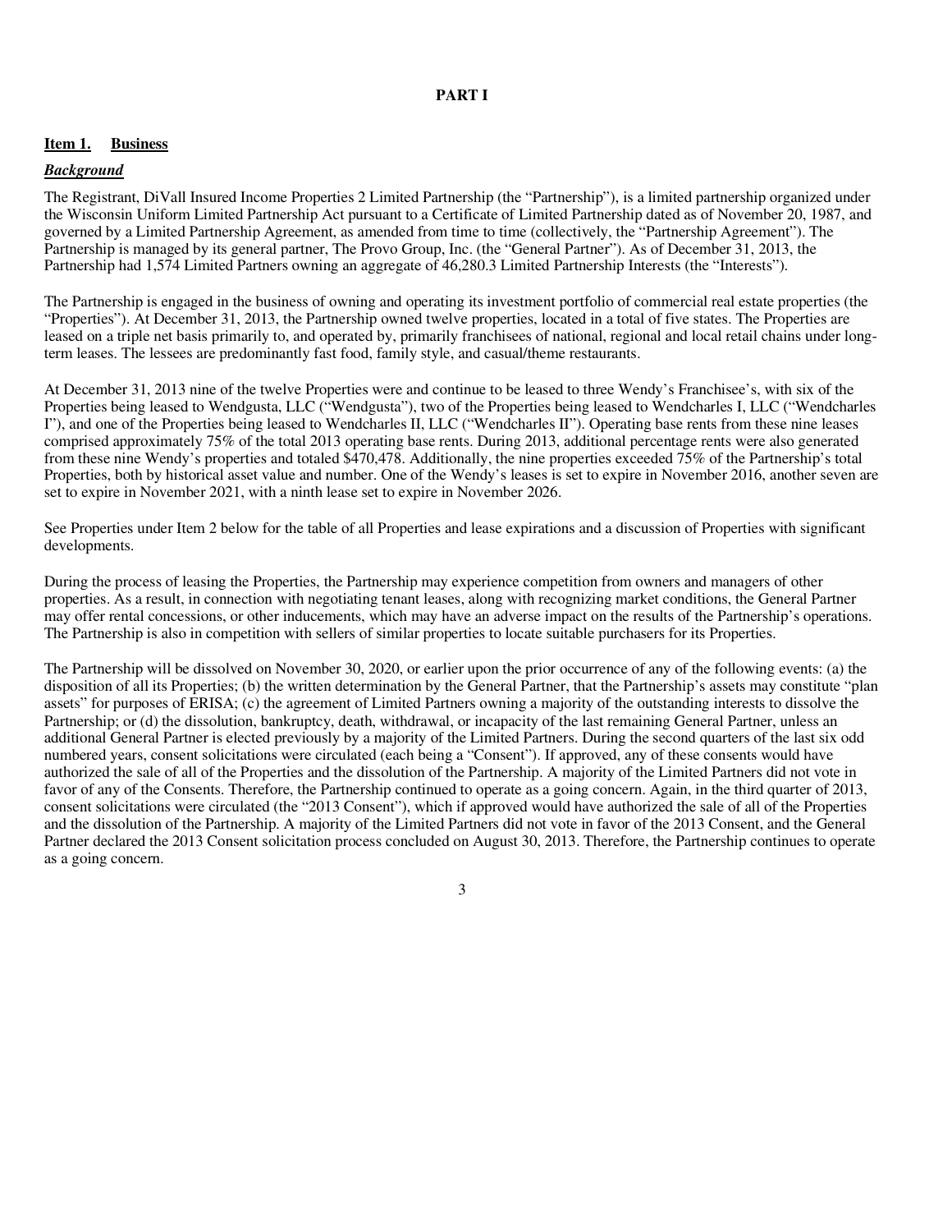# PART I

## Item 1. Business

### *Background*

The Registrant, DiVall Insured Income Properties 2 Limited Partnership (the "Partnership"), is a limited partnership organized under the Wisconsin Uniform Limited Partnership Act pursuant to a Certificate of Limited Partnership dated as of November 20, 1987, and governed by a Limited Partnership Agreement, as amended from time to time (collectively, the "Partnership Agreement"). The Partnership is managed by its general partner, The Provo Group, Inc. (the "General Partner"). As of December 31, 2013, the Partnership had 1,574 Limited Partners owning an aggregate of 46,280.3 Limited Partnership Interests (the "Interests").

The Partnership is engaged in the business of owning and operating its investment portfolio of commercial real estate properties (the "Properties"). At December 31, 2013, the Partnership owned twelve properties, located in a total of five states. The Properties are leased on a triple net basis primarily to, and operated by, primarily franchisees of national, regional and local retail chains under long-term leases. The lessees are predominantly fast food, family style, and casual/theme restaurants.

At December 31, 2013 nine of the twelve Properties were and continue to be leased to three Wendy's Franchisee's, with six of the Properties being leased to Wendgusta, LLC ("Wendgusta"), two of the Properties being leased to Wendcharles I, LLC ("Wendcharles I"), and one of the Properties being leased to Wendcharles II, LLC ("Wendcharles II"). Operating base rents from these nine leases comprised approximately 75% of the total 2013 operating base rents. During 2013, additional percentage rents were also generated from these nine Wendy's properties and totaled $470,478. Additionally, the nine properties exceeded 75% of the Partnership's total Properties, both by historical asset value and number. One of the Wendy's leases is set to expire in November 2016, another seven are set to expire in November 2021, with a ninth lease set to expire in November 2026.

See Properties under Item 2 below for the table of all Properties and lease expirations and a discussion of Properties with significant developments.

During the process of leasing the Properties, the Partnership may experience competition from owners and managers of other properties. As a result, in connection with negotiating tenant leases, along with recognizing market conditions, the General Partner may offer rental concessions, or other inducements, which may have an adverse impact on the results of the Partnership's operations. The Partnership is also in competition with sellers of similar properties to locate suitable purchasers for its Properties.

The Partnership will be dissolved on November 30, 2020, or earlier upon the prior occurrence of any of the following events: (a) the disposition of all its Properties; (b) the written determination by the General Partner, that the Partnership's assets may constitute "plan assets" for purposes of ERISA; (c) the agreement of Limited Partners owning a majority of the outstanding interests to dissolve the Partnership; or (d) the dissolution, bankruptcy, death, withdrawal, or incapacity of the last remaining General Partner, unless an additional General Partner is elected previously by a majority of the Limited Partners. During the second quarters of the last six odd numbered years, consent solicitations were circulated (each being a "Consent"). If approved, any of these consents would have authorized the sale of all of the Properties and the dissolution of the Partnership. A majority of the Limited Partners did not vote in favor of any of the Consents. Therefore, the Partnership continued to operate as a going concern. Again, in the third quarter of 2013, consent solicitations were circulated (the "2013 Consent"), which if approved would have authorized the sale of all of the Properties and the dissolution of the Partnership. A majority of the Limited Partners did not vote in favor of the 2013 Consent, and the General Partner declared the 2013 Consent solicitation process concluded on August 30, 2013. Therefore, the Partnership continues to operate as a going concern.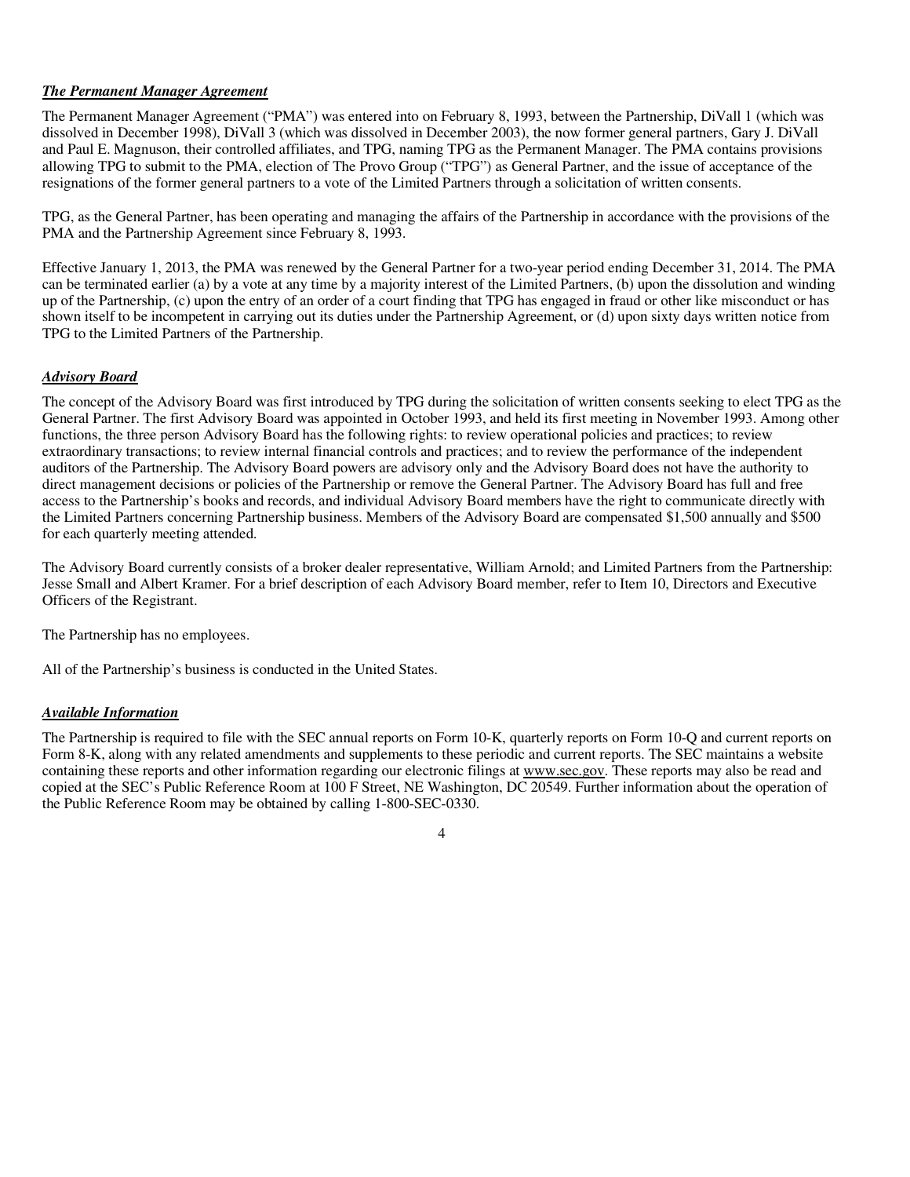***The Permanent Manager Agreement***

The Permanent Manager Agreement (“PMA”) was entered into on February 8, 1993, between the Partnership, DiVall 1 (which was dissolved in December 1998), DiVall 3 (which was dissolved in December 2003), the now former general partners, Gary J. DiVall and Paul E. Magnuson, their controlled affiliates, and TPG, naming TPG as the Permanent Manager. The PMA contains provisions allowing TPG to submit to the PMA, election of The Provo Group (“TPG”) as General Partner, and the issue of acceptance of the resignations of the former general partners to a vote of the Limited Partners through a solicitation of written consents.

TPG, as the General Partner, has been operating and managing the affairs of the Partnership in accordance with the provisions of the PMA and the Partnership Agreement since February 8, 1993.

Effective January 1, 2013, the PMA was renewed by the General Partner for a two-year period ending December 31, 2014. The PMA can be terminated earlier (a) by a vote at any time by a majority interest of the Limited Partners, (b) upon the dissolution and winding up of the Partnership, (c) upon the entry of an order of a court finding that TPG has engaged in fraud or other like misconduct or has shown itself to be incompetent in carrying out its duties under the Partnership Agreement, or (d) upon sixty days written notice from TPG to the Limited Partners of the Partnership.

***Advisory Board***

The concept of the Advisory Board was first introduced by TPG during the solicitation of written consents seeking to elect TPG as the General Partner. The first Advisory Board was appointed in October 1993, and held its first meeting in November 1993. Among other functions, the three person Advisory Board has the following rights: to review operational policies and practices; to review extraordinary transactions; to review internal financial controls and practices; and to review the performance of the independent auditors of the Partnership. The Advisory Board powers are advisory only and the Advisory Board does not have the authority to direct management decisions or policies of the Partnership or remove the General Partner. The Advisory Board has full and free access to the Partnership’s books and records, and individual Advisory Board members have the right to communicate directly with the Limited Partners concerning Partnership business. Members of the Advisory Board are compensated $1,500 annually and $500 for each quarterly meeting attended.

The Advisory Board currently consists of a broker dealer representative, William Arnold; and Limited Partners from the Partnership: Jesse Small and Albert Kramer. For a brief description of each Advisory Board member, refer to Item 10, Directors and Executive Officers of the Registrant.

The Partnership has no employees.

All of the Partnership’s business is conducted in the United States.

***Available Information***

The Partnership is required to file with the SEC annual reports on Form 10-K, quarterly reports on Form 10-Q and current reports on Form 8-K, along with any related amendments and supplements to these periodic and current reports. The SEC maintains a website containing these reports and other information regarding our electronic filings at www.sec.gov. These reports may also be read and copied at the SEC’s Public Reference Room at 100 F Street, NE Washington, DC 20549. Further information about the operation of the Public Reference Room may be obtained by calling 1-800-SEC-0330.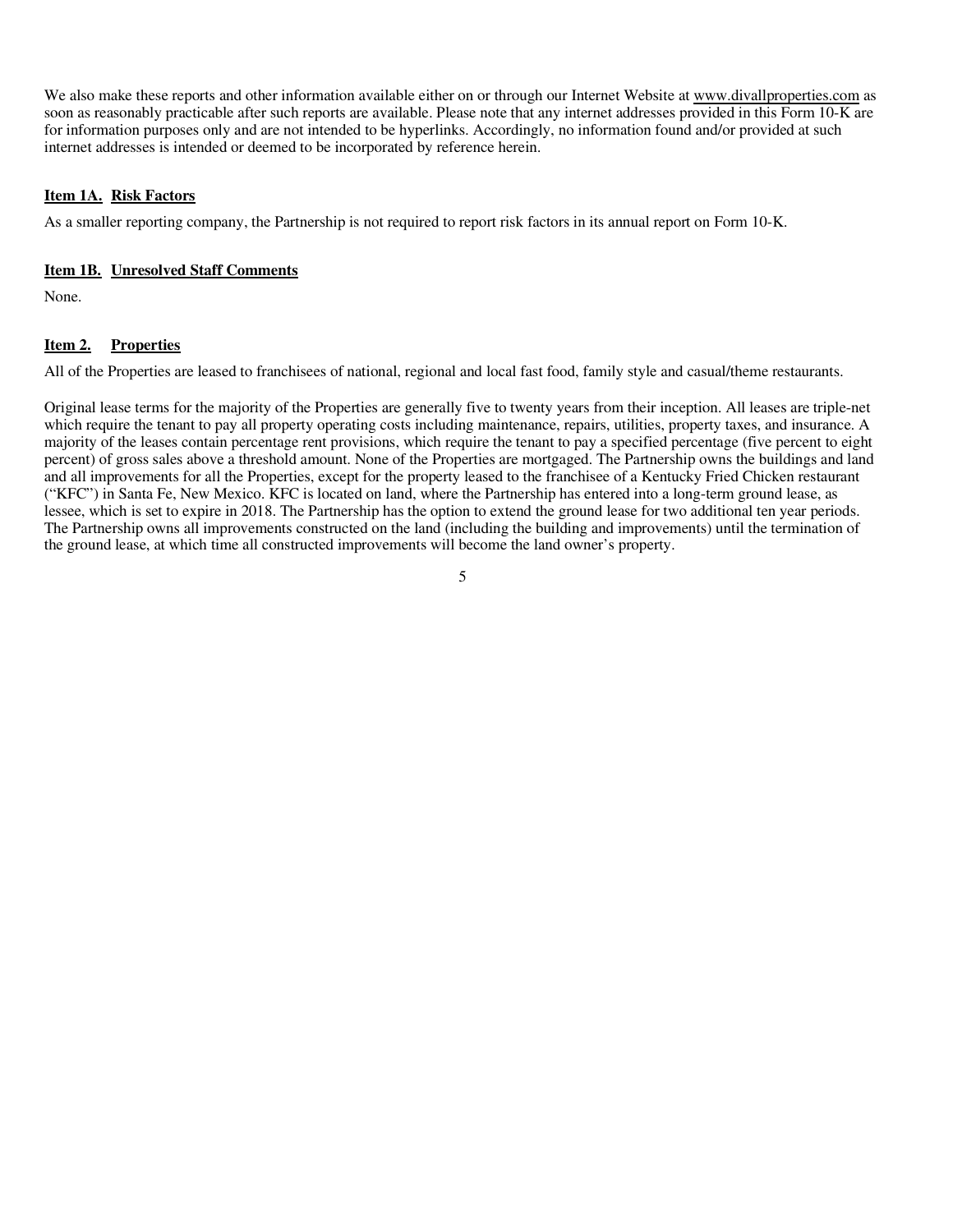We also make these reports and other information available either on or through our Internet Website at www.divallproperties.com as soon as reasonably practicable after such reports are available. Please note that any internet addresses provided in this Form 10-K are for information purposes only and are not intended to be hyperlinks. Accordingly, no information found and/or provided at such internet addresses is intended or deemed to be incorporated by reference herein.

## Item 1A. Risk Factors

As a smaller reporting company, the Partnership is not required to report risk factors in its annual report on Form 10-K.

## Item 1B. Unresolved Staff Comments

None.

## Item 2. Properties

All of the Properties are leased to franchisees of national, regional and local fast food, family style and casual/theme restaurants.

Original lease terms for the majority of the Properties are generally five to twenty years from their inception. All leases are triple-net which require the tenant to pay all property operating costs including maintenance, repairs, utilities, property taxes, and insurance. A majority of the leases contain percentage rent provisions, which require the tenant to pay a specified percentage (five percent to eight percent) of gross sales above a threshold amount. None of the Properties are mortgaged. The Partnership owns the buildings and land and all improvements for all the Properties, except for the property leased to the franchisee of a Kentucky Fried Chicken restaurant ("KFC") in Santa Fe, New Mexico. KFC is located on land, where the Partnership has entered into a long-term ground lease, as lessee, which is set to expire in 2018. The Partnership has the option to extend the ground lease for two additional ten year periods. The Partnership owns all improvements constructed on the land (including the building and improvements) until the termination of the ground lease, at which time all constructed improvements will become the land owner's property.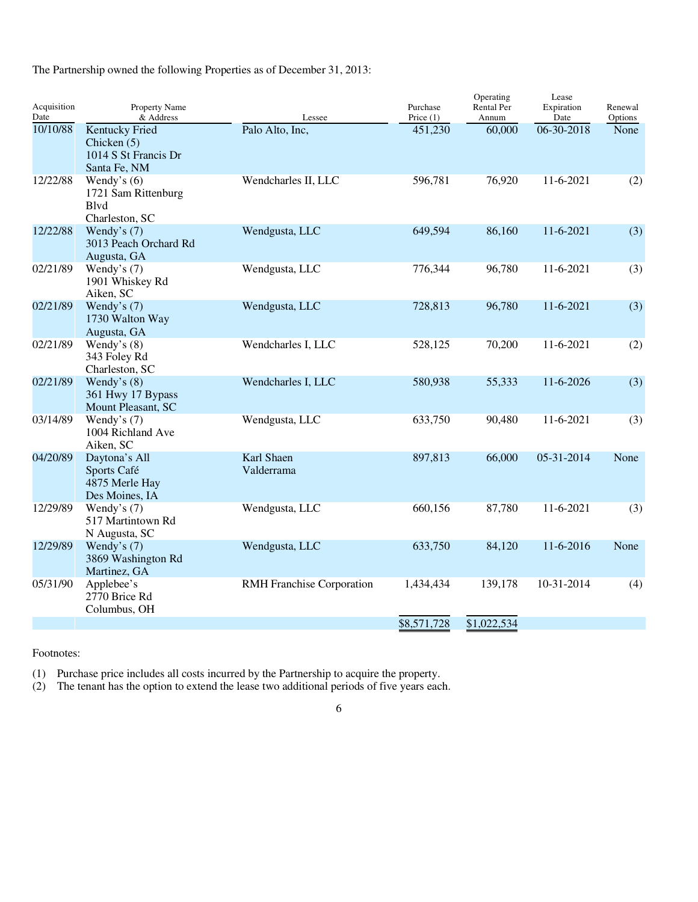The Partnership owned the following Properties as of December 31, 2013:

| Acquisition Date | Property Name & Address | Lessee | Purchase Price (1) | Operating Rental Per Annum | Lease Expiration Date | Renewal Options |
|---|---|---|---|---|---|---|
| 10/10/88 | Kentucky Fried Chicken (5) 1014 S St Francis Dr Santa Fe, NM | Palo Alto, Inc, | 451,230 | 60,000 | 06-30-2018 | None |
| 12/22/88 | Wendy's (6) 1721 Sam Rittenburg Blvd Charleston, SC | Wendcharles II, LLC | 596,781 | 76,920 | 11-6-2021 | (2) |
| 12/22/88 | Wendy's (7) 3013 Peach Orchard Rd Augusta, GA | Wendgusta, LLC | 649,594 | 86,160 | 11-6-2021 | (3) |
| 02/21/89 | Wendy's (7) 1901 Whiskey Rd Aiken, SC | Wendgusta, LLC | 776,344 | 96,780 | 11-6-2021 | (3) |
| 02/21/89 | Wendy's (7) 1730 Walton Way Augusta, GA | Wendgusta, LLC | 728,813 | 96,780 | 11-6-2021 | (3) |
| 02/21/89 | Wendy's (8) 343 Foley Rd Charleston, SC | Wendcharles I, LLC | 528,125 | 70,200 | 11-6-2021 | (2) |
| 02/21/89 | Wendy's (8) 361 Hwy 17 Bypass Mount Pleasant, SC | Wendcharles I, LLC | 580,938 | 55,333 | 11-6-2026 | (3) |
| 03/14/89 | Wendy's (7) 1004 Richland Ave Aiken, SC | Wendgusta, LLC | 633,750 | 90,480 | 11-6-2021 | (3) |
| 04/20/89 | Daytona's All Sports Café 4875 Merle Hay Des Moines, IA | Karl Shaen Valderrama | 897,813 | 66,000 | 05-31-2014 | None |
| 12/29/89 | Wendy's (7) 517 Martintown Rd N Augusta, SC | Wendgusta, LLC | 660,156 | 87,780 | 11-6-2021 | (3) |
| 12/29/89 | Wendy's (7) 3869 Washington Rd Martinez, GA | Wendgusta, LLC | 633,750 | 84,120 | 11-6-2016 | None |
| 05/31/90 | Applebee's 2770 Brice Rd Columbus, OH | RMH Franchise Corporation | 1,434,434 | 139,178 | 10-31-2014 | (4) |
| | | | $8,571,728 | $1,022,534 | | |

Footnotes:

(1) Purchase price includes all costs incurred by the Partnership to acquire the property.

(2) The tenant has the option to extend the lease two additional periods of five years each.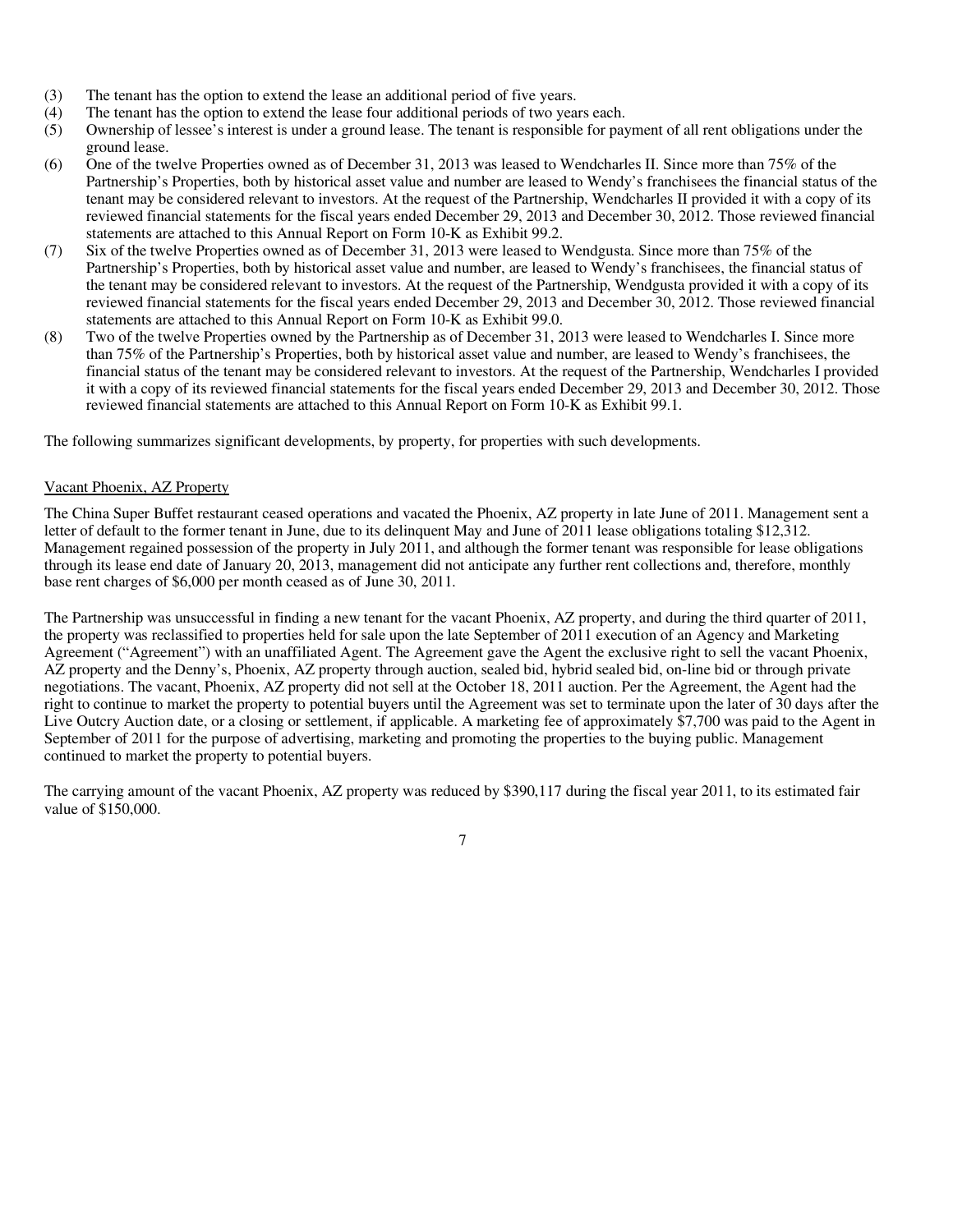(3) The tenant has the option to extend the lease an additional period of five years.
(4) The tenant has the option to extend the lease four additional periods of two years each.
(5) Ownership of lessee's interest is under a ground lease. The tenant is responsible for payment of all rent obligations under the ground lease.
(6) One of the twelve Properties owned as of December 31, 2013 was leased to Wendcharles II. Since more than 75% of the Partnership's Properties, both by historical asset value and number are leased to Wendy's franchisees the financial status of the tenant may be considered relevant to investors. At the request of the Partnership, Wendcharles II provided it with a copy of its reviewed financial statements for the fiscal years ended December 29, 2013 and December 30, 2012. Those reviewed financial statements are attached to this Annual Report on Form 10-K as Exhibit 99.2.
(7) Six of the twelve Properties owned as of December 31, 2013 were leased to Wendgusta. Since more than 75% of the Partnership's Properties, both by historical asset value and number, are leased to Wendy's franchisees, the financial status of the tenant may be considered relevant to investors. At the request of the Partnership, Wendgusta provided it with a copy of its reviewed financial statements for the fiscal years ended December 29, 2013 and December 30, 2012. Those reviewed financial statements are attached to this Annual Report on Form 10-K as Exhibit 99.0.
(8) Two of the twelve Properties owned by the Partnership as of December 31, 2013 were leased to Wendcharles I. Since more than 75% of the Partnership's Properties, both by historical asset value and number, are leased to Wendy's franchisees, the financial status of the tenant may be considered relevant to investors. At the request of the Partnership, Wendcharles I provided it with a copy of its reviewed financial statements for the fiscal years ended December 29, 2013 and December 30, 2012. Those reviewed financial statements are attached to this Annual Report on Form 10-K as Exhibit 99.1.

The following summarizes significant developments, by property, for properties with such developments.

Vacant Phoenix, AZ Property

The China Super Buffet restaurant ceased operations and vacated the Phoenix, AZ property in late June of 2011. Management sent a letter of default to the former tenant in June, due to its delinquent May and June of 2011 lease obligations totaling $12,312. Management regained possession of the property in July 2011, and although the former tenant was responsible for lease obligations through its lease end date of January 20, 2013, management did not anticipate any further rent collections and, therefore, monthly base rent charges of $6,000 per month ceased as of June 30, 2011.

The Partnership was unsuccessful in finding a new tenant for the vacant Phoenix, AZ property, and during the third quarter of 2011, the property was reclassified to properties held for sale upon the late September of 2011 execution of an Agency and Marketing Agreement ("Agreement") with an unaffiliated Agent. The Agreement gave the Agent the exclusive right to sell the vacant Phoenix, AZ property and the Denny's, Phoenix, AZ property through auction, sealed bid, hybrid sealed bid, on-line bid or through private negotiations. The vacant, Phoenix, AZ property did not sell at the October 18, 2011 auction. Per the Agreement, the Agent had the right to continue to market the property to potential buyers until the Agreement was set to terminate upon the later of 30 days after the Live Outcry Auction date, or a closing or settlement, if applicable. A marketing fee of approximately $7,700 was paid to the Agent in September of 2011 for the purpose of advertising, marketing and promoting the properties to the buying public. Management continued to market the property to potential buyers.

The carrying amount of the vacant Phoenix, AZ property was reduced by $390,117 during the fiscal year 2011, to its estimated fair value of $150,000.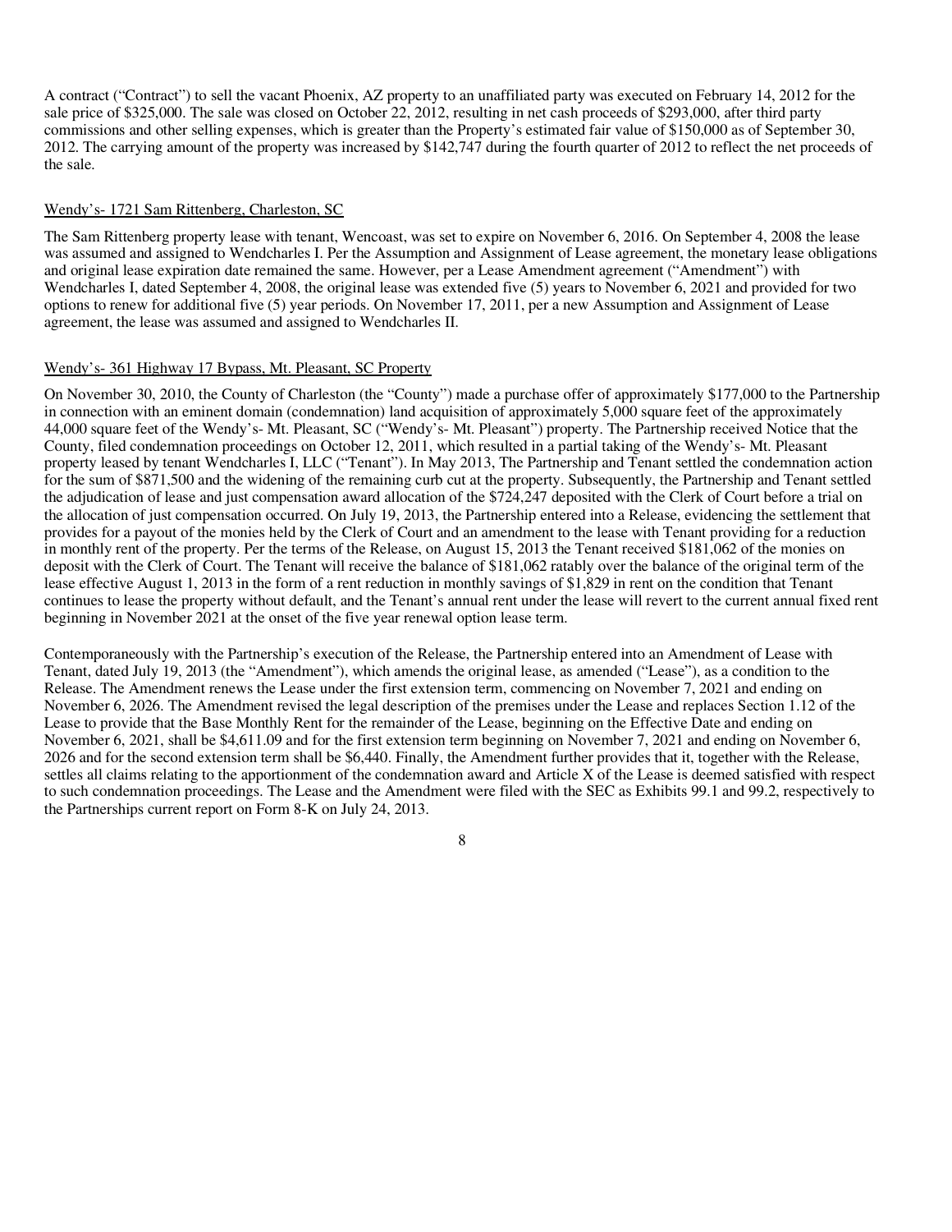A contract ("Contract") to sell the vacant Phoenix, AZ property to an unaffiliated party was executed on February 14, 2012 for the sale price of $325,000. The sale was closed on October 22, 2012, resulting in net cash proceeds of $293,000, after third party commissions and other selling expenses, which is greater than the Property's estimated fair value of $150,000 as of September 30, 2012. The carrying amount of the property was increased by $142,747 during the fourth quarter of 2012 to reflect the net proceeds of the sale.

Wendy's- 1721 Sam Rittenberg, Charleston, SC

The Sam Rittenberg property lease with tenant, Wencoast, was set to expire on November 6, 2016. On September 4, 2008 the lease was assumed and assigned to Wendcharles I. Per the Assumption and Assignment of Lease agreement, the monetary lease obligations and original lease expiration date remained the same. However, per a Lease Amendment agreement ("Amendment") with Wendcharles I, dated September 4, 2008, the original lease was extended five (5) years to November 6, 2021 and provided for two options to renew for additional five (5) year periods. On November 17, 2011, per a new Assumption and Assignment of Lease agreement, the lease was assumed and assigned to Wendcharles II.

Wendy's- 361 Highway 17 Bypass, Mt. Pleasant, SC Property

On November 30, 2010, the County of Charleston (the "County") made a purchase offer of approximately $177,000 to the Partnership in connection with an eminent domain (condemnation) land acquisition of approximately 5,000 square feet of the approximately 44,000 square feet of the Wendy's- Mt. Pleasant, SC ("Wendy's- Mt. Pleasant") property. The Partnership received Notice that the County, filed condemnation proceedings on October 12, 2011, which resulted in a partial taking of the Wendy's- Mt. Pleasant property leased by tenant Wendcharles I, LLC ("Tenant"). In May 2013, The Partnership and Tenant settled the condemnation action for the sum of $871,500 and the widening of the remaining curb cut at the property. Subsequently, the Partnership and Tenant settled the adjudication of lease and just compensation award allocation of the $724,247 deposited with the Clerk of Court before a trial on the allocation of just compensation occurred. On July 19, 2013, the Partnership entered into a Release, evidencing the settlement that provides for a payout of the monies held by the Clerk of Court and an amendment to the lease with Tenant providing for a reduction in monthly rent of the property. Per the terms of the Release, on August 15, 2013 the Tenant received $181,062 of the monies on deposit with the Clerk of Court. The Tenant will receive the balance of $181,062 ratably over the balance of the original term of the lease effective August 1, 2013 in the form of a rent reduction in monthly savings of $1,829 in rent on the condition that Tenant continues to lease the property without default, and the Tenant's annual rent under the lease will revert to the current annual fixed rent beginning in November 2021 at the onset of the five year renewal option lease term.

Contemporaneously with the Partnership's execution of the Release, the Partnership entered into an Amendment of Lease with Tenant, dated July 19, 2013 (the "Amendment"), which amends the original lease, as amended ("Lease"), as a condition to the Release. The Amendment renews the Lease under the first extension term, commencing on November 7, 2021 and ending on November 6, 2026. The Amendment revised the legal description of the premises under the Lease and replaces Section 1.12 of the Lease to provide that the Base Monthly Rent for the remainder of the Lease, beginning on the Effective Date and ending on November 6, 2021, shall be $4,611.09 and for the first extension term beginning on November 7, 2021 and ending on November 6, 2026 and for the second extension term shall be $6,440. Finally, the Amendment further provides that it, together with the Release, settles all claims relating to the apportionment of the condemnation award and Article X of the Lease is deemed satisfied with respect to such condemnation proceedings. The Lease and the Amendment were filed with the SEC as Exhibits 99.1 and 99.2, respectively to the Partnerships current report on Form 8-K on July 24, 2013.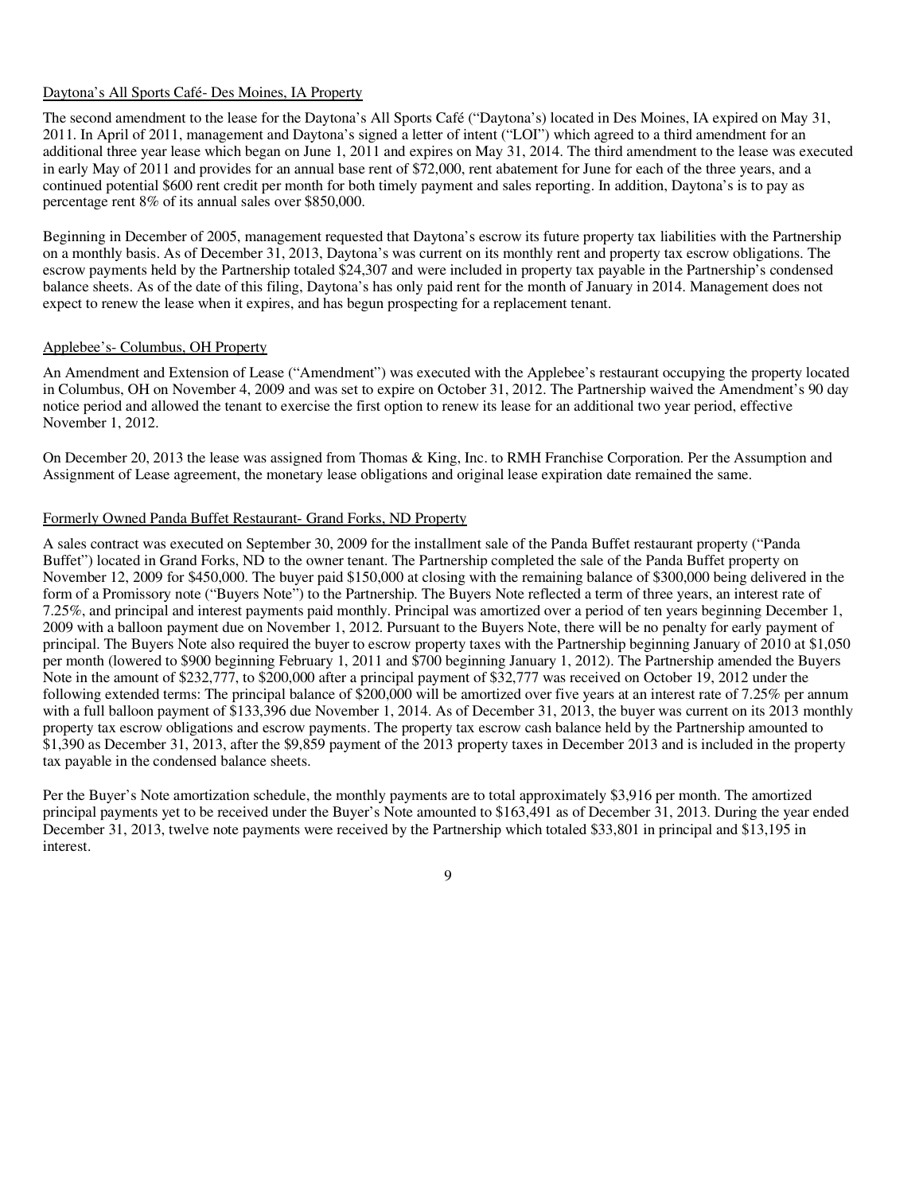Daytona's All Sports Café- Des Moines, IA Property

The second amendment to the lease for the Daytona's All Sports Café ("Daytona's) located in Des Moines, IA expired on May 31, 2011. In April of 2011, management and Daytona's signed a letter of intent ("LOI") which agreed to a third amendment for an additional three year lease which began on June 1, 2011 and expires on May 31, 2014. The third amendment to the lease was executed in early May of 2011 and provides for an annual base rent of $72,000, rent abatement for June for each of the three years, and a continued potential $600 rent credit per month for both timely payment and sales reporting. In addition, Daytona's is to pay as percentage rent 8% of its annual sales over $850,000.

Beginning in December of 2005, management requested that Daytona's escrow its future property tax liabilities with the Partnership on a monthly basis. As of December 31, 2013, Daytona's was current on its monthly rent and property tax escrow obligations. The escrow payments held by the Partnership totaled $24,307 and were included in property tax payable in the Partnership's condensed balance sheets. As of the date of this filing, Daytona's has only paid rent for the month of January in 2014. Management does not expect to renew the lease when it expires, and has begun prospecting for a replacement tenant.

Applebee's- Columbus, OH Property

An Amendment and Extension of Lease ("Amendment") was executed with the Applebee's restaurant occupying the property located in Columbus, OH on November 4, 2009 and was set to expire on October 31, 2012. The Partnership waived the Amendment's 90 day notice period and allowed the tenant to exercise the first option to renew its lease for an additional two year period, effective November 1, 2012.

On December 20, 2013 the lease was assigned from Thomas & King, Inc. to RMH Franchise Corporation. Per the Assumption and Assignment of Lease agreement, the monetary lease obligations and original lease expiration date remained the same.

Formerly Owned Panda Buffet Restaurant- Grand Forks, ND Property

A sales contract was executed on September 30, 2009 for the installment sale of the Panda Buffet restaurant property ("Panda Buffet") located in Grand Forks, ND to the owner tenant. The Partnership completed the sale of the Panda Buffet property on November 12, 2009 for $450,000. The buyer paid $150,000 at closing with the remaining balance of $300,000 being delivered in the form of a Promissory note ("Buyers Note") to the Partnership. The Buyers Note reflected a term of three years, an interest rate of 7.25%, and principal and interest payments paid monthly. Principal was amortized over a period of ten years beginning December 1, 2009 with a balloon payment due on November 1, 2012. Pursuant to the Buyers Note, there will be no penalty for early payment of principal. The Buyers Note also required the buyer to escrow property taxes with the Partnership beginning January of 2010 at $1,050 per month (lowered to $900 beginning February 1, 2011 and $700 beginning January 1, 2012). The Partnership amended the Buyers Note in the amount of $232,777, to $200,000 after a principal payment of $32,777 was received on October 19, 2012 under the following extended terms: The principal balance of $200,000 will be amortized over five years at an interest rate of 7.25% per annum with a full balloon payment of $133,396 due November 1, 2014. As of December 31, 2013, the buyer was current on its 2013 monthly property tax escrow obligations and escrow payments. The property tax escrow cash balance held by the Partnership amounted to $1,390 as December 31, 2013, after the $9,859 payment of the 2013 property taxes in December 2013 and is included in the property tax payable in the condensed balance sheets.

Per the Buyer's Note amortization schedule, the monthly payments are to total approximately $3,916 per month. The amortized principal payments yet to be received under the Buyer's Note amounted to $163,491 as of December 31, 2013. During the year ended December 31, 2013, twelve note payments were received by the Partnership which totaled $33,801 in principal and $13,195 in interest.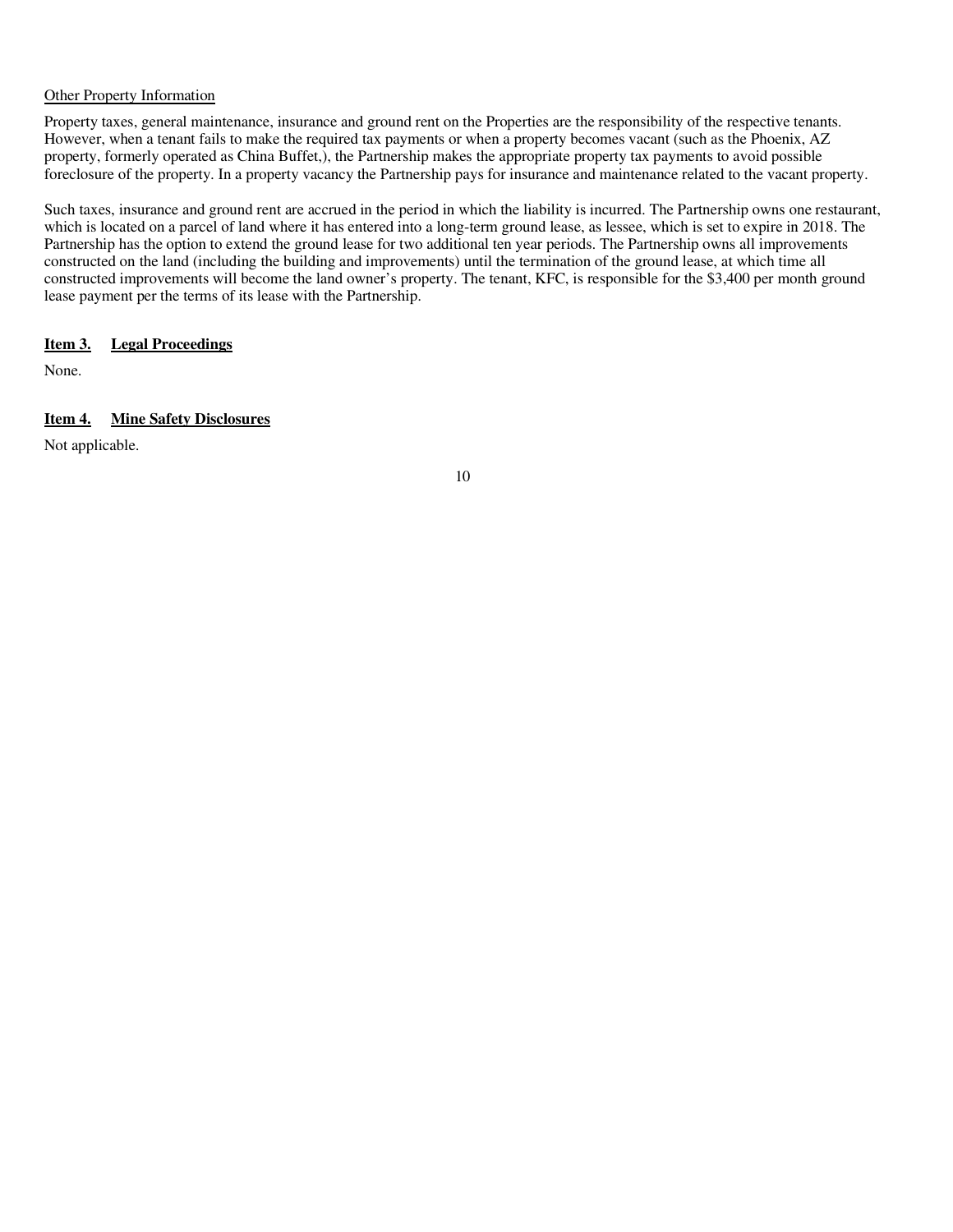Other Property Information

Property taxes, general maintenance, insurance and ground rent on the Properties are the responsibility of the respective tenants. However, when a tenant fails to make the required tax payments or when a property becomes vacant (such as the Phoenix, AZ property, formerly operated as China Buffet,), the Partnership makes the appropriate property tax payments to avoid possible foreclosure of the property. In a property vacancy the Partnership pays for insurance and maintenance related to the vacant property.

Such taxes, insurance and ground rent are accrued in the period in which the liability is incurred. The Partnership owns one restaurant, which is located on a parcel of land where it has entered into a long-term ground lease, as lessee, which is set to expire in 2018. The Partnership has the option to extend the ground lease for two additional ten year periods. The Partnership owns all improvements constructed on the land (including the building and improvements) until the termination of the ground lease, at which time all constructed improvements will become the land owner's property. The tenant, KFC, is responsible for the $3,400 per month ground lease payment per the terms of its lease with the Partnership.

## Item 3. Legal Proceedings

None.

## Item 4. Mine Safety Disclosures

Not applicable.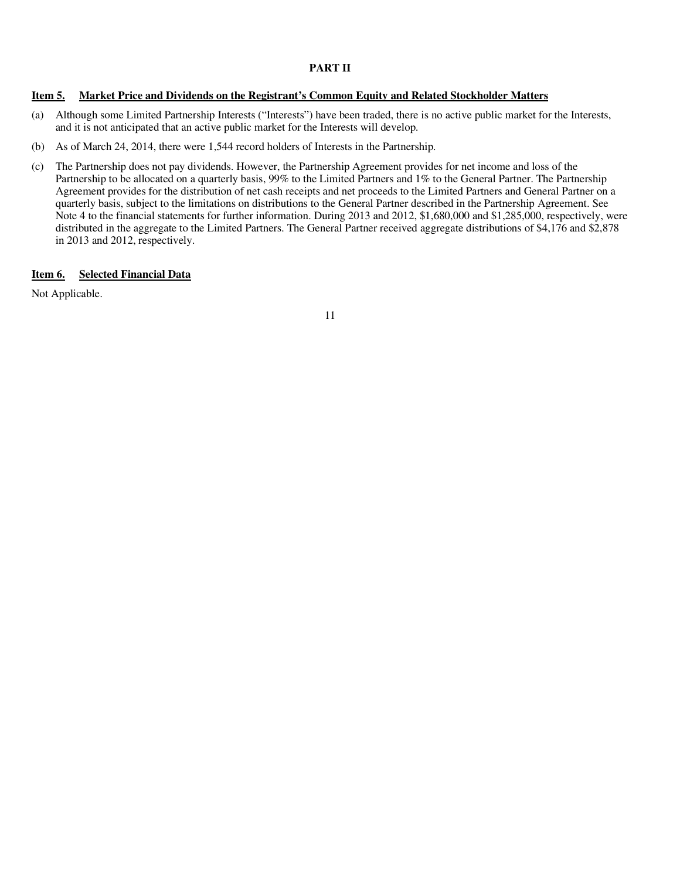# PART II

## Item 5. Market Price and Dividends on the Registrant's Common Equity and Related Stockholder Matters

(a) Although some Limited Partnership Interests ("Interests") have been traded, there is no active public market for the Interests, and it is not anticipated that an active public market for the Interests will develop.

(b) As of March 24, 2014, there were 1,544 record holders of Interests in the Partnership.

(c) The Partnership does not pay dividends. However, the Partnership Agreement provides for net income and loss of the Partnership to be allocated on a quarterly basis, 99% to the Limited Partners and 1% to the General Partner. The Partnership Agreement provides for the distribution of net cash receipts and net proceeds to the Limited Partners and General Partner on a quarterly basis, subject to the limitations on distributions to the General Partner described in the Partnership Agreement. See Note 4 to the financial statements for further information. During 2013 and 2012, $1,680,000 and $1,285,000, respectively, were distributed in the aggregate to the Limited Partners. The General Partner received aggregate distributions of $4,176 and $2,878 in 2013 and 2012, respectively.

## Item 6. Selected Financial Data

Not Applicable.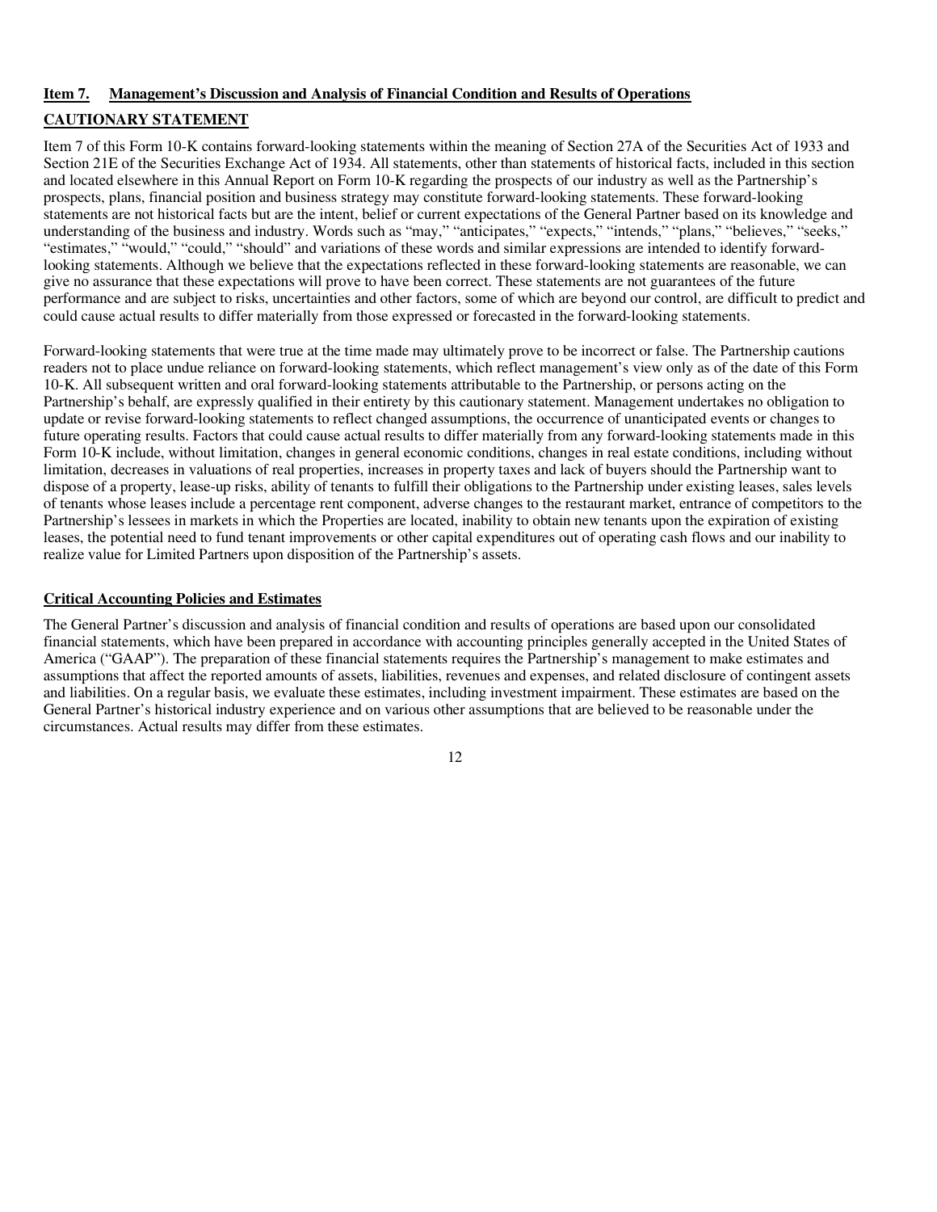## Item 7. Management's Discussion and Analysis of Financial Condition and Results of Operations

## CAUTIONARY STATEMENT

Item 7 of this Form 10-K contains forward-looking statements within the meaning of Section 27A of the Securities Act of 1933 and Section 21E of the Securities Exchange Act of 1934. All statements, other than statements of historical facts, included in this section and located elsewhere in this Annual Report on Form 10-K regarding the prospects of our industry as well as the Partnership's prospects, plans, financial position and business strategy may constitute forward-looking statements. These forward-looking statements are not historical facts but are the intent, belief or current expectations of the General Partner based on its knowledge and understanding of the business and industry. Words such as "may," "anticipates," "expects," "intends," "plans," "believes," "seeks," "estimates," "would," "could," "should" and variations of these words and similar expressions are intended to identify forward-looking statements. Although we believe that the expectations reflected in these forward-looking statements are reasonable, we can give no assurance that these expectations will prove to have been correct. These statements are not guarantees of the future performance and are subject to risks, uncertainties and other factors, some of which are beyond our control, are difficult to predict and could cause actual results to differ materially from those expressed or forecasted in the forward-looking statements.

Forward-looking statements that were true at the time made may ultimately prove to be incorrect or false. The Partnership cautions readers not to place undue reliance on forward-looking statements, which reflect management's view only as of the date of this Form 10-K. All subsequent written and oral forward-looking statements attributable to the Partnership, or persons acting on the Partnership's behalf, are expressly qualified in their entirety by this cautionary statement. Management undertakes no obligation to update or revise forward-looking statements to reflect changed assumptions, the occurrence of unanticipated events or changes to future operating results. Factors that could cause actual results to differ materially from any forward-looking statements made in this Form 10-K include, without limitation, changes in general economic conditions, changes in real estate conditions, including without limitation, decreases in valuations of real properties, increases in property taxes and lack of buyers should the Partnership want to dispose of a property, lease-up risks, ability of tenants to fulfill their obligations to the Partnership under existing leases, sales levels of tenants whose leases include a percentage rent component, adverse changes to the restaurant market, entrance of competitors to the Partnership's lessees in markets in which the Properties are located, inability to obtain new tenants upon the expiration of existing leases, the potential need to fund tenant improvements or other capital expenditures out of operating cash flows and our inability to realize value for Limited Partners upon disposition of the Partnership's assets.

### Critical Accounting Policies and Estimates

The General Partner's discussion and analysis of financial condition and results of operations are based upon our consolidated financial statements, which have been prepared in accordance with accounting principles generally accepted in the United States of America ("GAAP"). The preparation of these financial statements requires the Partnership's management to make estimates and assumptions that affect the reported amounts of assets, liabilities, revenues and expenses, and related disclosure of contingent assets and liabilities. On a regular basis, we evaluate these estimates, including investment impairment. These estimates are based on the General Partner's historical industry experience and on various other assumptions that are believed to be reasonable under the circumstances. Actual results may differ from these estimates.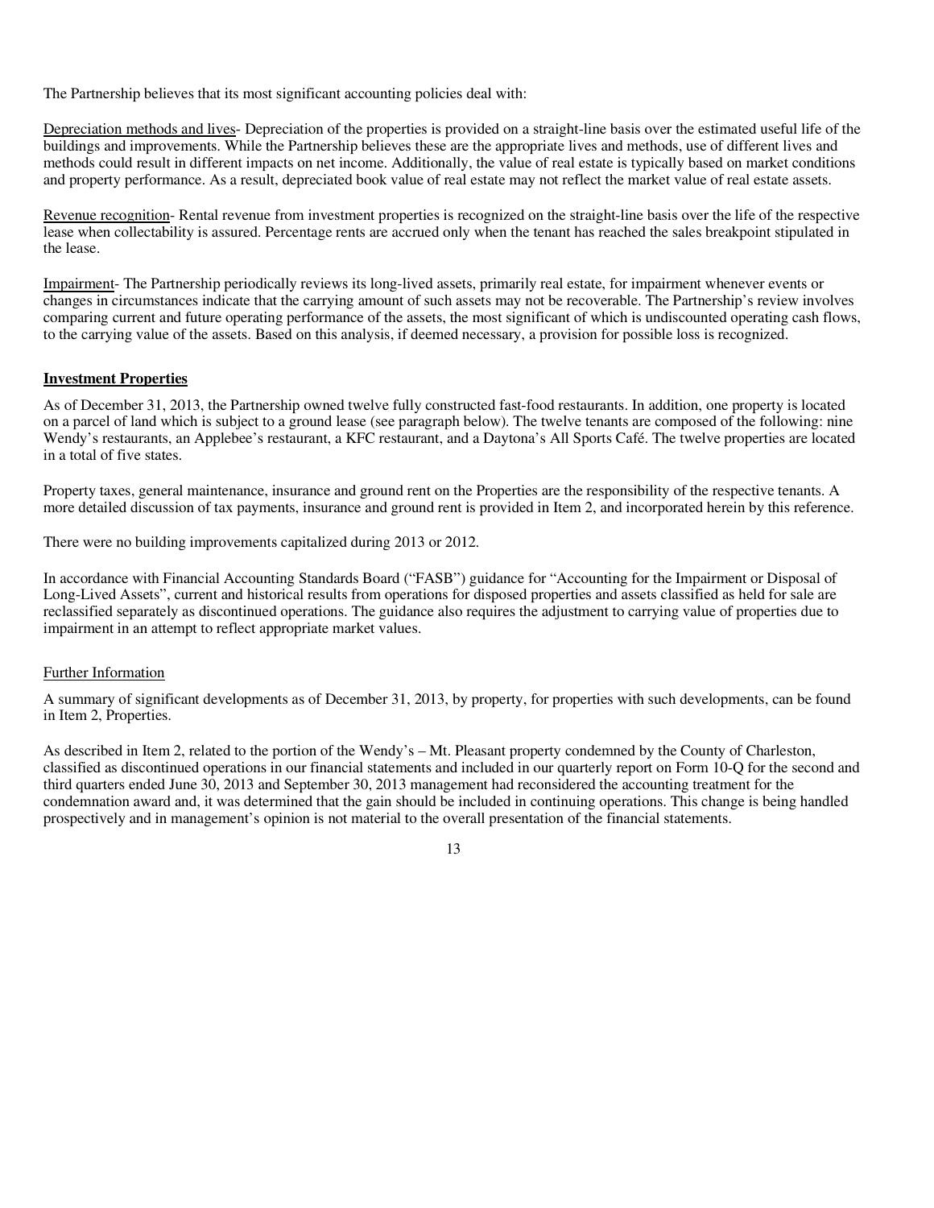The Partnership believes that its most significant accounting policies deal with:

Depreciation methods and lives- Depreciation of the properties is provided on a straight-line basis over the estimated useful life of the buildings and improvements. While the Partnership believes these are the appropriate lives and methods, use of different lives and methods could result in different impacts on net income. Additionally, the value of real estate is typically based on market conditions and property performance. As a result, depreciated book value of real estate may not reflect the market value of real estate assets.

Revenue recognition- Rental revenue from investment properties is recognized on the straight-line basis over the life of the respective lease when collectability is assured. Percentage rents are accrued only when the tenant has reached the sales breakpoint stipulated in the lease.

Impairment- The Partnership periodically reviews its long-lived assets, primarily real estate, for impairment whenever events or changes in circumstances indicate that the carrying amount of such assets may not be recoverable. The Partnership's review involves comparing current and future operating performance of the assets, the most significant of which is undiscounted operating cash flows, to the carrying value of the assets. Based on this analysis, if deemed necessary, a provision for possible loss is recognized.

**Investment Properties**

As of December 31, 2013, the Partnership owned twelve fully constructed fast-food restaurants. In addition, one property is located on a parcel of land which is subject to a ground lease (see paragraph below). The twelve tenants are composed of the following: nine Wendy's restaurants, an Applebee's restaurant, a KFC restaurant, and a Daytona's All Sports Café. The twelve properties are located in a total of five states.

Property taxes, general maintenance, insurance and ground rent on the Properties are the responsibility of the respective tenants. A more detailed discussion of tax payments, insurance and ground rent is provided in Item 2, and incorporated herein by this reference.

There were no building improvements capitalized during 2013 or 2012.

In accordance with Financial Accounting Standards Board ("FASB") guidance for "Accounting for the Impairment or Disposal of Long-Lived Assets", current and historical results from operations for disposed properties and assets classified as held for sale are reclassified separately as discontinued operations. The guidance also requires the adjustment to carrying value of properties due to impairment in an attempt to reflect appropriate market values.

Further Information

A summary of significant developments as of December 31, 2013, by property, for properties with such developments, can be found in Item 2, Properties.

As described in Item 2, related to the portion of the Wendy's – Mt. Pleasant property condemned by the County of Charleston, classified as discontinued operations in our financial statements and included in our quarterly report on Form 10-Q for the second and third quarters ended June 30, 2013 and September 30, 2013 management had reconsidered the accounting treatment for the condemnation award and, it was determined that the gain should be included in continuing operations. This change is being handled prospectively and in management's opinion is not material to the overall presentation of the financial statements.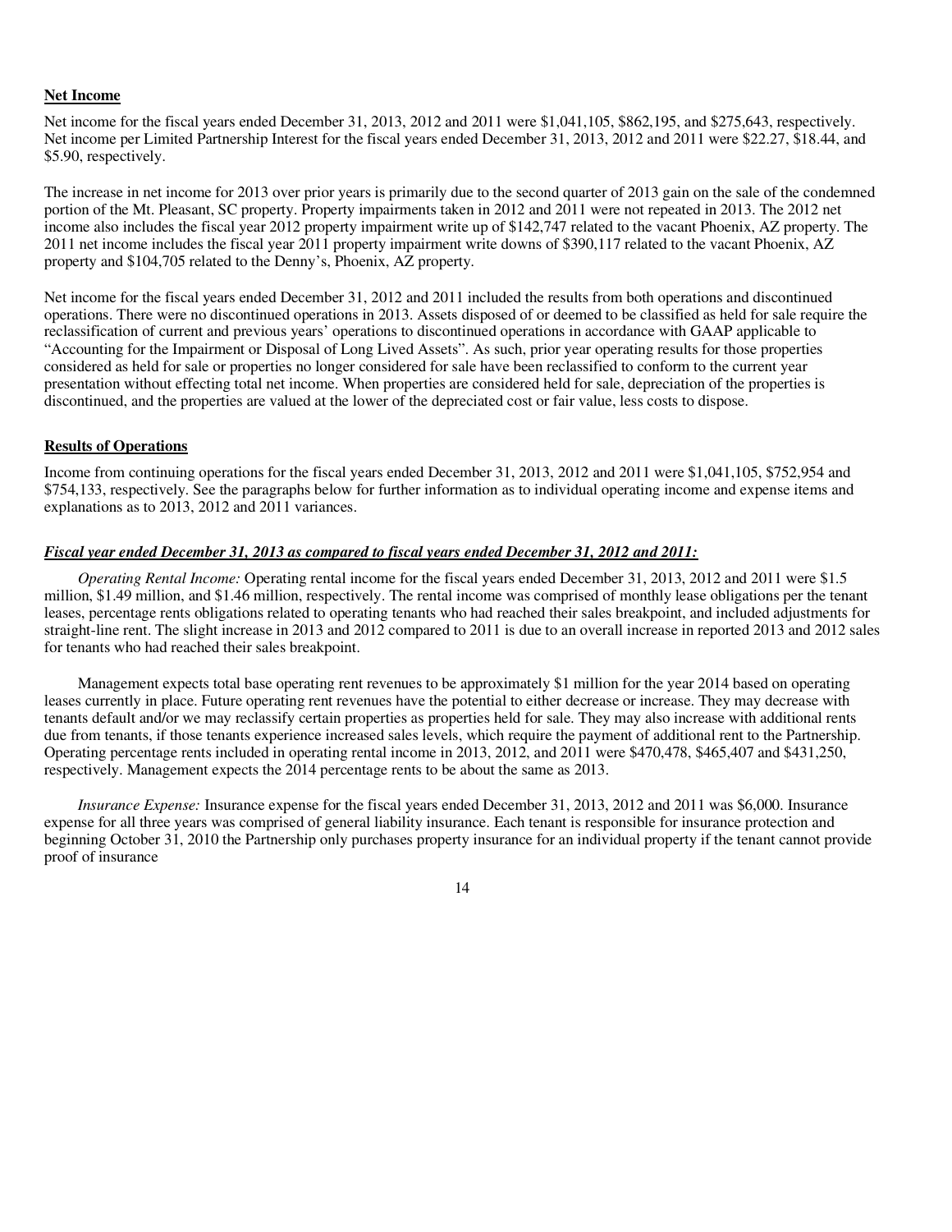**Net Income**

Net income for the fiscal years ended December 31, 2013, 2012 and 2011 were $1,041,105, $862,195, and $275,643, respectively. Net income per Limited Partnership Interest for the fiscal years ended December 31, 2013, 2012 and 2011 were $22.27, $18.44, and $5.90, respectively.

The increase in net income for 2013 over prior years is primarily due to the second quarter of 2013 gain on the sale of the condemned portion of the Mt. Pleasant, SC property. Property impairments taken in 2012 and 2011 were not repeated in 2013. The 2012 net income also includes the fiscal year 2012 property impairment write up of $142,747 related to the vacant Phoenix, AZ property. The 2011 net income includes the fiscal year 2011 property impairment write downs of $390,117 related to the vacant Phoenix, AZ property and $104,705 related to the Denny's, Phoenix, AZ property.

Net income for the fiscal years ended December 31, 2012 and 2011 included the results from both operations and discontinued operations. There were no discontinued operations in 2013. Assets disposed of or deemed to be classified as held for sale require the reclassification of current and previous years' operations to discontinued operations in accordance with GAAP applicable to "Accounting for the Impairment or Disposal of Long Lived Assets". As such, prior year operating results for those properties considered as held for sale or properties no longer considered for sale have been reclassified to conform to the current year presentation without effecting total net income. When properties are considered held for sale, depreciation of the properties is discontinued, and the properties are valued at the lower of the depreciated cost or fair value, less costs to dispose.

**Results of Operations**

Income from continuing operations for the fiscal years ended December 31, 2013, 2012 and 2011 were $1,041,105, $752,954 and $754,133, respectively. See the paragraphs below for further information as to individual operating income and expense items and explanations as to 2013, 2012 and 2011 variances.

***Fiscal year ended December 31, 2013 as compared to fiscal years ended December 31, 2012 and 2011:***

*Operating Rental Income:* Operating rental income for the fiscal years ended December 31, 2013, 2012 and 2011 were $1.5 million, $1.49 million, and $1.46 million, respectively. The rental income was comprised of monthly lease obligations per the tenant leases, percentage rents obligations related to operating tenants who had reached their sales breakpoint, and included adjustments for straight-line rent. The slight increase in 2013 and 2012 compared to 2011 is due to an overall increase in reported 2013 and 2012 sales for tenants who had reached their sales breakpoint.

Management expects total base operating rent revenues to be approximately $1 million for the year 2014 based on operating leases currently in place. Future operating rent revenues have the potential to either decrease or increase. They may decrease with tenants default and/or we may reclassify certain properties as properties held for sale. They may also increase with additional rents due from tenants, if those tenants experience increased sales levels, which require the payment of additional rent to the Partnership. Operating percentage rents included in operating rental income in 2013, 2012, and 2011 were $470,478, $465,407 and $431,250, respectively. Management expects the 2014 percentage rents to be about the same as 2013.

*Insurance Expense:* Insurance expense for the fiscal years ended December 31, 2013, 2012 and 2011 was $6,000. Insurance expense for all three years was comprised of general liability insurance. Each tenant is responsible for insurance protection and beginning October 31, 2010 the Partnership only purchases property insurance for an individual property if the tenant cannot provide proof of insurance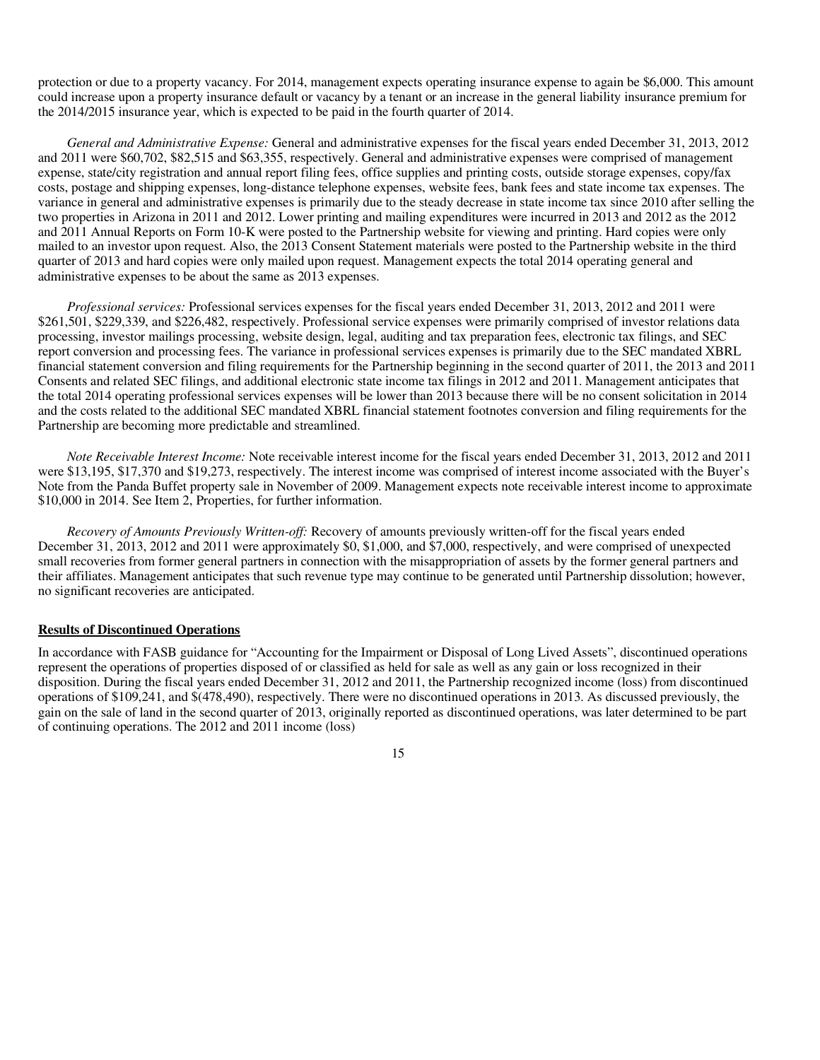protection or due to a property vacancy. For 2014, management expects operating insurance expense to again be $6,000. This amount could increase upon a property insurance default or vacancy by a tenant or an increase in the general liability insurance premium for the 2014/2015 insurance year, which is expected to be paid in the fourth quarter of 2014.

*General and Administrative Expense:* General and administrative expenses for the fiscal years ended December 31, 2013, 2012 and 2011 were $60,702, $82,515 and $63,355, respectively. General and administrative expenses were comprised of management expense, state/city registration and annual report filing fees, office supplies and printing costs, outside storage expenses, copy/fax costs, postage and shipping expenses, long-distance telephone expenses, website fees, bank fees and state income tax expenses. The variance in general and administrative expenses is primarily due to the steady decrease in state income tax since 2010 after selling the two properties in Arizona in 2011 and 2012. Lower printing and mailing expenditures were incurred in 2013 and 2012 as the 2012 and 2011 Annual Reports on Form 10-K were posted to the Partnership website for viewing and printing. Hard copies were only mailed to an investor upon request. Also, the 2013 Consent Statement materials were posted to the Partnership website in the third quarter of 2013 and hard copies were only mailed upon request. Management expects the total 2014 operating general and administrative expenses to be about the same as 2013 expenses.

*Professional services:* Professional services expenses for the fiscal years ended December 31, 2013, 2012 and 2011 were $261,501, $229,339, and $226,482, respectively. Professional service expenses were primarily comprised of investor relations data processing, investor mailings processing, website design, legal, auditing and tax preparation fees, electronic tax filings, and SEC report conversion and processing fees. The variance in professional services expenses is primarily due to the SEC mandated XBRL financial statement conversion and filing requirements for the Partnership beginning in the second quarter of 2011, the 2013 and 2011 Consents and related SEC filings, and additional electronic state income tax filings in 2012 and 2011. Management anticipates that the total 2014 operating professional services expenses will be lower than 2013 because there will be no consent solicitation in 2014 and the costs related to the additional SEC mandated XBRL financial statement footnotes conversion and filing requirements for the Partnership are becoming more predictable and streamlined.

*Note Receivable Interest Income:* Note receivable interest income for the fiscal years ended December 31, 2013, 2012 and 2011 were $13,195, $17,370 and $19,273, respectively. The interest income was comprised of interest income associated with the Buyer's Note from the Panda Buffet property sale in November of 2009. Management expects note receivable interest income to approximate $10,000 in 2014. See Item 2, Properties, for further information.

*Recovery of Amounts Previously Written-off:* Recovery of amounts previously written-off for the fiscal years ended December 31, 2013, 2012 and 2011 were approximately $0, $1,000, and $7,000, respectively, and were comprised of unexpected small recoveries from former general partners in connection with the misappropriation of assets by the former general partners and their affiliates. Management anticipates that such revenue type may continue to be generated until Partnership dissolution; however, no significant recoveries are anticipated.

**Results of Discontinued Operations**

In accordance with FASB guidance for "Accounting for the Impairment or Disposal of Long Lived Assets", discontinued operations represent the operations of properties disposed of or classified as held for sale as well as any gain or loss recognized in their disposition. During the fiscal years ended December 31, 2012 and 2011, the Partnership recognized income (loss) from discontinued operations of $109,241, and $(478,490), respectively. There were no discontinued operations in 2013. As discussed previously, the gain on the sale of land in the second quarter of 2013, originally reported as discontinued operations, was later determined to be part of continuing operations. The 2012 and 2011 income (loss)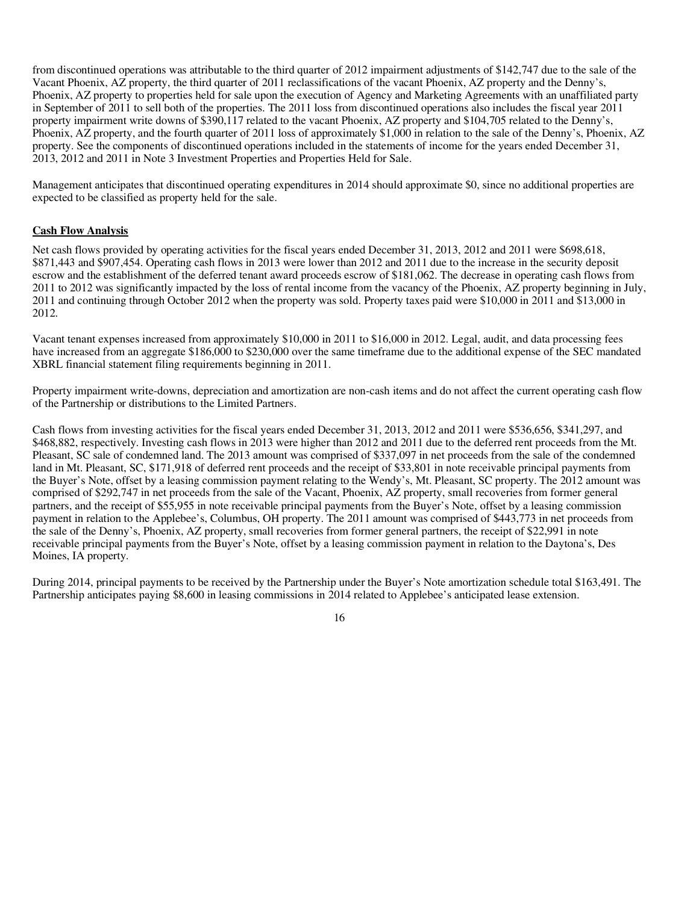from discontinued operations was attributable to the third quarter of 2012 impairment adjustments of $142,747 due to the sale of the Vacant Phoenix, AZ property, the third quarter of 2011 reclassifications of the vacant Phoenix, AZ property and the Denny's, Phoenix, AZ property to properties held for sale upon the execution of Agency and Marketing Agreements with an unaffiliated party in September of 2011 to sell both of the properties. The 2011 loss from discontinued operations also includes the fiscal year 2011 property impairment write downs of $390,117 related to the vacant Phoenix, AZ property and $104,705 related to the Denny's, Phoenix, AZ property, and the fourth quarter of 2011 loss of approximately $1,000 in relation to the sale of the Denny's, Phoenix, AZ property. See the components of discontinued operations included in the statements of income for the years ended December 31, 2013, 2012 and 2011 in Note 3 Investment Properties and Properties Held for Sale.

Management anticipates that discontinued operating expenditures in 2014 should approximate $0, since no additional properties are expected to be classified as property held for the sale.

**Cash Flow Analysis**

Net cash flows provided by operating activities for the fiscal years ended December 31, 2013, 2012 and 2011 were $698,618, $871,443 and $907,454. Operating cash flows in 2013 were lower than 2012 and 2011 due to the increase in the security deposit escrow and the establishment of the deferred tenant award proceeds escrow of $181,062. The decrease in operating cash flows from 2011 to 2012 was significantly impacted by the loss of rental income from the vacancy of the Phoenix, AZ property beginning in July, 2011 and continuing through October 2012 when the property was sold. Property taxes paid were $10,000 in 2011 and $13,000 in 2012.

Vacant tenant expenses increased from approximately $10,000 in 2011 to $16,000 in 2012. Legal, audit, and data processing fees have increased from an aggregate $186,000 to $230,000 over the same timeframe due to the additional expense of the SEC mandated XBRL financial statement filing requirements beginning in 2011.

Property impairment write-downs, depreciation and amortization are non-cash items and do not affect the current operating cash flow of the Partnership or distributions to the Limited Partners.

Cash flows from investing activities for the fiscal years ended December 31, 2013, 2012 and 2011 were $536,656, $341,297, and $468,882, respectively. Investing cash flows in 2013 were higher than 2012 and 2011 due to the deferred rent proceeds from the Mt. Pleasant, SC sale of condemned land. The 2013 amount was comprised of $337,097 in net proceeds from the sale of the condemned land in Mt. Pleasant, SC, $171,918 of deferred rent proceeds and the receipt of $33,801 in note receivable principal payments from the Buyer's Note, offset by a leasing commission payment relating to the Wendy's, Mt. Pleasant, SC property. The 2012 amount was comprised of $292,747 in net proceeds from the sale of the Vacant, Phoenix, AZ property, small recoveries from former general partners, and the receipt of $55,955 in note receivable principal payments from the Buyer's Note, offset by a leasing commission payment in relation to the Applebee's, Columbus, OH property. The 2011 amount was comprised of $443,773 in net proceeds from the sale of the Denny's, Phoenix, AZ property, small recoveries from former general partners, the receipt of $22,991 in note receivable principal payments from the Buyer's Note, offset by a leasing commission payment in relation to the Daytona's, Des Moines, IA property.

During 2014, principal payments to be received by the Partnership under the Buyer's Note amortization schedule total $163,491. The Partnership anticipates paying $8,600 in leasing commissions in 2014 related to Applebee's anticipated lease extension.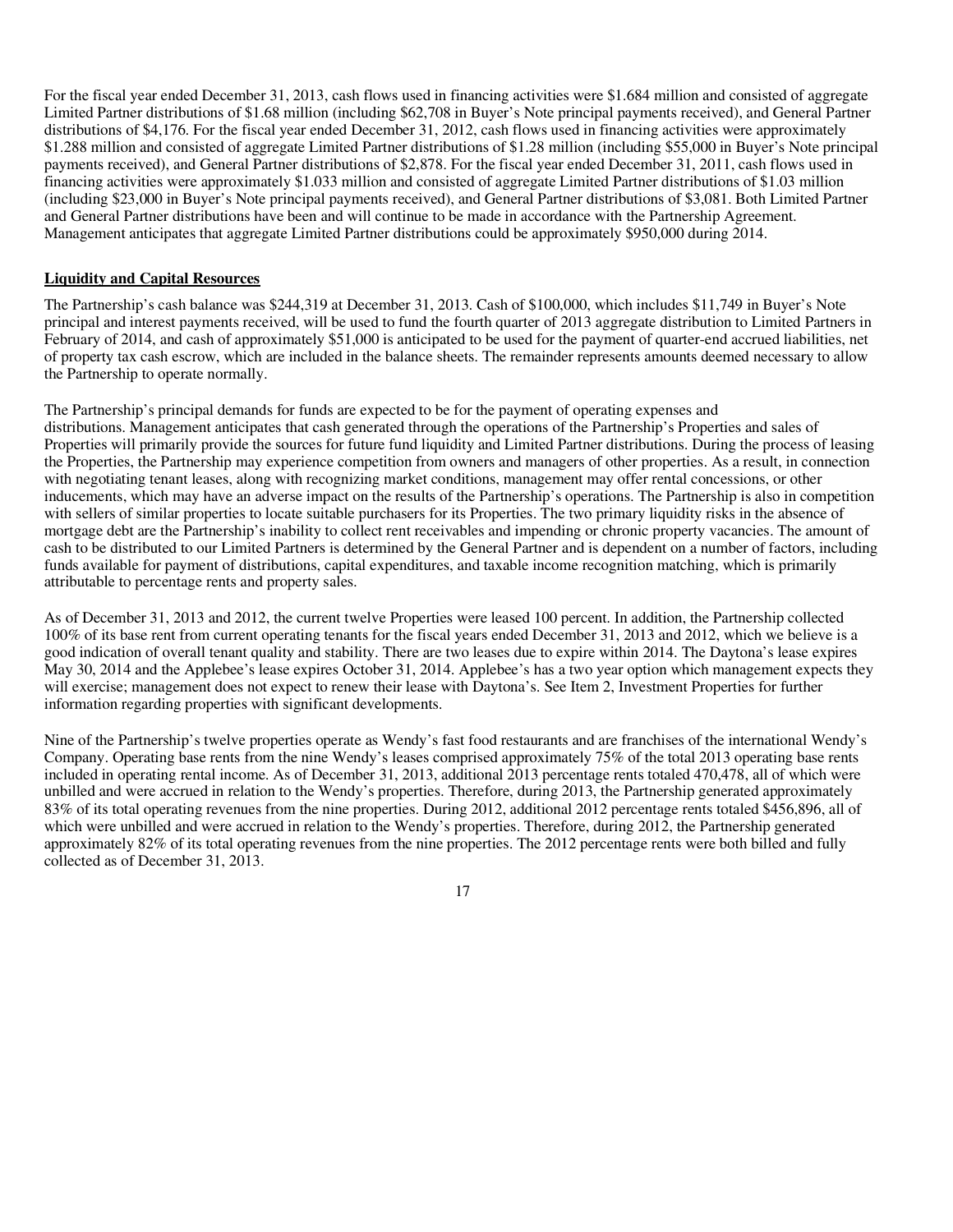For the fiscal year ended December 31, 2013, cash flows used in financing activities were $1.684 million and consisted of aggregate Limited Partner distributions of $1.68 million (including $62,708 in Buyer's Note principal payments received), and General Partner distributions of $4,176. For the fiscal year ended December 31, 2012, cash flows used in financing activities were approximately $1.288 million and consisted of aggregate Limited Partner distributions of $1.28 million (including $55,000 in Buyer's Note principal payments received), and General Partner distributions of $2,878. For the fiscal year ended December 31, 2011, cash flows used in financing activities were approximately $1.033 million and consisted of aggregate Limited Partner distributions of $1.03 million (including $23,000 in Buyer's Note principal payments received), and General Partner distributions of $3,081. Both Limited Partner and General Partner distributions have been and will continue to be made in accordance with the Partnership Agreement. Management anticipates that aggregate Limited Partner distributions could be approximately $950,000 during 2014.

**Liquidity and Capital Resources**

The Partnership's cash balance was $244,319 at December 31, 2013. Cash of $100,000, which includes $11,749 in Buyer's Note principal and interest payments received, will be used to fund the fourth quarter of 2013 aggregate distribution to Limited Partners in February of 2014, and cash of approximately $51,000 is anticipated to be used for the payment of quarter-end accrued liabilities, net of property tax cash escrow, which are included in the balance sheets. The remainder represents amounts deemed necessary to allow the Partnership to operate normally.

The Partnership's principal demands for funds are expected to be for the payment of operating expenses and distributions. Management anticipates that cash generated through the operations of the Partnership's Properties and sales of Properties will primarily provide the sources for future fund liquidity and Limited Partner distributions. During the process of leasing the Properties, the Partnership may experience competition from owners and managers of other properties. As a result, in connection with negotiating tenant leases, along with recognizing market conditions, management may offer rental concessions, or other inducements, which may have an adverse impact on the results of the Partnership's operations. The Partnership is also in competition with sellers of similar properties to locate suitable purchasers for its Properties. The two primary liquidity risks in the absence of mortgage debt are the Partnership's inability to collect rent receivables and impending or chronic property vacancies. The amount of cash to be distributed to our Limited Partners is determined by the General Partner and is dependent on a number of factors, including funds available for payment of distributions, capital expenditures, and taxable income recognition matching, which is primarily attributable to percentage rents and property sales.

As of December 31, 2013 and 2012, the current twelve Properties were leased 100 percent. In addition, the Partnership collected 100% of its base rent from current operating tenants for the fiscal years ended December 31, 2013 and 2012, which we believe is a good indication of overall tenant quality and stability. There are two leases due to expire within 2014. The Daytona's lease expires May 30, 2014 and the Applebee's lease expires October 31, 2014. Applebee's has a two year option which management expects they will exercise; management does not expect to renew their lease with Daytona's. See Item 2, Investment Properties for further information regarding properties with significant developments.

Nine of the Partnership's twelve properties operate as Wendy's fast food restaurants and are franchises of the international Wendy's Company. Operating base rents from the nine Wendy's leases comprised approximately 75% of the total 2013 operating base rents included in operating rental income. As of December 31, 2013, additional 2013 percentage rents totaled 470,478, all of which were unbilled and were accrued in relation to the Wendy's properties. Therefore, during 2013, the Partnership generated approximately 83% of its total operating revenues from the nine properties. During 2012, additional 2012 percentage rents totaled $456,896, all of which were unbilled and were accrued in relation to the Wendy's properties. Therefore, during 2012, the Partnership generated approximately 82% of its total operating revenues from the nine properties. The 2012 percentage rents were both billed and fully collected as of December 31, 2013.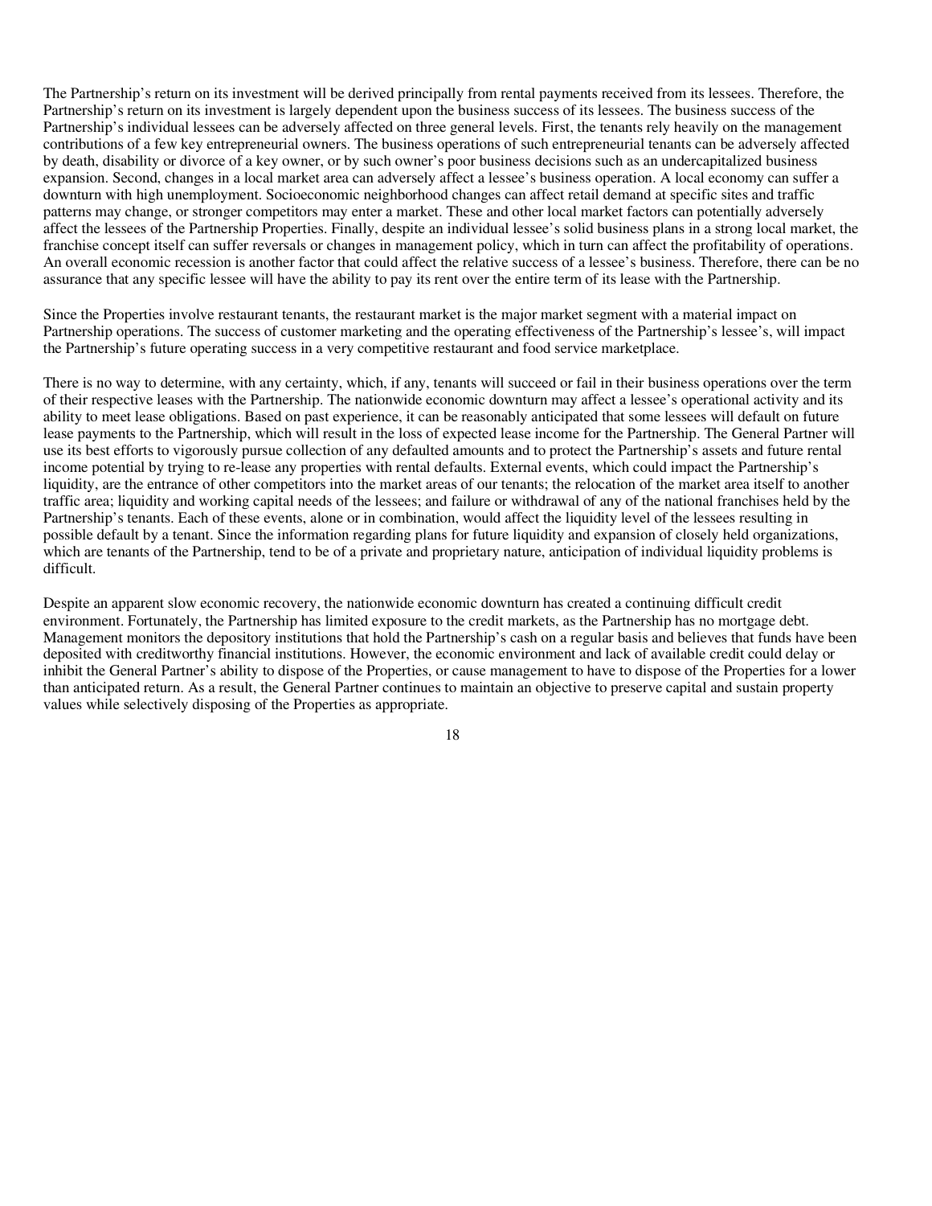The Partnership's return on its investment will be derived principally from rental payments received from its lessees. Therefore, the Partnership's return on its investment is largely dependent upon the business success of its lessees. The business success of the Partnership's individual lessees can be adversely affected on three general levels. First, the tenants rely heavily on the management contributions of a few key entrepreneurial owners. The business operations of such entrepreneurial tenants can be adversely affected by death, disability or divorce of a key owner, or by such owner's poor business decisions such as an undercapitalized business expansion. Second, changes in a local market area can adversely affect a lessee's business operation. A local economy can suffer a downturn with high unemployment. Socioeconomic neighborhood changes can affect retail demand at specific sites and traffic patterns may change, or stronger competitors may enter a market. These and other local market factors can potentially adversely affect the lessees of the Partnership Properties. Finally, despite an individual lessee's solid business plans in a strong local market, the franchise concept itself can suffer reversals or changes in management policy, which in turn can affect the profitability of operations. An overall economic recession is another factor that could affect the relative success of a lessee's business. Therefore, there can be no assurance that any specific lessee will have the ability to pay its rent over the entire term of its lease with the Partnership.

Since the Properties involve restaurant tenants, the restaurant market is the major market segment with a material impact on Partnership operations. The success of customer marketing and the operating effectiveness of the Partnership's lessee's, will impact the Partnership's future operating success in a very competitive restaurant and food service marketplace.

There is no way to determine, with any certainty, which, if any, tenants will succeed or fail in their business operations over the term of their respective leases with the Partnership. The nationwide economic downturn may affect a lessee's operational activity and its ability to meet lease obligations. Based on past experience, it can be reasonably anticipated that some lessees will default on future lease payments to the Partnership, which will result in the loss of expected lease income for the Partnership. The General Partner will use its best efforts to vigorously pursue collection of any defaulted amounts and to protect the Partnership's assets and future rental income potential by trying to re-lease any properties with rental defaults. External events, which could impact the Partnership's liquidity, are the entrance of other competitors into the market areas of our tenants; the relocation of the market area itself to another traffic area; liquidity and working capital needs of the lessees; and failure or withdrawal of any of the national franchises held by the Partnership's tenants. Each of these events, alone or in combination, would affect the liquidity level of the lessees resulting in possible default by a tenant. Since the information regarding plans for future liquidity and expansion of closely held organizations, which are tenants of the Partnership, tend to be of a private and proprietary nature, anticipation of individual liquidity problems is difficult.

Despite an apparent slow economic recovery, the nationwide economic downturn has created a continuing difficult credit environment. Fortunately, the Partnership has limited exposure to the credit markets, as the Partnership has no mortgage debt. Management monitors the depository institutions that hold the Partnership's cash on a regular basis and believes that funds have been deposited with creditworthy financial institutions. However, the economic environment and lack of available credit could delay or inhibit the General Partner's ability to dispose of the Properties, or cause management to have to dispose of the Properties for a lower than anticipated return. As a result, the General Partner continues to maintain an objective to preserve capital and sustain property values while selectively disposing of the Properties as appropriate.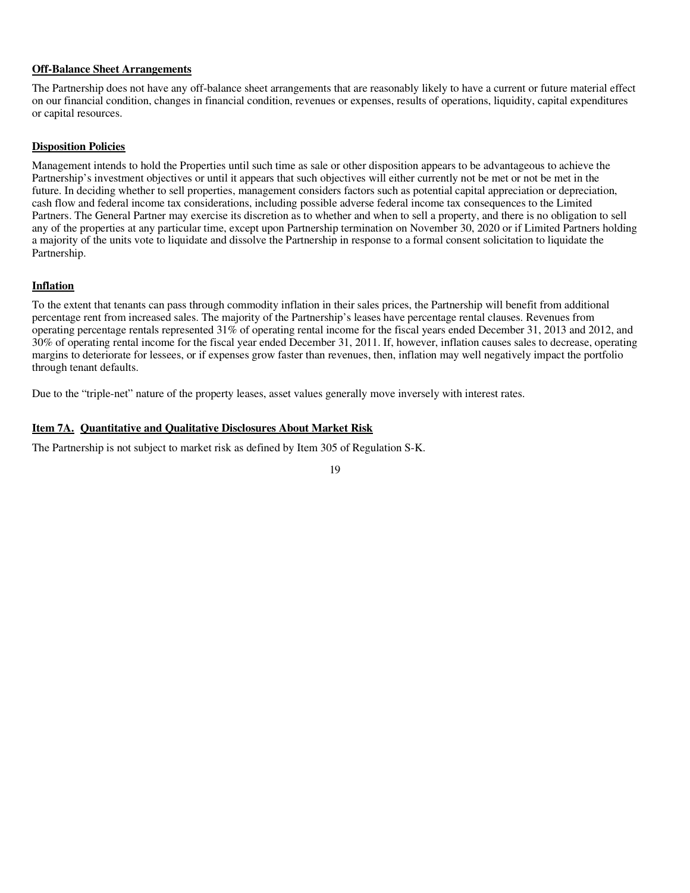**Off-Balance Sheet Arrangements**

The Partnership does not have any off-balance sheet arrangements that are reasonably likely to have a current or future material effect on our financial condition, changes in financial condition, revenues or expenses, results of operations, liquidity, capital expenditures or capital resources.

**Disposition Policies**

Management intends to hold the Properties until such time as sale or other disposition appears to be advantageous to achieve the Partnership's investment objectives or until it appears that such objectives will either currently not be met or not be met in the future. In deciding whether to sell properties, management considers factors such as potential capital appreciation or depreciation, cash flow and federal income tax considerations, including possible adverse federal income tax consequences to the Limited Partners. The General Partner may exercise its discretion as to whether and when to sell a property, and there is no obligation to sell any of the properties at any particular time, except upon Partnership termination on November 30, 2020 or if Limited Partners holding a majority of the units vote to liquidate and dissolve the Partnership in response to a formal consent solicitation to liquidate the Partnership.

**Inflation**

To the extent that tenants can pass through commodity inflation in their sales prices, the Partnership will benefit from additional percentage rent from increased sales. The majority of the Partnership's leases have percentage rental clauses. Revenues from operating percentage rentals represented 31% of operating rental income for the fiscal years ended December 31, 2013 and 2012, and 30% of operating rental income for the fiscal year ended December 31, 2011. If, however, inflation causes sales to decrease, operating margins to deteriorate for lessees, or if expenses grow faster than revenues, then, inflation may well negatively impact the portfolio through tenant defaults.

Due to the "triple-net" nature of the property leases, asset values generally move inversely with interest rates.

**Item 7A. Quantitative and Qualitative Disclosures About Market Risk**

The Partnership is not subject to market risk as defined by Item 305 of Regulation S-K.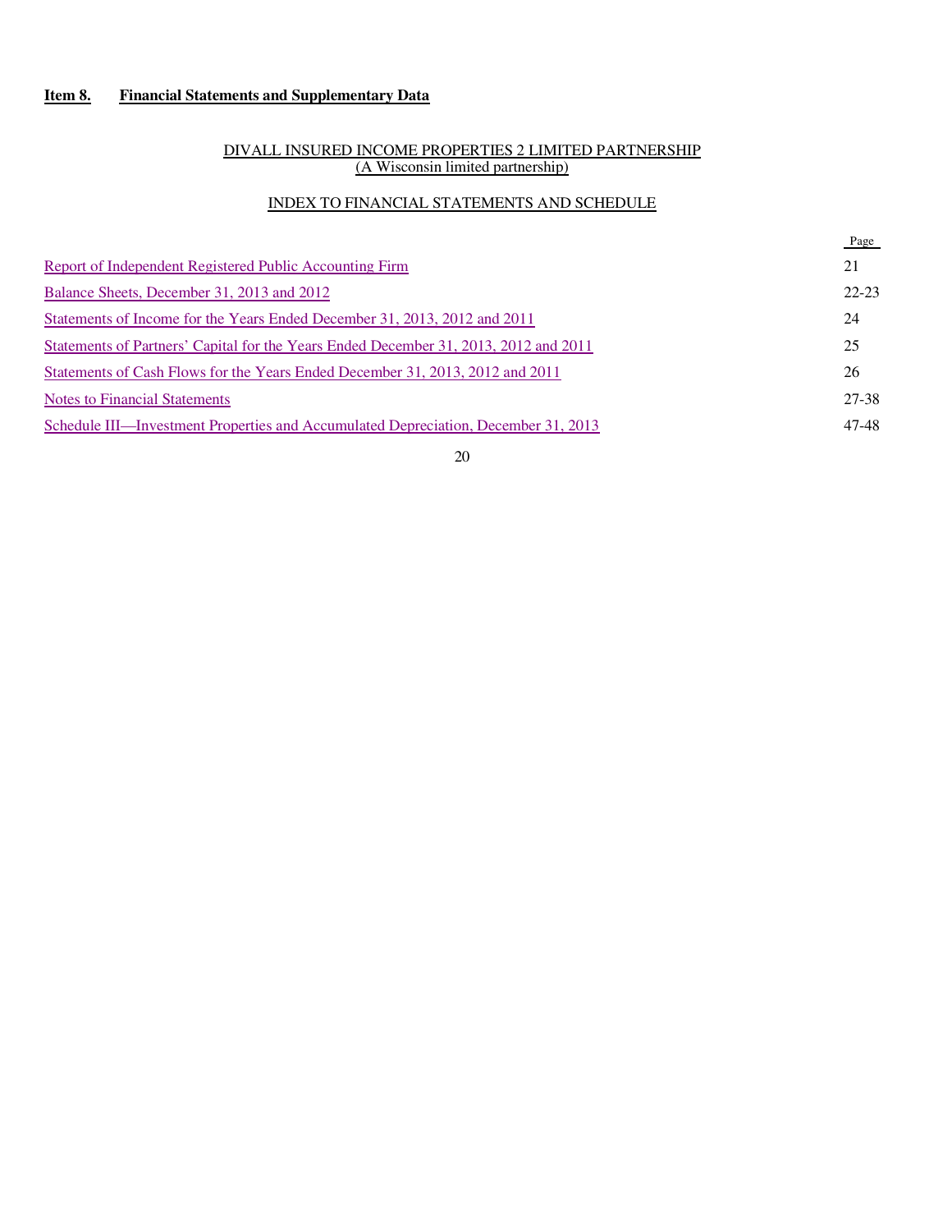## Item 8. Financial Statements and Supplementary Data

DIVALL INSURED INCOME PROPERTIES 2 LIMITED PARTNERSHIP
(A Wisconsin limited partnership)

INDEX TO FINANCIAL STATEMENTS AND SCHEDULE

| | Page |
| --- | --- |
| Report of Independent Registered Public Accounting Firm | 21 |
| Balance Sheets, December 31, 2013 and 2012 | 22-23 |
| Statements of Income for the Years Ended December 31, 2013, 2012 and 2011 | 24 |
| Statements of Partners' Capital for the Years Ended December 31, 2013, 2012 and 2011 | 25 |
| Statements of Cash Flows for the Years Ended December 31, 2013, 2012 and 2011 | 26 |
| Notes to Financial Statements | 27-38 |
| Schedule III—Investment Properties and Accumulated Depreciation, December 31, 2013 | 47-48 |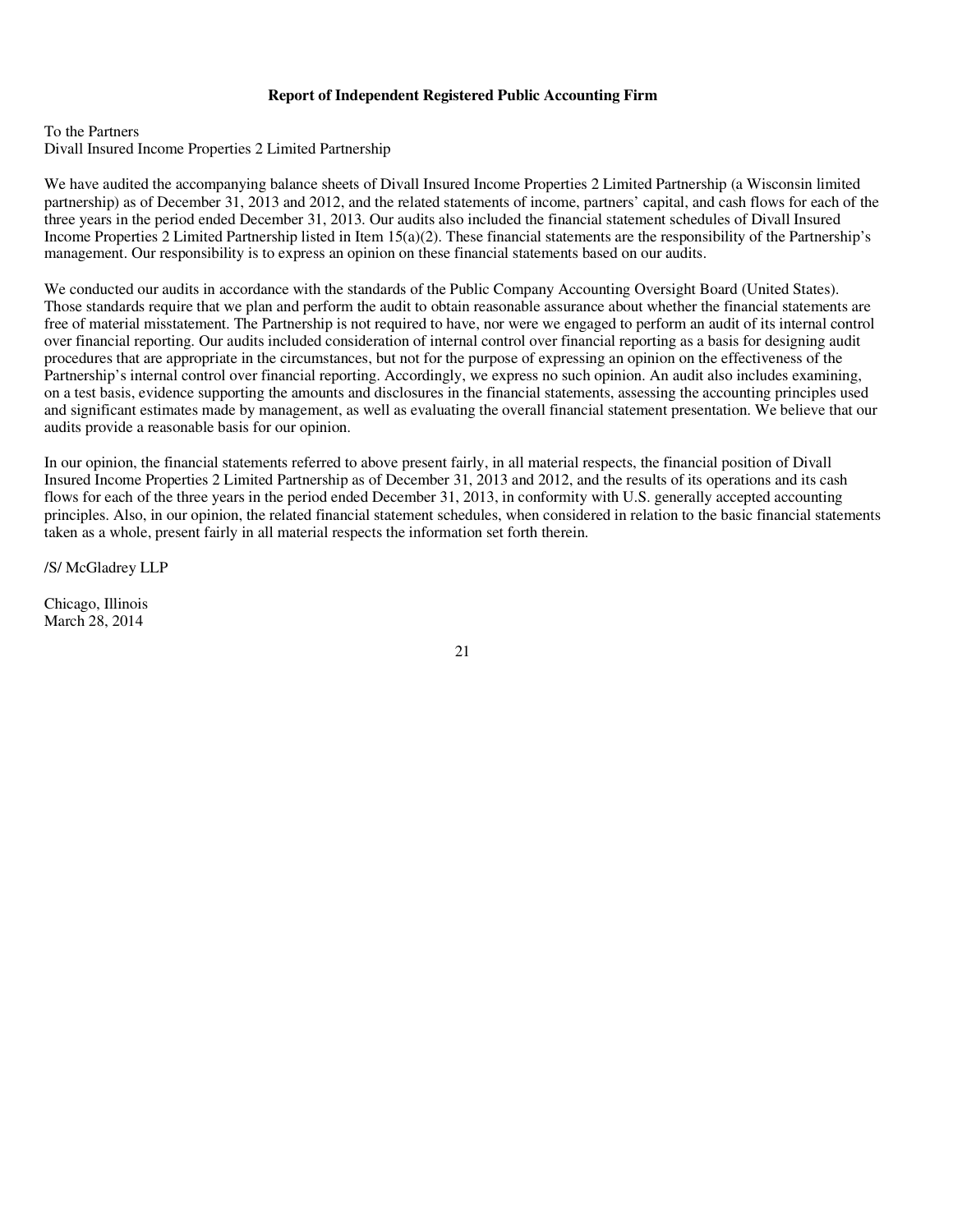**Report of Independent Registered Public Accounting Firm**

To the Partners
Divall Insured Income Properties 2 Limited Partnership

We have audited the accompanying balance sheets of Divall Insured Income Properties 2 Limited Partnership (a Wisconsin limited partnership) as of December 31, 2013 and 2012, and the related statements of income, partners' capital, and cash flows for each of the three years in the period ended December 31, 2013. Our audits also included the financial statement schedules of Divall Insured Income Properties 2 Limited Partnership listed in Item 15(a)(2). These financial statements are the responsibility of the Partnership's management. Our responsibility is to express an opinion on these financial statements based on our audits.

We conducted our audits in accordance with the standards of the Public Company Accounting Oversight Board (United States). Those standards require that we plan and perform the audit to obtain reasonable assurance about whether the financial statements are free of material misstatement. The Partnership is not required to have, nor were we engaged to perform an audit of its internal control over financial reporting. Our audits included consideration of internal control over financial reporting as a basis for designing audit procedures that are appropriate in the circumstances, but not for the purpose of expressing an opinion on the effectiveness of the Partnership's internal control over financial reporting. Accordingly, we express no such opinion. An audit also includes examining, on a test basis, evidence supporting the amounts and disclosures in the financial statements, assessing the accounting principles used and significant estimates made by management, as well as evaluating the overall financial statement presentation. We believe that our audits provide a reasonable basis for our opinion.

In our opinion, the financial statements referred to above present fairly, in all material respects, the financial position of Divall Insured Income Properties 2 Limited Partnership as of December 31, 2013 and 2012, and the results of its operations and its cash flows for each of the three years in the period ended December 31, 2013, in conformity with U.S. generally accepted accounting principles. Also, in our opinion, the related financial statement schedules, when considered in relation to the basic financial statements taken as a whole, present fairly in all material respects the information set forth therein.

/S/ McGladrey LLP

Chicago, Illinois
March 28, 2014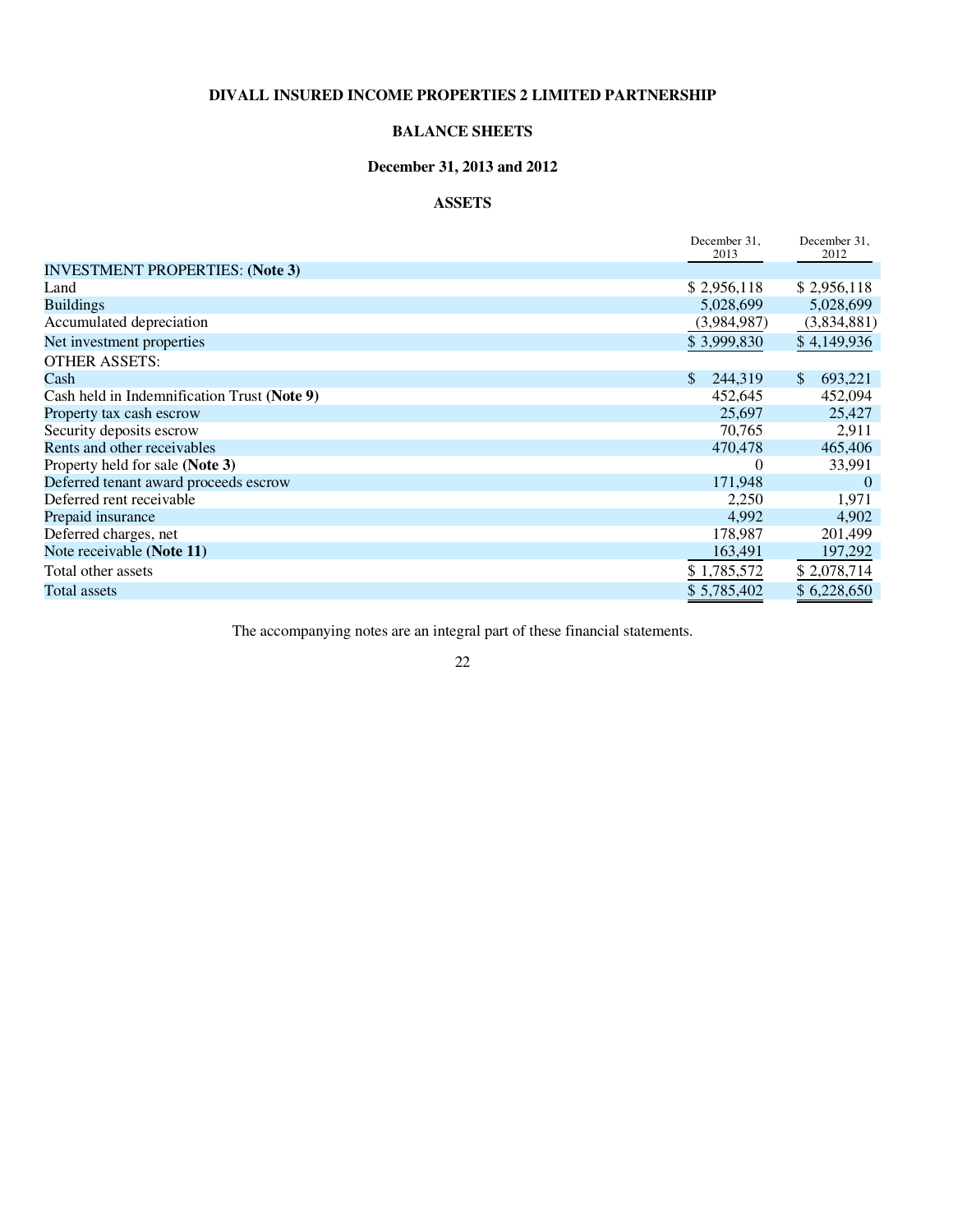# DIVALL INSURED INCOME PROPERTIES 2 LIMITED PARTNERSHIP

## BALANCE SHEETS

### December 31, 2013 and 2012

### ASSETS

| | December 31, 2013 | December 31, 2012 |
|---|---|---|
| INVESTMENT PROPERTIES: **(Note 3)** | | |
| Land | $ 2,956,118 | $ 2,956,118 |
| Buildings | 5,028,699 | 5,028,699 |
| Accumulated depreciation | (3,984,987) | (3,834,881) |
| Net investment properties | $ 3,999,830 | $ 4,149,936 |
| OTHER ASSETS: | | |
| Cash | $ 244,319 | $ 693,221 |
| Cash held in Indemnification Trust **(Note 9)** | 452,645 | 452,094 |
| Property tax cash escrow | 25,697 | 25,427 |
| Security deposits escrow | 70,765 | 2,911 |
| Rents and other receivables | 470,478 | 465,406 |
| Property held for sale **(Note 3)** | 0 | 33,991 |
| Deferred tenant award proceeds escrow | 171,948 | 0 |
| Deferred rent receivable | 2,250 | 1,971 |
| Prepaid insurance | 4,992 | 4,902 |
| Deferred charges, net | 178,987 | 201,499 |
| Note receivable **(Note 11)** | 163,491 | 197,292 |
| Total other assets | $ 1,785,572 | $ 2,078,714 |
| Total assets | $ 5,785,402 | $ 6,228,650 |

The accompanying notes are an integral part of these financial statements.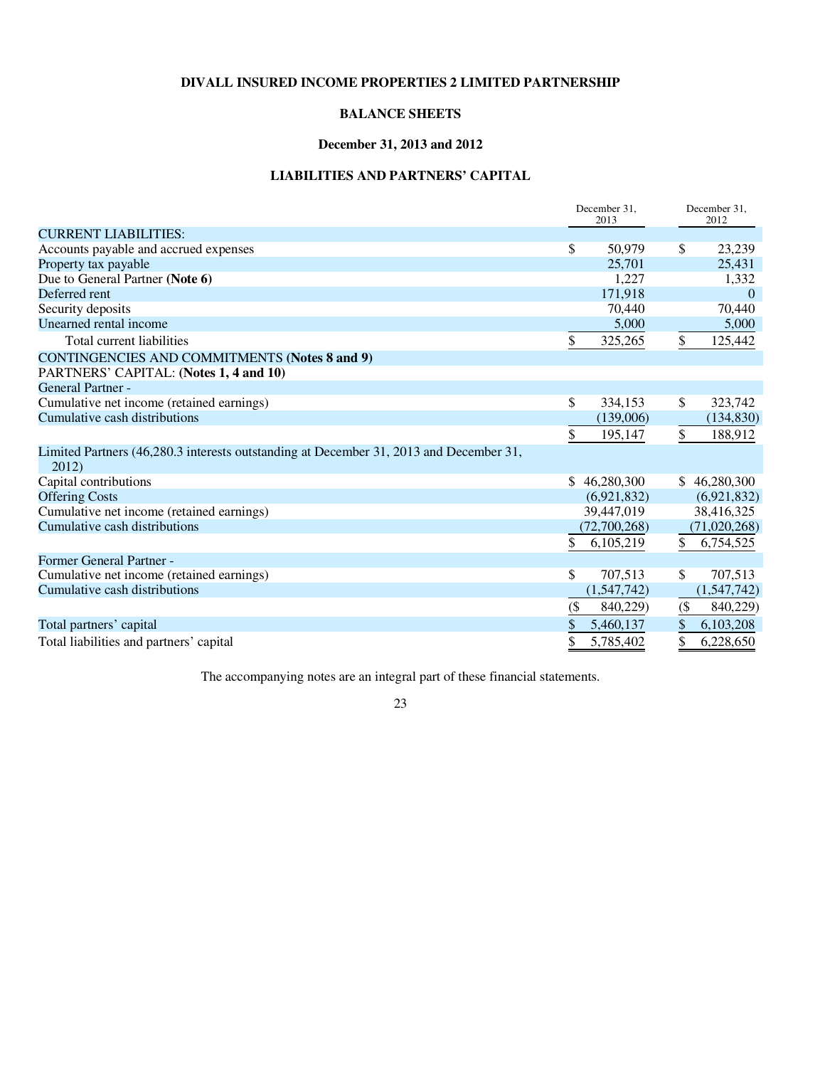# DIVALL INSURED INCOME PROPERTIES 2 LIMITED PARTNERSHIP

## BALANCE SHEETS

### December 31, 2013 and 2012

### LIABILITIES AND PARTNERS' CAPITAL

| | December 31, 2013 | December 31, 2012 |
|---|---|---|
| CURRENT LIABILITIES: | | |
| Accounts payable and accrued expenses | $ 50,979 | $ 23,239 |
| Property tax payable | 25,701 | 25,431 |
| Due to General Partner **(Note 6)** | 1,227 | 1,332 |
| Deferred rent | 171,918 | 0 |
| Security deposits | 70,440 | 70,440 |
| Unearned rental income | 5,000 | 5,000 |
| Total current liabilities | $ 325,265 | $ 125,442 |
| CONTINGENCIES AND COMMITMENTS **(Notes 8 and 9)** | | |
| PARTNERS' CAPITAL: **(Notes 1, 4 and 10)** | | |
| General Partner - | | |
| Cumulative net income (retained earnings) | $ 334,153 | $ 323,742 |
| Cumulative cash distributions | (139,006) | (134,830) |
| | $ 195,147 | $ 188,912 |
| Limited Partners (46,280.3 interests outstanding at December 31, 2013 and December 31, 2012) | | |
| Capital contributions | $ 46,280,300 | $ 46,280,300 |
| Offering Costs | (6,921,832) | (6,921,832) |
| Cumulative net income (retained earnings) | 39,447,019 | 38,416,325 |
| Cumulative cash distributions | (72,700,268) | (71,020,268) |
| | $ 6,105,219 | $ 6,754,525 |
| Former General Partner - | | |
| Cumulative net income (retained earnings) | $ 707,513 | $ 707,513 |
| Cumulative cash distributions | (1,547,742) | (1,547,742) |
| | ($ 840,229) | ($ 840,229) |
| Total partners' capital | $ 5,460,137 | $ 6,103,208 |
| Total liabilities and partners' capital | $ 5,785,402 | $ 6,228,650 |

The accompanying notes are an integral part of these financial statements.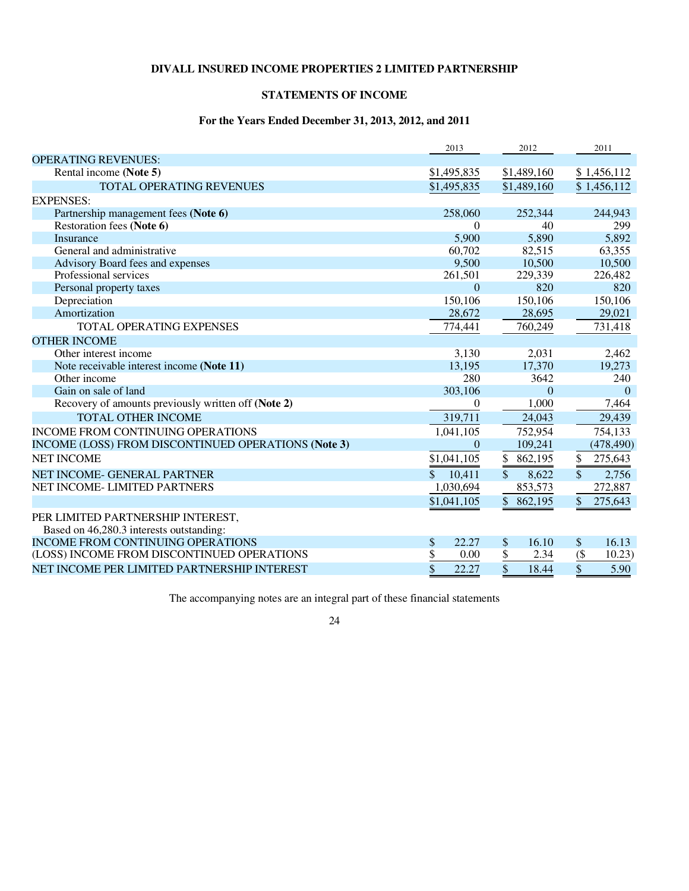**DIVALL INSURED INCOME PROPERTIES 2 LIMITED PARTNERSHIP**

**STATEMENTS OF INCOME**

**For the Years Ended December 31, 2013, 2012, and 2011**

| | 2013 | 2012 | 2011 |
|---|---|---|---|
| OPERATING REVENUES: | | | |
| Rental income **(Note 5)** | $1,495,835 | $1,489,160 | $ 1,456,112 |
| TOTAL OPERATING REVENUES | $1,495,835 | $1,489,160 | $ 1,456,112 |
| EXPENSES: | | | |
| Partnership management fees **(Note 6)** | 258,060 | 252,344 | 244,943 |
| Restoration fees **(Note 6)** | 0 | 40 | 299 |
| Insurance | 5,900 | 5,890 | 5,892 |
| General and administrative | 60,702 | 82,515 | 63,355 |
| Advisory Board fees and expenses | 9,500 | 10,500 | 10,500 |
| Professional services | 261,501 | 229,339 | 226,482 |
| Personal property taxes | 0 | 820 | 820 |
| Depreciation | 150,106 | 150,106 | 150,106 |
| Amortization | 28,672 | 28,695 | 29,021 |
| TOTAL OPERATING EXPENSES | 774,441 | 760,249 | 731,418 |
| OTHER INCOME | | | |
| Other interest income | 3,130 | 2,031 | 2,462 |
| Note receivable interest income **(Note 11)** | 13,195 | 17,370 | 19,273 |
| Other income | 280 | 3642 | 240 |
| Gain on sale of land | 303,106 | 0 | 0 |
| Recovery of amounts previously written off **(Note 2)** | 0 | 1,000 | 7,464 |
| TOTAL OTHER INCOME | 319,711 | 24,043 | 29,439 |
| INCOME FROM CONTINUING OPERATIONS | 1,041,105 | 752,954 | 754,133 |
| INCOME (LOSS) FROM DISCONTINUED OPERATIONS **(Note 3)** | 0 | 109,241 | (478,490) |
| NET INCOME | $1,041,105 | $ 862,195 | $ 275,643 |
| NET INCOME- GENERAL PARTNER | $ 10,411 | $ 8,622 | $ 2,756 |
| NET INCOME- LIMITED PARTNERS | 1,030,694 | 853,573 | 272,887 |
| | $1,041,105 | $ 862,195 | $ 275,643 |
| PER LIMITED PARTNERSHIP INTEREST, Based on 46,280.3 interests outstanding: | | | |
| INCOME FROM CONTINUING OPERATIONS | $ 22.27 | $ 16.10 | $ 16.13 |
| (LOSS) INCOME FROM DISCONTINUED OPERATIONS | $ 0.00 | $ 2.34 | ($ 10.23) |
| NET INCOME PER LIMITED PARTNERSHIP INTEREST | $ 22.27 | $ 18.44 | $ 5.90 |

The accompanying notes are an integral part of these financial statements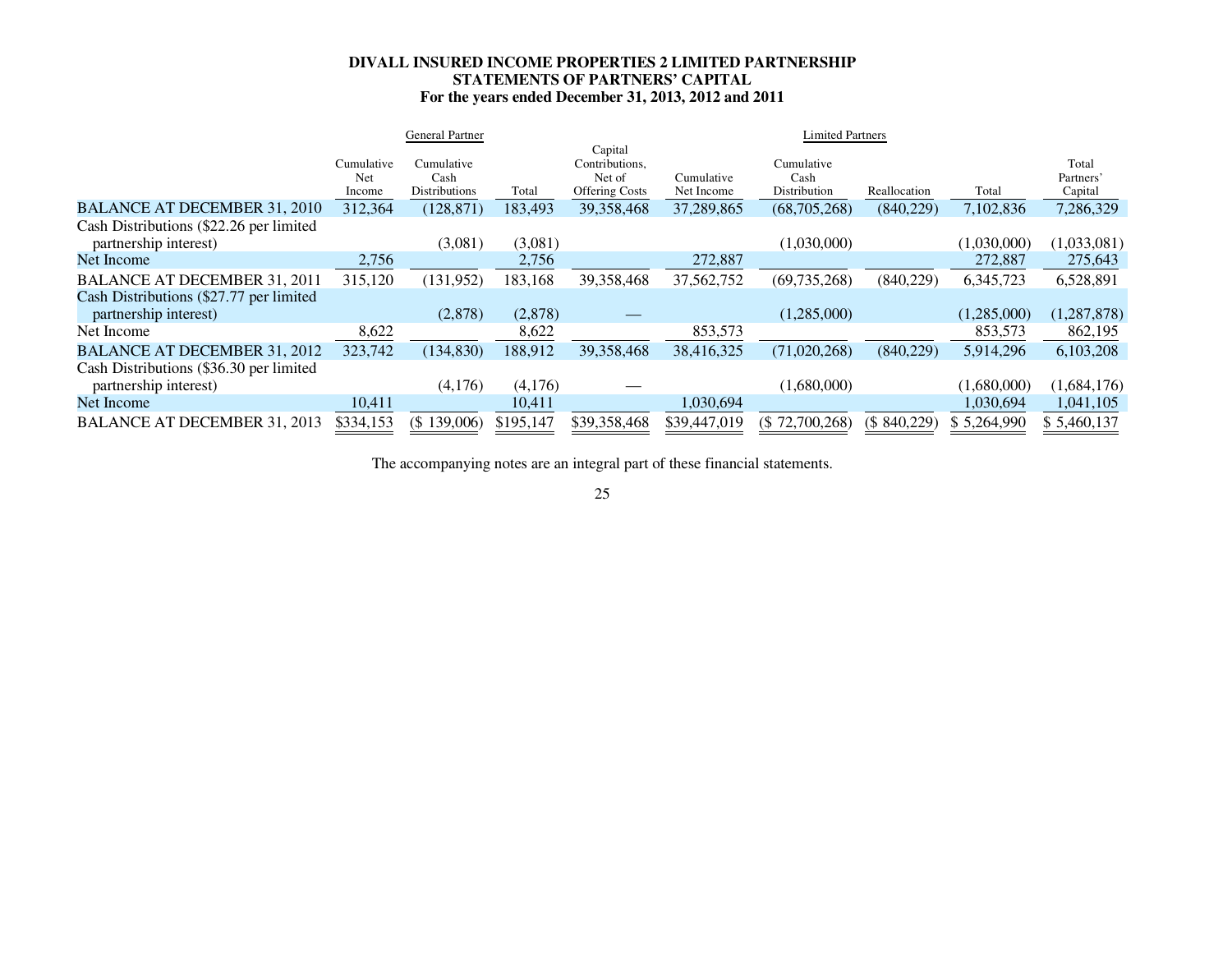**DIVALL INSURED INCOME PROPERTIES 2 LIMITED PARTNERSHIP**
**STATEMENTS OF PARTNERS' CAPITAL**
**For the years ended December 31, 2013, 2012 and 2011**

| | General Partner | | | Limited Partners | | | | | |
|---|---|---|---|---|---|---|---|---|---|
| | Cumulative Net Income | Cumulative Cash Distributions | Total | Capital Contributions, Net of Offering Costs | Cumulative Net Income | Cumulative Cash Distribution | Reallocation | Total | Total Partners' Capital |
| BALANCE AT DECEMBER 31, 2010 | 312,364 | (128,871) | 183,493 | 39,358,468 | 37,289,865 | (68,705,268) | (840,229) | 7,102,836 | 7,286,329 |
| Cash Distributions ($22.26 per limited partnership interest) | | (3,081) | (3,081) | | | (1,030,000) | | (1,030,000) | (1,033,081) |
| Net Income | 2,756 | | 2,756 | | 272,887 | | | 272,887 | 275,643 |
| BALANCE AT DECEMBER 31, 2011 | 315,120 | (131,952) | 183,168 | 39,358,468 | 37,562,752 | (69,735,268) | (840,229) | 6,345,723 | 6,528,891 |
| Cash Distributions ($27.77 per limited partnership interest) | | (2,878) | (2,878) | — | | (1,285,000) | | (1,285,000) | (1,287,878) |
| Net Income | 8,622 | | 8,622 | | 853,573 | | | 853,573 | 862,195 |
| BALANCE AT DECEMBER 31, 2012 | 323,742 | (134,830) | 188,912 | 39,358,468 | 38,416,325 | (71,020,268) | (840,229) | 5,914,296 | 6,103,208 |
| Cash Distributions ($36.30 per limited partnership interest) | | (4,176) | (4,176) | — | | (1,680,000) | | (1,680,000) | (1,684,176) |
| Net Income | 10,411 | | 10,411 | | 1,030,694 | | | 1,030,694 | 1,041,105 |
| BALANCE AT DECEMBER 31, 2013 | $334,153 | ($ 139,006) | $195,147 | $39,358,468 | $39,447,019 | ($ 72,700,268) | ($ 840,229) | $ 5,264,990 | $ 5,460,137 |

The accompanying notes are an integral part of these financial statements.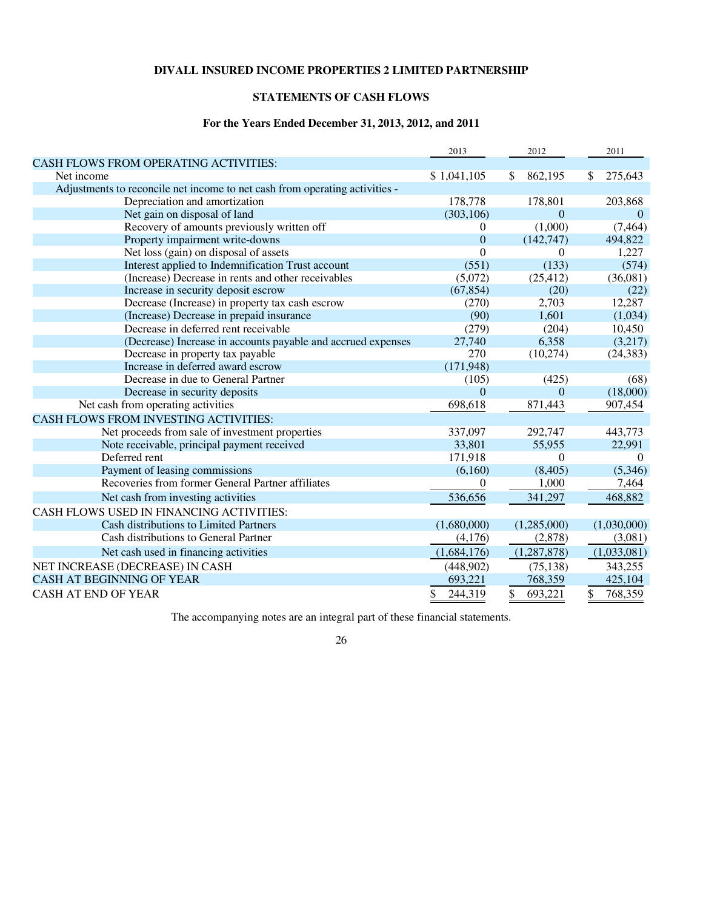**DIVALL INSURED INCOME PROPERTIES 2 LIMITED PARTNERSHIP**

**STATEMENTS OF CASH FLOWS**

**For the Years Ended December 31, 2013, 2012, and 2011**

| | 2013 | 2012 | 2011 |
|---|---|---|---|
| CASH FLOWS FROM OPERATING ACTIVITIES: | | | |
| Net income | $ 1,041,105 | $ 862,195 | $ 275,643 |
| Adjustments to reconcile net income to net cash from operating activities - | | | |
| Depreciation and amortization | 178,778 | 178,801 | 203,868 |
| Net gain on disposal of land | (303,106) | 0 | 0 |
| Recovery of amounts previously written off | 0 | (1,000) | (7,464) |
| Property impairment write-downs | 0 | (142,747) | 494,822 |
| Net loss (gain) on disposal of assets | 0 | 0 | 1,227 |
| Interest applied to Indemnification Trust account | (551) | (133) | (574) |
| (Increase) Decrease in rents and other receivables | (5,072) | (25,412) | (36,081) |
| Increase in security deposit escrow | (67,854) | (20) | (22) |
| Decrease (Increase) in property tax cash escrow | (270) | 2,703 | 12,287 |
| (Increase) Decrease in prepaid insurance | (90) | 1,601 | (1,034) |
| Decrease in deferred rent receivable | (279) | (204) | 10,450 |
| (Decrease) Increase in accounts payable and accrued expenses | 27,740 | 6,358 | (3,217) |
| Decrease in property tax payable | 270 | (10,274) | (24,383) |
| Increase in deferred award escrow | (171,948) | | |
| Decrease in due to General Partner | (105) | (425) | (68) |
| Decrease in security deposits | 0 | 0 | (18,000) |
| Net cash from operating activities | 698,618 | 871,443 | 907,454 |
| CASH FLOWS FROM INVESTING ACTIVITIES: | | | |
| Net proceeds from sale of investment properties | 337,097 | 292,747 | 443,773 |
| Note receivable, principal payment received | 33,801 | 55,955 | 22,991 |
| Deferred rent | 171,918 | 0 | 0 |
| Payment of leasing commissions | (6,160) | (8,405) | (5,346) |
| Recoveries from former General Partner affiliates | 0 | 1,000 | 7,464 |
| Net cash from investing activities | 536,656 | 341,297 | 468,882 |
| CASH FLOWS USED IN FINANCING ACTIVITIES: | | | |
| Cash distributions to Limited Partners | (1,680,000) | (1,285,000) | (1,030,000) |
| Cash distributions to General Partner | (4,176) | (2,878) | (3,081) |
| Net cash used in financing activities | (1,684,176) | (1,287,878) | (1,033,081) |
| NET INCREASE (DECREASE) IN CASH | (448,902) | (75,138) | 343,255 |
| CASH AT BEGINNING OF YEAR | 693,221 | 768,359 | 425,104 |
| CASH AT END OF YEAR | $ 244,319 | $ 693,221 | $ 768,359 |

The accompanying notes are an integral part of these financial statements.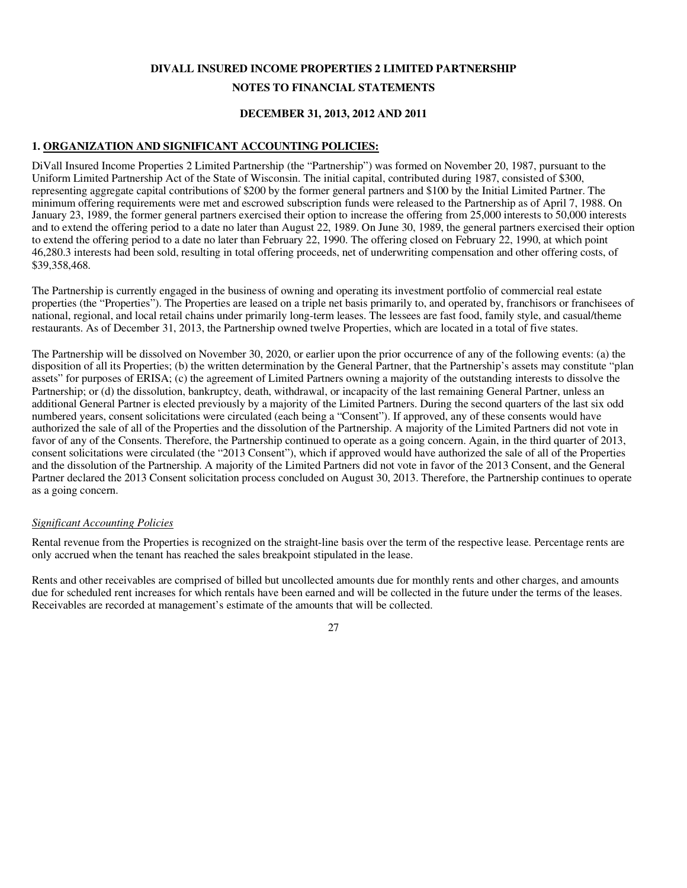**DIVALL INSURED INCOME PROPERTIES 2 LIMITED PARTNERSHIP**

**NOTES TO FINANCIAL STATEMENTS**

**DECEMBER 31, 2013, 2012 AND 2011**

## 1. ORGANIZATION AND SIGNIFICANT ACCOUNTING POLICIES:

DiVall Insured Income Properties 2 Limited Partnership (the "Partnership") was formed on November 20, 1987, pursuant to the Uniform Limited Partnership Act of the State of Wisconsin. The initial capital, contributed during 1987, consisted of $300, representing aggregate capital contributions of $200 by the former general partners and $100 by the Initial Limited Partner. The minimum offering requirements were met and escrowed subscription funds were released to the Partnership as of April 7, 1988. On January 23, 1989, the former general partners exercised their option to increase the offering from 25,000 interests to 50,000 interests and to extend the offering period to a date no later than August 22, 1989. On June 30, 1989, the general partners exercised their option to extend the offering period to a date no later than February 22, 1990. The offering closed on February 22, 1990, at which point 46,280.3 interests had been sold, resulting in total offering proceeds, net of underwriting compensation and other offering costs, of $39,358,468.

The Partnership is currently engaged in the business of owning and operating its investment portfolio of commercial real estate properties (the "Properties"). The Properties are leased on a triple net basis primarily to, and operated by, franchisors or franchisees of national, regional, and local retail chains under primarily long-term leases. The lessees are fast food, family style, and casual/theme restaurants. As of December 31, 2013, the Partnership owned twelve Properties, which are located in a total of five states.

The Partnership will be dissolved on November 30, 2020, or earlier upon the prior occurrence of any of the following events: (a) the disposition of all its Properties; (b) the written determination by the General Partner, that the Partnership's assets may constitute "plan assets" for purposes of ERISA; (c) the agreement of Limited Partners owning a majority of the outstanding interests to dissolve the Partnership; or (d) the dissolution, bankruptcy, death, withdrawal, or incapacity of the last remaining General Partner, unless an additional General Partner is elected previously by a majority of the Limited Partners. During the second quarters of the last six odd numbered years, consent solicitations were circulated (each being a "Consent"). If approved, any of these consents would have authorized the sale of all of the Properties and the dissolution of the Partnership. A majority of the Limited Partners did not vote in favor of any of the Consents. Therefore, the Partnership continued to operate as a going concern. Again, in the third quarter of 2013, consent solicitations were circulated (the "2013 Consent"), which if approved would have authorized the sale of all of the Properties and the dissolution of the Partnership. A majority of the Limited Partners did not vote in favor of the 2013 Consent, and the General Partner declared the 2013 Consent solicitation process concluded on August 30, 2013. Therefore, the Partnership continues to operate as a going concern.

*Significant Accounting Policies*

Rental revenue from the Properties is recognized on the straight-line basis over the term of the respective lease. Percentage rents are only accrued when the tenant has reached the sales breakpoint stipulated in the lease.

Rents and other receivables are comprised of billed but uncollected amounts due for monthly rents and other charges, and amounts due for scheduled rent increases for which rentals have been earned and will be collected in the future under the terms of the leases. Receivables are recorded at management's estimate of the amounts that will be collected.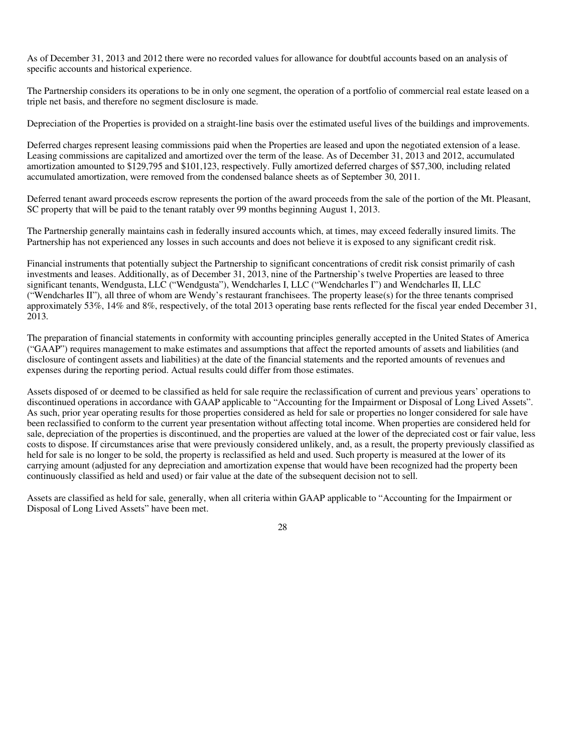As of December 31, 2013 and 2012 there were no recorded values for allowance for doubtful accounts based on an analysis of specific accounts and historical experience.

The Partnership considers its operations to be in only one segment, the operation of a portfolio of commercial real estate leased on a triple net basis, and therefore no segment disclosure is made.

Depreciation of the Properties is provided on a straight-line basis over the estimated useful lives of the buildings and improvements.

Deferred charges represent leasing commissions paid when the Properties are leased and upon the negotiated extension of a lease. Leasing commissions are capitalized and amortized over the term of the lease. As of December 31, 2013 and 2012, accumulated amortization amounted to $129,795 and $101,123, respectively. Fully amortized deferred charges of $57,300, including related accumulated amortization, were removed from the condensed balance sheets as of September 30, 2011.

Deferred tenant award proceeds escrow represents the portion of the award proceeds from the sale of the portion of the Mt. Pleasant, SC property that will be paid to the tenant ratably over 99 months beginning August 1, 2013.

The Partnership generally maintains cash in federally insured accounts which, at times, may exceed federally insured limits. The Partnership has not experienced any losses in such accounts and does not believe it is exposed to any significant credit risk.

Financial instruments that potentially subject the Partnership to significant concentrations of credit risk consist primarily of cash investments and leases. Additionally, as of December 31, 2013, nine of the Partnership's twelve Properties are leased to three significant tenants, Wendgusta, LLC ("Wendgusta"), Wendcharles I, LLC ("Wendcharles I") and Wendcharles II, LLC ("Wendcharles II"), all three of whom are Wendy's restaurant franchisees. The property lease(s) for the three tenants comprised approximately 53%, 14% and 8%, respectively, of the total 2013 operating base rents reflected for the fiscal year ended December 31, 2013.

The preparation of financial statements in conformity with accounting principles generally accepted in the United States of America ("GAAP") requires management to make estimates and assumptions that affect the reported amounts of assets and liabilities (and disclosure of contingent assets and liabilities) at the date of the financial statements and the reported amounts of revenues and expenses during the reporting period. Actual results could differ from those estimates.

Assets disposed of or deemed to be classified as held for sale require the reclassification of current and previous years' operations to discontinued operations in accordance with GAAP applicable to "Accounting for the Impairment or Disposal of Long Lived Assets". As such, prior year operating results for those properties considered as held for sale or properties no longer considered for sale have been reclassified to conform to the current year presentation without affecting total income. When properties are considered held for sale, depreciation of the properties is discontinued, and the properties are valued at the lower of the depreciated cost or fair value, less costs to dispose. If circumstances arise that were previously considered unlikely, and, as a result, the property previously classified as held for sale is no longer to be sold, the property is reclassified as held and used. Such property is measured at the lower of its carrying amount (adjusted for any depreciation and amortization expense that would have been recognized had the property been continuously classified as held and used) or fair value at the date of the subsequent decision not to sell.

Assets are classified as held for sale, generally, when all criteria within GAAP applicable to "Accounting for the Impairment or Disposal of Long Lived Assets" have been met.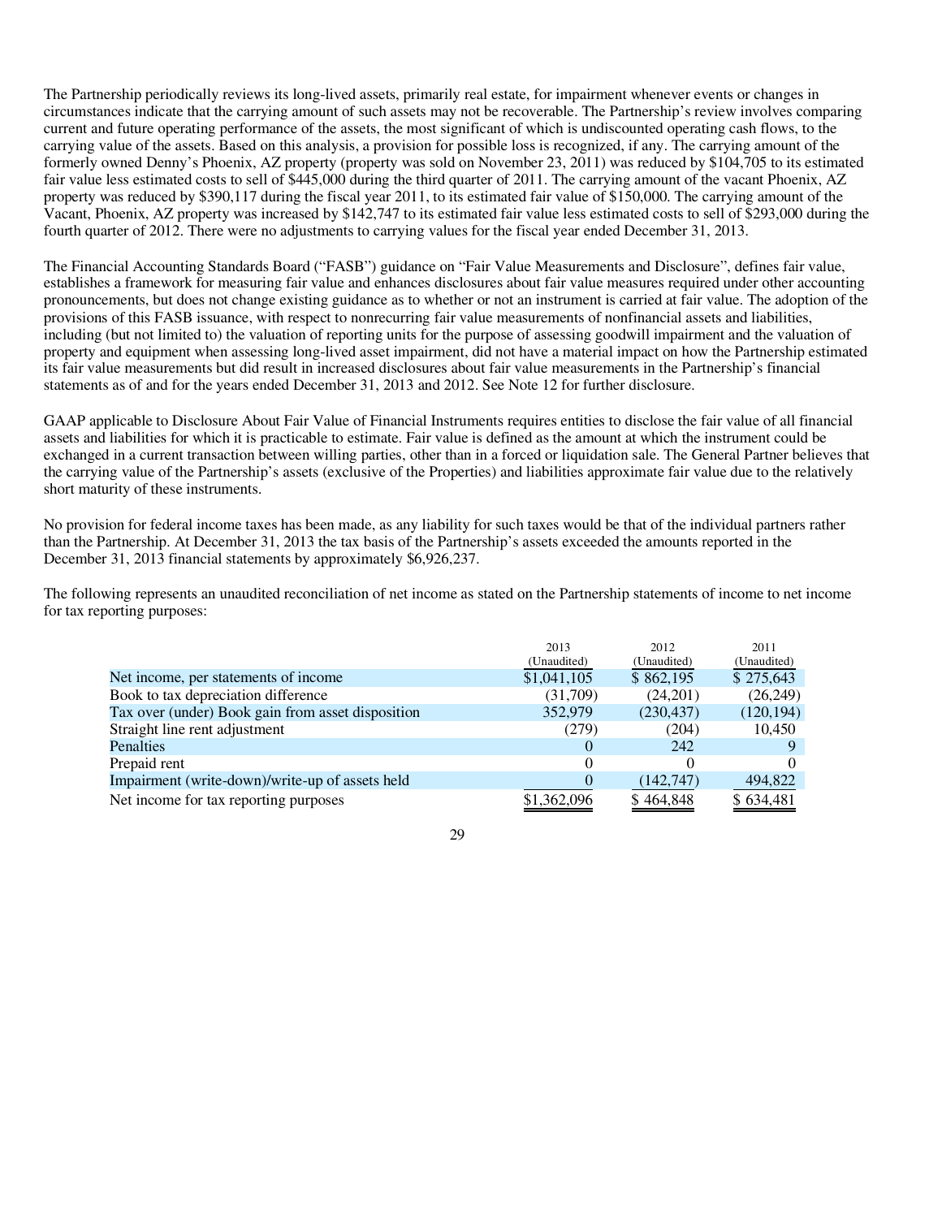The Partnership periodically reviews its long-lived assets, primarily real estate, for impairment whenever events or changes in circumstances indicate that the carrying amount of such assets may not be recoverable. The Partnership's review involves comparing current and future operating performance of the assets, the most significant of which is undiscounted operating cash flows, to the carrying value of the assets. Based on this analysis, a provision for possible loss is recognized, if any. The carrying amount of the formerly owned Denny's Phoenix, AZ property (property was sold on November 23, 2011) was reduced by $104,705 to its estimated fair value less estimated costs to sell of $445,000 during the third quarter of 2011. The carrying amount of the vacant Phoenix, AZ property was reduced by $390,117 during the fiscal year 2011, to its estimated fair value of $150,000. The carrying amount of the Vacant, Phoenix, AZ property was increased by $142,747 to its estimated fair value less estimated costs to sell of $293,000 during the fourth quarter of 2012. There were no adjustments to carrying values for the fiscal year ended December 31, 2013.

The Financial Accounting Standards Board ("FASB") guidance on "Fair Value Measurements and Disclosure", defines fair value, establishes a framework for measuring fair value and enhances disclosures about fair value measures required under other accounting pronouncements, but does not change existing guidance as to whether or not an instrument is carried at fair value. The adoption of the provisions of this FASB issuance, with respect to nonrecurring fair value measurements of nonfinancial assets and liabilities, including (but not limited to) the valuation of reporting units for the purpose of assessing goodwill impairment and the valuation of property and equipment when assessing long-lived asset impairment, did not have a material impact on how the Partnership estimated its fair value measurements but did result in increased disclosures about fair value measurements in the Partnership's financial statements as of and for the years ended December 31, 2013 and 2012. See Note 12 for further disclosure.

GAAP applicable to Disclosure About Fair Value of Financial Instruments requires entities to disclose the fair value of all financial assets and liabilities for which it is practicable to estimate. Fair value is defined as the amount at which the instrument could be exchanged in a current transaction between willing parties, other than in a forced or liquidation sale. The General Partner believes that the carrying value of the Partnership's assets (exclusive of the Properties) and liabilities approximate fair value due to the relatively short maturity of these instruments.

No provision for federal income taxes has been made, as any liability for such taxes would be that of the individual partners rather than the Partnership. At December 31, 2013 the tax basis of the Partnership's assets exceeded the amounts reported in the December 31, 2013 financial statements by approximately $6,926,237.

The following represents an unaudited reconciliation of net income as stated on the Partnership statements of income to net income for tax reporting purposes:

| | 2013 (Unaudited) | 2012 (Unaudited) | 2011 (Unaudited) |
|---|---|---|---|
| Net income, per statements of income | $1,041,105 | $ 862,195 | $ 275,643 |
| Book to tax depreciation difference | (31,709) | (24,201) | (26,249) |
| Tax over (under) Book gain from asset disposition | 352,979 | (230,437) | (120,194) |
| Straight line rent adjustment | (279) | (204) | 10,450 |
| Penalties | 0 | 242 | 9 |
| Prepaid rent | 0 | 0 | 0 |
| Impairment (write-down)/write-up of assets held | 0 | (142,747) | 494,822 |
| Net income for tax reporting purposes | $1,362,096 | $ 464,848 | $ 634,481 |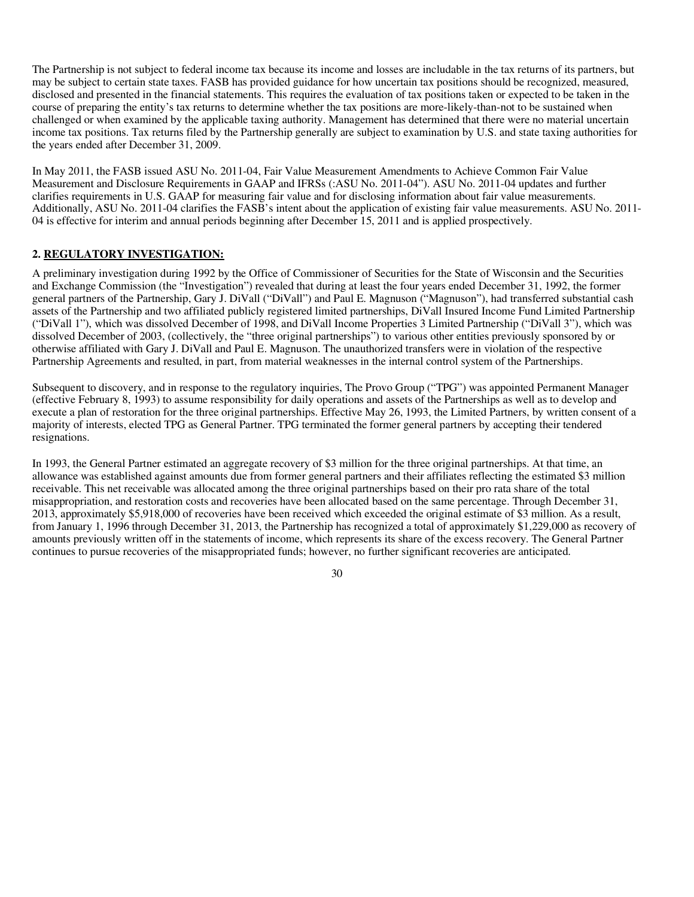The Partnership is not subject to federal income tax because its income and losses are includable in the tax returns of its partners, but may be subject to certain state taxes. FASB has provided guidance for how uncertain tax positions should be recognized, measured, disclosed and presented in the financial statements. This requires the evaluation of tax positions taken or expected to be taken in the course of preparing the entity's tax returns to determine whether the tax positions are more-likely-than-not to be sustained when challenged or when examined by the applicable taxing authority. Management has determined that there were no material uncertain income tax positions. Tax returns filed by the Partnership generally are subject to examination by U.S. and state taxing authorities for the years ended after December 31, 2009.

In May 2011, the FASB issued ASU No. 2011-04, Fair Value Measurement Amendments to Achieve Common Fair Value Measurement and Disclosure Requirements in GAAP and IFRSs (:ASU No. 2011-04"). ASU No. 2011-04 updates and further clarifies requirements in U.S. GAAP for measuring fair value and for disclosing information about fair value measurements. Additionally, ASU No. 2011-04 clarifies the FASB's intent about the application of existing fair value measurements. ASU No. 2011-04 is effective for interim and annual periods beginning after December 15, 2011 and is applied prospectively.

**2. REGULATORY INVESTIGATION:**

A preliminary investigation during 1992 by the Office of Commissioner of Securities for the State of Wisconsin and the Securities and Exchange Commission (the "Investigation") revealed that during at least the four years ended December 31, 1992, the former general partners of the Partnership, Gary J. DiVall ("DiVall") and Paul E. Magnuson ("Magnuson"), had transferred substantial cash assets of the Partnership and two affiliated publicly registered limited partnerships, DiVall Insured Income Fund Limited Partnership ("DiVall 1"), which was dissolved December of 1998, and DiVall Income Properties 3 Limited Partnership ("DiVall 3"), which was dissolved December of 2003, (collectively, the "three original partnerships") to various other entities previously sponsored by or otherwise affiliated with Gary J. DiVall and Paul E. Magnuson. The unauthorized transfers were in violation of the respective Partnership Agreements and resulted, in part, from material weaknesses in the internal control system of the Partnerships.

Subsequent to discovery, and in response to the regulatory inquiries, The Provo Group ("TPG") was appointed Permanent Manager (effective February 8, 1993) to assume responsibility for daily operations and assets of the Partnerships as well as to develop and execute a plan of restoration for the three original partnerships. Effective May 26, 1993, the Limited Partners, by written consent of a majority of interests, elected TPG as General Partner. TPG terminated the former general partners by accepting their tendered resignations.

In 1993, the General Partner estimated an aggregate recovery of $3 million for the three original partnerships. At that time, an allowance was established against amounts due from former general partners and their affiliates reflecting the estimated $3 million receivable. This net receivable was allocated among the three original partnerships based on their pro rata share of the total misappropriation, and restoration costs and recoveries have been allocated based on the same percentage. Through December 31, 2013, approximately $5,918,000 of recoveries have been received which exceeded the original estimate of $3 million. As a result, from January 1, 1996 through December 31, 2013, the Partnership has recognized a total of approximately $1,229,000 as recovery of amounts previously written off in the statements of income, which represents its share of the excess recovery. The General Partner continues to pursue recoveries of the misappropriated funds; however, no further significant recoveries are anticipated.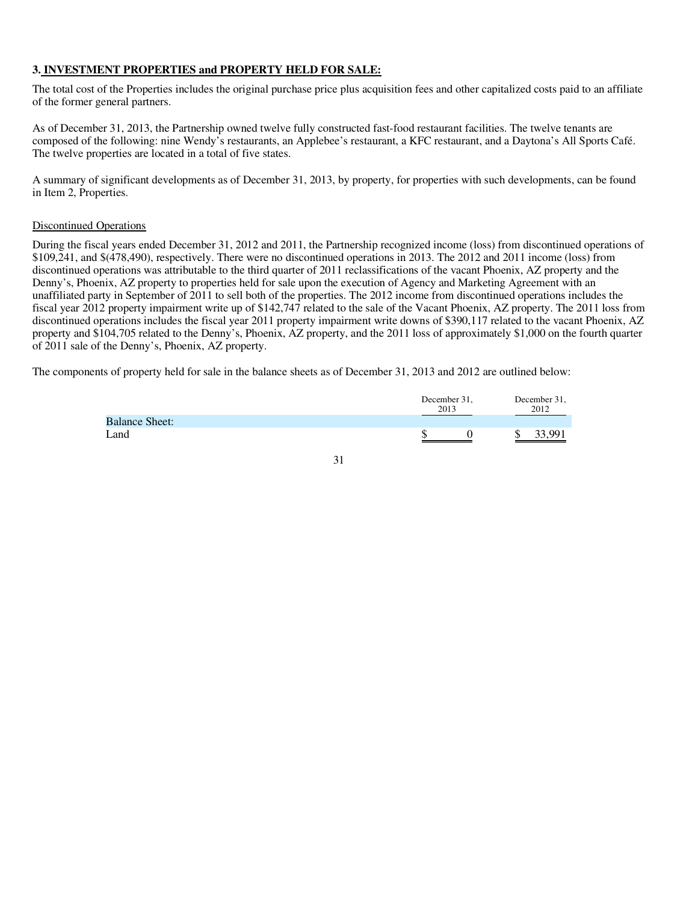### 3. INVESTMENT PROPERTIES and PROPERTY HELD FOR SALE:

The total cost of the Properties includes the original purchase price plus acquisition fees and other capitalized costs paid to an affiliate of the former general partners.

As of December 31, 2013, the Partnership owned twelve fully constructed fast-food restaurant facilities. The twelve tenants are composed of the following: nine Wendy's restaurants, an Applebee's restaurant, a KFC restaurant, and a Daytona's All Sports Café. The twelve properties are located in a total of five states.

A summary of significant developments as of December 31, 2013, by property, for properties with such developments, can be found in Item 2, Properties.

Discontinued Operations

During the fiscal years ended December 31, 2012 and 2011, the Partnership recognized income (loss) from discontinued operations of $109,241, and $(478,490), respectively. There were no discontinued operations in 2013. The 2012 and 2011 income (loss) from discontinued operations was attributable to the third quarter of 2011 reclassifications of the vacant Phoenix, AZ property and the Denny's, Phoenix, AZ property to properties held for sale upon the execution of Agency and Marketing Agreement with an unaffiliated party in September of 2011 to sell both of the properties. The 2012 income from discontinued operations includes the fiscal year 2012 property impairment write up of $142,747 related to the sale of the Vacant Phoenix, AZ property. The 2011 loss from discontinued operations includes the fiscal year 2011 property impairment write downs of $390,117 related to the vacant Phoenix, AZ property and $104,705 related to the Denny's, Phoenix, AZ property, and the 2011 loss of approximately $1,000 on the fourth quarter of 2011 sale of the Denny's, Phoenix, AZ property.

The components of property held for sale in the balance sheets as of December 31, 2013 and 2012 are outlined below:

| | December 31, 2013 | December 31, 2012 |
|---|---|---|
| Balance Sheet: | | |
| Land | $ 0 | $ 33,991 |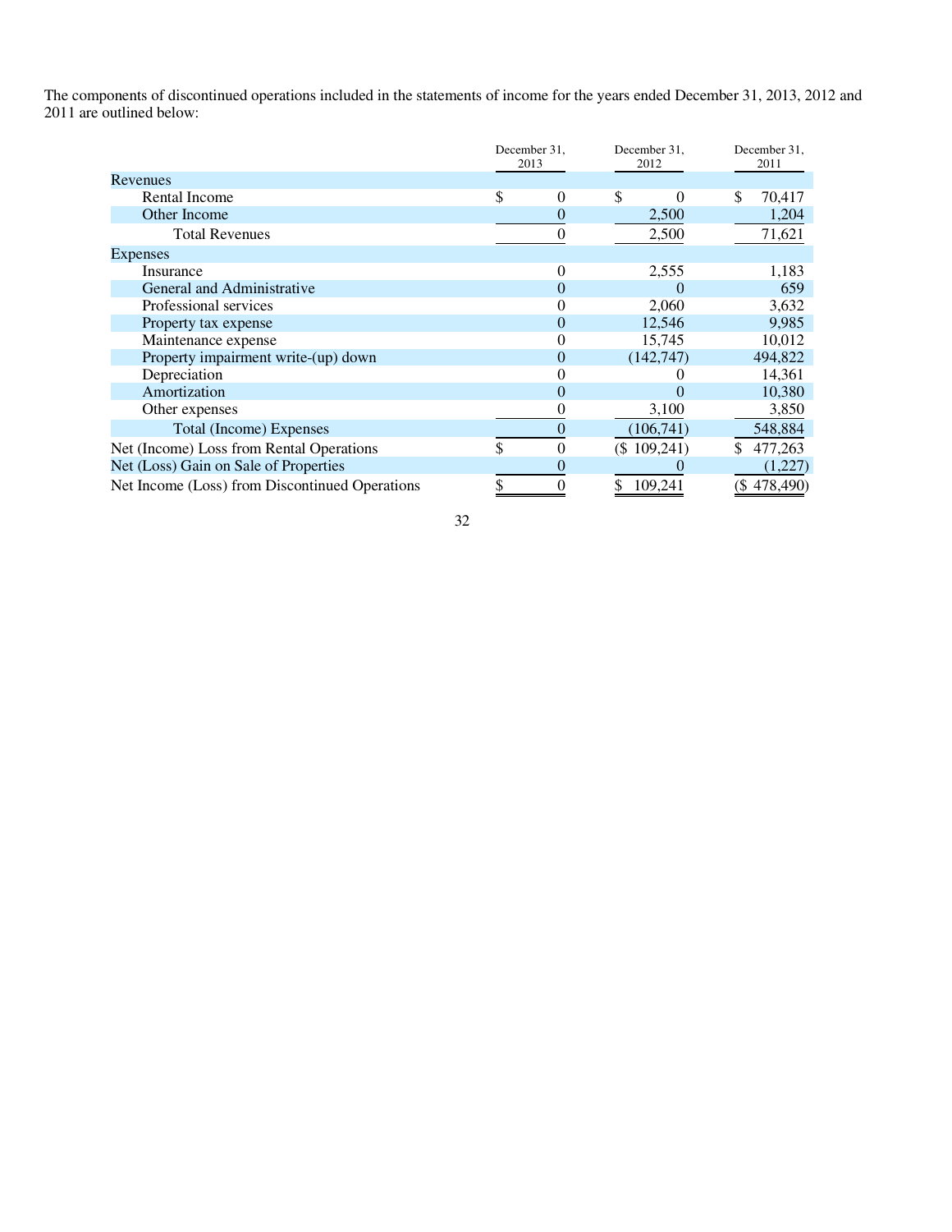The components of discontinued operations included in the statements of income for the years ended December 31, 2013, 2012 and 2011 are outlined below:

| | December 31, 2013 | December 31, 2012 | December 31, 2011 |
|---|---|---|---|
| Revenues | | | |
| Rental Income | $ 0 | $ 0 | $ 70,417 |
| Other Income | 0 | 2,500 | 1,204 |
| Total Revenues | 0 | 2,500 | 71,621 |
| Expenses | | | |
| Insurance | 0 | 2,555 | 1,183 |
| General and Administrative | 0 | 0 | 659 |
| Professional services | 0 | 2,060 | 3,632 |
| Property tax expense | 0 | 12,546 | 9,985 |
| Maintenance expense | 0 | 15,745 | 10,012 |
| Property impairment write-(up) down | 0 | (142,747) | 494,822 |
| Depreciation | 0 | 0 | 14,361 |
| Amortization | 0 | 0 | 10,380 |
| Other expenses | 0 | 3,100 | 3,850 |
| Total (Income) Expenses | 0 | (106,741) | 548,884 |
| Net (Income) Loss from Rental Operations | $ 0 | ($ 109,241) | $ 477,263 |
| Net (Loss) Gain on Sale of Properties | 0 | 0 | (1,227) |
| Net Income (Loss) from Discontinued Operations | $ 0 | $ 109,241 | ($ 478,490) |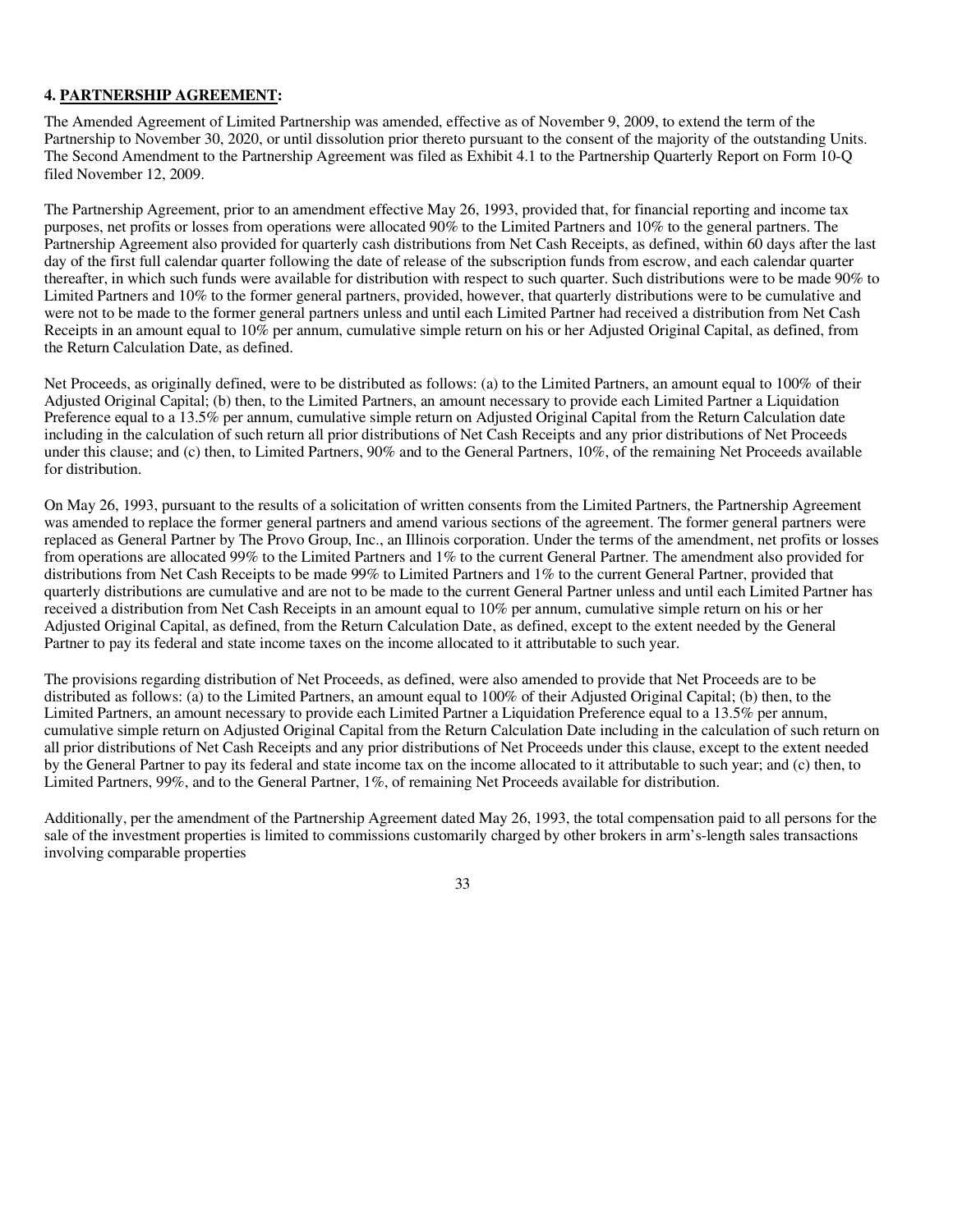**4. PARTNERSHIP AGREEMENT:**

The Amended Agreement of Limited Partnership was amended, effective as of November 9, 2009, to extend the term of the Partnership to November 30, 2020, or until dissolution prior thereto pursuant to the consent of the majority of the outstanding Units. The Second Amendment to the Partnership Agreement was filed as Exhibit 4.1 to the Partnership Quarterly Report on Form 10-Q filed November 12, 2009.

The Partnership Agreement, prior to an amendment effective May 26, 1993, provided that, for financial reporting and income tax purposes, net profits or losses from operations were allocated 90% to the Limited Partners and 10% to the general partners. The Partnership Agreement also provided for quarterly cash distributions from Net Cash Receipts, as defined, within 60 days after the last day of the first full calendar quarter following the date of release of the subscription funds from escrow, and each calendar quarter thereafter, in which such funds were available for distribution with respect to such quarter. Such distributions were to be made 90% to Limited Partners and 10% to the former general partners, provided, however, that quarterly distributions were to be cumulative and were not to be made to the former general partners unless and until each Limited Partner had received a distribution from Net Cash Receipts in an amount equal to 10% per annum, cumulative simple return on his or her Adjusted Original Capital, as defined, from the Return Calculation Date, as defined.

Net Proceeds, as originally defined, were to be distributed as follows: (a) to the Limited Partners, an amount equal to 100% of their Adjusted Original Capital; (b) then, to the Limited Partners, an amount necessary to provide each Limited Partner a Liquidation Preference equal to a 13.5% per annum, cumulative simple return on Adjusted Original Capital from the Return Calculation date including in the calculation of such return all prior distributions of Net Cash Receipts and any prior distributions of Net Proceeds under this clause; and (c) then, to Limited Partners, 90% and to the General Partners, 10%, of the remaining Net Proceeds available for distribution.

On May 26, 1993, pursuant to the results of a solicitation of written consents from the Limited Partners, the Partnership Agreement was amended to replace the former general partners and amend various sections of the agreement. The former general partners were replaced as General Partner by The Provo Group, Inc., an Illinois corporation. Under the terms of the amendment, net profits or losses from operations are allocated 99% to the Limited Partners and 1% to the current General Partner. The amendment also provided for distributions from Net Cash Receipts to be made 99% to Limited Partners and 1% to the current General Partner, provided that quarterly distributions are cumulative and are not to be made to the current General Partner unless and until each Limited Partner has received a distribution from Net Cash Receipts in an amount equal to 10% per annum, cumulative simple return on his or her Adjusted Original Capital, as defined, from the Return Calculation Date, as defined, except to the extent needed by the General Partner to pay its federal and state income taxes on the income allocated to it attributable to such year.

The provisions regarding distribution of Net Proceeds, as defined, were also amended to provide that Net Proceeds are to be distributed as follows: (a) to the Limited Partners, an amount equal to 100% of their Adjusted Original Capital; (b) then, to the Limited Partners, an amount necessary to provide each Limited Partner a Liquidation Preference equal to a 13.5% per annum, cumulative simple return on Adjusted Original Capital from the Return Calculation Date including in the calculation of such return on all prior distributions of Net Cash Receipts and any prior distributions of Net Proceeds under this clause, except to the extent needed by the General Partner to pay its federal and state income tax on the income allocated to it attributable to such year; and (c) then, to Limited Partners, 99%, and to the General Partner, 1%, of remaining Net Proceeds available for distribution.

Additionally, per the amendment of the Partnership Agreement dated May 26, 1993, the total compensation paid to all persons for the sale of the investment properties is limited to commissions customarily charged by other brokers in arm's-length sales transactions involving comparable properties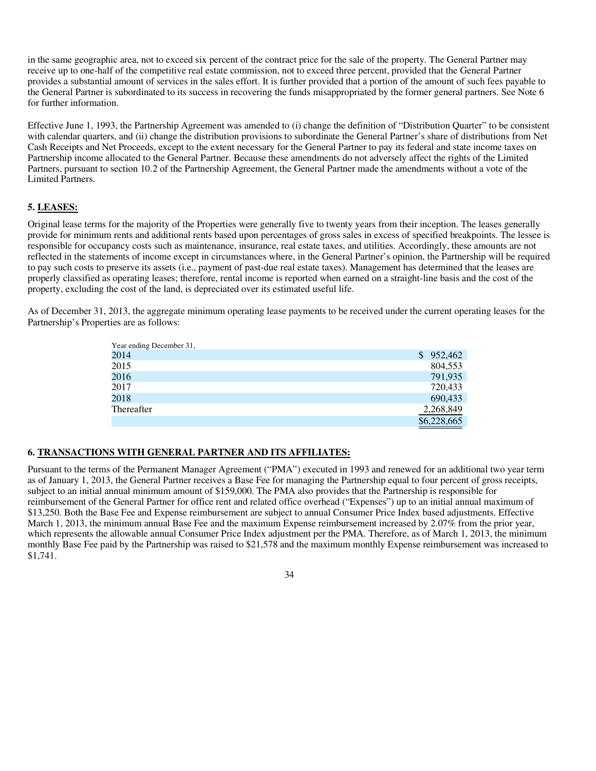in the same geographic area, not to exceed six percent of the contract price for the sale of the property. The General Partner may receive up to one-half of the competitive real estate commission, not to exceed three percent, provided that the General Partner provides a substantial amount of services in the sales effort. It is further provided that a portion of the amount of such fees payable to the General Partner is subordinated to its success in recovering the funds misappropriated by the former general partners. See Note 6 for further information.

Effective June 1, 1993, the Partnership Agreement was amended to (i) change the definition of "Distribution Quarter" to be consistent with calendar quarters, and (ii) change the distribution provisions to subordinate the General Partner's share of distributions from Net Cash Receipts and Net Proceeds, except to the extent necessary for the General Partner to pay its federal and state income taxes on Partnership income allocated to the General Partner. Because these amendments do not adversely affect the rights of the Limited Partners, pursuant to section 10.2 of the Partnership Agreement, the General Partner made the amendments without a vote of the Limited Partners.

**5. LEASES:**

Original lease terms for the majority of the Properties were generally five to twenty years from their inception. The leases generally provide for minimum rents and additional rents based upon percentages of gross sales in excess of specified breakpoints. The lessee is responsible for occupancy costs such as maintenance, insurance, real estate taxes, and utilities. Accordingly, these amounts are not reflected in the statements of income except in circumstances where, in the General Partner's opinion, the Partnership will be required to pay such costs to preserve its assets (i.e., payment of past-due real estate taxes). Management has determined that the leases are properly classified as operating leases; therefore, rental income is reported when earned on a straight-line basis and the cost of the property, excluding the cost of the land, is depreciated over its estimated useful life.

As of December 31, 2013, the aggregate minimum operating lease payments to be received under the current operating leases for the Partnership's Properties are as follows:

| Year ending December 31, | |
|---|---|
| 2014 | $ 952,462 |
| 2015 | 804,553 |
| 2016 | 791,935 |
| 2017 | 720,433 |
| 2018 | 690,433 |
| Thereafter | 2,268,849 |
| | $6,228,665 |

**6. TRANSACTIONS WITH GENERAL PARTNER AND ITS AFFILIATES:**

Pursuant to the terms of the Permanent Manager Agreement ("PMA") executed in 1993 and renewed for an additional two year term as of January 1, 2013, the General Partner receives a Base Fee for managing the Partnership equal to four percent of gross receipts, subject to an initial annual minimum amount of $159,000. The PMA also provides that the Partnership is responsible for reimbursement of the General Partner for office rent and related office overhead ("Expenses") up to an initial annual maximum of $13,250. Both the Base Fee and Expense reimbursement are subject to annual Consumer Price Index based adjustments. Effective March 1, 2013, the minimum annual Base Fee and the maximum Expense reimbursement increased by 2.07% from the prior year, which represents the allowable annual Consumer Price Index adjustment per the PMA. Therefore, as of March 1, 2013, the minimum monthly Base Fee paid by the Partnership was raised to $21,578 and the maximum monthly Expense reimbursement was increased to $1,741.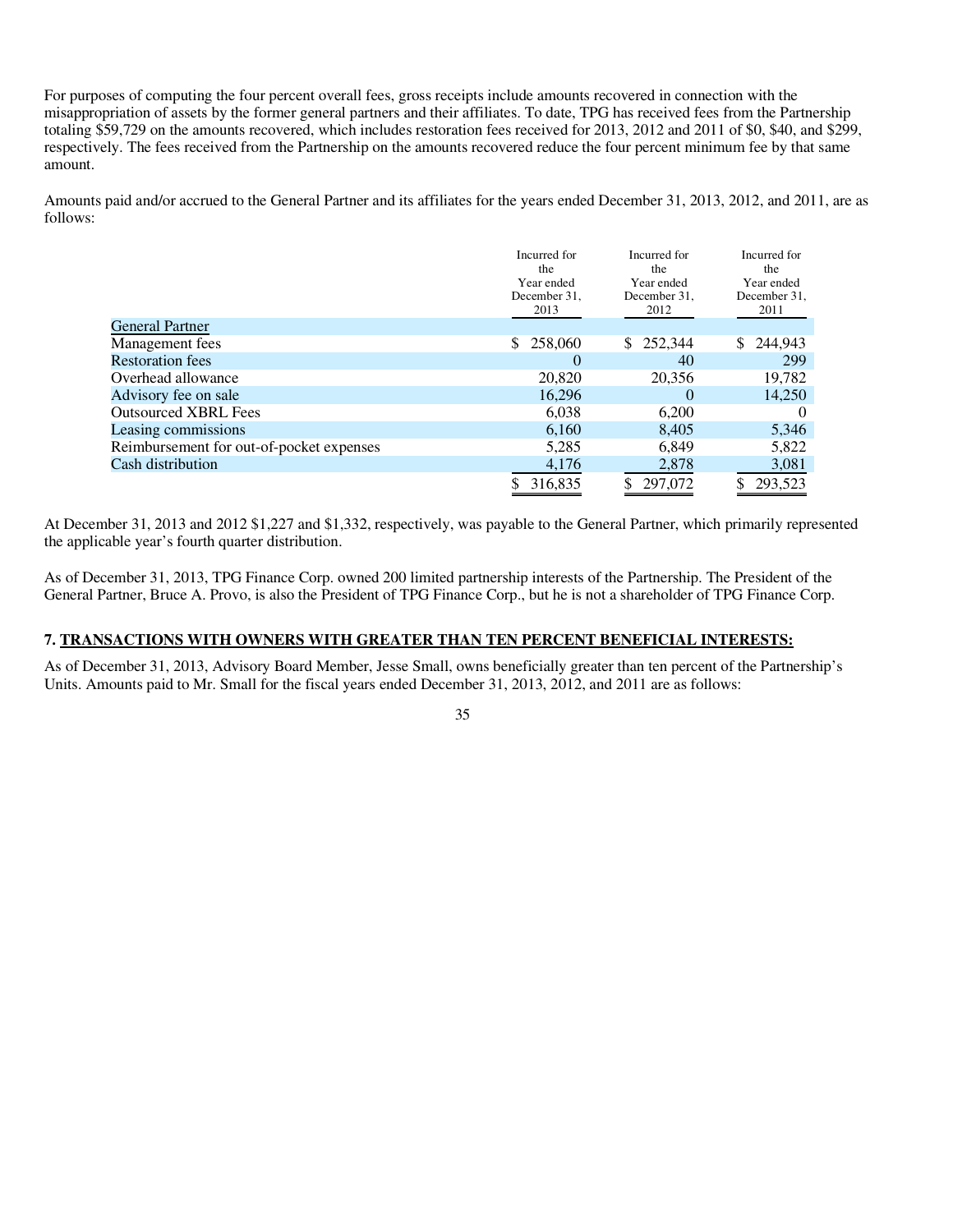For purposes of computing the four percent overall fees, gross receipts include amounts recovered in connection with the misappropriation of assets by the former general partners and their affiliates. To date, TPG has received fees from the Partnership totaling $59,729 on the amounts recovered, which includes restoration fees received for 2013, 2012 and 2011 of $0, $40, and $299, respectively. The fees received from the Partnership on the amounts recovered reduce the four percent minimum fee by that same amount.

Amounts paid and/or accrued to the General Partner and its affiliates for the years ended December 31, 2013, 2012, and 2011, are as follows:

| | Incurred for the Year ended December 31, 2013 | Incurred for the Year ended December 31, 2012 | Incurred for the Year ended December 31, 2011 |
|---|---|---|---|
| General Partner | | | |
| Management fees | $ 258,060 | $ 252,344 | $ 244,943 |
| Restoration fees | 0 | 40 | 299 |
| Overhead allowance | 20,820 | 20,356 | 19,782 |
| Advisory fee on sale | 16,296 | 0 | 14,250 |
| Outsourced XBRL Fees | 6,038 | 6,200 | 0 |
| Leasing commissions | 6,160 | 8,405 | 5,346 |
| Reimbursement for out-of-pocket expenses | 5,285 | 6,849 | 5,822 |
| Cash distribution | 4,176 | 2,878 | 3,081 |
| | $ 316,835 | $ 297,072 | $ 293,523 |

At December 31, 2013 and 2012 $1,227 and $1,332, respectively, was payable to the General Partner, which primarily represented the applicable year's fourth quarter distribution.

As of December 31, 2013, TPG Finance Corp. owned 200 limited partnership interests of the Partnership. The President of the General Partner, Bruce A. Provo, is also the President of TPG Finance Corp., but he is not a shareholder of TPG Finance Corp.

## 7. TRANSACTIONS WITH OWNERS WITH GREATER THAN TEN PERCENT BENEFICIAL INTERESTS:

As of December 31, 2013, Advisory Board Member, Jesse Small, owns beneficially greater than ten percent of the Partnership's Units. Amounts paid to Mr. Small for the fiscal years ended December 31, 2013, 2012, and 2011 are as follows: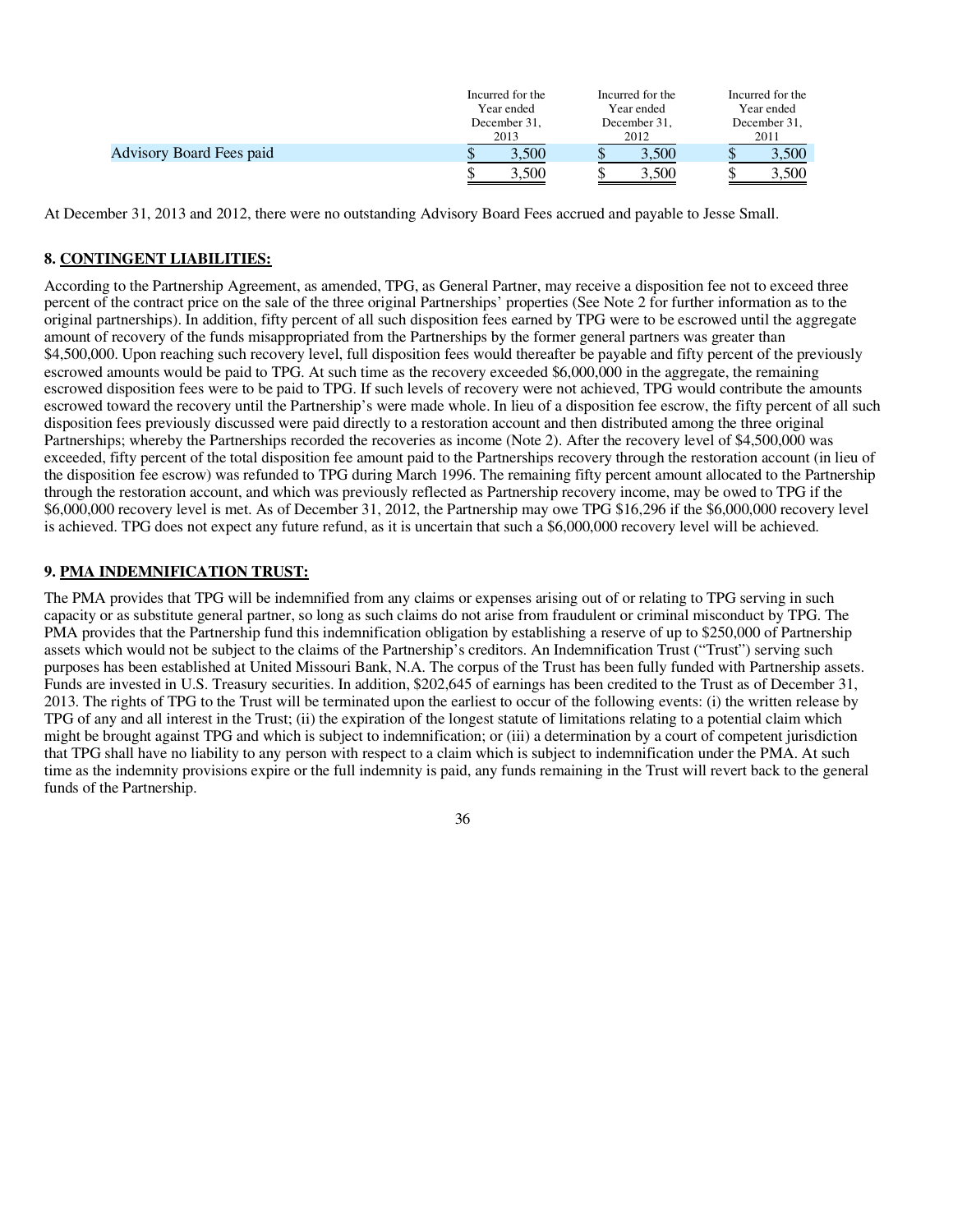| | Incurred for the Year ended December 31, 2013 | Incurred for the Year ended December 31, 2012 | Incurred for the Year ended December 31, 2011 |
|---|---|---|---|
| Advisory Board Fees paid | $ 3,500 | $ 3,500 | $ 3,500 |
| | $ 3,500 | $ 3,500 | $ 3,500 |

At December 31, 2013 and 2012, there were no outstanding Advisory Board Fees accrued and payable to Jesse Small.

### 8. CONTINGENT LIABILITIES:

According to the Partnership Agreement, as amended, TPG, as General Partner, may receive a disposition fee not to exceed three percent of the contract price on the sale of the three original Partnerships' properties (See Note 2 for further information as to the original partnerships). In addition, fifty percent of all such disposition fees earned by TPG were to be escrowed until the aggregate amount of recovery of the funds misappropriated from the Partnerships by the former general partners was greater than $4,500,000. Upon reaching such recovery level, full disposition fees would thereafter be payable and fifty percent of the previously escrowed amounts would be paid to TPG. At such time as the recovery exceeded $6,000,000 in the aggregate, the remaining escrowed disposition fees were to be paid to TPG. If such levels of recovery were not achieved, TPG would contribute the amounts escrowed toward the recovery until the Partnership's were made whole. In lieu of a disposition fee escrow, the fifty percent of all such disposition fees previously discussed were paid directly to a restoration account and then distributed among the three original Partnerships; whereby the Partnerships recorded the recoveries as income (Note 2). After the recovery level of $4,500,000 was exceeded, fifty percent of the total disposition fee amount paid to the Partnerships recovery through the restoration account (in lieu of the disposition fee escrow) was refunded to TPG during March 1996. The remaining fifty percent amount allocated to the Partnership through the restoration account, and which was previously reflected as Partnership recovery income, may be owed to TPG if the $6,000,000 recovery level is met. As of December 31, 2012, the Partnership may owe TPG $16,296 if the $6,000,000 recovery level is achieved. TPG does not expect any future refund, as it is uncertain that such a $6,000,000 recovery level will be achieved.

### 9. PMA INDEMNIFICATION TRUST:

The PMA provides that TPG will be indemnified from any claims or expenses arising out of or relating to TPG serving in such capacity or as substitute general partner, so long as such claims do not arise from fraudulent or criminal misconduct by TPG. The PMA provides that the Partnership fund this indemnification obligation by establishing a reserve of up to $250,000 of Partnership assets which would not be subject to the claims of the Partnership's creditors. An Indemnification Trust ("Trust") serving such purposes has been established at United Missouri Bank, N.A. The corpus of the Trust has been fully funded with Partnership assets. Funds are invested in U.S. Treasury securities. In addition, $202,645 of earnings has been credited to the Trust as of December 31, 2013. The rights of TPG to the Trust will be terminated upon the earliest to occur of the following events: (i) the written release by TPG of any and all interest in the Trust; (ii) the expiration of the longest statute of limitations relating to a potential claim which might be brought against TPG and which is subject to indemnification; or (iii) a determination by a court of competent jurisdiction that TPG shall have no liability to any person with respect to a claim which is subject to indemnification under the PMA. At such time as the indemnity provisions expire or the full indemnity is paid, any funds remaining in the Trust will revert back to the general funds of the Partnership.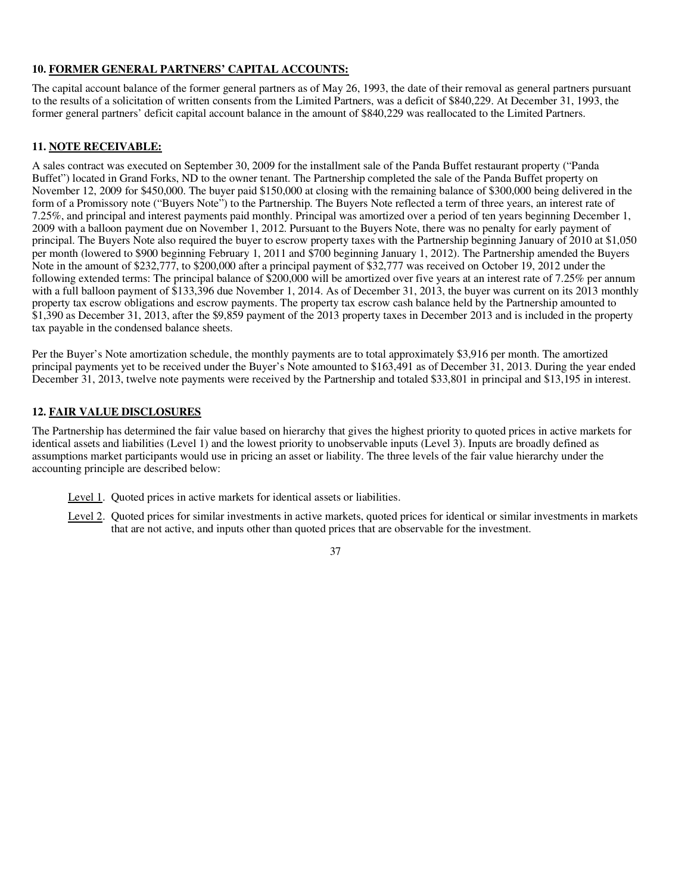**10. FORMER GENERAL PARTNERS' CAPITAL ACCOUNTS:**

The capital account balance of the former general partners as of May 26, 1993, the date of their removal as general partners pursuant to the results of a solicitation of written consents from the Limited Partners, was a deficit of $840,229. At December 31, 1993, the former general partners' deficit capital account balance in the amount of $840,229 was reallocated to the Limited Partners.

**11. NOTE RECEIVABLE:**

A sales contract was executed on September 30, 2009 for the installment sale of the Panda Buffet restaurant property ("Panda Buffet") located in Grand Forks, ND to the owner tenant. The Partnership completed the sale of the Panda Buffet property on November 12, 2009 for $450,000. The buyer paid $150,000 at closing with the remaining balance of $300,000 being delivered in the form of a Promissory note ("Buyers Note") to the Partnership. The Buyers Note reflected a term of three years, an interest rate of 7.25%, and principal and interest payments paid monthly. Principal was amortized over a period of ten years beginning December 1, 2009 with a balloon payment due on November 1, 2012. Pursuant to the Buyers Note, there was no penalty for early payment of principal. The Buyers Note also required the buyer to escrow property taxes with the Partnership beginning January of 2010 at $1,050 per month (lowered to $900 beginning February 1, 2011 and $700 beginning January 1, 2012). The Partnership amended the Buyers Note in the amount of $232,777, to $200,000 after a principal payment of $32,777 was received on October 19, 2012 under the following extended terms: The principal balance of $200,000 will be amortized over five years at an interest rate of 7.25% per annum with a full balloon payment of $133,396 due November 1, 2014. As of December 31, 2013, the buyer was current on its 2013 monthly property tax escrow obligations and escrow payments. The property tax escrow cash balance held by the Partnership amounted to $1,390 as December 31, 2013, after the $9,859 payment of the 2013 property taxes in December 2013 and is included in the property tax payable in the condensed balance sheets.

Per the Buyer's Note amortization schedule, the monthly payments are to total approximately $3,916 per month. The amortized principal payments yet to be received under the Buyer's Note amounted to $163,491 as of December 31, 2013. During the year ended December 31, 2013, twelve note payments were received by the Partnership and totaled $33,801 in principal and $13,195 in interest.

**12. FAIR VALUE DISCLOSURES**

The Partnership has determined the fair value based on hierarchy that gives the highest priority to quoted prices in active markets for identical assets and liabilities (Level 1) and the lowest priority to unobservable inputs (Level 3). Inputs are broadly defined as assumptions market participants would use in pricing an asset or liability. The three levels of the fair value hierarchy under the accounting principle are described below:

Level 1. Quoted prices in active markets for identical assets or liabilities.

Level 2. Quoted prices for similar investments in active markets, quoted prices for identical or similar investments in markets that are not active, and inputs other than quoted prices that are observable for the investment.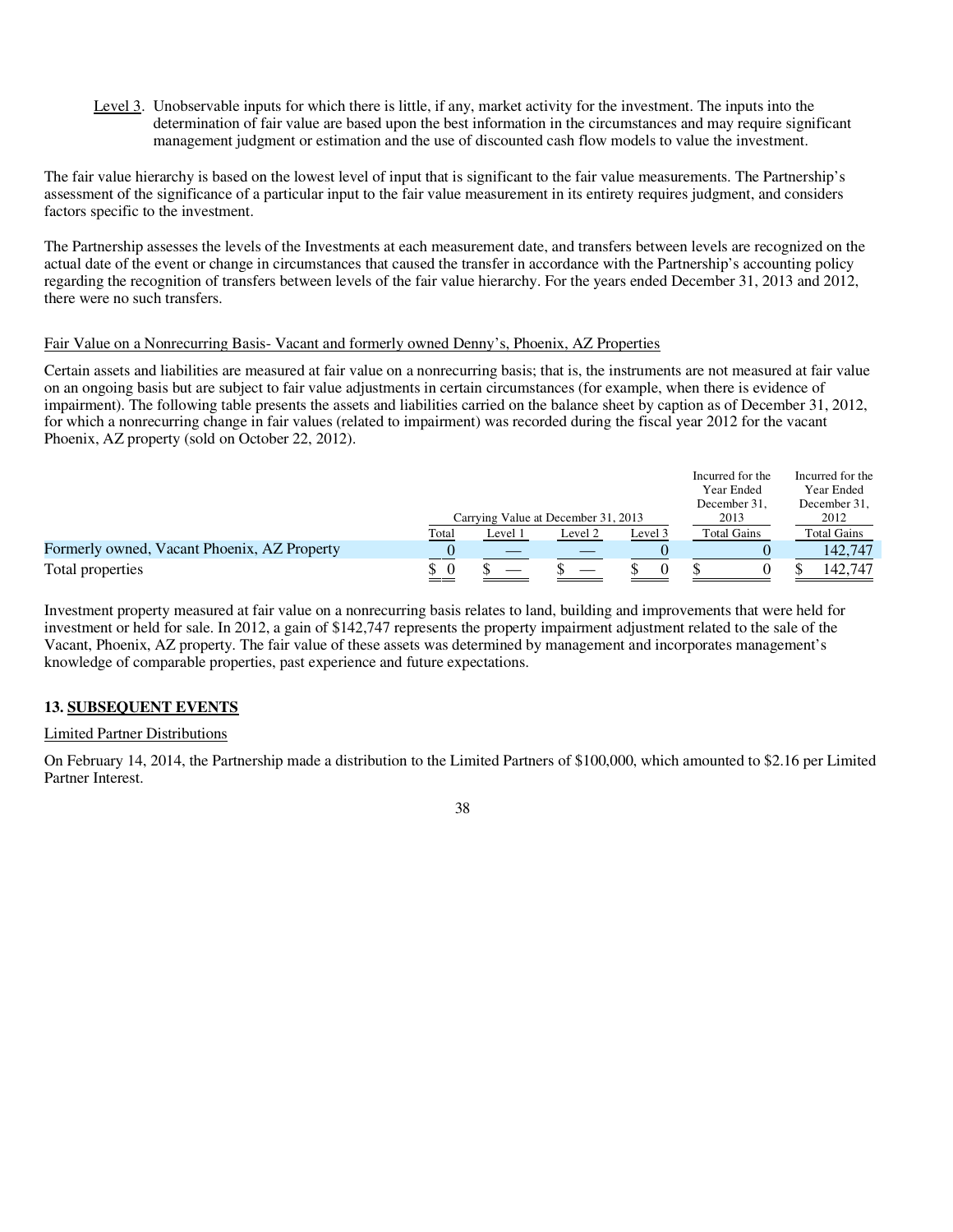Level 3. Unobservable inputs for which there is little, if any, market activity for the investment. The inputs into the determination of fair value are based upon the best information in the circumstances and may require significant management judgment or estimation and the use of discounted cash flow models to value the investment.

The fair value hierarchy is based on the lowest level of input that is significant to the fair value measurements. The Partnership's assessment of the significance of a particular input to the fair value measurement in its entirety requires judgment, and considers factors specific to the investment.

The Partnership assesses the levels of the Investments at each measurement date, and transfers between levels are recognized on the actual date of the event or change in circumstances that caused the transfer in accordance with the Partnership's accounting policy regarding the recognition of transfers between levels of the fair value hierarchy. For the years ended December 31, 2013 and 2012, there were no such transfers.

Fair Value on a Nonrecurring Basis- Vacant and formerly owned Denny's, Phoenix, AZ Properties

Certain assets and liabilities are measured at fair value on a nonrecurring basis; that is, the instruments are not measured at fair value on an ongoing basis but are subject to fair value adjustments in certain circumstances (for example, when there is evidence of impairment). The following table presents the assets and liabilities carried on the balance sheet by caption as of December 31, 2012, for which a nonrecurring change in fair values (related to impairment) was recorded during the fiscal year 2012 for the vacant Phoenix, AZ property (sold on October 22, 2012).

| | Carrying Value at December 31, 2013 | | | | Incurred for the Year Ended December 31, 2013 | Incurred for the Year Ended December 31, 2012 |
|---|---|---|---|---|---|---|
| | Total | Level 1 | Level 2 | Level 3 | Total Gains | Total Gains |
| Formerly owned, Vacant Phoenix, AZ Property | 0 | — | — | 0 | 0 | 142,747 |
| Total properties | $ 0 | $ — | $ — | $ 0 | $ 0 | $ 142,747 |

Investment property measured at fair value on a nonrecurring basis relates to land, building and improvements that were held for investment or held for sale. In 2012, a gain of $142,747 represents the property impairment adjustment related to the sale of the Vacant, Phoenix, AZ property. The fair value of these assets was determined by management and incorporates management's knowledge of comparable properties, past experience and future expectations.

## 13. SUBSEQUENT EVENTS

Limited Partner Distributions

On February 14, 2014, the Partnership made a distribution to the Limited Partners of $100,000, which amounted to $2.16 per Limited Partner Interest.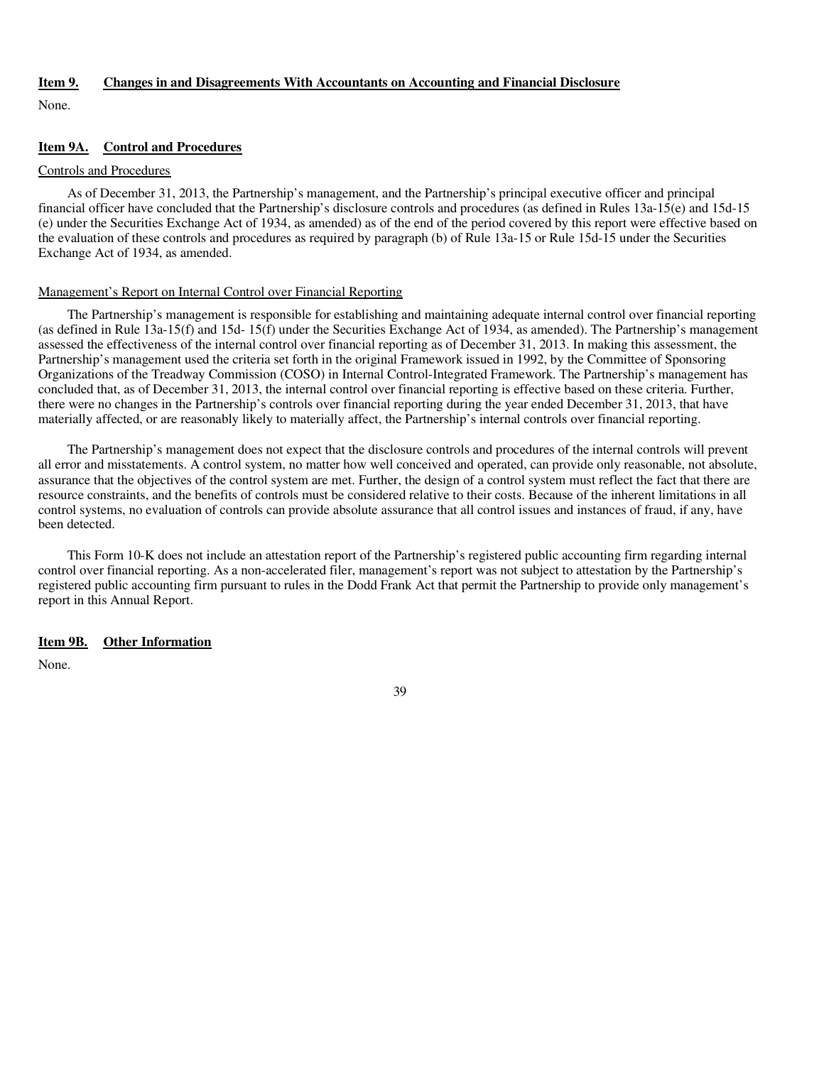## Item 9. Changes in and Disagreements With Accountants on Accounting and Financial Disclosure

None.

## Item 9A. Control and Procedures

Controls and Procedures

As of December 31, 2013, the Partnership's management, and the Partnership's principal executive officer and principal financial officer have concluded that the Partnership's disclosure controls and procedures (as defined in Rules 13a-15(e) and 15d-15 (e) under the Securities Exchange Act of 1934, as amended) as of the end of the period covered by this report were effective based on the evaluation of these controls and procedures as required by paragraph (b) of Rule 13a-15 or Rule 15d-15 under the Securities Exchange Act of 1934, as amended.

Management's Report on Internal Control over Financial Reporting

The Partnership's management is responsible for establishing and maintaining adequate internal control over financial reporting (as defined in Rule 13a-15(f) and 15d- 15(f) under the Securities Exchange Act of 1934, as amended). The Partnership's management assessed the effectiveness of the internal control over financial reporting as of December 31, 2013. In making this assessment, the Partnership's management used the criteria set forth in the original Framework issued in 1992, by the Committee of Sponsoring Organizations of the Treadway Commission (COSO) in Internal Control-Integrated Framework. The Partnership's management has concluded that, as of December 31, 2013, the internal control over financial reporting is effective based on these criteria. Further, there were no changes in the Partnership's controls over financial reporting during the year ended December 31, 2013, that have materially affected, or are reasonably likely to materially affect, the Partnership's internal controls over financial reporting.

The Partnership's management does not expect that the disclosure controls and procedures of the internal controls will prevent all error and misstatements. A control system, no matter how well conceived and operated, can provide only reasonable, not absolute, assurance that the objectives of the control system are met. Further, the design of a control system must reflect the fact that there are resource constraints, and the benefits of controls must be considered relative to their costs. Because of the inherent limitations in all control systems, no evaluation of controls can provide absolute assurance that all control issues and instances of fraud, if any, have been detected.

This Form 10-K does not include an attestation report of the Partnership's registered public accounting firm regarding internal control over financial reporting. As a non-accelerated filer, management's report was not subject to attestation by the Partnership's registered public accounting firm pursuant to rules in the Dodd Frank Act that permit the Partnership to provide only management's report in this Annual Report.

## Item 9B. Other Information

None.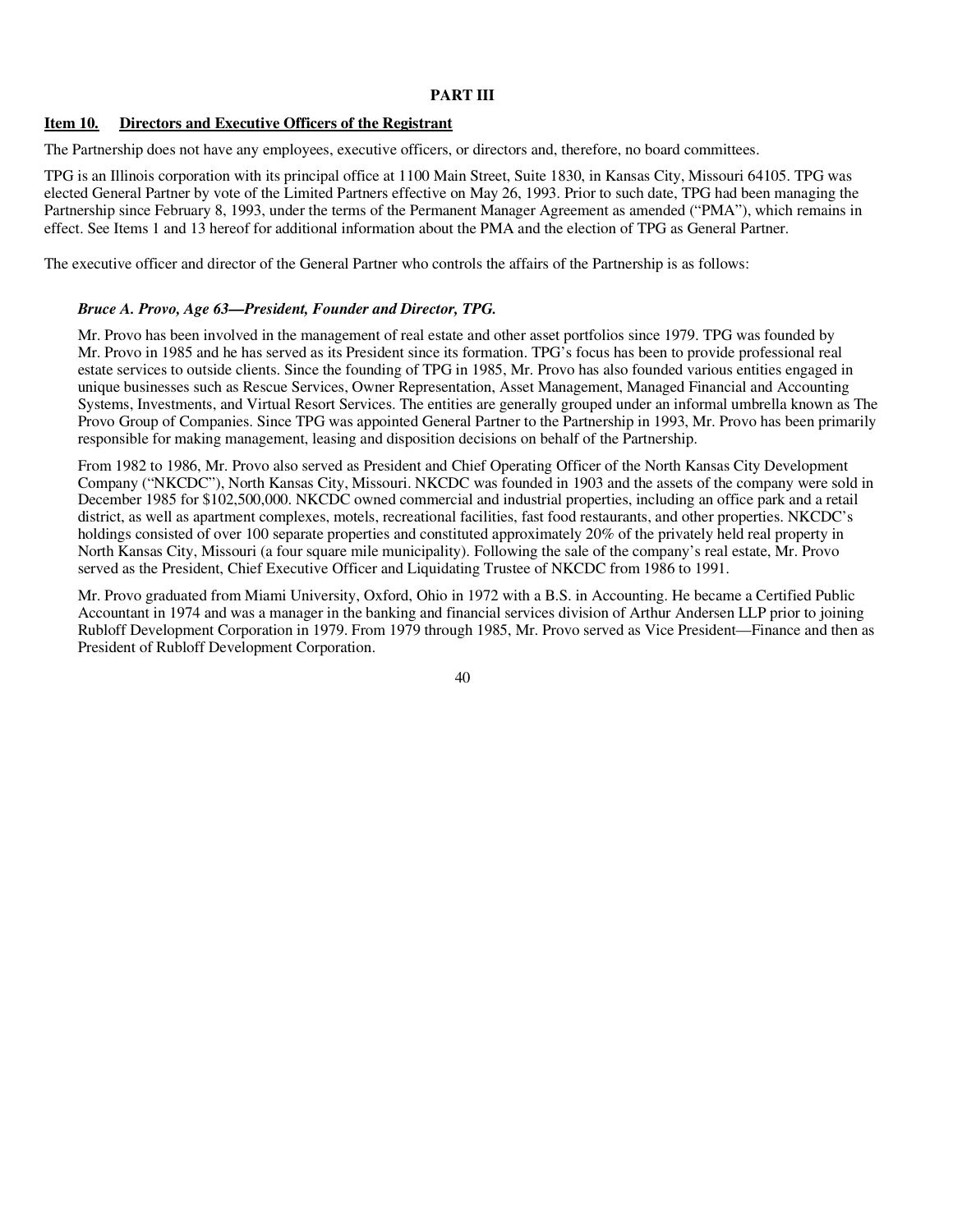# PART III

## Item 10. Directors and Executive Officers of the Registrant

The Partnership does not have any employees, executive officers, or directors and, therefore, no board committees.

TPG is an Illinois corporation with its principal office at 1100 Main Street, Suite 1830, in Kansas City, Missouri 64105. TPG was elected General Partner by vote of the Limited Partners effective on May 26, 1993. Prior to such date, TPG had been managing the Partnership since February 8, 1993, under the terms of the Permanent Manager Agreement as amended ("PMA"), which remains in effect. See Items 1 and 13 hereof for additional information about the PMA and the election of TPG as General Partner.

The executive officer and director of the General Partner who controls the affairs of the Partnership is as follows:

***Bruce A. Provo, Age 63—President, Founder and Director, TPG.***

Mr. Provo has been involved in the management of real estate and other asset portfolios since 1979. TPG was founded by Mr. Provo in 1985 and he has served as its President since its formation. TPG's focus has been to provide professional real estate services to outside clients. Since the founding of TPG in 1985, Mr. Provo has also founded various entities engaged in unique businesses such as Rescue Services, Owner Representation, Asset Management, Managed Financial and Accounting Systems, Investments, and Virtual Resort Services. The entities are generally grouped under an informal umbrella known as The Provo Group of Companies. Since TPG was appointed General Partner to the Partnership in 1993, Mr. Provo has been primarily responsible for making management, leasing and disposition decisions on behalf of the Partnership.

From 1982 to 1986, Mr. Provo also served as President and Chief Operating Officer of the North Kansas City Development Company ("NKCDC"), North Kansas City, Missouri. NKCDC was founded in 1903 and the assets of the company were sold in December 1985 for $102,500,000. NKCDC owned commercial and industrial properties, including an office park and a retail district, as well as apartment complexes, motels, recreational facilities, fast food restaurants, and other properties. NKCDC's holdings consisted of over 100 separate properties and constituted approximately 20% of the privately held real property in North Kansas City, Missouri (a four square mile municipality). Following the sale of the company's real estate, Mr. Provo served as the President, Chief Executive Officer and Liquidating Trustee of NKCDC from 1986 to 1991.

Mr. Provo graduated from Miami University, Oxford, Ohio in 1972 with a B.S. in Accounting. He became a Certified Public Accountant in 1974 and was a manager in the banking and financial services division of Arthur Andersen LLP prior to joining Rubloff Development Corporation in 1979. From 1979 through 1985, Mr. Provo served as Vice President—Finance and then as President of Rubloff Development Corporation.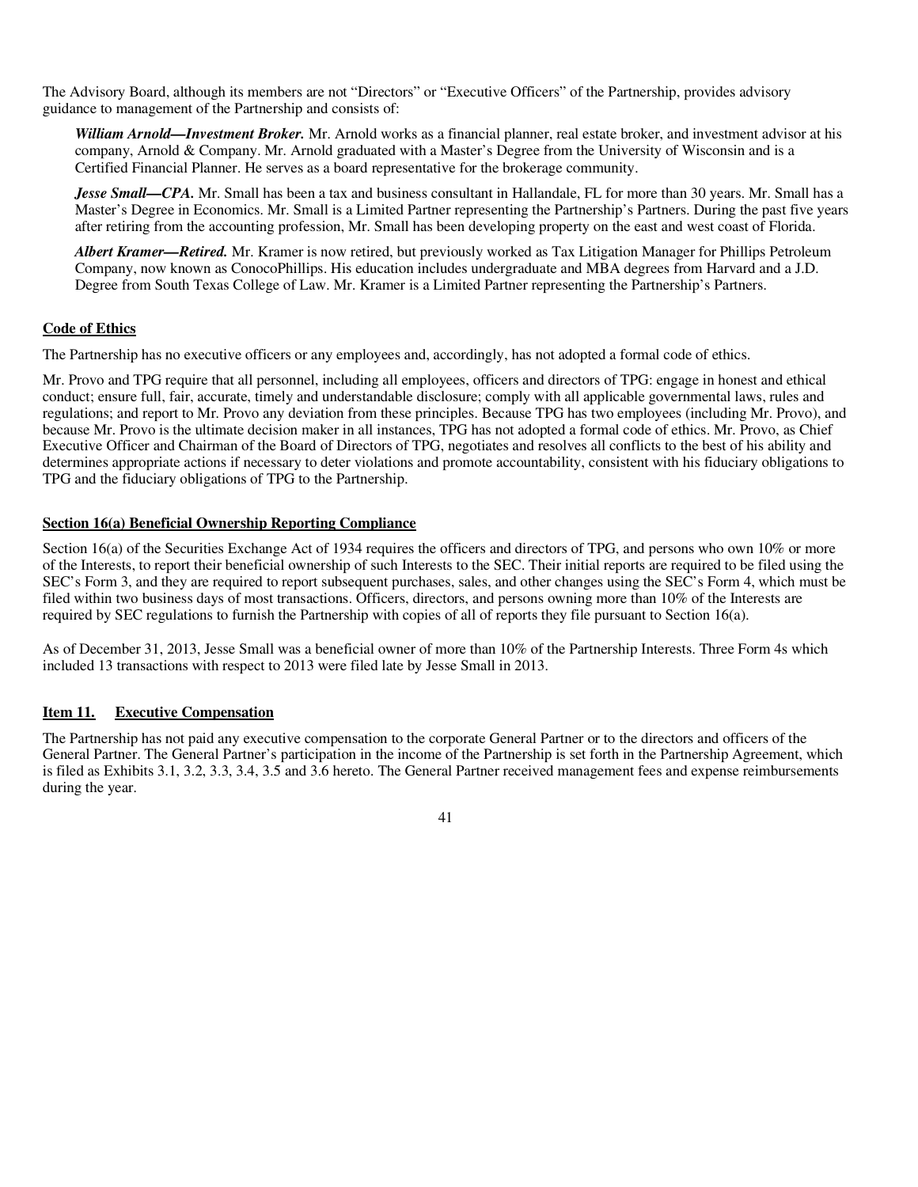The Advisory Board, although its members are not "Directors" or "Executive Officers" of the Partnership, provides advisory guidance to management of the Partnership and consists of:

***William Arnold—Investment Broker.*** Mr. Arnold works as a financial planner, real estate broker, and investment advisor at his company, Arnold & Company. Mr. Arnold graduated with a Master's Degree from the University of Wisconsin and is a Certified Financial Planner. He serves as a board representative for the brokerage community.

***Jesse Small—CPA.*** Mr. Small has been a tax and business consultant in Hallandale, FL for more than 30 years. Mr. Small has a Master's Degree in Economics. Mr. Small is a Limited Partner representing the Partnership's Partners. During the past five years after retiring from the accounting profession, Mr. Small has been developing property on the east and west coast of Florida.

***Albert Kramer—Retired.*** Mr. Kramer is now retired, but previously worked as Tax Litigation Manager for Phillips Petroleum Company, now known as ConocoPhillips. His education includes undergraduate and MBA degrees from Harvard and a J.D. Degree from South Texas College of Law. Mr. Kramer is a Limited Partner representing the Partnership's Partners.

**Code of Ethics**

The Partnership has no executive officers or any employees and, accordingly, has not adopted a formal code of ethics.

Mr. Provo and TPG require that all personnel, including all employees, officers and directors of TPG: engage in honest and ethical conduct; ensure full, fair, accurate, timely and understandable disclosure; comply with all applicable governmental laws, rules and regulations; and report to Mr. Provo any deviation from these principles. Because TPG has two employees (including Mr. Provo), and because Mr. Provo is the ultimate decision maker in all instances, TPG has not adopted a formal code of ethics. Mr. Provo, as Chief Executive Officer and Chairman of the Board of Directors of TPG, negotiates and resolves all conflicts to the best of his ability and determines appropriate actions if necessary to deter violations and promote accountability, consistent with his fiduciary obligations to TPG and the fiduciary obligations of TPG to the Partnership.

**Section 16(a) Beneficial Ownership Reporting Compliance**

Section 16(a) of the Securities Exchange Act of 1934 requires the officers and directors of TPG, and persons who own 10% or more of the Interests, to report their beneficial ownership of such Interests to the SEC. Their initial reports are required to be filed using the SEC's Form 3, and they are required to report subsequent purchases, sales, and other changes using the SEC's Form 4, which must be filed within two business days of most transactions. Officers, directors, and persons owning more than 10% of the Interests are required by SEC regulations to furnish the Partnership with copies of all of reports they file pursuant to Section 16(a).

As of December 31, 2013, Jesse Small was a beneficial owner of more than 10% of the Partnership Interests. Three Form 4s which included 13 transactions with respect to 2013 were filed late by Jesse Small in 2013.

## Item 11. Executive Compensation

The Partnership has not paid any executive compensation to the corporate General Partner or to the directors and officers of the General Partner. The General Partner's participation in the income of the Partnership is set forth in the Partnership Agreement, which is filed as Exhibits 3.1, 3.2, 3.3, 3.4, 3.5 and 3.6 hereto. The General Partner received management fees and expense reimbursements during the year.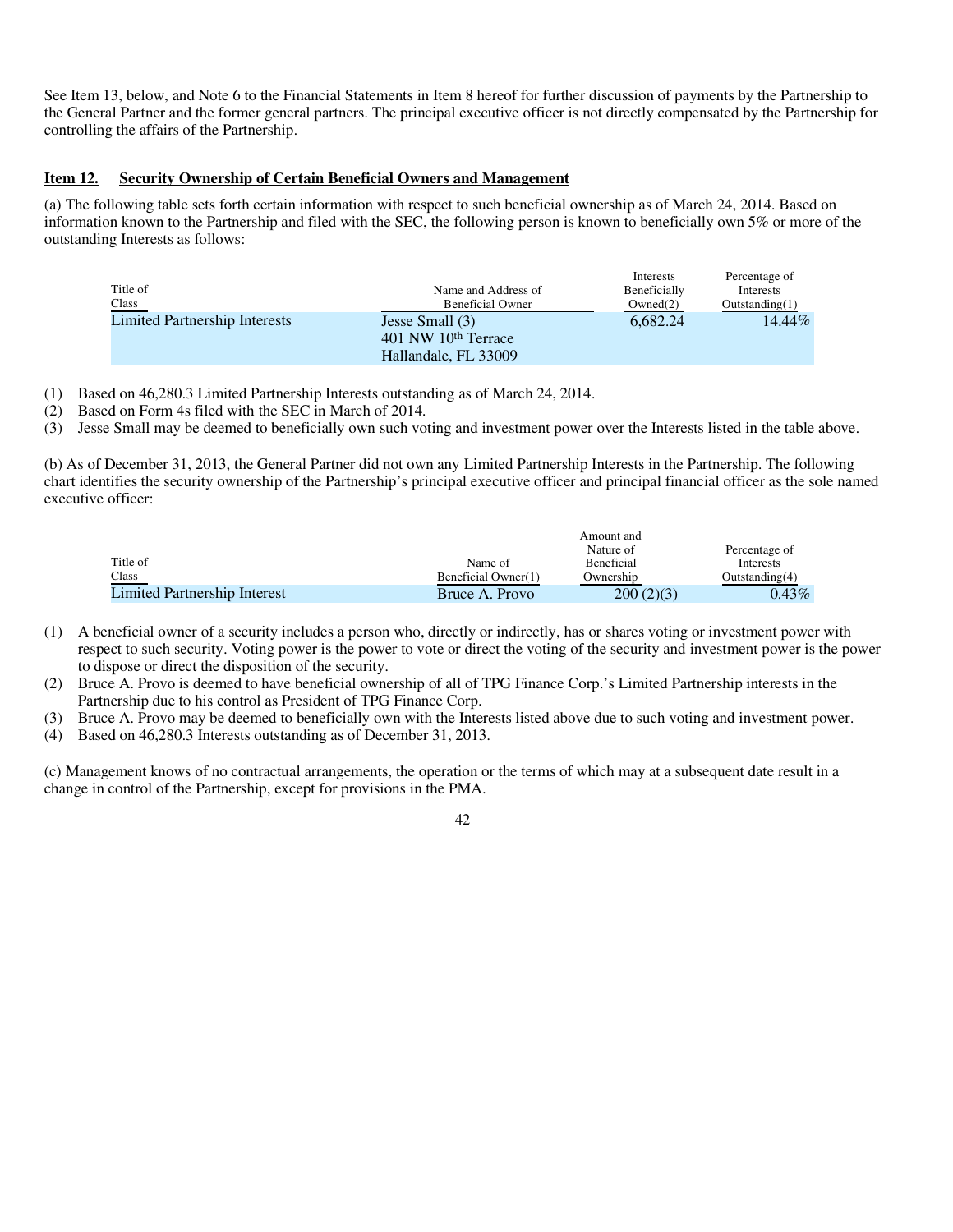See Item 13, below, and Note 6 to the Financial Statements in Item 8 hereof for further discussion of payments by the Partnership to the General Partner and the former general partners. The principal executive officer is not directly compensated by the Partnership for controlling the affairs of the Partnership.

## Item 12. Security Ownership of Certain Beneficial Owners and Management

(a) The following table sets forth certain information with respect to such beneficial ownership as of March 24, 2014. Based on information known to the Partnership and filed with the SEC, the following person is known to beneficially own 5% or more of the outstanding Interests as follows:

| Title of Class | Name and Address of Beneficial Owner | Interests Beneficially Owned(2) | Percentage of Interests Outstanding(1) |
|---|---|---|---|
| Limited Partnership Interests | Jesse Small (3)<br>401 NW 10th Terrace<br>Hallandale, FL 33009 | 6,682.24 | 14.44% |

(1) Based on 46,280.3 Limited Partnership Interests outstanding as of March 24, 2014.
(2) Based on Form 4s filed with the SEC in March of 2014.
(3) Jesse Small may be deemed to beneficially own such voting and investment power over the Interests listed in the table above.

(b) As of December 31, 2013, the General Partner did not own any Limited Partnership Interests in the Partnership. The following chart identifies the security ownership of the Partnership's principal executive officer and principal financial officer as the sole named executive officer:

| Title of Class | Name of Beneficial Owner(1) | Amount and Nature of Beneficial Ownership | Percentage of Interests Outstanding(4) |
|---|---|---|---|
| Limited Partnership Interest | Bruce A. Provo | 200 (2)(3) | 0.43% |

(1) A beneficial owner of a security includes a person who, directly or indirectly, has or shares voting or investment power with respect to such security. Voting power is the power to vote or direct the voting of the security and investment power is the power to dispose or direct the disposition of the security.
(2) Bruce A. Provo is deemed to have beneficial ownership of all of TPG Finance Corp.'s Limited Partnership interests in the Partnership due to his control as President of TPG Finance Corp.
(3) Bruce A. Provo may be deemed to beneficially own with the Interests listed above due to such voting and investment power.
(4) Based on 46,280.3 Interests outstanding as of December 31, 2013.

(c) Management knows of no contractual arrangements, the operation or the terms of which may at a subsequent date result in a change in control of the Partnership, except for provisions in the PMA.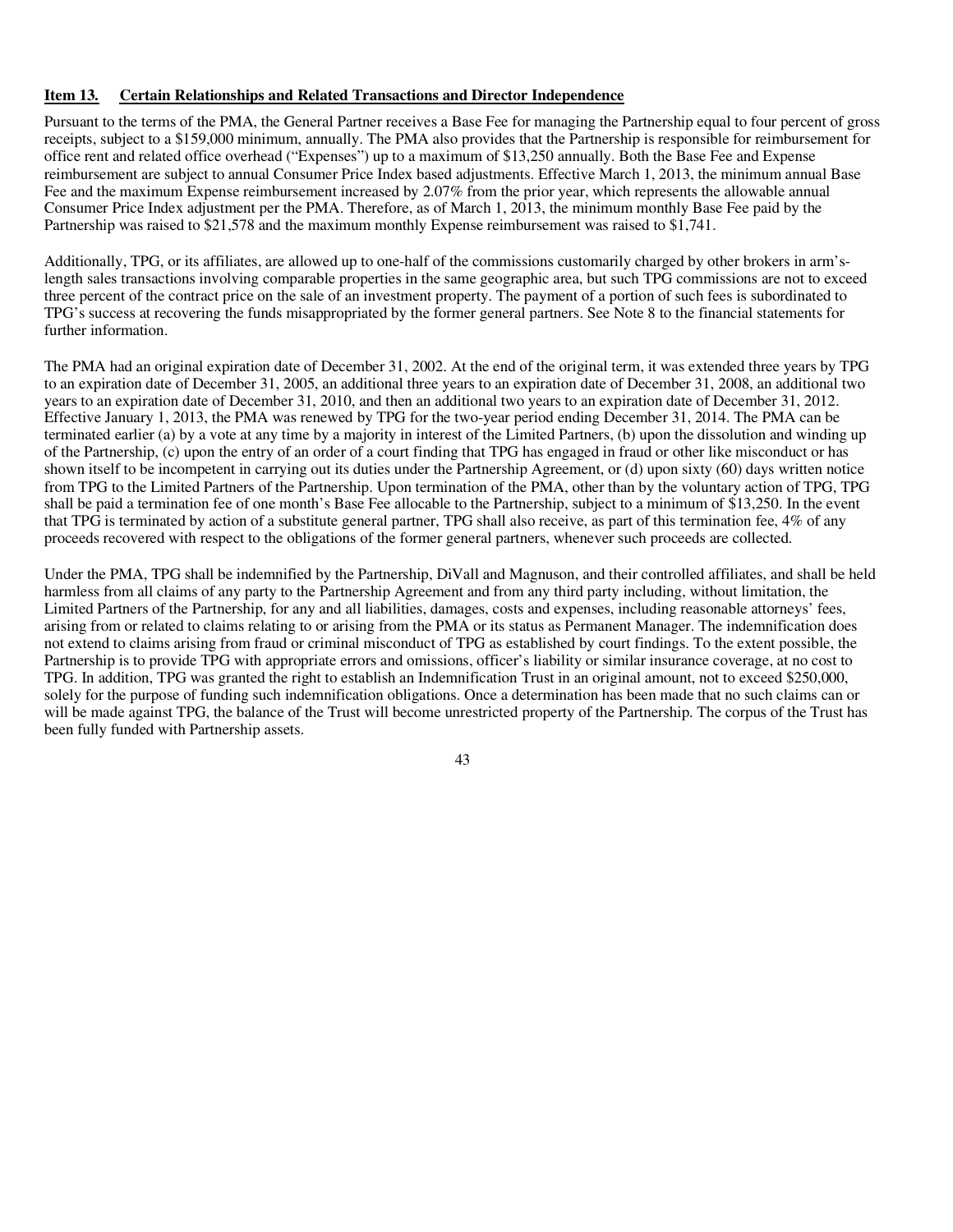**Item 13. Certain Relationships and Related Transactions and Director Independence**

Pursuant to the terms of the PMA, the General Partner receives a Base Fee for managing the Partnership equal to four percent of gross receipts, subject to a $159,000 minimum, annually. The PMA also provides that the Partnership is responsible for reimbursement for office rent and related office overhead ("Expenses") up to a maximum of $13,250 annually. Both the Base Fee and Expense reimbursement are subject to annual Consumer Price Index based adjustments. Effective March 1, 2013, the minimum annual Base Fee and the maximum Expense reimbursement increased by 2.07% from the prior year, which represents the allowable annual Consumer Price Index adjustment per the PMA. Therefore, as of March 1, 2013, the minimum monthly Base Fee paid by the Partnership was raised to $21,578 and the maximum monthly Expense reimbursement was raised to $1,741.

Additionally, TPG, or its affiliates, are allowed up to one-half of the commissions customarily charged by other brokers in arm's-length sales transactions involving comparable properties in the same geographic area, but such TPG commissions are not to exceed three percent of the contract price on the sale of an investment property. The payment of a portion of such fees is subordinated to TPG's success at recovering the funds misappropriated by the former general partners. See Note 8 to the financial statements for further information.

The PMA had an original expiration date of December 31, 2002. At the end of the original term, it was extended three years by TPG to an expiration date of December 31, 2005, an additional three years to an expiration date of December 31, 2008, an additional two years to an expiration date of December 31, 2010, and then an additional two years to an expiration date of December 31, 2012. Effective January 1, 2013, the PMA was renewed by TPG for the two-year period ending December 31, 2014. The PMA can be terminated earlier (a) by a vote at any time by a majority in interest of the Limited Partners, (b) upon the dissolution and winding up of the Partnership, (c) upon the entry of an order of a court finding that TPG has engaged in fraud or other like misconduct or has shown itself to be incompetent in carrying out its duties under the Partnership Agreement, or (d) upon sixty (60) days written notice from TPG to the Limited Partners of the Partnership. Upon termination of the PMA, other than by the voluntary action of TPG, TPG shall be paid a termination fee of one month's Base Fee allocable to the Partnership, subject to a minimum of $13,250. In the event that TPG is terminated by action of a substitute general partner, TPG shall also receive, as part of this termination fee, 4% of any proceeds recovered with respect to the obligations of the former general partners, whenever such proceeds are collected.

Under the PMA, TPG shall be indemnified by the Partnership, DiVall and Magnuson, and their controlled affiliates, and shall be held harmless from all claims of any party to the Partnership Agreement and from any third party including, without limitation, the Limited Partners of the Partnership, for any and all liabilities, damages, costs and expenses, including reasonable attorneys' fees, arising from or related to claims relating to or arising from the PMA or its status as Permanent Manager. The indemnification does not extend to claims arising from fraud or criminal misconduct of TPG as established by court findings. To the extent possible, the Partnership is to provide TPG with appropriate errors and omissions, officer's liability or similar insurance coverage, at no cost to TPG. In addition, TPG was granted the right to establish an Indemnification Trust in an original amount, not to exceed $250,000, solely for the purpose of funding such indemnification obligations. Once a determination has been made that no such claims can or will be made against TPG, the balance of the Trust will become unrestricted property of the Partnership. The corpus of the Trust has been fully funded with Partnership assets.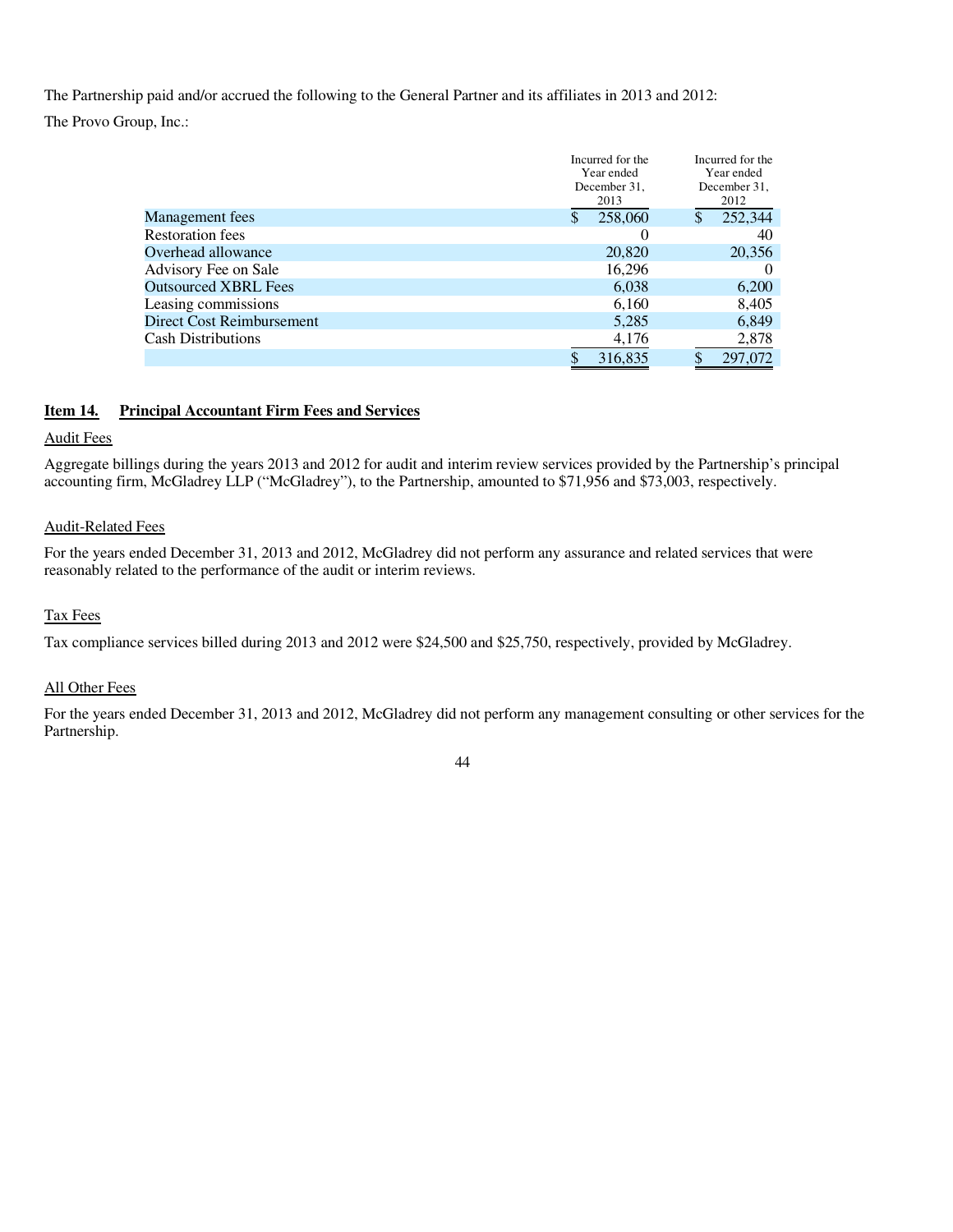The Partnership paid and/or accrued the following to the General Partner and its affiliates in 2013 and 2012:

The Provo Group, Inc.:

| | Incurred for the Year ended December 31, 2013 | Incurred for the Year ended December 31, 2012 |
|---|---|---|
| Management fees | $ 258,060 | $ 252,344 |
| Restoration fees | 0 | 40 |
| Overhead allowance | 20,820 | 20,356 |
| Advisory Fee on Sale | 16,296 | 0 |
| Outsourced XBRL Fees | 6,038 | 6,200 |
| Leasing commissions | 6,160 | 8,405 |
| Direct Cost Reimbursement | 5,285 | 6,849 |
| Cash Distributions | 4,176 | 2,878 |
| | $ 316,835 | $ 297,072 |

## Item 14. Principal Accountant Firm Fees and Services

Audit Fees

Aggregate billings during the years 2013 and 2012 for audit and interim review services provided by the Partnership's principal accounting firm, McGladrey LLP ("McGladrey"), to the Partnership, amounted to $71,956 and $73,003, respectively.

Audit-Related Fees

For the years ended December 31, 2013 and 2012, McGladrey did not perform any assurance and related services that were reasonably related to the performance of the audit or interim reviews.

Tax Fees

Tax compliance services billed during 2013 and 2012 were $24,500 and $25,750, respectively, provided by McGladrey.

All Other Fees

For the years ended December 31, 2013 and 2012, McGladrey did not perform any management consulting or other services for the Partnership.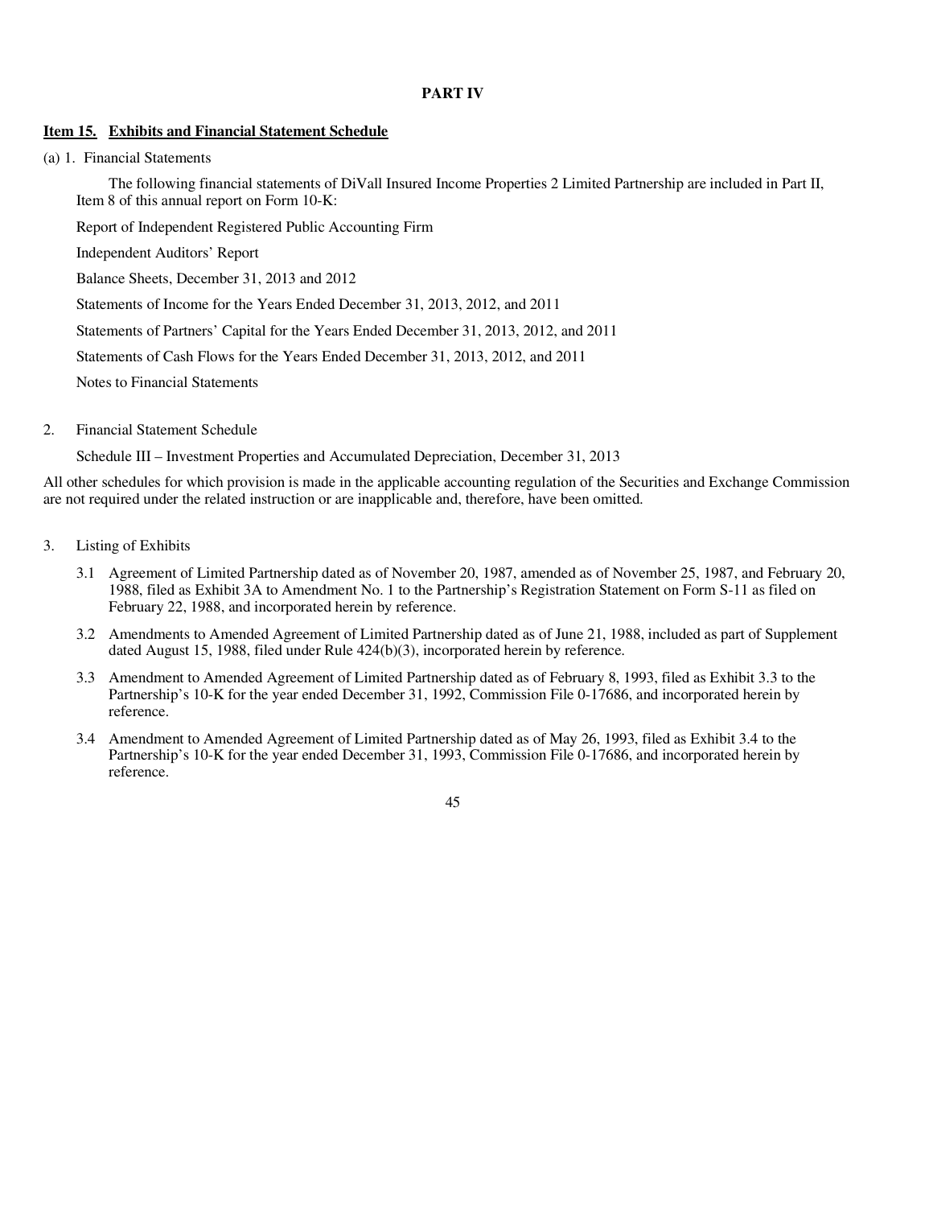# PART IV

## Item 15. Exhibits and Financial Statement Schedule

(a) 1. Financial Statements

The following financial statements of DiVall Insured Income Properties 2 Limited Partnership are included in Part II, Item 8 of this annual report on Form 10-K:

Report of Independent Registered Public Accounting Firm

Independent Auditors' Report

Balance Sheets, December 31, 2013 and 2012

Statements of Income for the Years Ended December 31, 2013, 2012, and 2011

Statements of Partners' Capital for the Years Ended December 31, 2013, 2012, and 2011

Statements of Cash Flows for the Years Ended December 31, 2013, 2012, and 2011

Notes to Financial Statements

2. Financial Statement Schedule

Schedule III – Investment Properties and Accumulated Depreciation, December 31, 2013

All other schedules for which provision is made in the applicable accounting regulation of the Securities and Exchange Commission are not required under the related instruction or are inapplicable and, therefore, have been omitted.

3. Listing of Exhibits

3.1 Agreement of Limited Partnership dated as of November 20, 1987, amended as of November 25, 1987, and February 20, 1988, filed as Exhibit 3A to Amendment No. 1 to the Partnership's Registration Statement on Form S-11 as filed on February 22, 1988, and incorporated herein by reference.

3.2 Amendments to Amended Agreement of Limited Partnership dated as of June 21, 1988, included as part of Supplement dated August 15, 1988, filed under Rule 424(b)(3), incorporated herein by reference.

3.3 Amendment to Amended Agreement of Limited Partnership dated as of February 8, 1993, filed as Exhibit 3.3 to the Partnership's 10-K for the year ended December 31, 1992, Commission File 0-17686, and incorporated herein by reference.

3.4 Amendment to Amended Agreement of Limited Partnership dated as of May 26, 1993, filed as Exhibit 3.4 to the Partnership's 10-K for the year ended December 31, 1993, Commission File 0-17686, and incorporated herein by reference.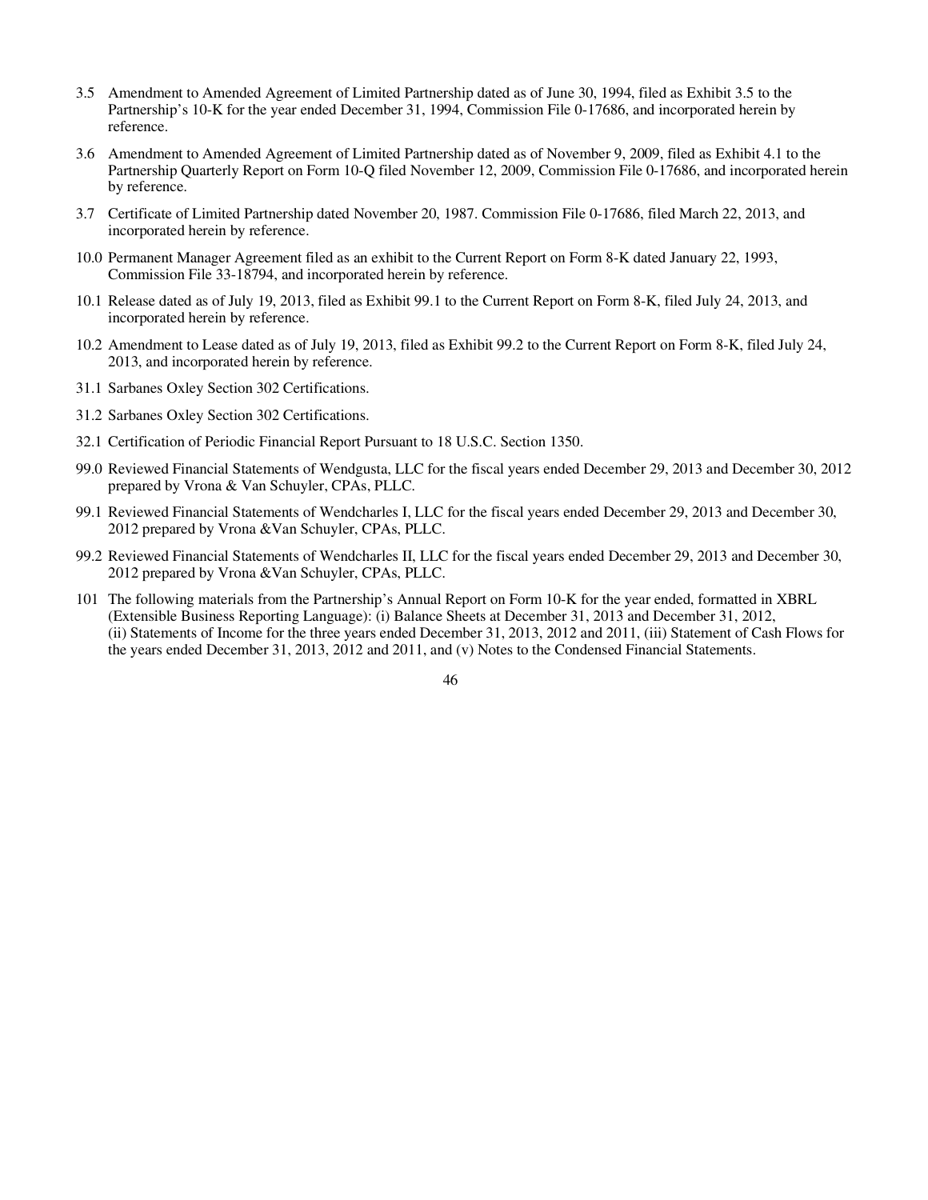3.5 Amendment to Amended Agreement of Limited Partnership dated as of June 30, 1994, filed as Exhibit 3.5 to the Partnership's 10-K for the year ended December 31, 1994, Commission File 0-17686, and incorporated herein by reference.

3.6 Amendment to Amended Agreement of Limited Partnership dated as of November 9, 2009, filed as Exhibit 4.1 to the Partnership Quarterly Report on Form 10-Q filed November 12, 2009, Commission File 0-17686, and incorporated herein by reference.

3.7 Certificate of Limited Partnership dated November 20, 1987. Commission File 0-17686, filed March 22, 2013, and incorporated herein by reference.

10.0 Permanent Manager Agreement filed as an exhibit to the Current Report on Form 8-K dated January 22, 1993, Commission File 33-18794, and incorporated herein by reference.

10.1 Release dated as of July 19, 2013, filed as Exhibit 99.1 to the Current Report on Form 8-K, filed July 24, 2013, and incorporated herein by reference.

10.2 Amendment to Lease dated as of July 19, 2013, filed as Exhibit 99.2 to the Current Report on Form 8-K, filed July 24, 2013, and incorporated herein by reference.

31.1 Sarbanes Oxley Section 302 Certifications.

31.2 Sarbanes Oxley Section 302 Certifications.

32.1 Certification of Periodic Financial Report Pursuant to 18 U.S.C. Section 1350.

99.0 Reviewed Financial Statements of Wendgusta, LLC for the fiscal years ended December 29, 2013 and December 30, 2012 prepared by Vrona & Van Schuyler, CPAs, PLLC.

99.1 Reviewed Financial Statements of Wendcharles I, LLC for the fiscal years ended December 29, 2013 and December 30, 2012 prepared by Vrona &Van Schuyler, CPAs, PLLC.

99.2 Reviewed Financial Statements of Wendcharles II, LLC for the fiscal years ended December 29, 2013 and December 30, 2012 prepared by Vrona &Van Schuyler, CPAs, PLLC.

101 The following materials from the Partnership's Annual Report on Form 10-K for the year ended, formatted in XBRL (Extensible Business Reporting Language): (i) Balance Sheets at December 31, 2013 and December 31, 2012, (ii) Statements of Income for the three years ended December 31, 2013, 2012 and 2011, (iii) Statement of Cash Flows for the years ended December 31, 2013, 2012 and 2011, and (v) Notes to the Condensed Financial Statements.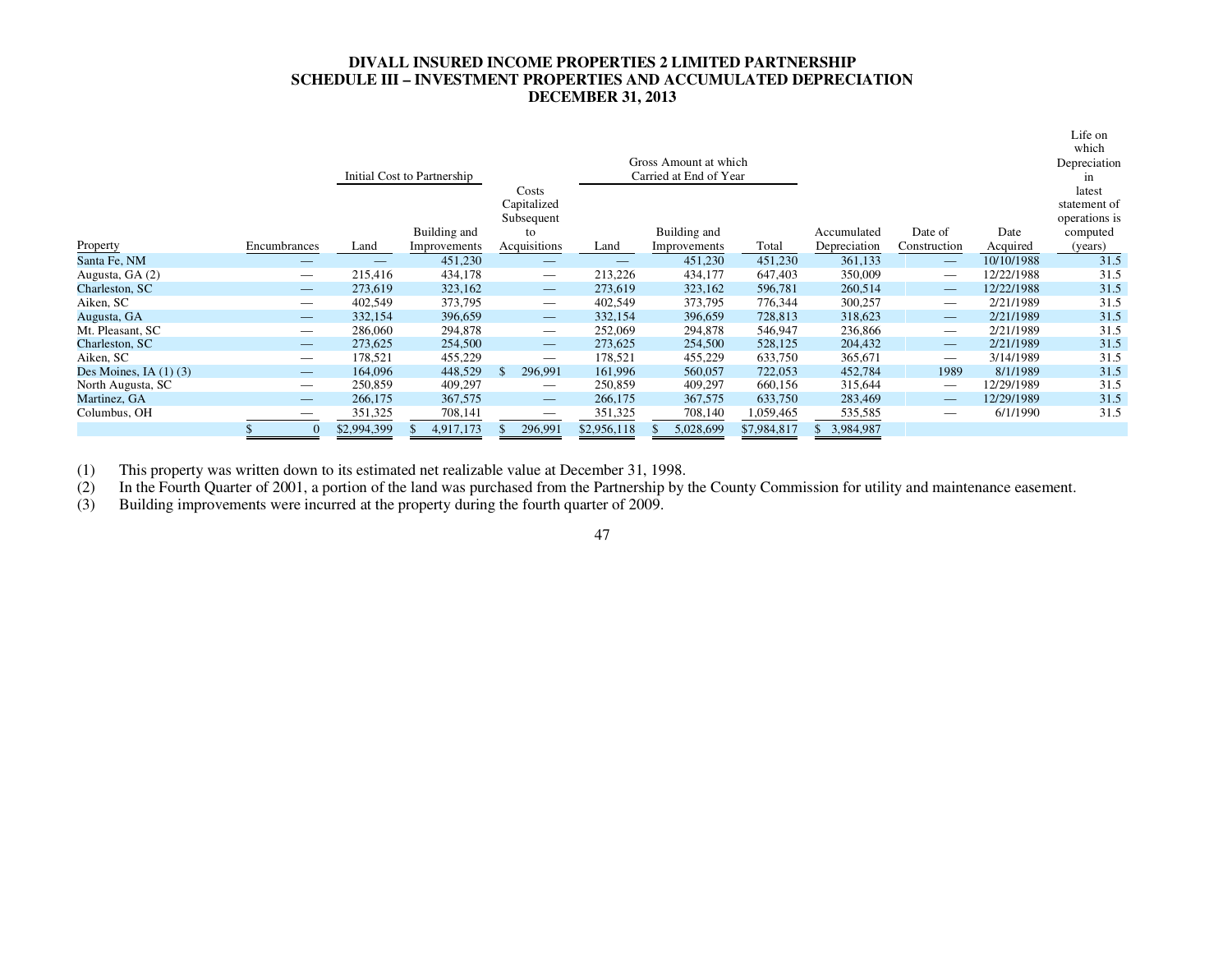**DIVALL INSURED INCOME PROPERTIES 2 LIMITED PARTNERSHIP**
**SCHEDULE III – INVESTMENT PROPERTIES AND ACCUMULATED DEPRECIATION**
**DECEMBER 31, 2013**

| | | Initial Cost to Partnership | | | Gross Amount at which Carried at End of Year | | | | | | |
|---|---|---|---|---|---|---|---|---|---|---|---|
| Property | Encumbrances | Land | Building and Improvements | Costs Capitalized Subsequent to Acquisitions | Land | Building and Improvements | Total | Accumulated Depreciation | Date of Construction | Date Acquired | Life on which Depreciation in latest statement of operations is computed (years) |
| Santa Fe, NM | — | — | 451,230 | — | — | 451,230 | 451,230 | 361,133 | — | 10/10/1988 | 31.5 |
| Augusta, GA (2) | — | 215,416 | 434,178 | — | 213,226 | 434,177 | 647,403 | 350,009 | — | 12/22/1988 | 31.5 |
| Charleston, SC | — | 273,619 | 323,162 | — | 273,619 | 323,162 | 596,781 | 260,514 | — | 12/22/1988 | 31.5 |
| Aiken, SC | — | 402,549 | 373,795 | — | 402,549 | 373,795 | 776,344 | 300,257 | — | 2/21/1989 | 31.5 |
| Augusta, GA | — | 332,154 | 396,659 | — | 332,154 | 396,659 | 728,813 | 318,623 | — | 2/21/1989 | 31.5 |
| Mt. Pleasant, SC | — | 286,060 | 294,878 | — | 252,069 | 294,878 | 546,947 | 236,866 | — | 2/21/1989 | 31.5 |
| Charleston, SC | — | 273,625 | 254,500 | — | 273,625 | 254,500 | 528,125 | 204,432 | — | 2/21/1989 | 31.5 |
| Aiken, SC | — | 178,521 | 455,229 | — | 178,521 | 455,229 | 633,750 | 365,671 | — | 3/14/1989 | 31.5 |
| Des Moines, IA (1) (3) | — | 164,096 | 448,529 | $ 296,991 | 161,996 | 560,057 | 722,053 | 452,784 | 1989 | 8/1/1989 | 31.5 |
| North Augusta, SC | — | 250,859 | 409,297 | — | 250,859 | 409,297 | 660,156 | 315,644 | — | 12/29/1989 | 31.5 |
| Martinez, GA | — | 266,175 | 367,575 | — | 266,175 | 367,575 | 633,750 | 283,469 | — | 12/29/1989 | 31.5 |
| Columbus, OH | — | 351,325 | 708,141 | — | 351,325 | 708,140 | 1,059,465 | 535,585 | — | 6/1/1990 | 31.5 |
| | $ 0 | $2,994,399 | $ 4,917,173 | $ 296,991 | $2,956,118 | $ 5,028,699 | $7,984,817 | $ 3,984,987 | | | |

(1) This property was written down to its estimated net realizable value at December 31, 1998.

(2) In the Fourth Quarter of 2001, a portion of the land was purchased from the Partnership by the County Commission for utility and maintenance easement.

(3) Building improvements were incurred at the property during the fourth quarter of 2009.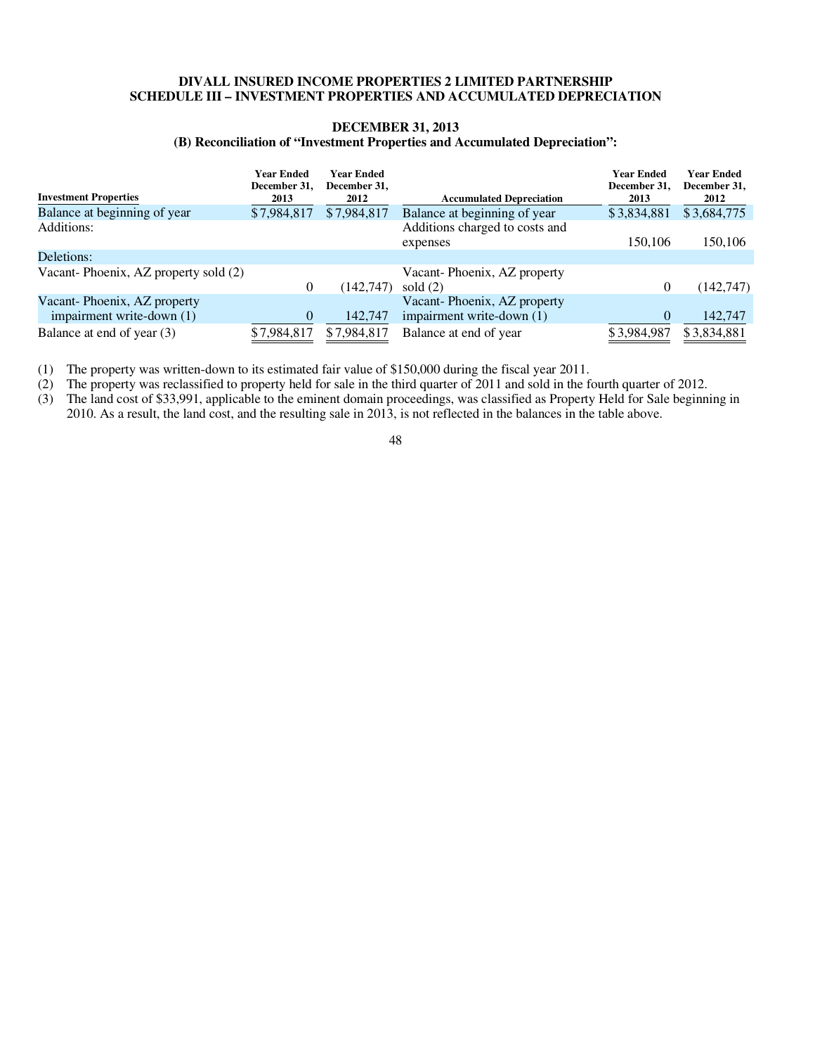**DIVALL INSURED INCOME PROPERTIES 2 LIMITED PARTNERSHIP**
**SCHEDULE III – INVESTMENT PROPERTIES AND ACCUMULATED DEPRECIATION**

**DECEMBER 31, 2013**
**(B) Reconciliation of "Investment Properties and Accumulated Depreciation":**

| Investment Properties | Year Ended December 31, 2013 | Year Ended December 31, 2012 | Accumulated Depreciation | Year Ended December 31, 2013 | Year Ended December 31, 2012 |
|---|---|---|---|---|---|
| Balance at beginning of year | $7,984,817 | $7,984,817 | Balance at beginning of year | $3,834,881 | $3,684,775 |
| Additions: | | | Additions charged to costs and expenses | 150,106 | 150,106 |
| Deletions: | | | | | |
| Vacant- Phoenix, AZ property sold (2) | 0 | (142,747) | Vacant- Phoenix, AZ property sold (2) | 0 | (142,747) |
| Vacant- Phoenix, AZ property impairment write-down (1) | 0 | 142,747 | Vacant- Phoenix, AZ property impairment write-down (1) | 0 | 142,747 |
| Balance at end of year (3) | $7,984,817 | $7,984,817 | Balance at end of year | $3,984,987 | $3,834,881 |

(1) The property was written-down to its estimated fair value of $150,000 during the fiscal year 2011.

(2) The property was reclassified to property held for sale in the third quarter of 2011 and sold in the fourth quarter of 2012.

(3) The land cost of $33,991, applicable to the eminent domain proceedings, was classified as Property Held for Sale beginning in 2010. As a result, the land cost, and the resulting sale in 2013, is not reflected in the balances in the table above.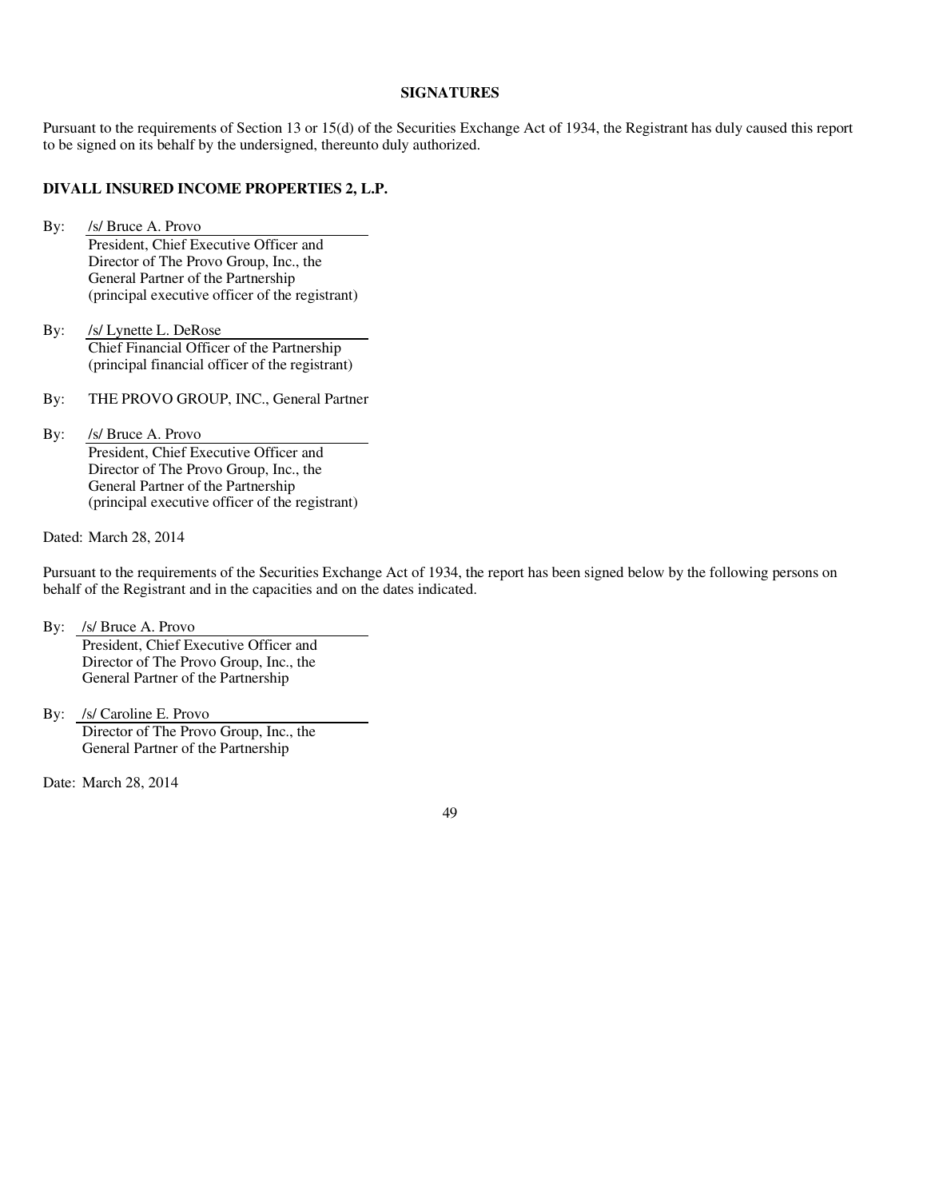## SIGNATURES

Pursuant to the requirements of Section 13 or 15(d) of the Securities Exchange Act of 1934, the Registrant has duly caused this report to be signed on its behalf by the undersigned, thereunto duly authorized.

**DIVALL INSURED INCOME PROPERTIES 2, L.P.**

By: /s/ Bruce A. Provo
President, Chief Executive Officer and
Director of The Provo Group, Inc., the
General Partner of the Partnership
(principal executive officer of the registrant)

By: /s/ Lynette L. DeRose
Chief Financial Officer of the Partnership
(principal financial officer of the registrant)

By: THE PROVO GROUP, INC., General Partner

By: /s/ Bruce A. Provo
President, Chief Executive Officer and
Director of The Provo Group, Inc., the
General Partner of the Partnership
(principal executive officer of the registrant)

Dated: March 28, 2014

Pursuant to the requirements of the Securities Exchange Act of 1934, the report has been signed below by the following persons on behalf of the Registrant and in the capacities and on the dates indicated.

By: /s/ Bruce A. Provo
President, Chief Executive Officer and
Director of The Provo Group, Inc., the
General Partner of the Partnership

By: /s/ Caroline E. Provo
Director of The Provo Group, Inc., the
General Partner of the Partnership

Date: March 28, 2014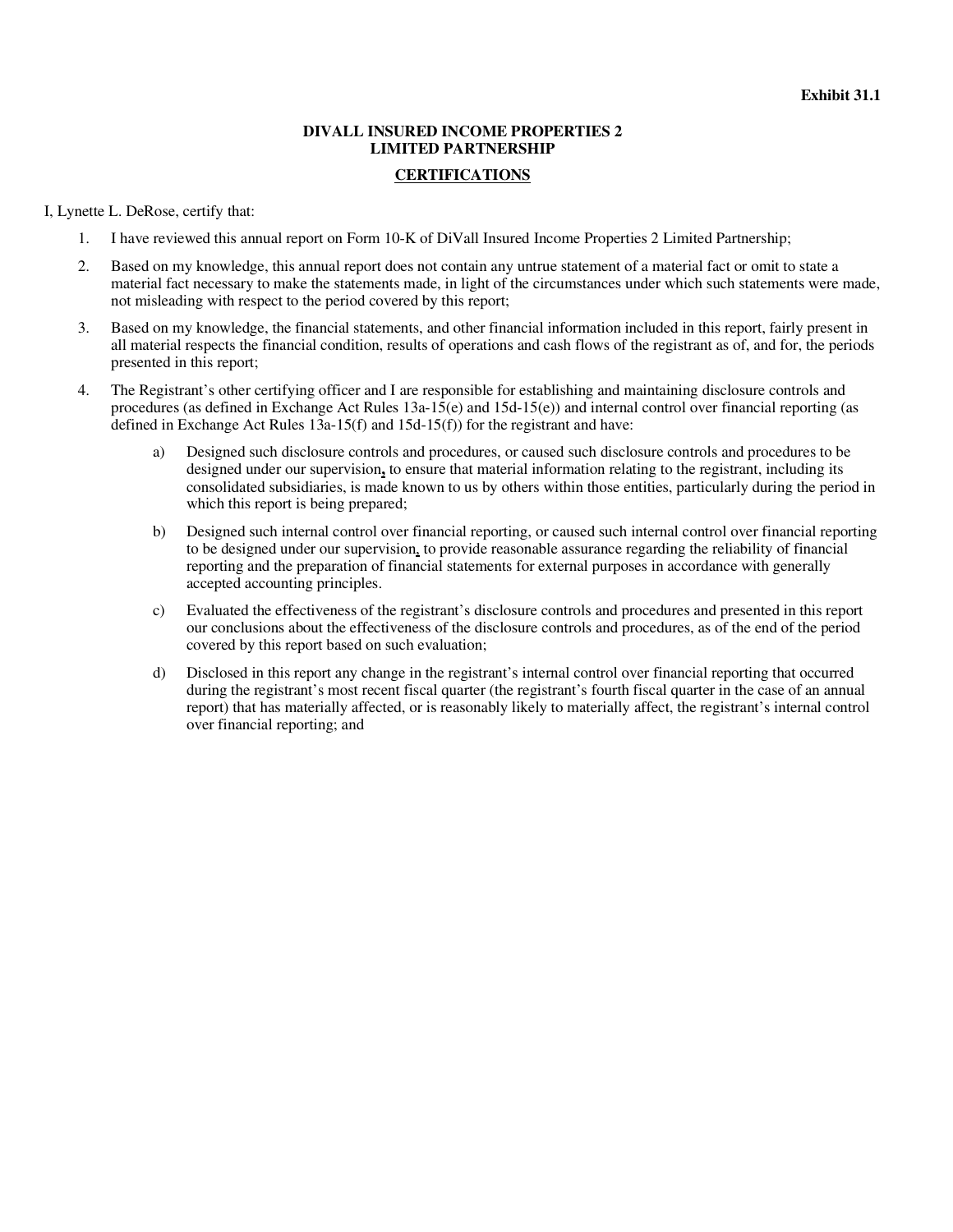**Exhibit 31.1**

**DIVALL INSURED INCOME PROPERTIES 2**
**LIMITED PARTNERSHIP**

**CERTIFICATIONS**

I, Lynette L. DeRose, certify that:

1. I have reviewed this annual report on Form 10-K of DiVall Insured Income Properties 2 Limited Partnership;

2. Based on my knowledge, this annual report does not contain any untrue statement of a material fact or omit to state a material fact necessary to make the statements made, in light of the circumstances under which such statements were made, not misleading with respect to the period covered by this report;

3. Based on my knowledge, the financial statements, and other financial information included in this report, fairly present in all material respects the financial condition, results of operations and cash flows of the registrant as of, and for, the periods presented in this report;

4. The Registrant's other certifying officer and I are responsible for establishing and maintaining disclosure controls and procedures (as defined in Exchange Act Rules 13a-15(e) and 15d-15(e)) and internal control over financial reporting (as defined in Exchange Act Rules 13a-15(f) and 15d-15(f)) for the registrant and have:

   a) Designed such disclosure controls and procedures, or caused such disclosure controls and procedures to be designed under our supervision, to ensure that material information relating to the registrant, including its consolidated subsidiaries, is made known to us by others within those entities, particularly during the period in which this report is being prepared;

   b) Designed such internal control over financial reporting, or caused such internal control over financial reporting to be designed under our supervision, to provide reasonable assurance regarding the reliability of financial reporting and the preparation of financial statements for external purposes in accordance with generally accepted accounting principles.

   c) Evaluated the effectiveness of the registrant's disclosure controls and procedures and presented in this report our conclusions about the effectiveness of the disclosure controls and procedures, as of the end of the period covered by this report based on such evaluation;

   d) Disclosed in this report any change in the registrant's internal control over financial reporting that occurred during the registrant's most recent fiscal quarter (the registrant's fourth fiscal quarter in the case of an annual report) that has materially affected, or is reasonably likely to materially affect, the registrant's internal control over financial reporting; and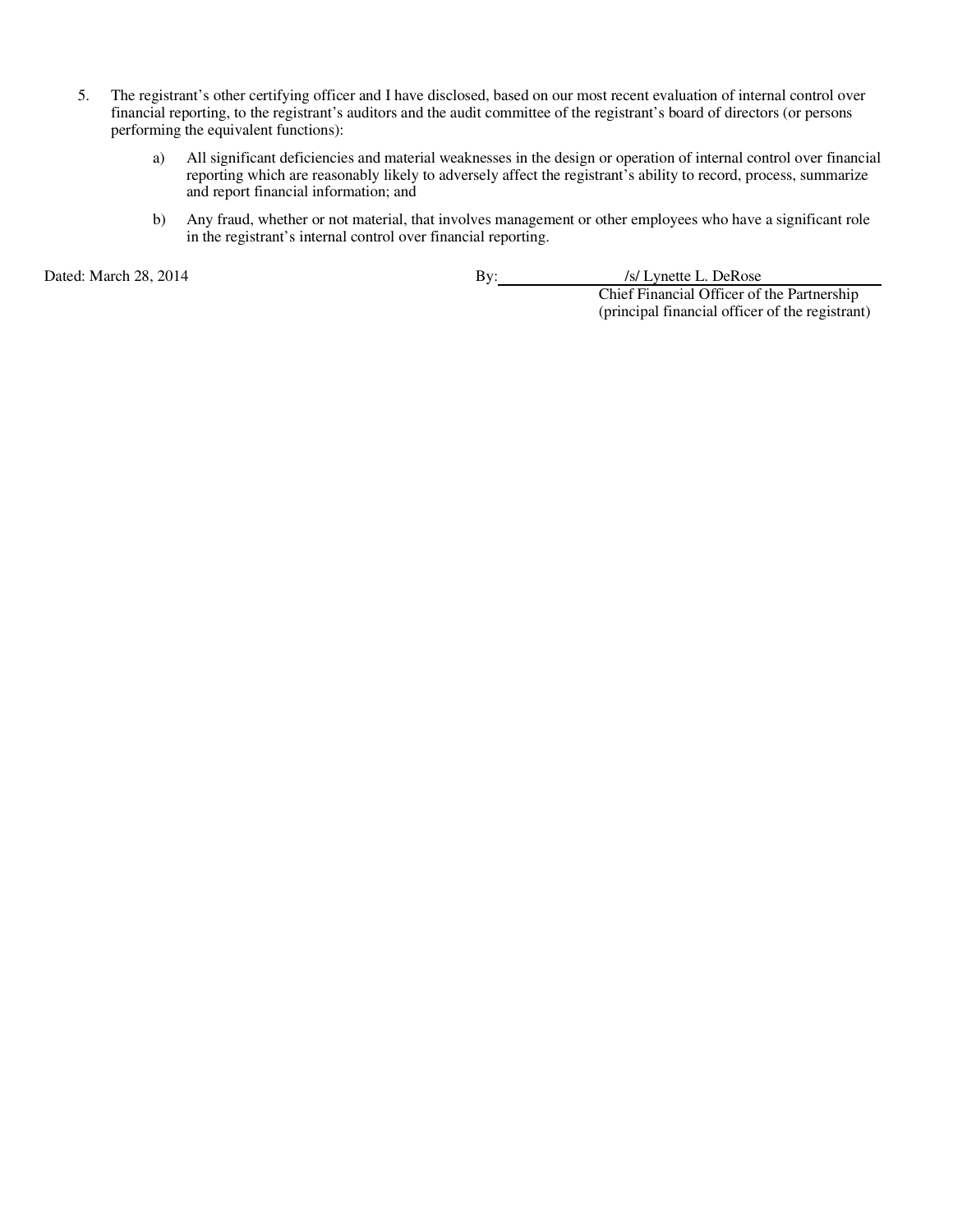5. The registrant's other certifying officer and I have disclosed, based on our most recent evaluation of internal control over financial reporting, to the registrant's auditors and the audit committee of the registrant's board of directors (or persons performing the equivalent functions):

   a) All significant deficiencies and material weaknesses in the design or operation of internal control over financial reporting which are reasonably likely to adversely affect the registrant's ability to record, process, summarize and report financial information; and

   b) Any fraud, whether or not material, that involves management or other employees who have a significant role in the registrant's internal control over financial reporting.

Dated: March 28, 2014

By: /s/ Lynette L. DeRose
Chief Financial Officer of the Partnership
(principal financial officer of the registrant)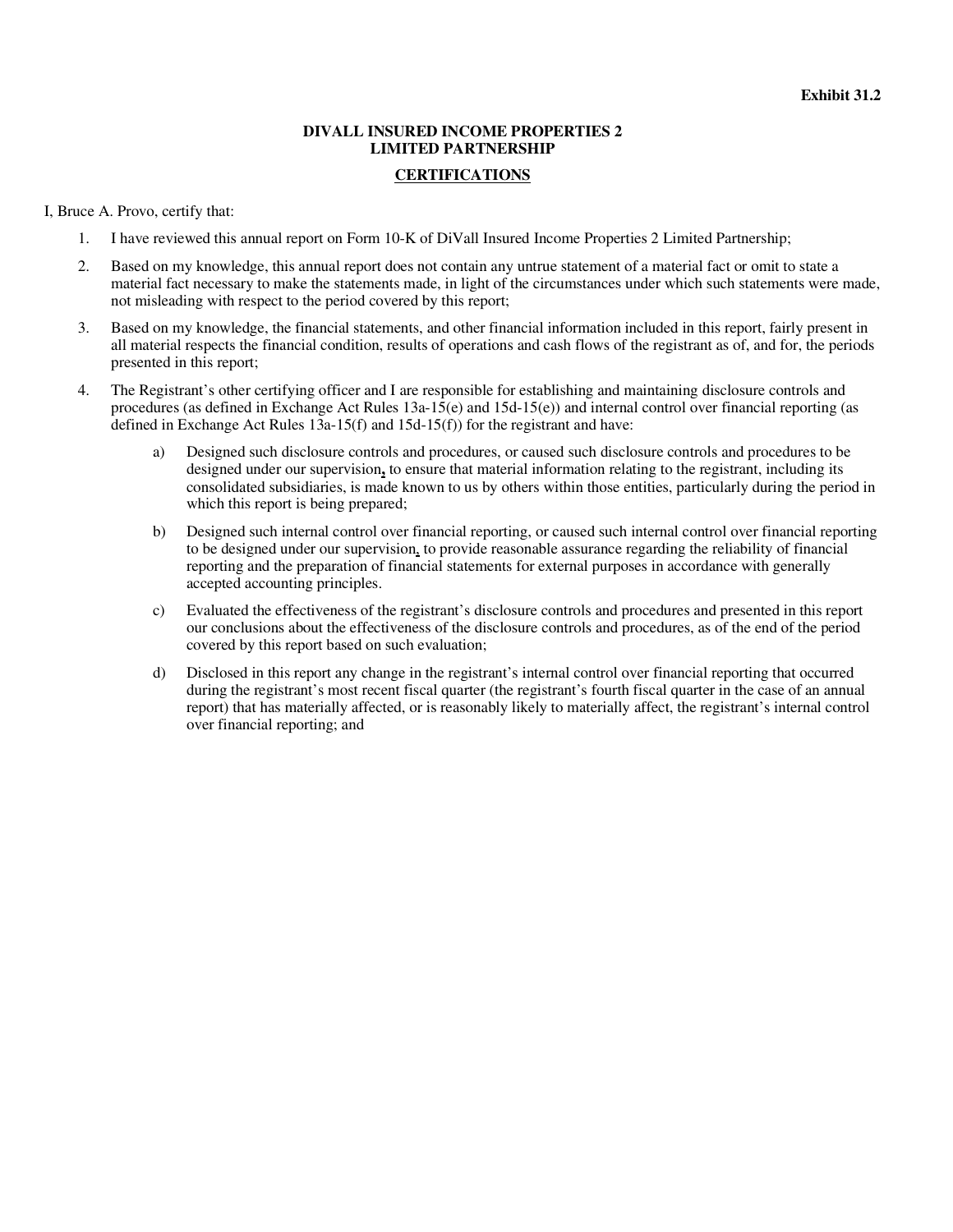**Exhibit 31.2**

**DIVALL INSURED INCOME PROPERTIES 2 LIMITED PARTNERSHIP**

**CERTIFICATIONS**

I, Bruce A. Provo, certify that:

1. I have reviewed this annual report on Form 10-K of DiVall Insured Income Properties 2 Limited Partnership;
2. Based on my knowledge, this annual report does not contain any untrue statement of a material fact or omit to state a material fact necessary to make the statements made, in light of the circumstances under which such statements were made, not misleading with respect to the period covered by this report;
3. Based on my knowledge, the financial statements, and other financial information included in this report, fairly present in all material respects the financial condition, results of operations and cash flows of the registrant as of, and for, the periods presented in this report;
4. The Registrant's other certifying officer and I are responsible for establishing and maintaining disclosure controls and procedures (as defined in Exchange Act Rules 13a-15(e) and 15d-15(e)) and internal control over financial reporting (as defined in Exchange Act Rules 13a-15(f) and 15d-15(f)) for the registrant and have:
   a) Designed such disclosure controls and procedures, or caused such disclosure controls and procedures to be designed under our supervision, to ensure that material information relating to the registrant, including its consolidated subsidiaries, is made known to us by others within those entities, particularly during the period in which this report is being prepared;
   b) Designed such internal control over financial reporting, or caused such internal control over financial reporting to be designed under our supervision, to provide reasonable assurance regarding the reliability of financial reporting and the preparation of financial statements for external purposes in accordance with generally accepted accounting principles.
   c) Evaluated the effectiveness of the registrant's disclosure controls and procedures and presented in this report our conclusions about the effectiveness of the disclosure controls and procedures, as of the end of the period covered by this report based on such evaluation;
   d) Disclosed in this report any change in the registrant's internal control over financial reporting that occurred during the registrant's most recent fiscal quarter (the registrant's fourth fiscal quarter in the case of an annual report) that has materially affected, or is reasonably likely to materially affect, the registrant's internal control over financial reporting; and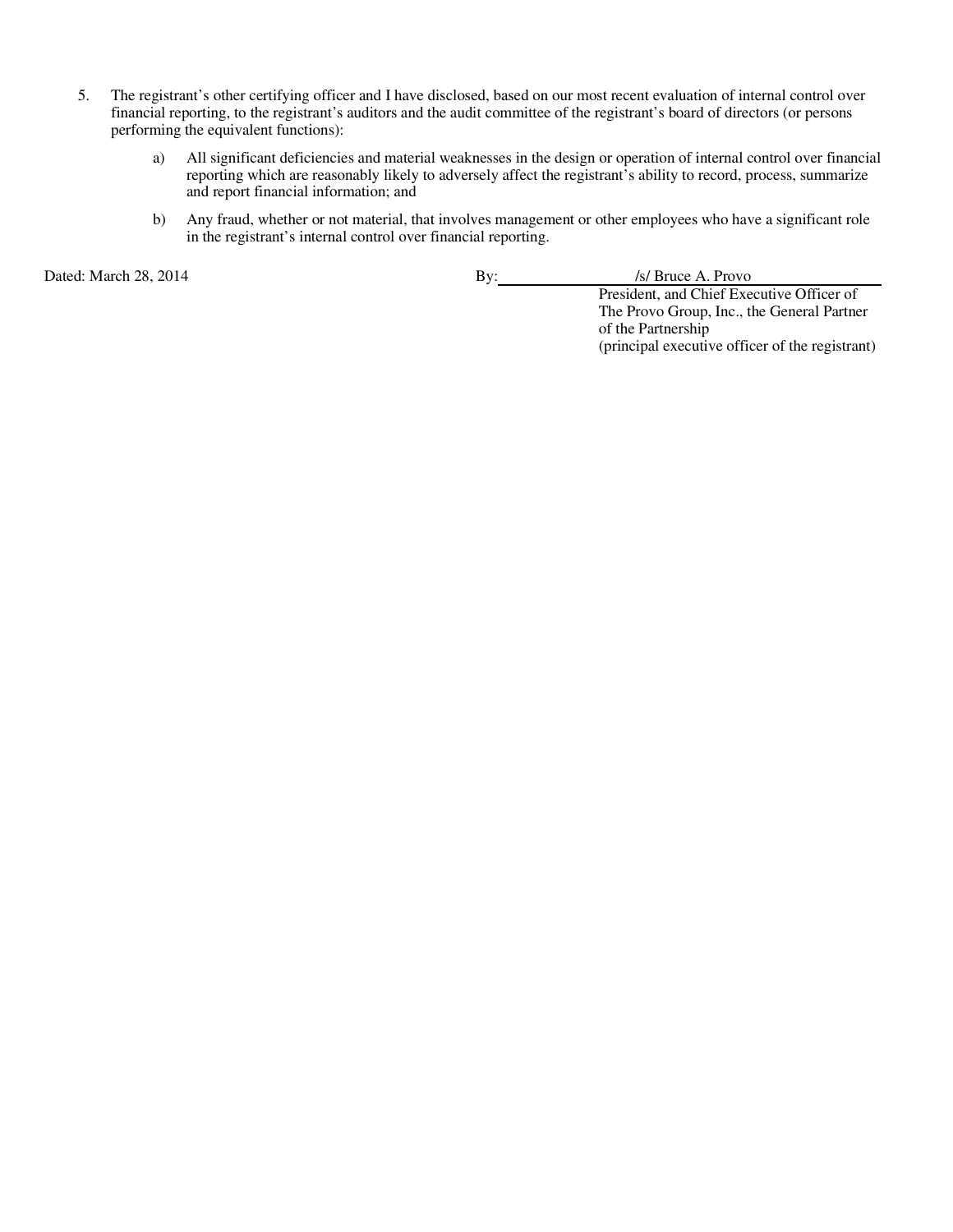5. The registrant's other certifying officer and I have disclosed, based on our most recent evaluation of internal control over financial reporting, to the registrant's auditors and the audit committee of the registrant's board of directors (or persons performing the equivalent functions):

   a) All significant deficiencies and material weaknesses in the design or operation of internal control over financial reporting which are reasonably likely to adversely affect the registrant's ability to record, process, summarize and report financial information; and

   b) Any fraud, whether or not material, that involves management or other employees who have a significant role in the registrant's internal control over financial reporting.

Dated: March 28, 2014

By: /s/ Bruce A. Provo
President, and Chief Executive Officer of
The Provo Group, Inc., the General Partner
of the Partnership
(principal executive officer of the registrant)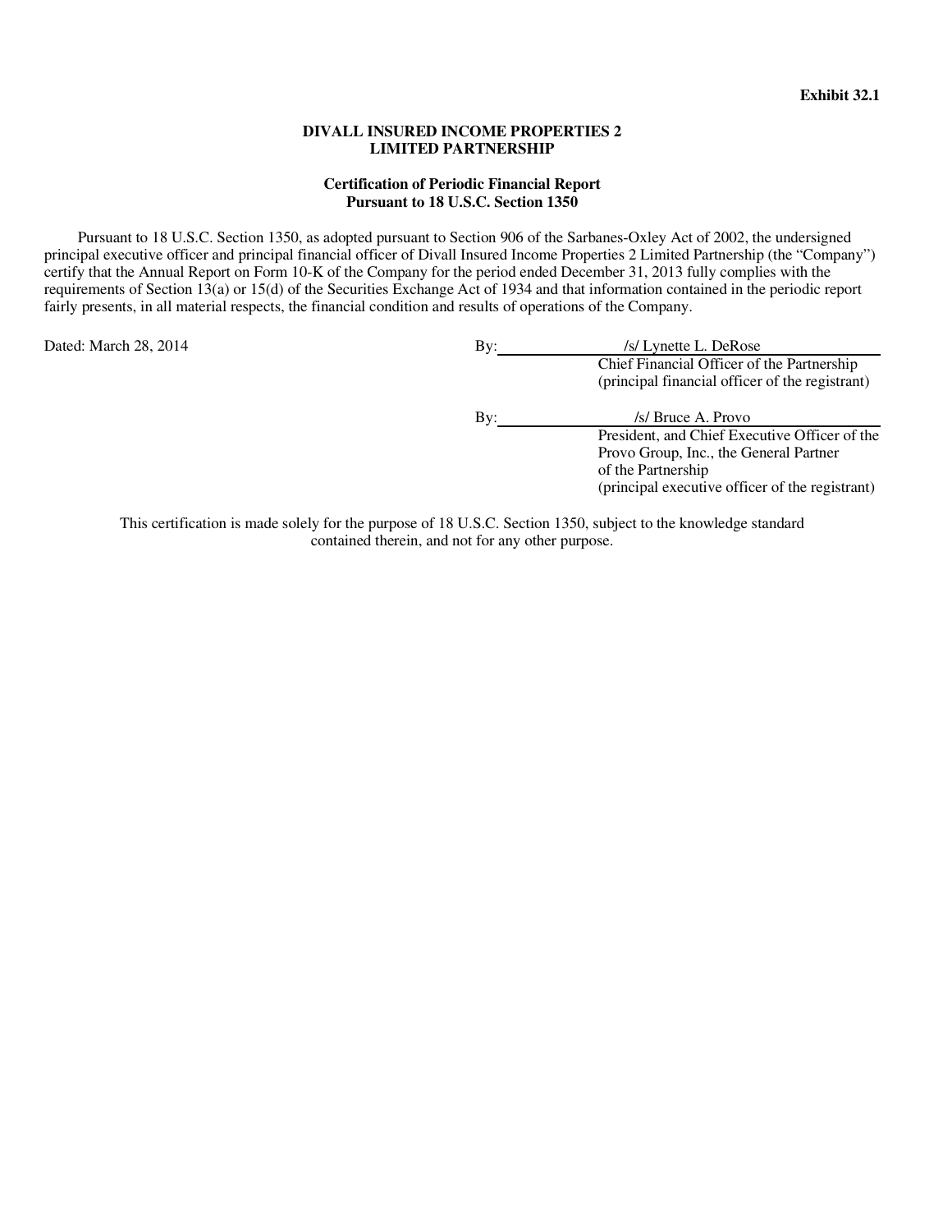**Exhibit 32.1**

**DIVALL INSURED INCOME PROPERTIES 2**
**LIMITED PARTNERSHIP**

**Certification of Periodic Financial Report**
**Pursuant to 18 U.S.C. Section 1350**

Pursuant to 18 U.S.C. Section 1350, as adopted pursuant to Section 906 of the Sarbanes-Oxley Act of 2002, the undersigned principal executive officer and principal financial officer of Divall Insured Income Properties 2 Limited Partnership (the "Company") certify that the Annual Report on Form 10-K of the Company for the period ended December 31, 2013 fully complies with the requirements of Section 13(a) or 15(d) of the Securities Exchange Act of 1934 and that information contained in the periodic report fairly presents, in all material respects, the financial condition and results of operations of the Company.

Dated: March 28, 2014

By: /s/ Lynette L. DeRose
Chief Financial Officer of the Partnership
(principal financial officer of the registrant)

By: /s/ Bruce A. Provo
President, and Chief Executive Officer of the Provo Group, Inc., the General Partner of the Partnership
(principal executive officer of the registrant)

This certification is made solely for the purpose of 18 U.S.C. Section 1350, subject to the knowledge standard contained therein, and not for any other purpose.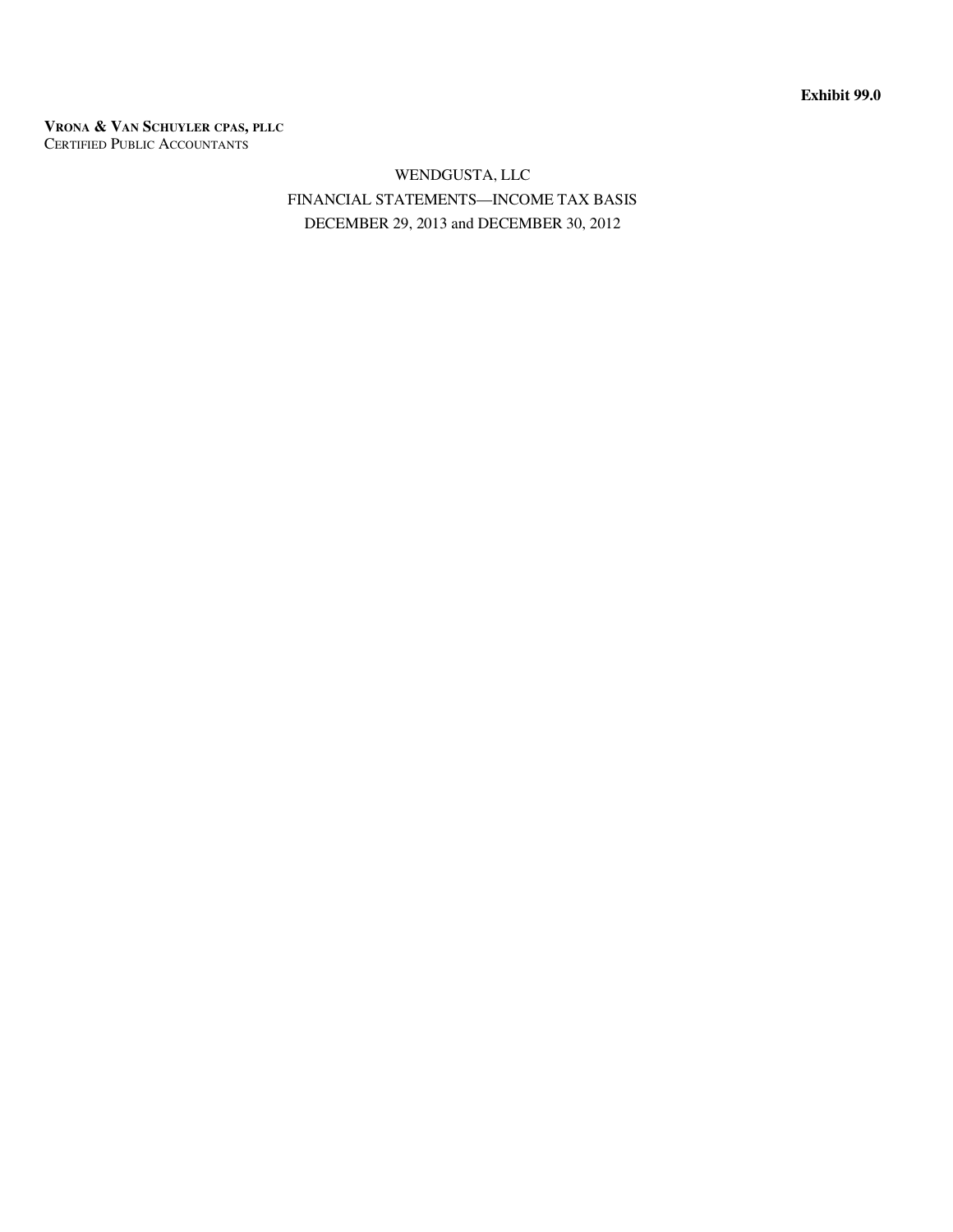**Exhibit 99.0**

**VRONA & VAN SCHUYLER CPAS, PLLC**
CERTIFIED PUBLIC ACCOUNTANTS

WENDGUSTA, LLC

FINANCIAL STATEMENTS—INCOME TAX BASIS

DECEMBER 29, 2013 and DECEMBER 30, 2012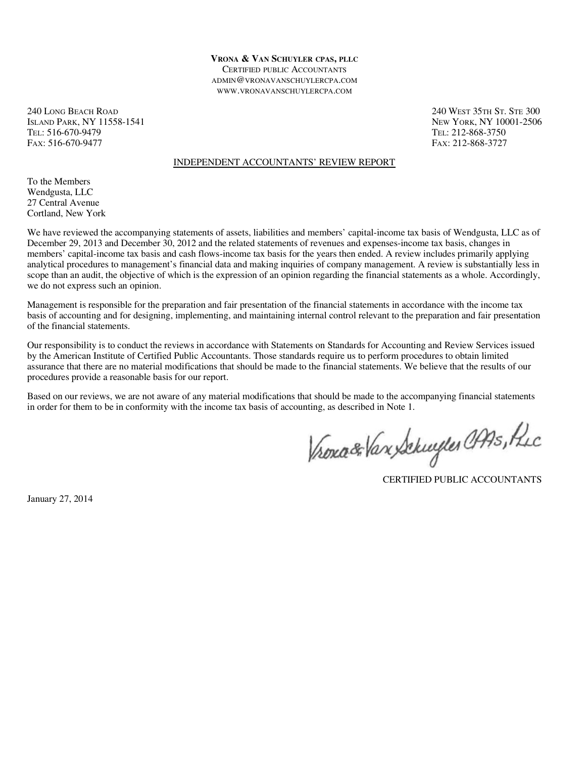**VRONA & VAN SCHUYLER CPAS, PLLC**
CERTIFIED PUBLIC ACCOUNTANTS
ADMIN@VRONAVANSCHUYLERCPA.COM
WWW.VRONAVANSCHUYLERCPA.COM

240 LONG BEACH ROAD
ISLAND PARK, NY 11558-1541
TEL: 516-670-9479
FAX: 516-670-9477

240 WEST 35TH ST. STE 300
NEW YORK, NY 10001-2506
TEL: 212-868-3750
FAX: 212-868-3727

## INDEPENDENT ACCOUNTANTS' REVIEW REPORT

To the Members
Wendgusta, LLC
27 Central Avenue
Cortland, New York

We have reviewed the accompanying statements of assets, liabilities and members' capital-income tax basis of Wendgusta, LLC as of December 29, 2013 and December 30, 2012 and the related statements of revenues and expenses-income tax basis, changes in members' capital-income tax basis and cash flows-income tax basis for the years then ended. A review includes primarily applying analytical procedures to management's financial data and making inquiries of company management. A review is substantially less in scope than an audit, the objective of which is the expression of an opinion regarding the financial statements as a whole. Accordingly, we do not express such an opinion.

Management is responsible for the preparation and fair presentation of the financial statements in accordance with the income tax basis of accounting and for designing, implementing, and maintaining internal control relevant to the preparation and fair presentation of the financial statements.

Our responsibility is to conduct the reviews in accordance with Statements on Standards for Accounting and Review Services issued by the American Institute of Certified Public Accountants. Those standards require us to perform procedures to obtain limited assurance that there are no material modifications that should be made to the financial statements. We believe that the results of our procedures provide a reasonable basis for our report.

Based on our reviews, we are not aware of any material modifications that should be made to the accompanying financial statements in order for them to be in conformity with the income tax basis of accounting, as described in Note 1.

Vrona & Van Schuyler CPAs, PLLC

CERTIFIED PUBLIC ACCOUNTANTS

January 27, 2014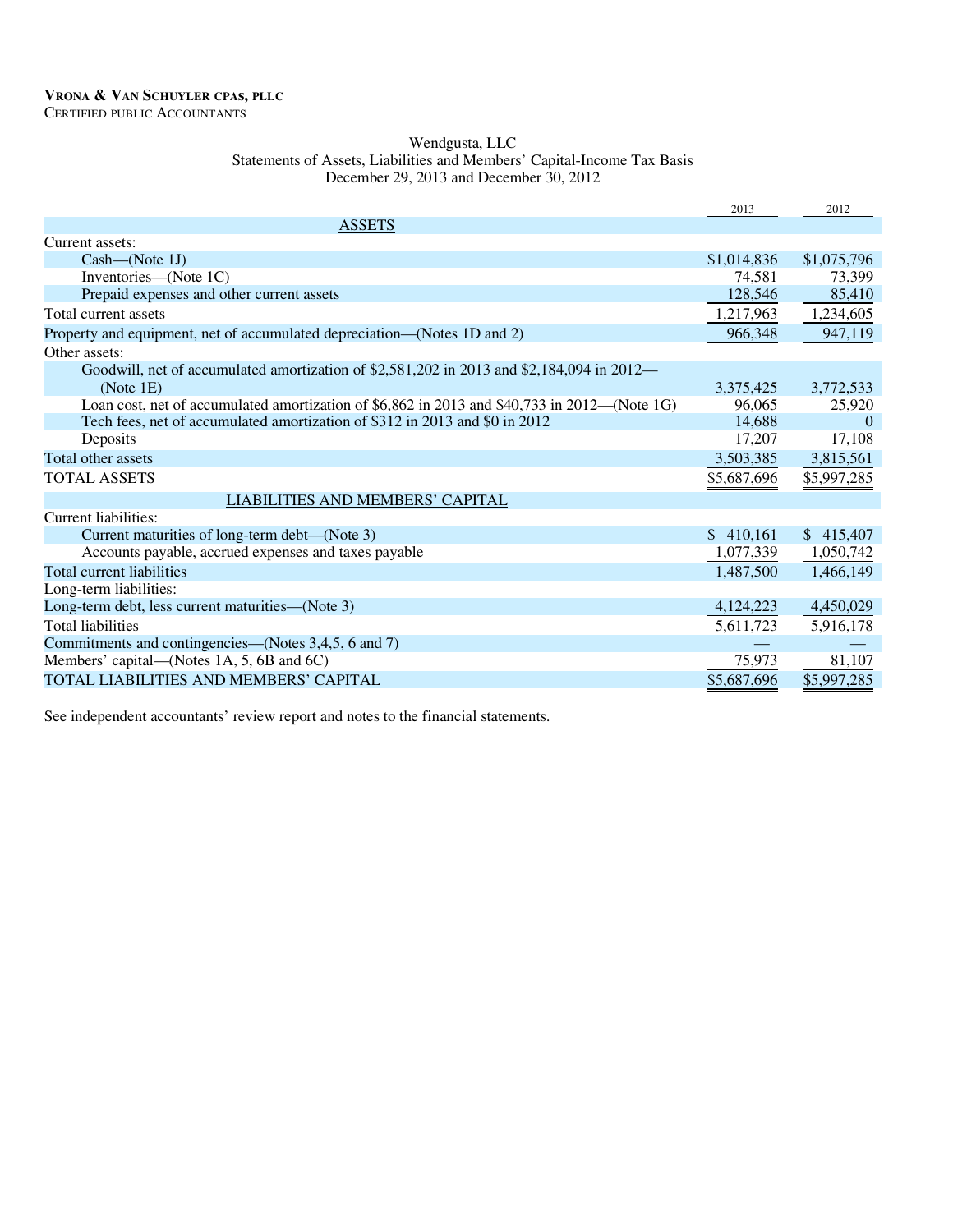**Vrona & Van Schuyler cpas, pllc**
Certified public Accountants

Wendgusta, LLC
Statements of Assets, Liabilities and Members' Capital-Income Tax Basis
December 29, 2013 and December 30, 2012

| | 2013 | 2012 |
|---|---|---|
| ASSETS | | |
| Current assets: | | |
| Cash—(Note 1J) | $1,014,836 | $1,075,796 |
| Inventories—(Note 1C) | 74,581 | 73,399 |
| Prepaid expenses and other current assets | 128,546 | 85,410 |
| Total current assets | 1,217,963 | 1,234,605 |
| Property and equipment, net of accumulated depreciation—(Notes 1D and 2) | 966,348 | 947,119 |
| Other assets: | | |
| Goodwill, net of accumulated amortization of $2,581,202 in 2013 and $2,184,094 in 2012—(Note 1E) | 3,375,425 | 3,772,533 |
| Loan cost, net of accumulated amortization of $6,862 in 2013 and $40,733 in 2012—(Note 1G) | 96,065 | 25,920 |
| Tech fees, net of accumulated amortization of $312 in 2013 and $0 in 2012 | 14,688 | 0 |
| Deposits | 17,207 | 17,108 |
| Total other assets | 3,503,385 | 3,815,561 |
| TOTAL ASSETS | $5,687,696 | $5,997,285 |
| LIABILITIES AND MEMBERS' CAPITAL | | |
| Current liabilities: | | |
| Current maturities of long-term debt—(Note 3) | $ 410,161 | $ 415,407 |
| Accounts payable, accrued expenses and taxes payable | 1,077,339 | 1,050,742 |
| Total current liabilities | 1,487,500 | 1,466,149 |
| Long-term liabilities: | | |
| Long-term debt, less current maturities—(Note 3) | 4,124,223 | 4,450,029 |
| Total liabilities | 5,611,723 | 5,916,178 |
| Commitments and contingencies—(Notes 3,4,5, 6 and 7) | — | — |
| Members' capital—(Notes 1A, 5, 6B and 6C) | 75,973 | 81,107 |
| TOTAL LIABILITIES AND MEMBERS' CAPITAL | $5,687,696 | $5,997,285 |

See independent accountants' review report and notes to the financial statements.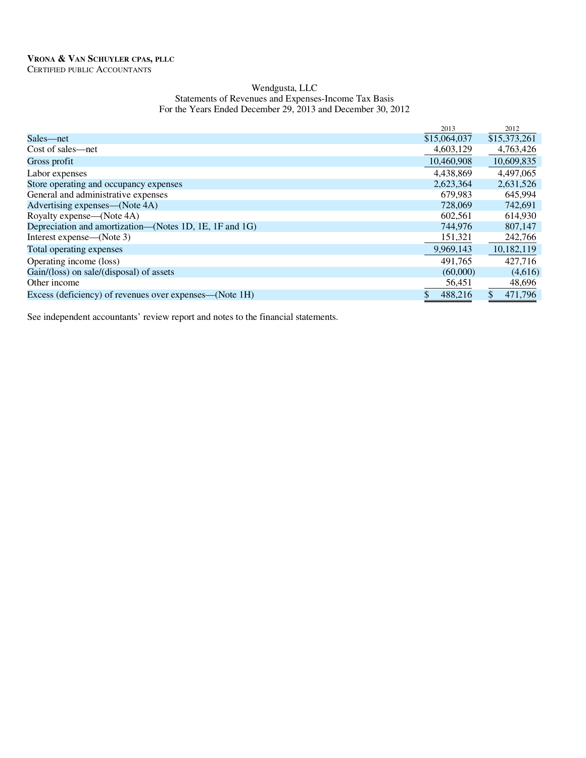**VRONA & VAN SCHUYLER CPAS, PLLC**
CERTIFIED PUBLIC ACCOUNTANTS

Wendgusta, LLC
Statements of Revenues and Expenses-Income Tax Basis
For the Years Ended December 29, 2013 and December 30, 2012

| | 2013 | 2012 |
|---|---|---|
| Sales—net | $15,064,037 | $15,373,261 |
| Cost of sales—net | 4,603,129 | 4,763,426 |
| Gross profit | 10,460,908 | 10,609,835 |
| Labor expenses | 4,438,869 | 4,497,065 |
| Store operating and occupancy expenses | 2,623,364 | 2,631,526 |
| General and administrative expenses | 679,983 | 645,994 |
| Advertising expenses—(Note 4A) | 728,069 | 742,691 |
| Royalty expense—(Note 4A) | 602,561 | 614,930 |
| Depreciation and amortization—(Notes 1D, 1E, 1F and 1G) | 744,976 | 807,147 |
| Interest expense—(Note 3) | 151,321 | 242,766 |
| Total operating expenses | 9,969,143 | 10,182,119 |
| Operating income (loss) | 491,765 | 427,716 |
| Gain/(loss) on sale/(disposal) of assets | (60,000) | (4,616) |
| Other income | 56,451 | 48,696 |
| Excess (deficiency) of revenues over expenses—(Note 1H) | $ 488,216 | $ 471,796 |

See independent accountants' review report and notes to the financial statements.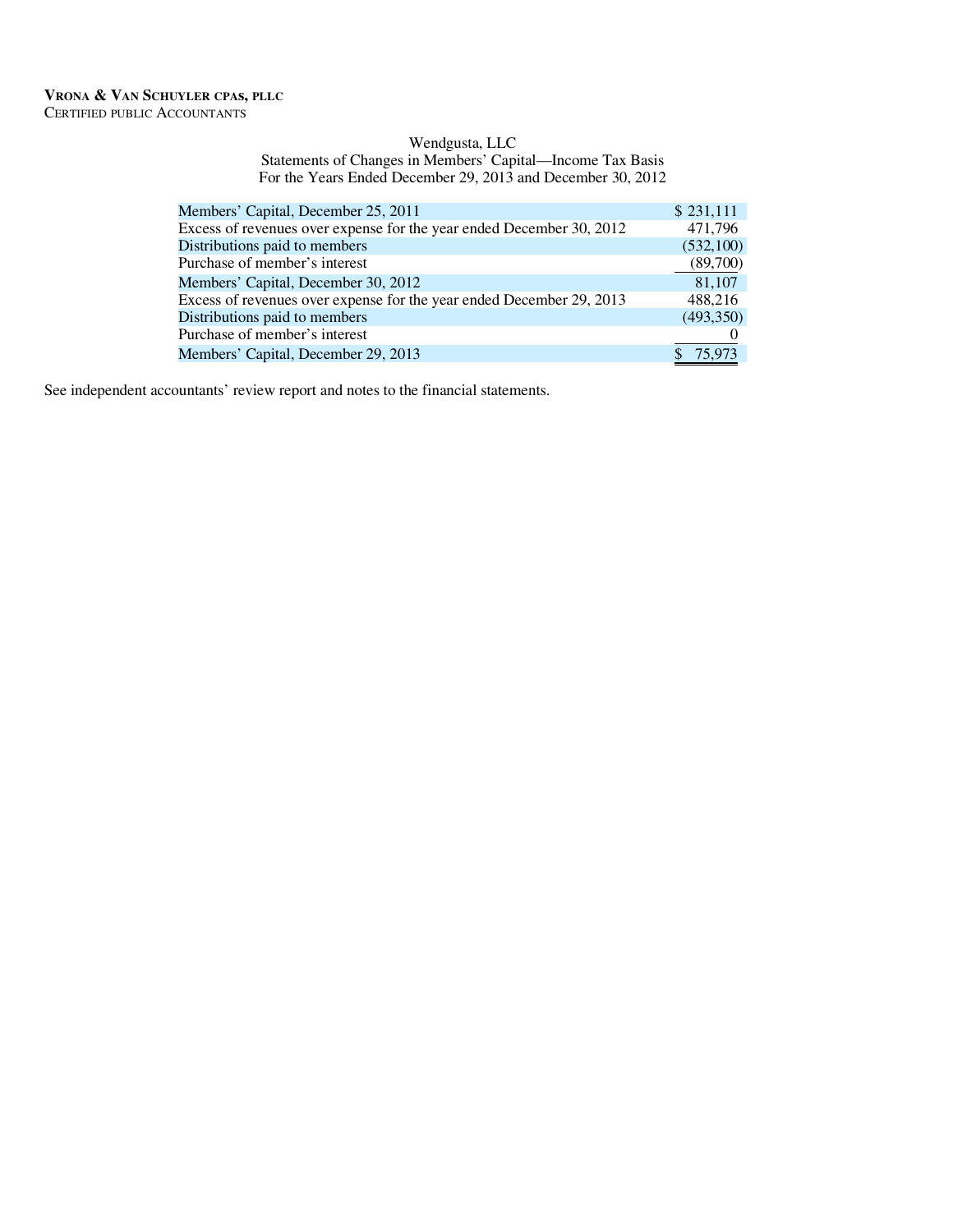**VRONA & VAN SCHUYLER CPAS, PLLC**
CERTIFIED PUBLIC ACCOUNTANTS

Wendgusta, LLC
Statements of Changes in Members' Capital—Income Tax Basis
For the Years Ended December 29, 2013 and December 30, 2012

| | |
|---|---|
| Members' Capital, December 25, 2011 | $ 231,111 |
| Excess of revenues over expense for the year ended December 30, 2012 | 471,796 |
| Distributions paid to members | (532,100) |
| Purchase of member's interest | (89,700) |
| Members' Capital, December 30, 2012 | 81,107 |
| Excess of revenues over expense for the year ended December 29, 2013 | 488,216 |
| Distributions paid to members | (493,350) |
| Purchase of member's interest | 0 |
| Members' Capital, December 29, 2013 | $ 75,973 |

See independent accountants' review report and notes to the financial statements.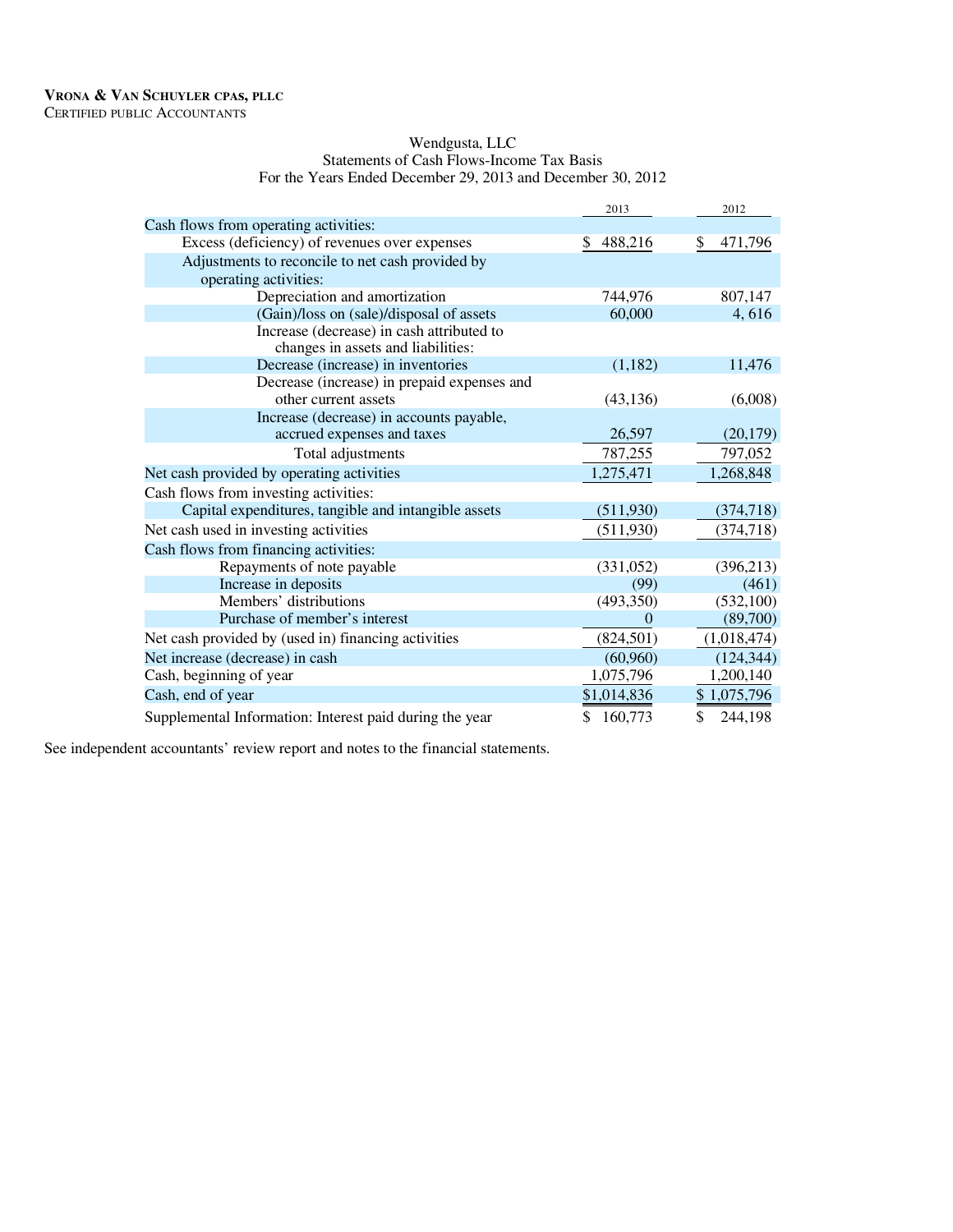**VRONA & VAN SCHUYLER CPAS, PLLC**
CERTIFIED PUBLIC ACCOUNTANTS

Wendgusta, LLC
Statements of Cash Flows-Income Tax Basis
For the Years Ended December 29, 2013 and December 30, 2012

| | 2013 | 2012 |
|---|---|---|
| Cash flows from operating activities: | | |
| Excess (deficiency) of revenues over expenses | $ 488,216 | $ 471,796 |
| Adjustments to reconcile to net cash provided by operating activities: | | |
| Depreciation and amortization | 744,976 | 807,147 |
| (Gain)/loss on (sale)/disposal of assets | 60,000 | 4, 616 |
| Increase (decrease) in cash attributed to changes in assets and liabilities: | | |
| Decrease (increase) in inventories | (1,182) | 11,476 |
| Decrease (increase) in prepaid expenses and other current assets | (43,136) | (6,008) |
| Increase (decrease) in accounts payable, accrued expenses and taxes | 26,597 | (20,179) |
| Total adjustments | 787,255 | 797,052 |
| Net cash provided by operating activities | 1,275,471 | 1,268,848 |
| Cash flows from investing activities: | | |
| Capital expenditures, tangible and intangible assets | (511,930) | (374,718) |
| Net cash used in investing activities | (511,930) | (374,718) |
| Cash flows from financing activities: | | |
| Repayments of note payable | (331,052) | (396,213) |
| Increase in deposits | (99) | (461) |
| Members' distributions | (493,350) | (532,100) |
| Purchase of member's interest | 0 | (89,700) |
| Net cash provided by (used in) financing activities | (824,501) | (1,018,474) |
| Net increase (decrease) in cash | (60,960) | (124,344) |
| Cash, beginning of year | 1,075,796 | 1,200,140 |
| Cash, end of year | $1,014,836 | $ 1,075,796 |
| Supplemental Information: Interest paid during the year | $ 160,773 | $ 244,198 |

See independent accountants' review report and notes to the financial statements.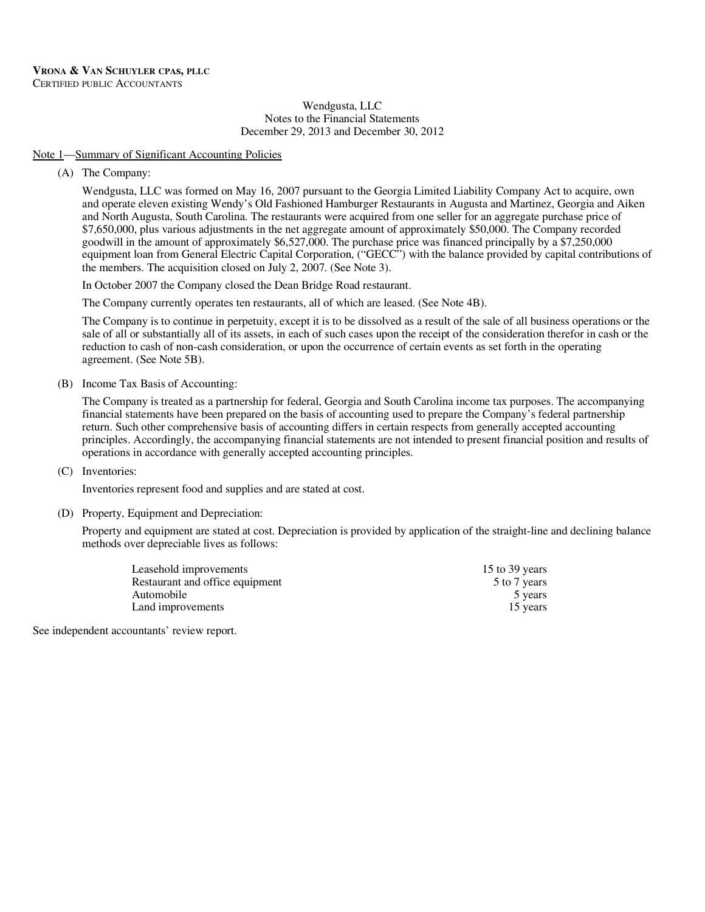**VRONA & VAN SCHUYLER CPAS, PLLC**
CERTIFIED PUBLIC ACCOUNTANTS

Wendgusta, LLC
Notes to the Financial Statements
December 29, 2013 and December 30, 2012

Note 1—Summary of Significant Accounting Policies

(A) The Company:

Wendgusta, LLC was formed on May 16, 2007 pursuant to the Georgia Limited Liability Company Act to acquire, own and operate eleven existing Wendy's Old Fashioned Hamburger Restaurants in Augusta and Martinez, Georgia and Aiken and North Augusta, South Carolina. The restaurants were acquired from one seller for an aggregate purchase price of $7,650,000, plus various adjustments in the net aggregate amount of approximately $50,000. The Company recorded goodwill in the amount of approximately $6,527,000. The purchase price was financed principally by a $7,250,000 equipment loan from General Electric Capital Corporation, ("GECC") with the balance provided by capital contributions of the members. The acquisition closed on July 2, 2007. (See Note 3).

In October 2007 the Company closed the Dean Bridge Road restaurant.

The Company currently operates ten restaurants, all of which are leased. (See Note 4B).

The Company is to continue in perpetuity, except it is to be dissolved as a result of the sale of all business operations or the sale of all or substantially all of its assets, in each of such cases upon the receipt of the consideration therefor in cash or the reduction to cash of non-cash consideration, or upon the occurrence of certain events as set forth in the operating agreement. (See Note 5B).

(B) Income Tax Basis of Accounting:

The Company is treated as a partnership for federal, Georgia and South Carolina income tax purposes. The accompanying financial statements have been prepared on the basis of accounting used to prepare the Company's federal partnership return. Such other comprehensive basis of accounting differs in certain respects from generally accepted accounting principles. Accordingly, the accompanying financial statements are not intended to present financial position and results of operations in accordance with generally accepted accounting principles.

(C) Inventories:

Inventories represent food and supplies and are stated at cost.

(D) Property, Equipment and Depreciation:

Property and equipment are stated at cost. Depreciation is provided by application of the straight-line and declining balance methods over depreciable lives as follows:

| | |
|---|---|
| Leasehold improvements | 15 to 39 years |
| Restaurant and office equipment | 5 to 7 years |
| Automobile | 5 years |
| Land improvements | 15 years |

See independent accountants' review report.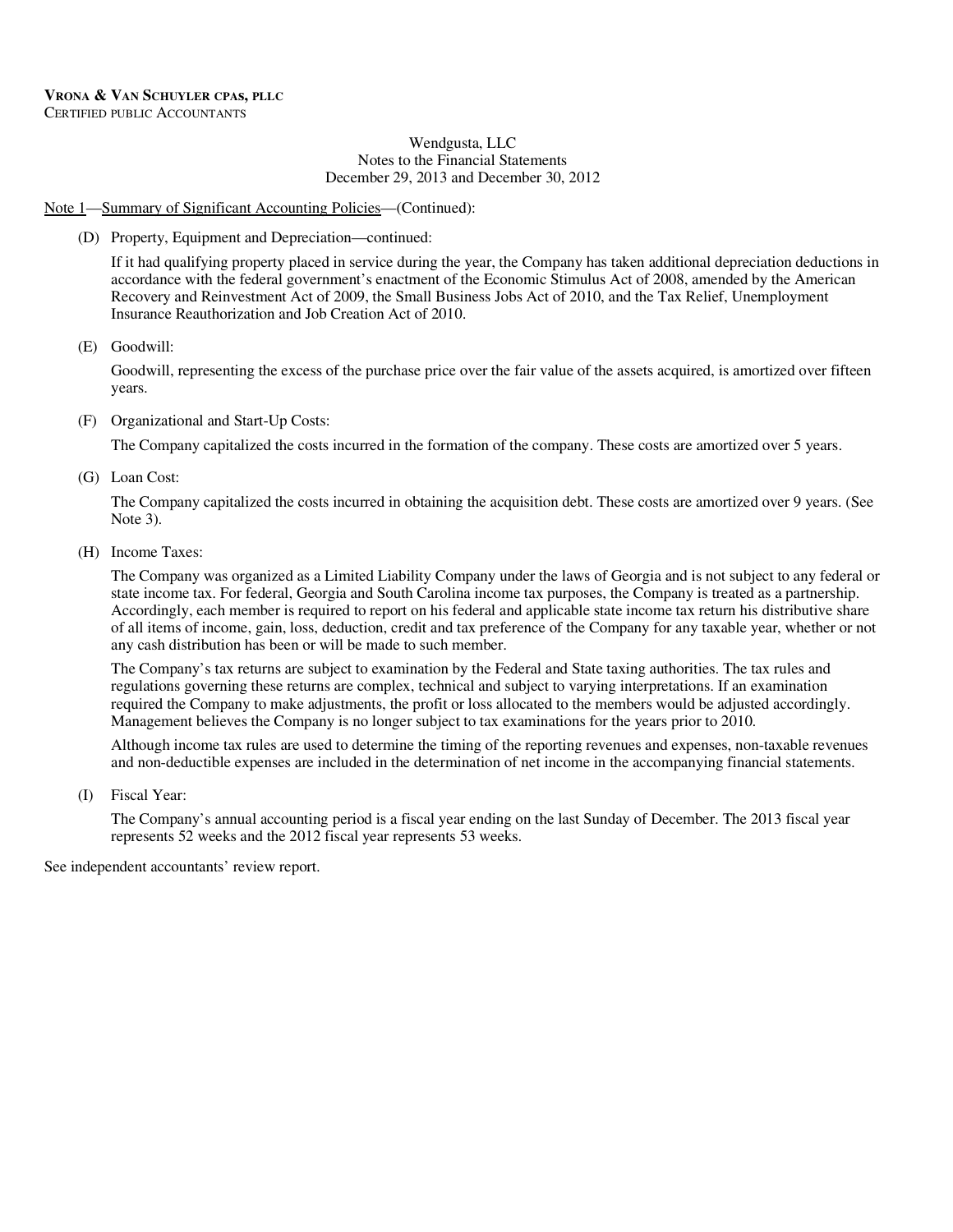**VRONA & VAN SCHUYLER CPAS, PLLC**
CERTIFIED PUBLIC ACCOUNTANTS

Wendgusta, LLC
Notes to the Financial Statements
December 29, 2013 and December 30, 2012

Note 1—Summary of Significant Accounting Policies—(Continued):

(D) Property, Equipment and Depreciation—continued:

If it had qualifying property placed in service during the year, the Company has taken additional depreciation deductions in accordance with the federal government's enactment of the Economic Stimulus Act of 2008, amended by the American Recovery and Reinvestment Act of 2009, the Small Business Jobs Act of 2010, and the Tax Relief, Unemployment Insurance Reauthorization and Job Creation Act of 2010.

(E) Goodwill:

Goodwill, representing the excess of the purchase price over the fair value of the assets acquired, is amortized over fifteen years.

(F) Organizational and Start-Up Costs:

The Company capitalized the costs incurred in the formation of the company. These costs are amortized over 5 years.

(G) Loan Cost:

The Company capitalized the costs incurred in obtaining the acquisition debt. These costs are amortized over 9 years. (See Note 3).

(H) Income Taxes:

The Company was organized as a Limited Liability Company under the laws of Georgia and is not subject to any federal or state income tax. For federal, Georgia and South Carolina income tax purposes, the Company is treated as a partnership. Accordingly, each member is required to report on his federal and applicable state income tax return his distributive share of all items of income, gain, loss, deduction, credit and tax preference of the Company for any taxable year, whether or not any cash distribution has been or will be made to such member.

The Company's tax returns are subject to examination by the Federal and State taxing authorities. The tax rules and regulations governing these returns are complex, technical and subject to varying interpretations. If an examination required the Company to make adjustments, the profit or loss allocated to the members would be adjusted accordingly. Management believes the Company is no longer subject to tax examinations for the years prior to 2010.

Although income tax rules are used to determine the timing of the reporting revenues and expenses, non-taxable revenues and non-deductible expenses are included in the determination of net income in the accompanying financial statements.

(I) Fiscal Year:

The Company's annual accounting period is a fiscal year ending on the last Sunday of December. The 2013 fiscal year represents 52 weeks and the 2012 fiscal year represents 53 weeks.

See independent accountants' review report.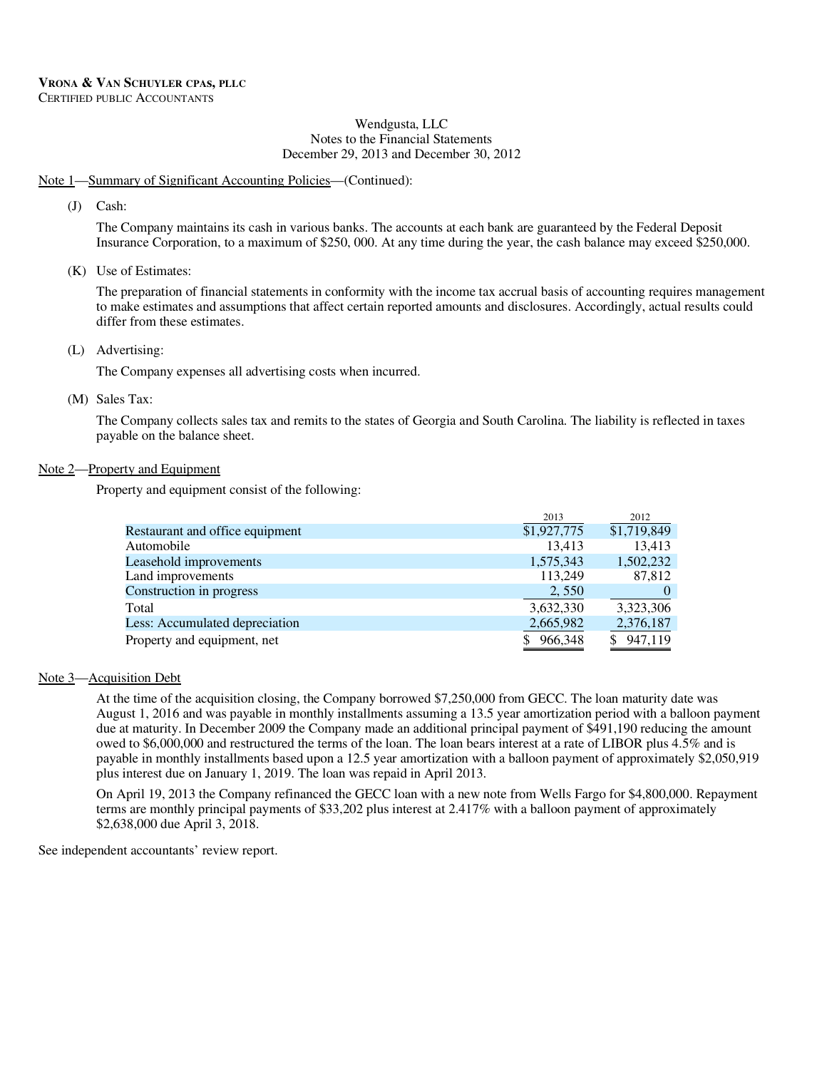**VRONA & VAN SCHUYLER CPAS, PLLC**
CERTIFIED PUBLIC ACCOUNTANTS

Wendgusta, LLC
Notes to the Financial Statements
December 29, 2013 and December 30, 2012

Note 1—Summary of Significant Accounting Policies—(Continued):

(J) Cash:

The Company maintains its cash in various banks. The accounts at each bank are guaranteed by the Federal Deposit Insurance Corporation, to a maximum of $250, 000. At any time during the year, the cash balance may exceed $250,000.

(K) Use of Estimates:

The preparation of financial statements in conformity with the income tax accrual basis of accounting requires management to make estimates and assumptions that affect certain reported amounts and disclosures. Accordingly, actual results could differ from these estimates.

(L) Advertising:

The Company expenses all advertising costs when incurred.

(M) Sales Tax:

The Company collects sales tax and remits to the states of Georgia and South Carolina. The liability is reflected in taxes payable on the balance sheet.

Note 2—Property and Equipment

Property and equipment consist of the following:

| | 2013 | 2012 |
|---|---|---|
| Restaurant and office equipment | $1,927,775 | $1,719,849 |
| Automobile | 13,413 | 13,413 |
| Leasehold improvements | 1,575,343 | 1,502,232 |
| Land improvements | 113,249 | 87,812 |
| Construction in progress | 2, 550 | 0 |
| Total | 3,632,330 | 3,323,306 |
| Less: Accumulated depreciation | 2,665,982 | 2,376,187 |
| Property and equipment, net | $ 966,348 | $ 947,119 |

Note 3—Acquisition Debt

At the time of the acquisition closing, the Company borrowed $7,250,000 from GECC. The loan maturity date was August 1, 2016 and was payable in monthly installments assuming a 13.5 year amortization period with a balloon payment due at maturity. In December 2009 the Company made an additional principal payment of $491,190 reducing the amount owed to $6,000,000 and restructured the terms of the loan. The loan bears interest at a rate of LIBOR plus 4.5% and is payable in monthly installments based upon a 12.5 year amortization with a balloon payment of approximately $2,050,919 plus interest due on January 1, 2019. The loan was repaid in April 2013.

On April 19, 2013 the Company refinanced the GECC loan with a new note from Wells Fargo for $4,800,000. Repayment terms are monthly principal payments of $33,202 plus interest at 2.417% with a balloon payment of approximately $2,638,000 due April 3, 2018.

See independent accountants' review report.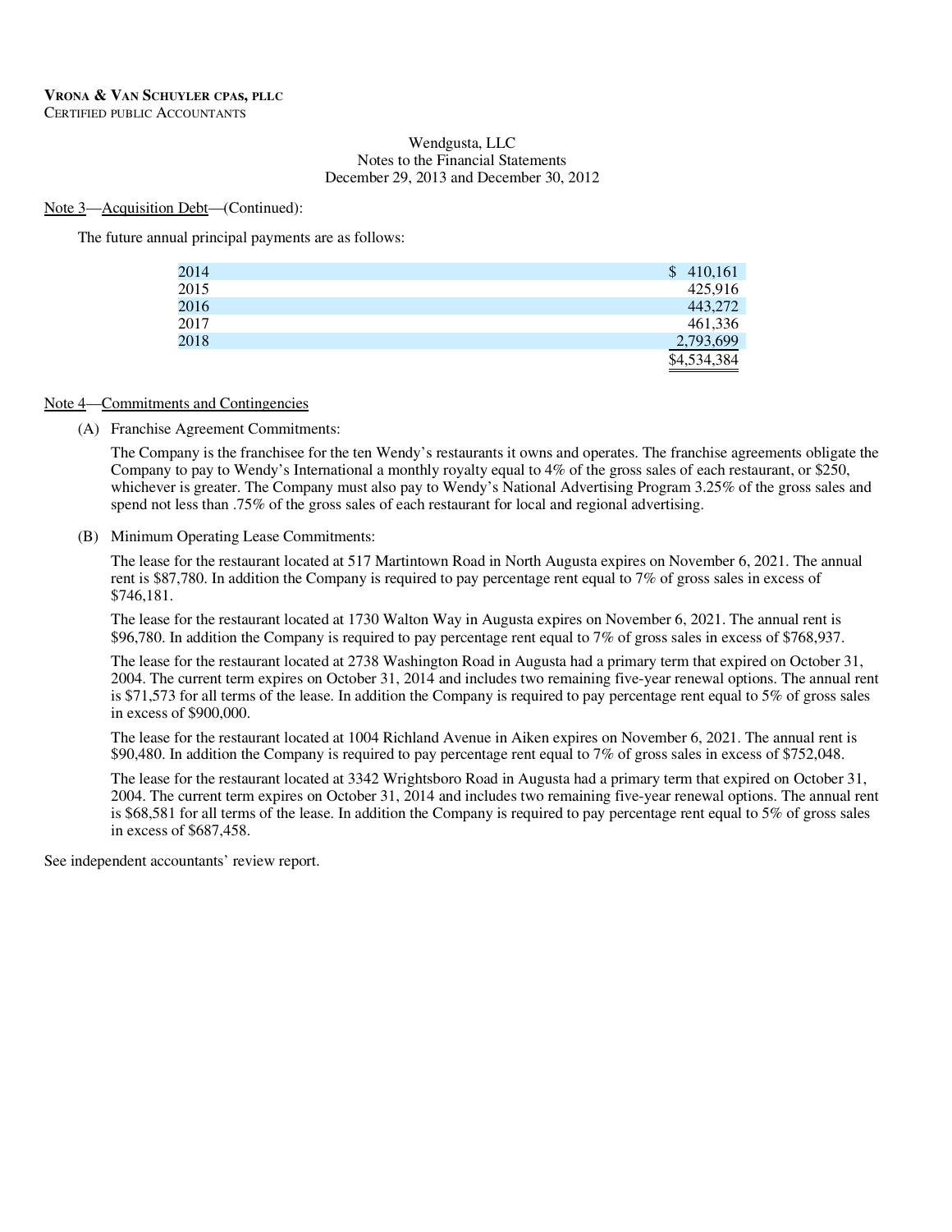VRONA & VAN SCHUYLER CPAS, PLLC
CERTIFIED PUBLIC ACCOUNTANTS

Wendgusta, LLC
Notes to the Financial Statements
December 29, 2013 and December 30, 2012

Note 3—Acquisition Debt—(Continued):

The future annual principal payments are as follows:

| | |
|---|---|
| 2014 | $ 410,161 |
| 2015 | 425,916 |
| 2016 | 443,272 |
| 2017 | 461,336 |
| 2018 | 2,793,699 |
| | $4,534,384 |

Note 4—Commitments and Contingencies

(A) Franchise Agreement Commitments:

The Company is the franchisee for the ten Wendy's restaurants it owns and operates. The franchise agreements obligate the Company to pay to Wendy's International a monthly royalty equal to 4% of the gross sales of each restaurant, or $250, whichever is greater. The Company must also pay to Wendy's National Advertising Program 3.25% of the gross sales and spend not less than .75% of the gross sales of each restaurant for local and regional advertising.

(B) Minimum Operating Lease Commitments:

The lease for the restaurant located at 517 Martintown Road in North Augusta expires on November 6, 2021. The annual rent is $87,780. In addition the Company is required to pay percentage rent equal to 7% of gross sales in excess of $746,181.

The lease for the restaurant located at 1730 Walton Way in Augusta expires on November 6, 2021. The annual rent is $96,780. In addition the Company is required to pay percentage rent equal to 7% of gross sales in excess of $768,937.

The lease for the restaurant located at 2738 Washington Road in Augusta had a primary term that expired on October 31, 2004. The current term expires on October 31, 2014 and includes two remaining five-year renewal options. The annual rent is $71,573 for all terms of the lease. In addition the Company is required to pay percentage rent equal to 5% of gross sales in excess of $900,000.

The lease for the restaurant located at 1004 Richland Avenue in Aiken expires on November 6, 2021. The annual rent is $90,480. In addition the Company is required to pay percentage rent equal to 7% of gross sales in excess of $752,048.

The lease for the restaurant located at 3342 Wrightsboro Road in Augusta had a primary term that expired on October 31, 2004. The current term expires on October 31, 2014 and includes two remaining five-year renewal options. The annual rent is $68,581 for all terms of the lease. In addition the Company is required to pay percentage rent equal to 5% of gross sales in excess of $687,458.

See independent accountants' review report.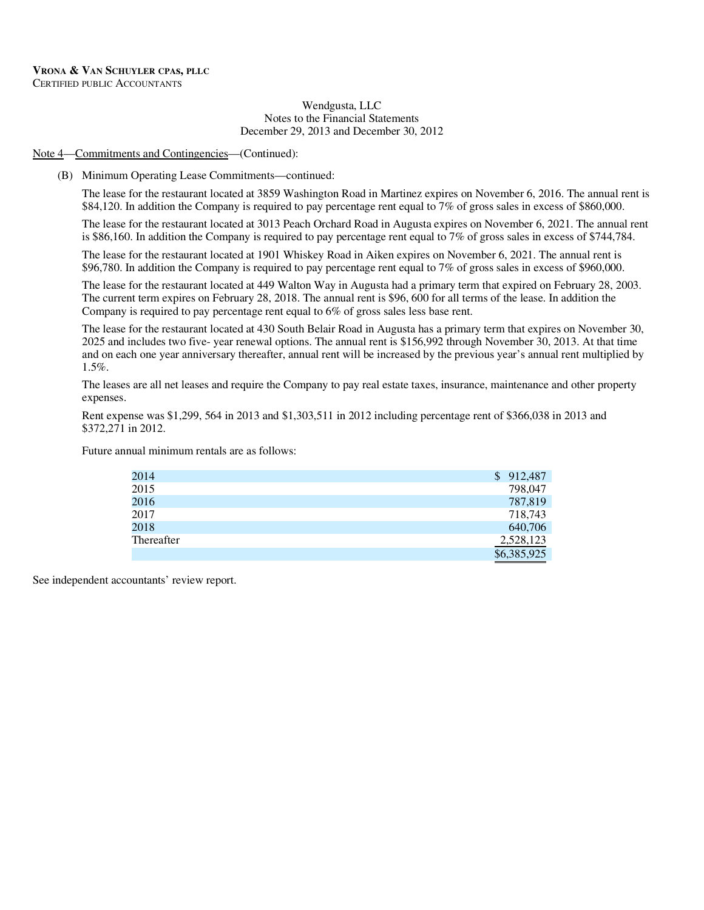**VRONA & VAN SCHUYLER CPAS, PLLC**
CERTIFIED PUBLIC ACCOUNTANTS

Wendgusta, LLC
Notes to the Financial Statements
December 29, 2013 and December 30, 2012

Note 4—Commitments and Contingencies—(Continued):

(B) Minimum Operating Lease Commitments—continued:

The lease for the restaurant located at 3859 Washington Road in Martinez expires on November 6, 2016. The annual rent is $84,120. In addition the Company is required to pay percentage rent equal to 7% of gross sales in excess of $860,000.

The lease for the restaurant located at 3013 Peach Orchard Road in Augusta expires on November 6, 2021. The annual rent is $86,160. In addition the Company is required to pay percentage rent equal to 7% of gross sales in excess of $744,784.

The lease for the restaurant located at 1901 Whiskey Road in Aiken expires on November 6, 2021. The annual rent is $96,780. In addition the Company is required to pay percentage rent equal to 7% of gross sales in excess of $960,000.

The lease for the restaurant located at 449 Walton Way in Augusta had a primary term that expired on February 28, 2003. The current term expires on February 28, 2018. The annual rent is $96, 600 for all terms of the lease. In addition the Company is required to pay percentage rent equal to 6% of gross sales less base rent.

The lease for the restaurant located at 430 South Belair Road in Augusta has a primary term that expires on November 30, 2025 and includes two five- year renewal options. The annual rent is $156,992 through November 30, 2013. At that time and on each one year anniversary thereafter, annual rent will be increased by the previous year's annual rent multiplied by 1.5%.

The leases are all net leases and require the Company to pay real estate taxes, insurance, maintenance and other property expenses.

Rent expense was $1,299, 564 in 2013 and $1,303,511 in 2012 including percentage rent of $366,038 in 2013 and $372,271 in 2012.

Future annual minimum rentals are as follows:

| | |
|---|---|
| 2014 | $ 912,487 |
| 2015 | 798,047 |
| 2016 | 787,819 |
| 2017 | 718,743 |
| 2018 | 640,706 |
| Thereafter | 2,528,123 |
| | $6,385,925 |

See independent accountants' review report.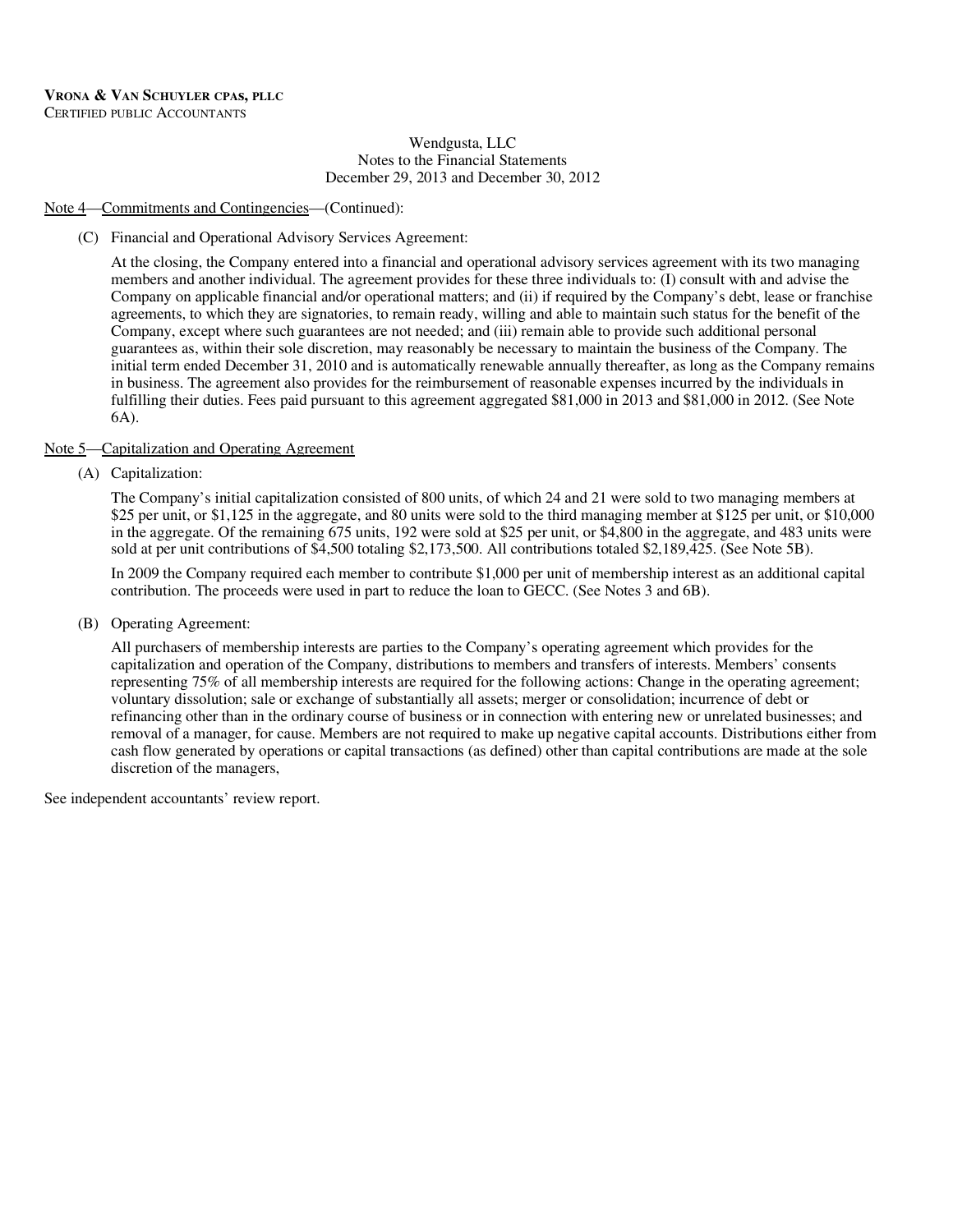**VRONA & VAN SCHUYLER CPAS, PLLC**
CERTIFIED PUBLIC ACCOUNTANTS

Wendgusta, LLC
Notes to the Financial Statements
December 29, 2013 and December 30, 2012

Note 4—Commitments and Contingencies—(Continued):

(C) Financial and Operational Advisory Services Agreement:

At the closing, the Company entered into a financial and operational advisory services agreement with its two managing members and another individual. The agreement provides for these three individuals to: (I) consult with and advise the Company on applicable financial and/or operational matters; and (ii) if required by the Company's debt, lease or franchise agreements, to which they are signatories, to remain ready, willing and able to maintain such status for the benefit of the Company, except where such guarantees are not needed; and (iii) remain able to provide such additional personal guarantees as, within their sole discretion, may reasonably be necessary to maintain the business of the Company. The initial term ended December 31, 2010 and is automatically renewable annually thereafter, as long as the Company remains in business. The agreement also provides for the reimbursement of reasonable expenses incurred by the individuals in fulfilling their duties. Fees paid pursuant to this agreement aggregated $81,000 in 2013 and $81,000 in 2012. (See Note 6A).

Note 5—Capitalization and Operating Agreement

(A) Capitalization:

The Company's initial capitalization consisted of 800 units, of which 24 and 21 were sold to two managing members at $25 per unit, or $1,125 in the aggregate, and 80 units were sold to the third managing member at $125 per unit, or $10,000 in the aggregate. Of the remaining 675 units, 192 were sold at $25 per unit, or $4,800 in the aggregate, and 483 units were sold at per unit contributions of $4,500 totaling $2,173,500. All contributions totaled $2,189,425. (See Note 5B).

In 2009 the Company required each member to contribute $1,000 per unit of membership interest as an additional capital contribution. The proceeds were used in part to reduce the loan to GECC. (See Notes 3 and 6B).

(B) Operating Agreement:

All purchasers of membership interests are parties to the Company's operating agreement which provides for the capitalization and operation of the Company, distributions to members and transfers of interests. Members' consents representing 75% of all membership interests are required for the following actions: Change in the operating agreement; voluntary dissolution; sale or exchange of substantially all assets; merger or consolidation; incurrence of debt or refinancing other than in the ordinary course of business or in connection with entering new or unrelated businesses; and removal of a manager, for cause. Members are not required to make up negative capital accounts. Distributions either from cash flow generated by operations or capital transactions (as defined) other than capital contributions are made at the sole discretion of the managers,

See independent accountants' review report.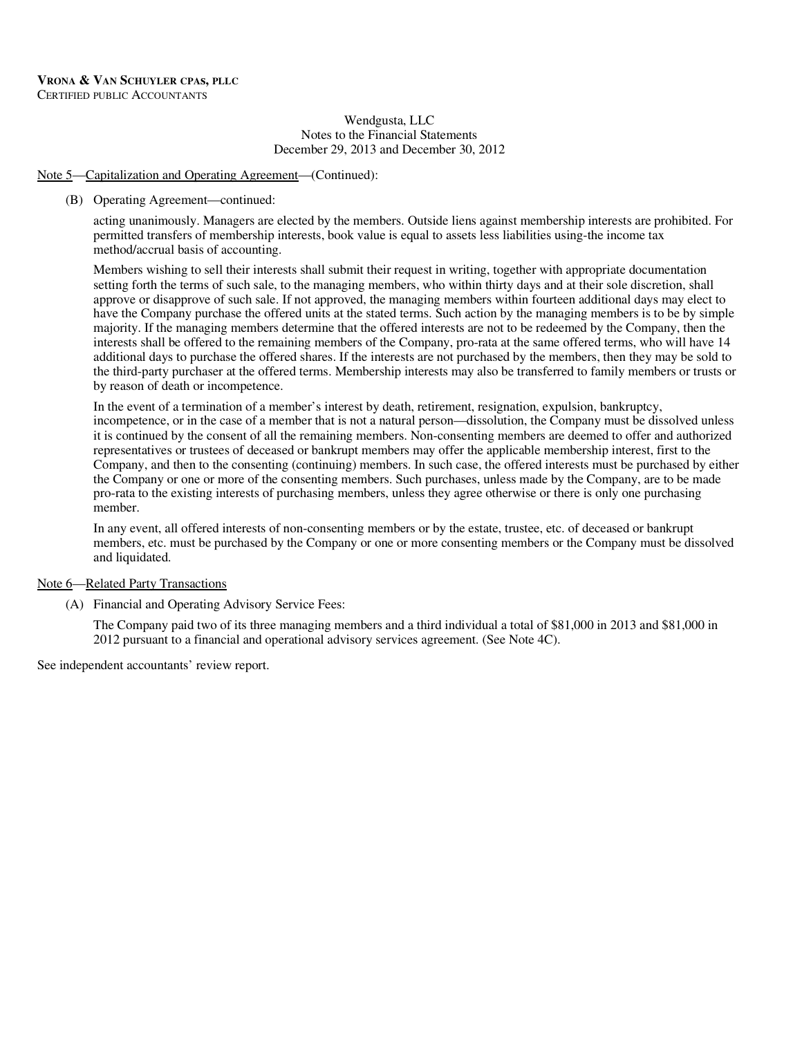**VRONA & VAN SCHUYLER CPAS, PLLC**
CERTIFIED PUBLIC ACCOUNTANTS

Wendgusta, LLC
Notes to the Financial Statements
December 29, 2013 and December 30, 2012

Note 5—Capitalization and Operating Agreement—(Continued):

(B) Operating Agreement—continued:

acting unanimously. Managers are elected by the members. Outside liens against membership interests are prohibited. For permitted transfers of membership interests, book value is equal to assets less liabilities using-the income tax method/accrual basis of accounting.

Members wishing to sell their interests shall submit their request in writing, together with appropriate documentation setting forth the terms of such sale, to the managing members, who within thirty days and at their sole discretion, shall approve or disapprove of such sale. If not approved, the managing members within fourteen additional days may elect to have the Company purchase the offered units at the stated terms. Such action by the managing members is to be by simple majority. If the managing members determine that the offered interests are not to be redeemed by the Company, then the interests shall be offered to the remaining members of the Company, pro-rata at the same offered terms, who will have 14 additional days to purchase the offered shares. If the interests are not purchased by the members, then they may be sold to the third-party purchaser at the offered terms. Membership interests may also be transferred to family members or trusts or by reason of death or incompetence.

In the event of a termination of a member's interest by death, retirement, resignation, expulsion, bankruptcy, incompetence, or in the case of a member that is not a natural person—dissolution, the Company must be dissolved unless it is continued by the consent of all the remaining members. Non-consenting members are deemed to offer and authorized representatives or trustees of deceased or bankrupt members may offer the applicable membership interest, first to the Company, and then to the consenting (continuing) members. In such case, the offered interests must be purchased by either the Company or one or more of the consenting members. Such purchases, unless made by the Company, are to be made pro-rata to the existing interests of purchasing members, unless they agree otherwise or there is only one purchasing member.

In any event, all offered interests of non-consenting members or by the estate, trustee, etc. of deceased or bankrupt members, etc. must be purchased by the Company or one or more consenting members or the Company must be dissolved and liquidated.

Note 6—Related Party Transactions

(A) Financial and Operating Advisory Service Fees:

The Company paid two of its three managing members and a third individual a total of $81,000 in 2013 and $81,000 in 2012 pursuant to a financial and operational advisory services agreement. (See Note 4C).

See independent accountants' review report.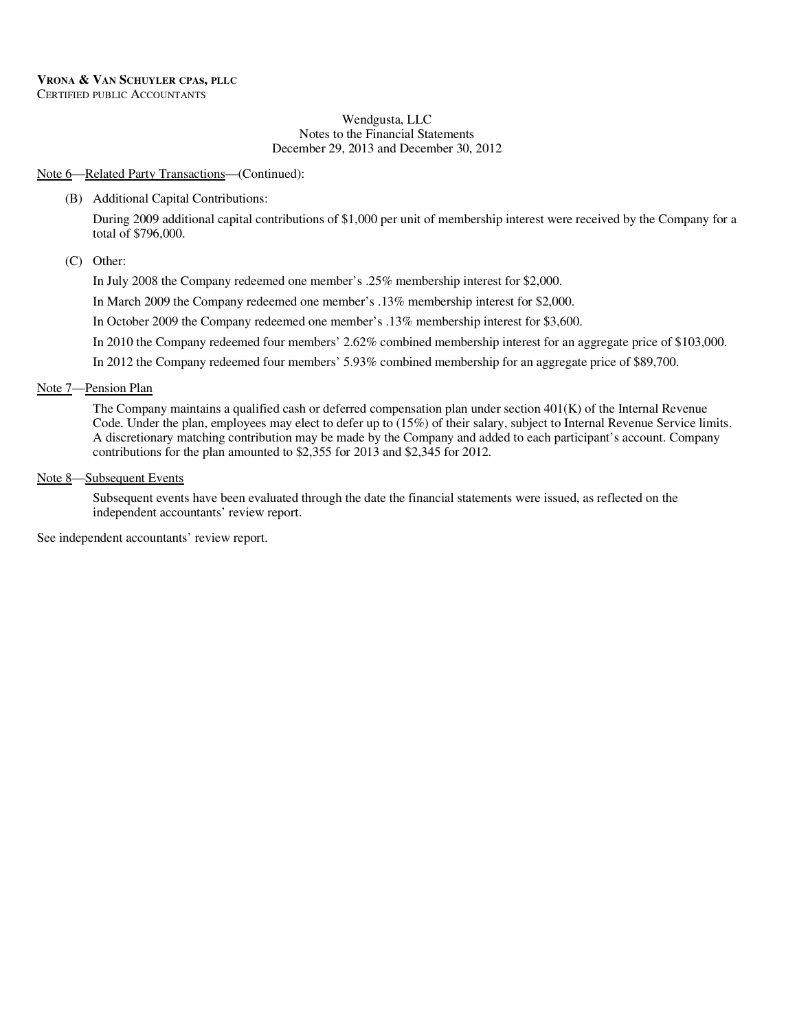**VRONA & VAN SCHUYLER CPAS, PLLC**
CERTIFIED PUBLIC ACCOUNTANTS

Wendgusta, LLC
Notes to the Financial Statements
December 29, 2013 and December 30, 2012

Note 6—Related Party Transactions—(Continued):

(B) Additional Capital Contributions:

During 2009 additional capital contributions of $1,000 per unit of membership interest were received by the Company for a total of $796,000.

(C) Other:

In July 2008 the Company redeemed one member's .25% membership interest for $2,000.

In March 2009 the Company redeemed one member's .13% membership interest for $2,000.

In October 2009 the Company redeemed one member's .13% membership interest for $3,600.

In 2010 the Company redeemed four members' 2.62% combined membership interest for an aggregate price of $103,000.

In 2012 the Company redeemed four members' 5.93% combined membership for an aggregate price of $89,700.

Note 7—Pension Plan

The Company maintains a qualified cash or deferred compensation plan under section 401(K) of the Internal Revenue Code. Under the plan, employees may elect to defer up to (15%) of their salary, subject to Internal Revenue Service limits. A discretionary matching contribution may be made by the Company and added to each participant's account. Company contributions for the plan amounted to $2,355 for 2013 and $2,345 for 2012.

Note 8—Subsequent Events

Subsequent events have been evaluated through the date the financial statements were issued, as reflected on the independent accountants' review report.

See independent accountants' review report.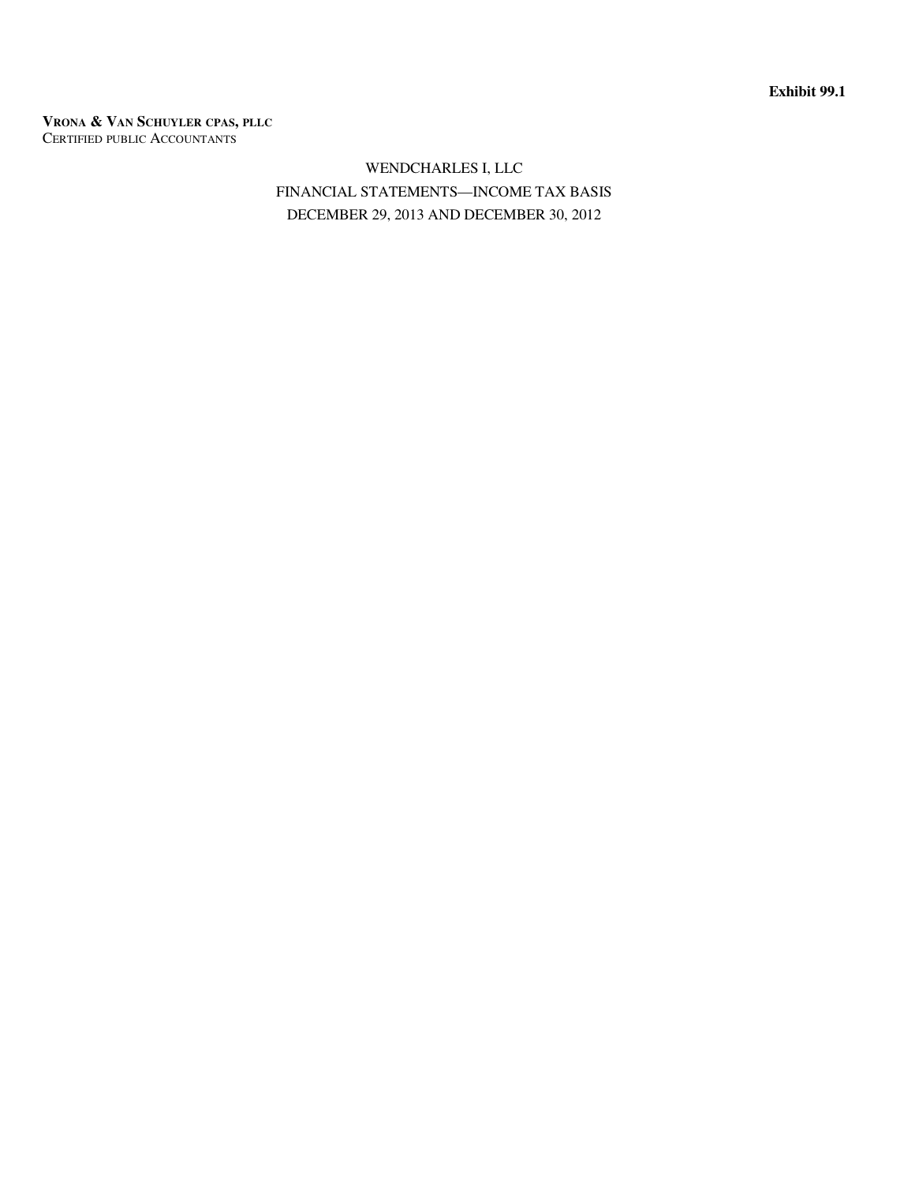**Exhibit 99.1**

**VRONA & VAN SCHUYLER CPAS, PLLC**
CERTIFIED PUBLIC ACCOUNTANTS

WENDCHARLES I, LLC

FINANCIAL STATEMENTS—INCOME TAX BASIS

DECEMBER 29, 2013 AND DECEMBER 30, 2012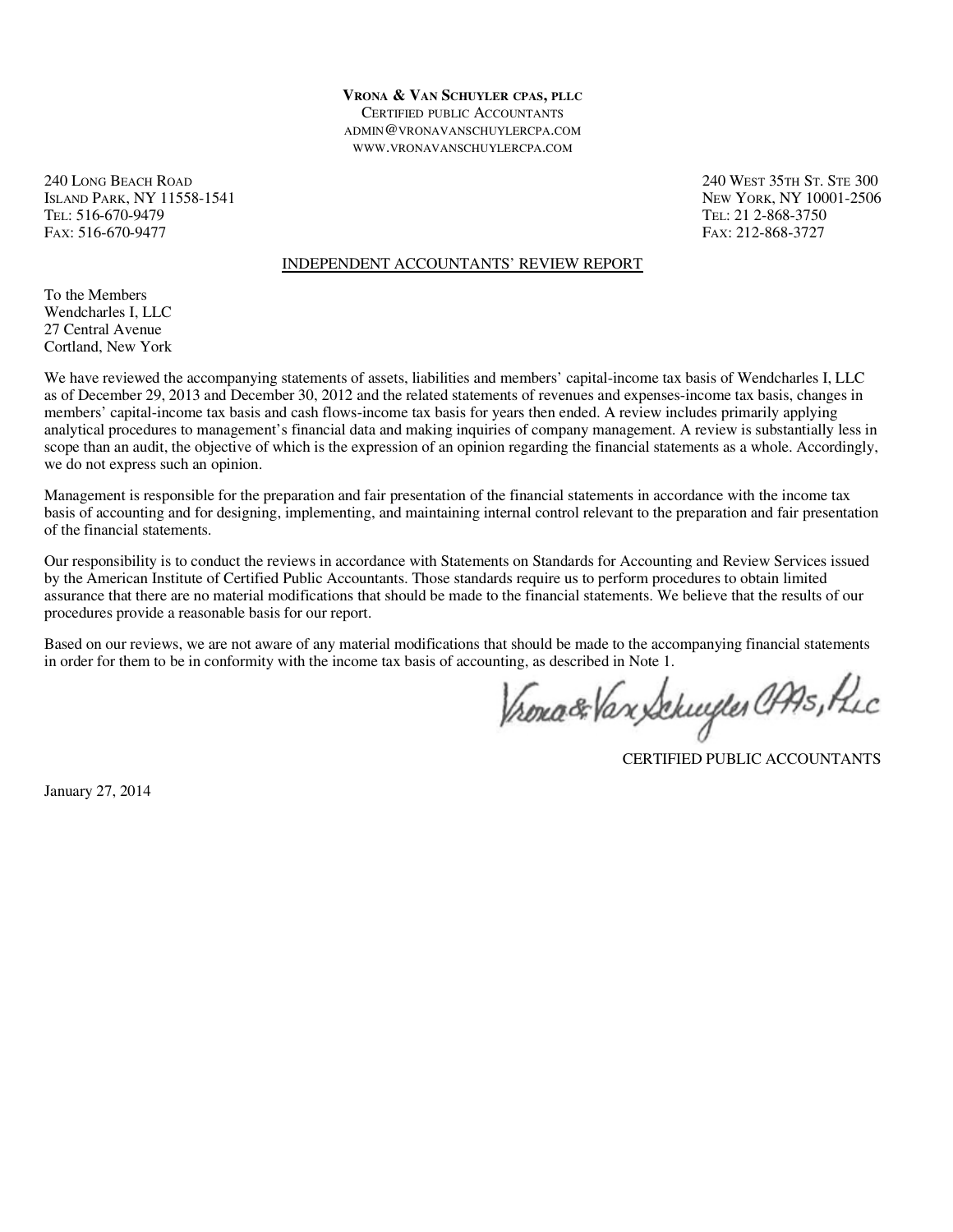**VRONA & VAN SCHUYLER CPAS, PLLC**
CERTIFIED PUBLIC ACCOUNTANTS
ADMIN@VRONAVANSCHUYLERCPA.COM
WWW.VRONAVANSCHUYLERCPA.COM

240 LONG BEACH ROAD
ISLAND PARK, NY 11558-1541
TEL: 516-670-9479
FAX: 516-670-9477

240 WEST 35TH ST. STE 300
NEW YORK, NY 10001-2506
TEL: 21 2-868-3750
FAX: 212-868-3727

## INDEPENDENT ACCOUNTANTS' REVIEW REPORT

To the Members
Wendcharles I, LLC
27 Central Avenue
Cortland, New York

We have reviewed the accompanying statements of assets, liabilities and members' capital-income tax basis of Wendcharles I, LLC as of December 29, 2013 and December 30, 2012 and the related statements of revenues and expenses-income tax basis, changes in members' capital-income tax basis and cash flows-income tax basis for years then ended. A review includes primarily applying analytical procedures to management's financial data and making inquiries of company management. A review is substantially less in scope than an audit, the objective of which is the expression of an opinion regarding the financial statements as a whole. Accordingly, we do not express such an opinion.

Management is responsible for the preparation and fair presentation of the financial statements in accordance with the income tax basis of accounting and for designing, implementing, and maintaining internal control relevant to the preparation and fair presentation of the financial statements.

Our responsibility is to conduct the reviews in accordance with Statements on Standards for Accounting and Review Services issued by the American Institute of Certified Public Accountants. Those standards require us to perform procedures to obtain limited assurance that there are no material modifications that should be made to the financial statements. We believe that the results of our procedures provide a reasonable basis for our report.

Based on our reviews, we are not aware of any material modifications that should be made to the accompanying financial statements in order for them to be in conformity with the income tax basis of accounting, as described in Note 1.

Vrona & Van Schuyler CPAs, PLLC

CERTIFIED PUBLIC ACCOUNTANTS

January 27, 2014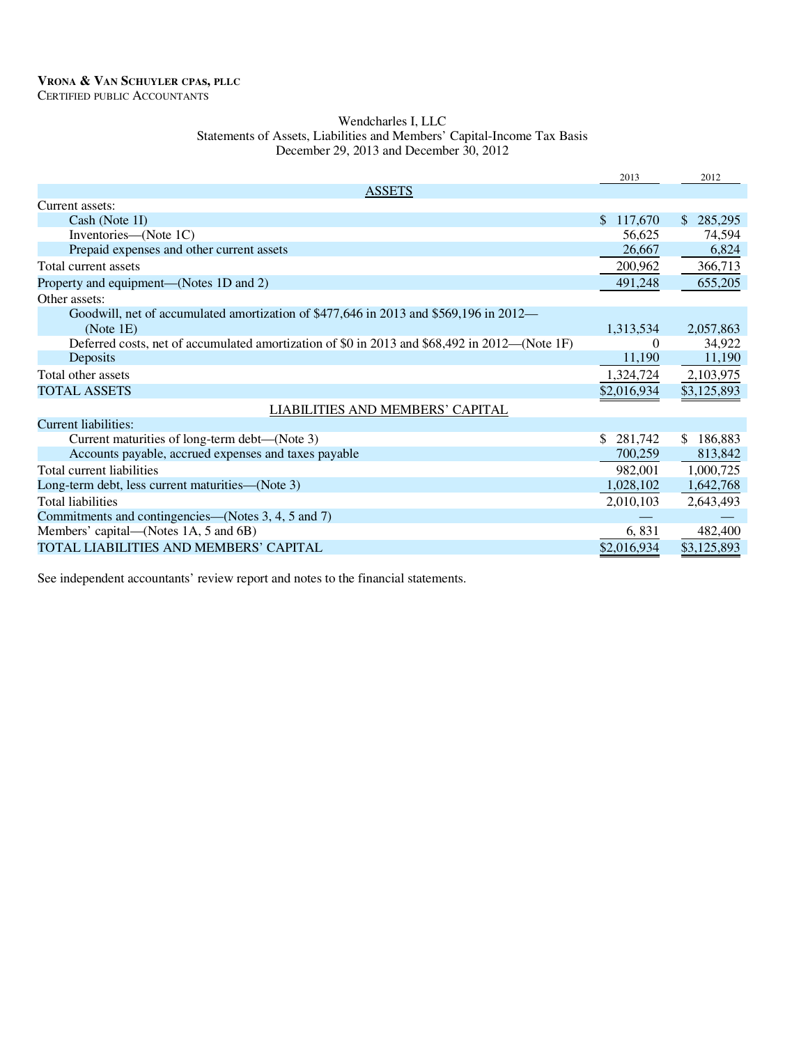**VRONA & VAN SCHUYLER CPAS, PLLC**
CERTIFIED PUBLIC ACCOUNTANTS

Wendcharles I, LLC
Statements of Assets, Liabilities and Members' Capital-Income Tax Basis
December 29, 2013 and December 30, 2012

| | 2013 | 2012 |
|---|---|---|
| ASSETS | | |
| Current assets: | | |
| Cash (Note 1I) | $ 117,670 | $ 285,295 |
| Inventories—(Note 1C) | 56,625 | 74,594 |
| Prepaid expenses and other current assets | 26,667 | 6,824 |
| Total current assets | 200,962 | 366,713 |
| Property and equipment—(Notes 1D and 2) | 491,248 | 655,205 |
| Other assets: | | |
| Goodwill, net of accumulated amortization of $477,646 in 2013 and $569,196 in 2012—(Note 1E) | 1,313,534 | 2,057,863 |
| Deferred costs, net of accumulated amortization of $0 in 2013 and $68,492 in 2012—(Note 1F) | 0 | 34,922 |
| Deposits | 11,190 | 11,190 |
| Total other assets | 1,324,724 | 2,103,975 |
| TOTAL ASSETS | $2,016,934 | $3,125,893 |
| LIABILITIES AND MEMBERS' CAPITAL | | |
| Current liabilities: | | |
| Current maturities of long-term debt—(Note 3) | $ 281,742 | $ 186,883 |
| Accounts payable, accrued expenses and taxes payable | 700,259 | 813,842 |
| Total current liabilities | 982,001 | 1,000,725 |
| Long-term debt, less current maturities—(Note 3) | 1,028,102 | 1,642,768 |
| Total liabilities | 2,010,103 | 2,643,493 |
| Commitments and contingencies—(Notes 3, 4, 5 and 7) | — | — |
| Members' capital—(Notes 1A, 5 and 6B) | 6, 831 | 482,400 |
| TOTAL LIABILITIES AND MEMBERS' CAPITAL | $2,016,934 | $3,125,893 |

See independent accountants' review report and notes to the financial statements.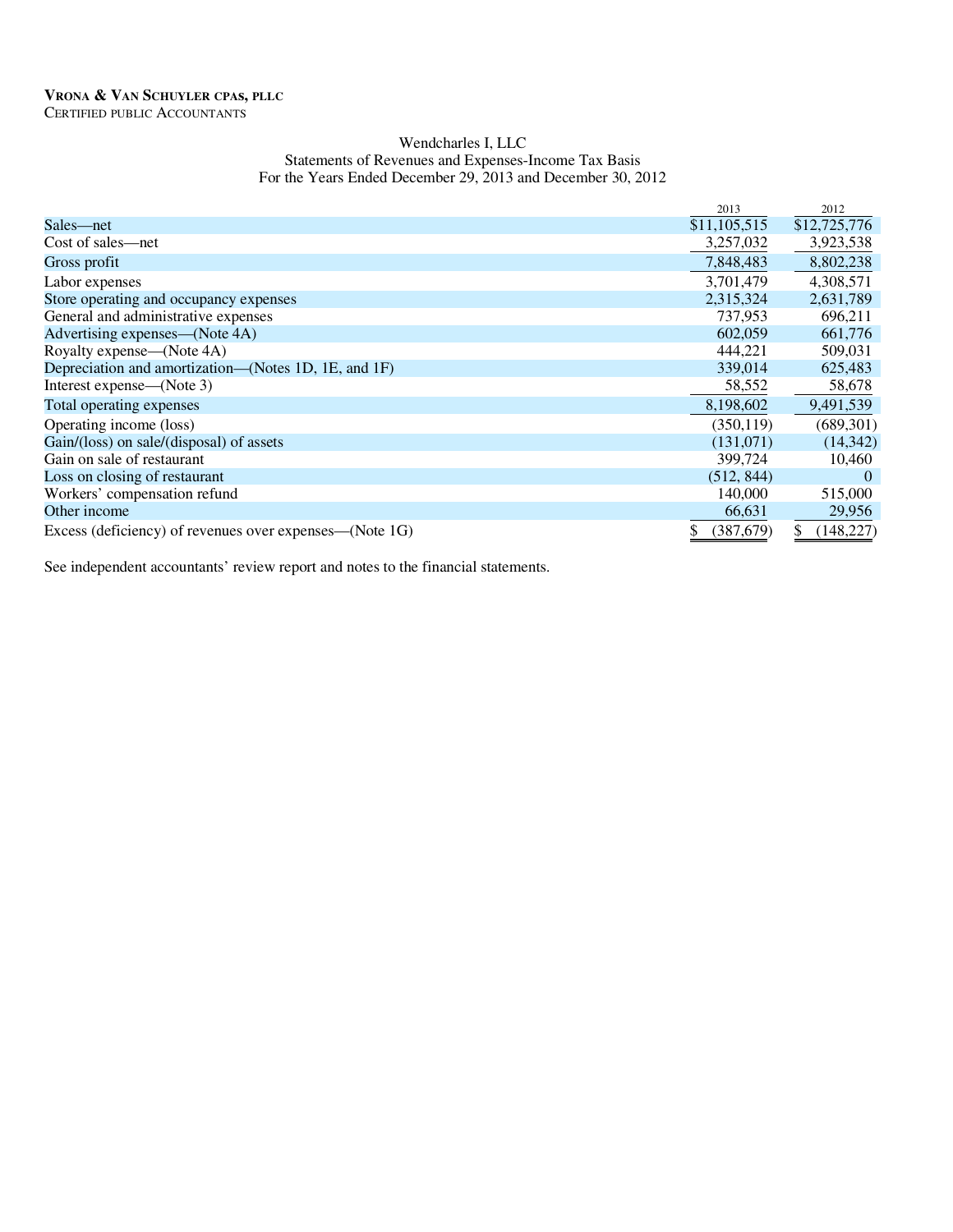**VRONA & VAN SCHUYLER CPAS, PLLC**
CERTIFIED PUBLIC ACCOUNTANTS

Wendcharles I, LLC
Statements of Revenues and Expenses-Income Tax Basis
For the Years Ended December 29, 2013 and December 30, 2012

| | 2013 | 2012 |
|---|---|---|
| Sales—net | $11,105,515 | $12,725,776 |
| Cost of sales—net | 3,257,032 | 3,923,538 |
| Gross profit | 7,848,483 | 8,802,238 |
| Labor expenses | 3,701,479 | 4,308,571 |
| Store operating and occupancy expenses | 2,315,324 | 2,631,789 |
| General and administrative expenses | 737,953 | 696,211 |
| Advertising expenses—(Note 4A) | 602,059 | 661,776 |
| Royalty expense—(Note 4A) | 444,221 | 509,031 |
| Depreciation and amortization—(Notes 1D, 1E, and 1F) | 339,014 | 625,483 |
| Interest expense—(Note 3) | 58,552 | 58,678 |
| Total operating expenses | 8,198,602 | 9,491,539 |
| Operating income (loss) | (350,119) | (689,301) |
| Gain/(loss) on sale/(disposal) of assets | (131,071) | (14,342) |
| Gain on sale of restaurant | 399,724 | 10,460 |
| Loss on closing of restaurant | (512, 844) | 0 |
| Workers' compensation refund | 140,000 | 515,000 |
| Other income | 66,631 | 29,956 |
| Excess (deficiency) of revenues over expenses—(Note 1G) | $ (387,679) | $ (148,227) |

See independent accountants' review report and notes to the financial statements.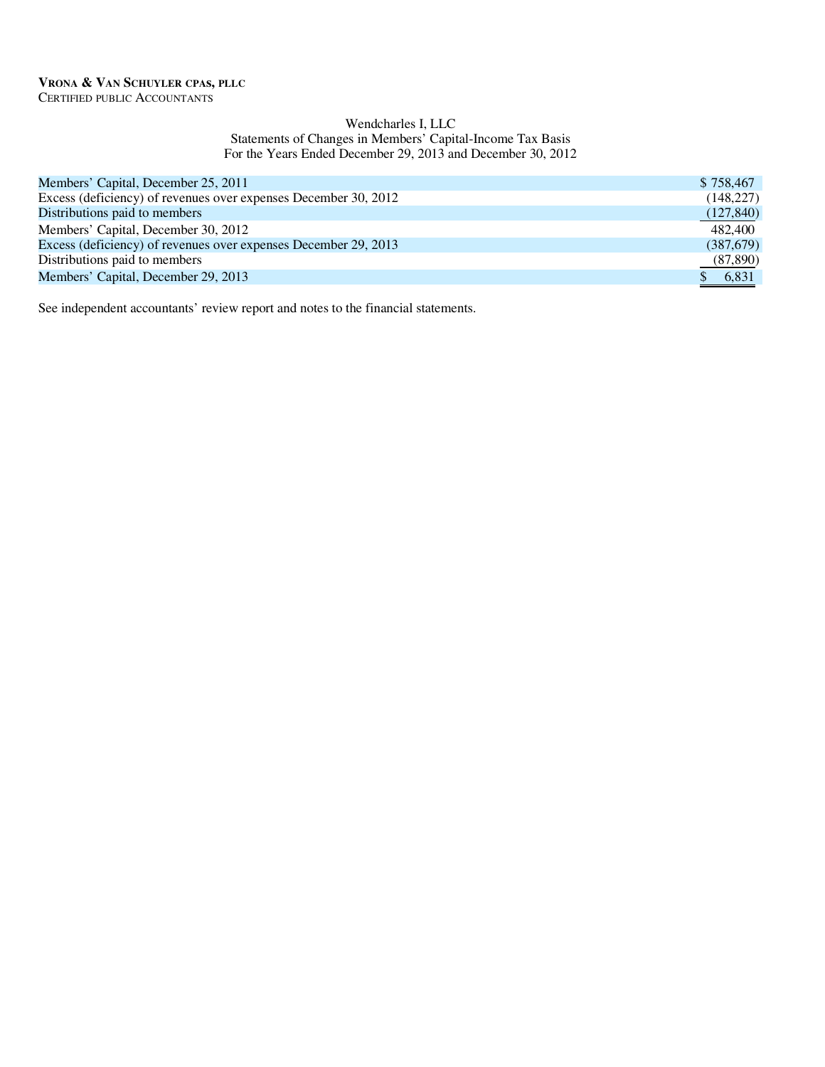**VRONA & VAN SCHUYLER CPAS, PLLC**
CERTIFIED PUBLIC ACCOUNTANTS

Wendcharles I, LLC
Statements of Changes in Members' Capital-Income Tax Basis
For the Years Ended December 29, 2013 and December 30, 2012

| | |
|---|---|
| Members' Capital, December 25, 2011 | $ 758,467 |
| Excess (deficiency) of revenues over expenses December 30, 2012 | (148,227) |
| Distributions paid to members | (127,840) |
| Members' Capital, December 30, 2012 | 482,400 |
| Excess (deficiency) of revenues over expenses December 29, 2013 | (387,679) |
| Distributions paid to members | (87,890) |
| Members' Capital, December 29, 2013 | $ 6,831 |

See independent accountants' review report and notes to the financial statements.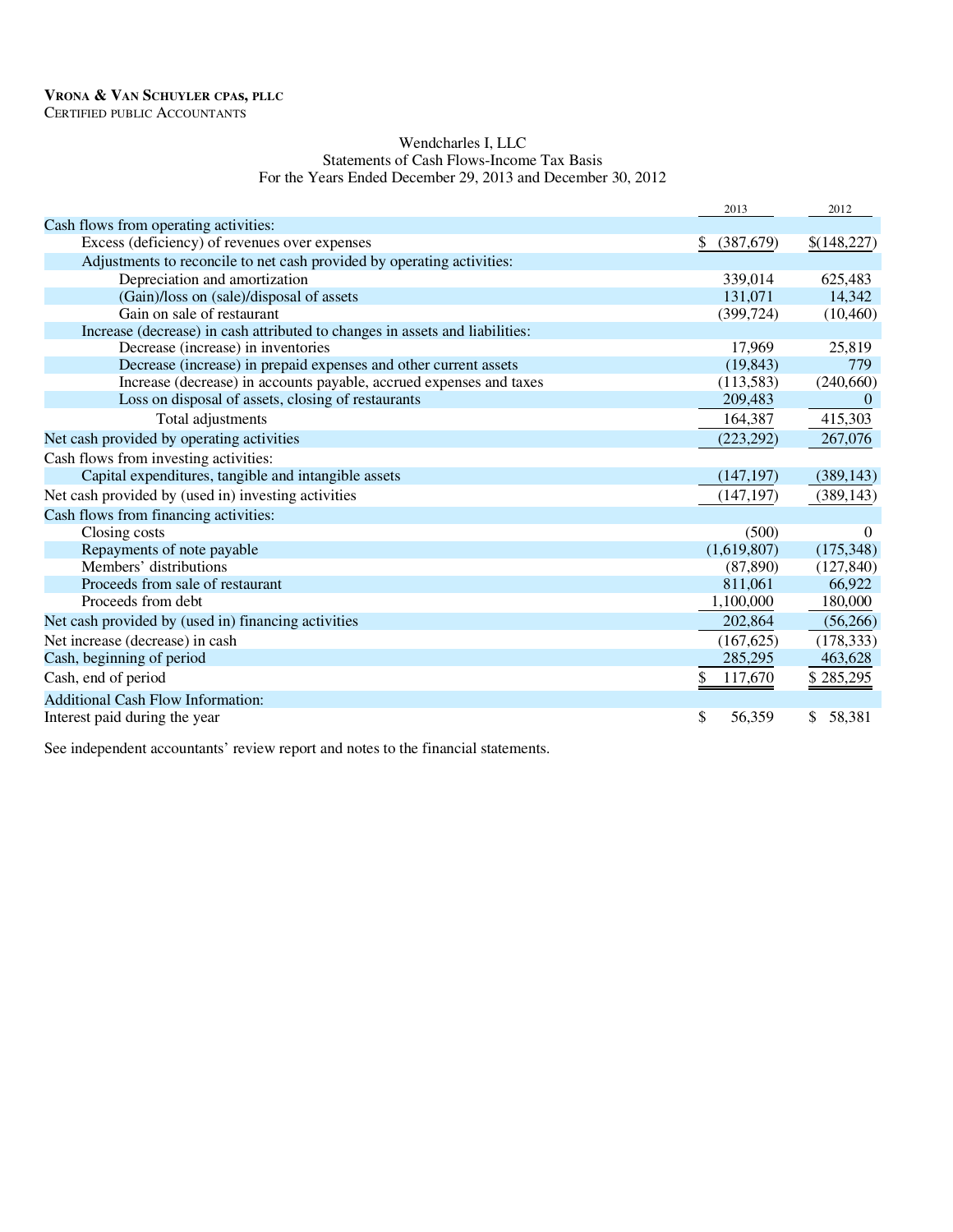**VRONA & VAN SCHUYLER CPAS, PLLC**
CERTIFIED PUBLIC ACCOUNTANTS

Wendcharles I, LLC
Statements of Cash Flows-Income Tax Basis
For the Years Ended December 29, 2013 and December 30, 2012

| | 2013 | 2012 |
|---|---|---|
| Cash flows from operating activities: | | |
| Excess (deficiency) of revenues over expenses | $ (387,679) | $(148,227) |
| Adjustments to reconcile to net cash provided by operating activities: | | |
| Depreciation and amortization | 339,014 | 625,483 |
| (Gain)/loss on (sale)/disposal of assets | 131,071 | 14,342 |
| Gain on sale of restaurant | (399,724) | (10,460) |
| Increase (decrease) in cash attributed to changes in assets and liabilities: | | |
| Decrease (increase) in inventories | 17,969 | 25,819 |
| Decrease (increase) in prepaid expenses and other current assets | (19,843) | 779 |
| Increase (decrease) in accounts payable, accrued expenses and taxes | (113,583) | (240,660) |
| Loss on disposal of assets, closing of restaurants | 209,483 | 0 |
| Total adjustments | 164,387 | 415,303 |
| Net cash provided by operating activities | (223,292) | 267,076 |
| Cash flows from investing activities: | | |
| Capital expenditures, tangible and intangible assets | (147,197) | (389,143) |
| Net cash provided by (used in) investing activities | (147,197) | (389,143) |
| Cash flows from financing activities: | | |
| Closing costs | (500) | 0 |
| Repayments of note payable | (1,619,807) | (175,348) |
| Members' distributions | (87,890) | (127,840) |
| Proceeds from sale of restaurant | 811,061 | 66,922 |
| Proceeds from debt | 1,100,000 | 180,000 |
| Net cash provided by (used in) financing activities | 202,864 | (56,266) |
| Net increase (decrease) in cash | (167,625) | (178,333) |
| Cash, beginning of period | 285,295 | 463,628 |
| Cash, end of period | $ 117,670 | $ 285,295 |
| Additional Cash Flow Information: | | |
| Interest paid during the year | $ 56,359 | $ 58,381 |

See independent accountants' review report and notes to the financial statements.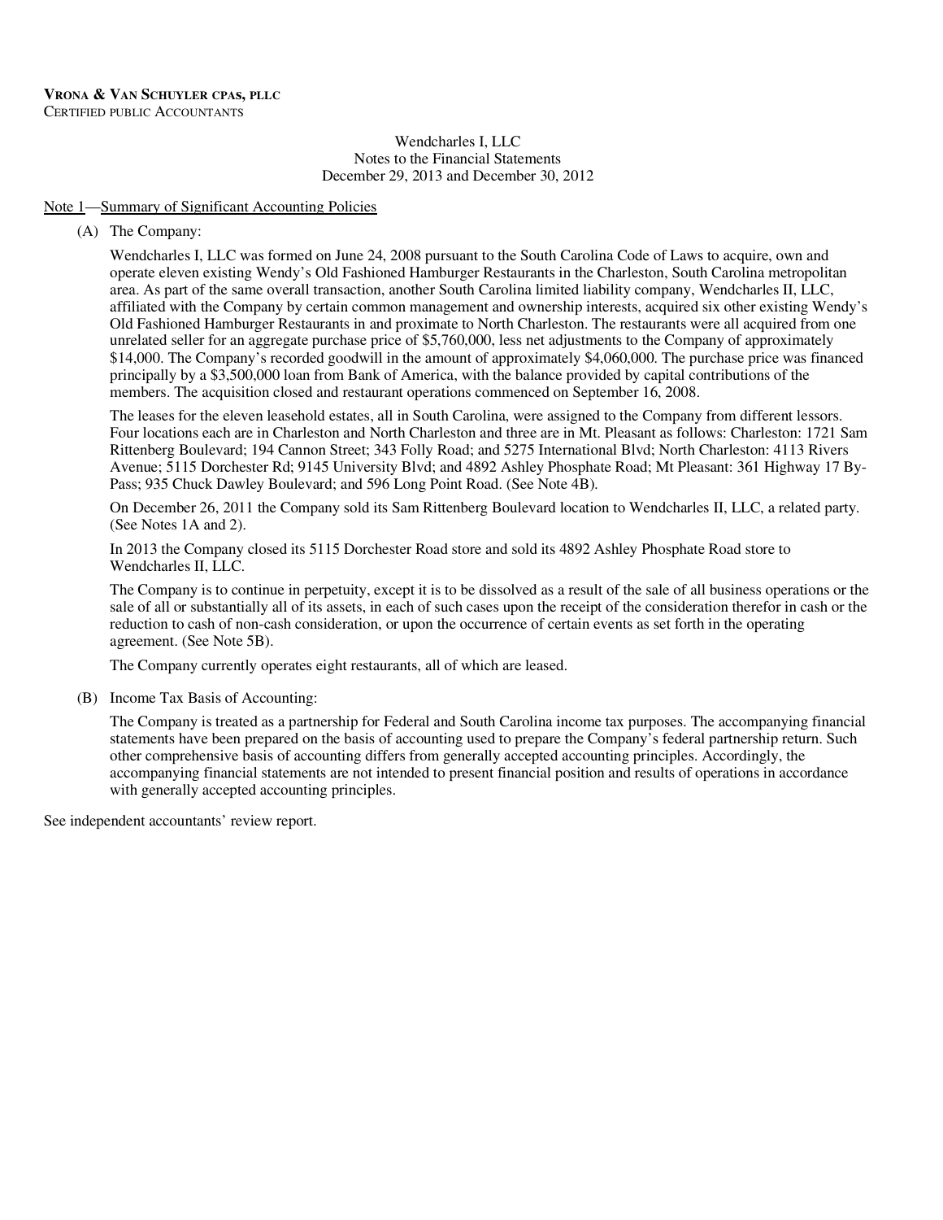**VRONA & VAN SCHUYLER CPAS, PLLC**
CERTIFIED PUBLIC ACCOUNTANTS

Wendcharles I, LLC
Notes to the Financial Statements
December 29, 2013 and December 30, 2012

Note 1—Summary of Significant Accounting Policies

(A) The Company:

Wendcharles I, LLC was formed on June 24, 2008 pursuant to the South Carolina Code of Laws to acquire, own and operate eleven existing Wendy's Old Fashioned Hamburger Restaurants in the Charleston, South Carolina metropolitan area. As part of the same overall transaction, another South Carolina limited liability company, Wendcharles II, LLC, affiliated with the Company by certain common management and ownership interests, acquired six other existing Wendy's Old Fashioned Hamburger Restaurants in and proximate to North Charleston. The restaurants were all acquired from one unrelated seller for an aggregate purchase price of $5,760,000, less net adjustments to the Company of approximately $14,000. The Company's recorded goodwill in the amount of approximately $4,060,000. The purchase price was financed principally by a $3,500,000 loan from Bank of America, with the balance provided by capital contributions of the members. The acquisition closed and restaurant operations commenced on September 16, 2008.

The leases for the eleven leasehold estates, all in South Carolina, were assigned to the Company from different lessors. Four locations each are in Charleston and North Charleston and three are in Mt. Pleasant as follows: Charleston: 1721 Sam Rittenberg Boulevard; 194 Cannon Street; 343 Folly Road; and 5275 International Blvd; North Charleston: 4113 Rivers Avenue; 5115 Dorchester Rd; 9145 University Blvd; and 4892 Ashley Phosphate Road; Mt Pleasant: 361 Highway 17 By-Pass; 935 Chuck Dawley Boulevard; and 596 Long Point Road. (See Note 4B).

On December 26, 2011 the Company sold its Sam Rittenberg Boulevard location to Wendcharles II, LLC, a related party. (See Notes 1A and 2).

In 2013 the Company closed its 5115 Dorchester Road store and sold its 4892 Ashley Phosphate Road store to Wendcharles II, LLC.

The Company is to continue in perpetuity, except it is to be dissolved as a result of the sale of all business operations or the sale of all or substantially all of its assets, in each of such cases upon the receipt of the consideration therefor in cash or the reduction to cash of non-cash consideration, or upon the occurrence of certain events as set forth in the operating agreement. (See Note 5B).

The Company currently operates eight restaurants, all of which are leased.

(B) Income Tax Basis of Accounting:

The Company is treated as a partnership for Federal and South Carolina income tax purposes. The accompanying financial statements have been prepared on the basis of accounting used to prepare the Company's federal partnership return. Such other comprehensive basis of accounting differs from generally accepted accounting principles. Accordingly, the accompanying financial statements are not intended to present financial position and results of operations in accordance with generally accepted accounting principles.

See independent accountants' review report.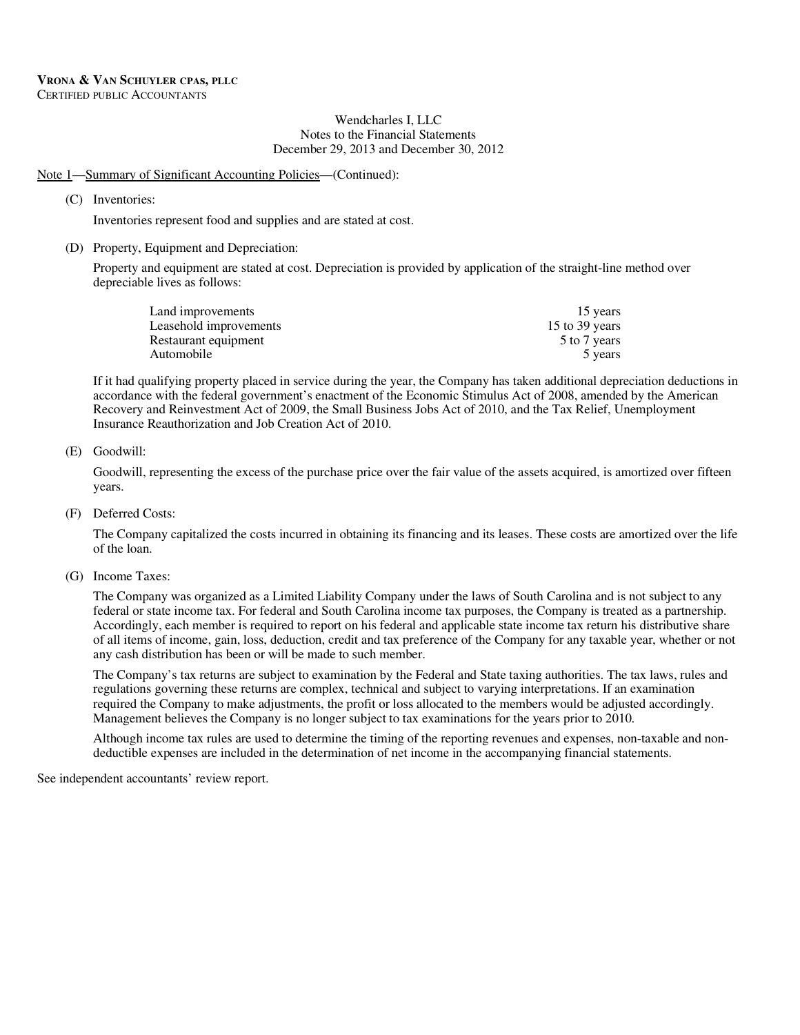**VRONA & VAN SCHUYLER CPAS, PLLC**
CERTIFIED PUBLIC ACCOUNTANTS

Wendcharles I, LLC
Notes to the Financial Statements
December 29, 2013 and December 30, 2012

Note 1—Summary of Significant Accounting Policies—(Continued):

(C) Inventories:

Inventories represent food and supplies and are stated at cost.

(D) Property, Equipment and Depreciation:

Property and equipment are stated at cost. Depreciation is provided by application of the straight-line method over depreciable lives as follows:

| | |
|---|---|
| Land improvements | 15 years |
| Leasehold improvements | 15 to 39 years |
| Restaurant equipment | 5 to 7 years |
| Automobile | 5 years |

If it had qualifying property placed in service during the year, the Company has taken additional depreciation deductions in accordance with the federal government's enactment of the Economic Stimulus Act of 2008, amended by the American Recovery and Reinvestment Act of 2009, the Small Business Jobs Act of 2010, and the Tax Relief, Unemployment Insurance Reauthorization and Job Creation Act of 2010.

(E) Goodwill:

Goodwill, representing the excess of the purchase price over the fair value of the assets acquired, is amortized over fifteen years.

(F) Deferred Costs:

The Company capitalized the costs incurred in obtaining its financing and its leases. These costs are amortized over the life of the loan.

(G) Income Taxes:

The Company was organized as a Limited Liability Company under the laws of South Carolina and is not subject to any federal or state income tax. For federal and South Carolina income tax purposes, the Company is treated as a partnership. Accordingly, each member is required to report on his federal and applicable state income tax return his distributive share of all items of income, gain, loss, deduction, credit and tax preference of the Company for any taxable year, whether or not any cash distribution has been or will be made to such member.

The Company's tax returns are subject to examination by the Federal and State taxing authorities. The tax laws, rules and regulations governing these returns are complex, technical and subject to varying interpretations. If an examination required the Company to make adjustments, the profit or loss allocated to the members would be adjusted accordingly. Management believes the Company is no longer subject to tax examinations for the years prior to 2010.

Although income tax rules are used to determine the timing of the reporting revenues and expenses, non-taxable and non-deductible expenses are included in the determination of net income in the accompanying financial statements.

See independent accountants' review report.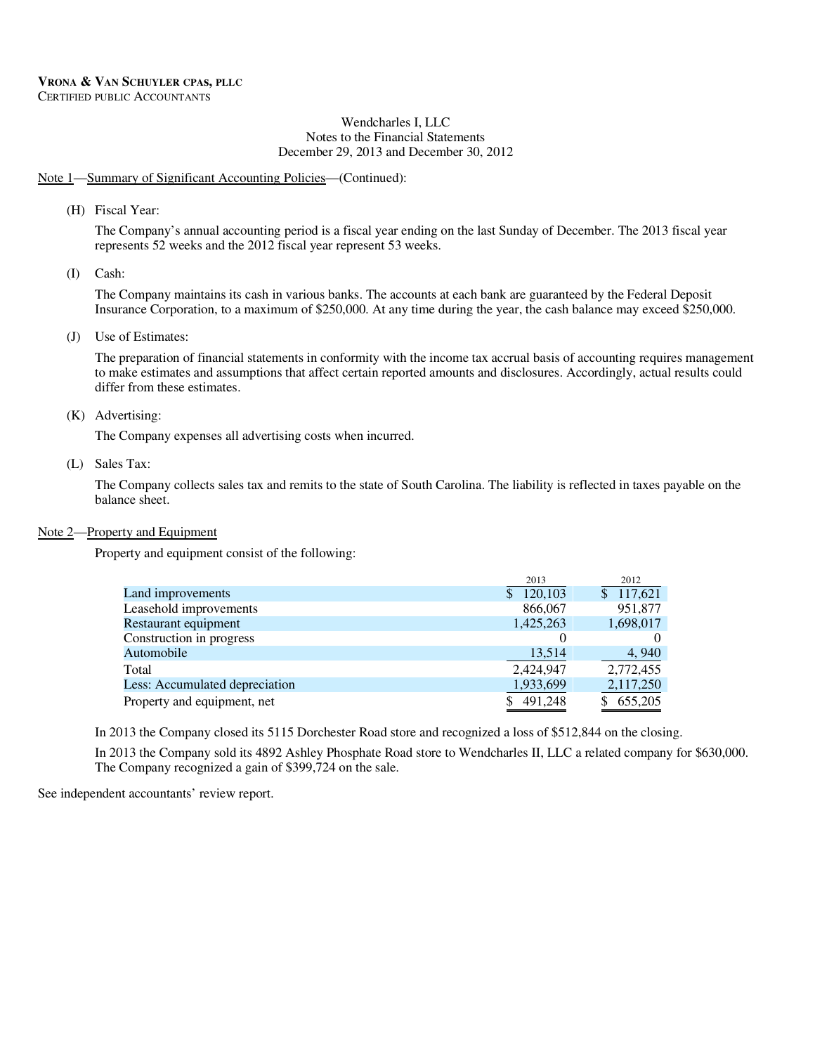**VRONA & VAN SCHUYLER CPAS, PLLC**
CERTIFIED PUBLIC ACCOUNTANTS

Wendcharles I, LLC
Notes to the Financial Statements
December 29, 2013 and December 30, 2012

Note 1—Summary of Significant Accounting Policies—(Continued):

(H) Fiscal Year:

The Company's annual accounting period is a fiscal year ending on the last Sunday of December. The 2013 fiscal year represents 52 weeks and the 2012 fiscal year represent 53 weeks.

(I) Cash:

The Company maintains its cash in various banks. The accounts at each bank are guaranteed by the Federal Deposit Insurance Corporation, to a maximum of $250,000. At any time during the year, the cash balance may exceed $250,000.

(J) Use of Estimates:

The preparation of financial statements in conformity with the income tax accrual basis of accounting requires management to make estimates and assumptions that affect certain reported amounts and disclosures. Accordingly, actual results could differ from these estimates.

(K) Advertising:

The Company expenses all advertising costs when incurred.

(L) Sales Tax:

The Company collects sales tax and remits to the state of South Carolina. The liability is reflected in taxes payable on the balance sheet.

Note 2—Property and Equipment

Property and equipment consist of the following:

| | 2013 | 2012 |
|---|---|---|
| Land improvements | $ 120,103 | $ 117,621 |
| Leasehold improvements | 866,067 | 951,877 |
| Restaurant equipment | 1,425,263 | 1,698,017 |
| Construction in progress | 0 | 0 |
| Automobile | 13,514 | 4, 940 |
| Total | 2,424,947 | 2,772,455 |
| Less: Accumulated depreciation | 1,933,699 | 2,117,250 |
| Property and equipment, net | $ 491,248 | $ 655,205 |

In 2013 the Company closed its 5115 Dorchester Road store and recognized a loss of $512,844 on the closing.

In 2013 the Company sold its 4892 Ashley Phosphate Road store to Wendcharles II, LLC a related company for $630,000. The Company recognized a gain of $399,724 on the sale.

See independent accountants' review report.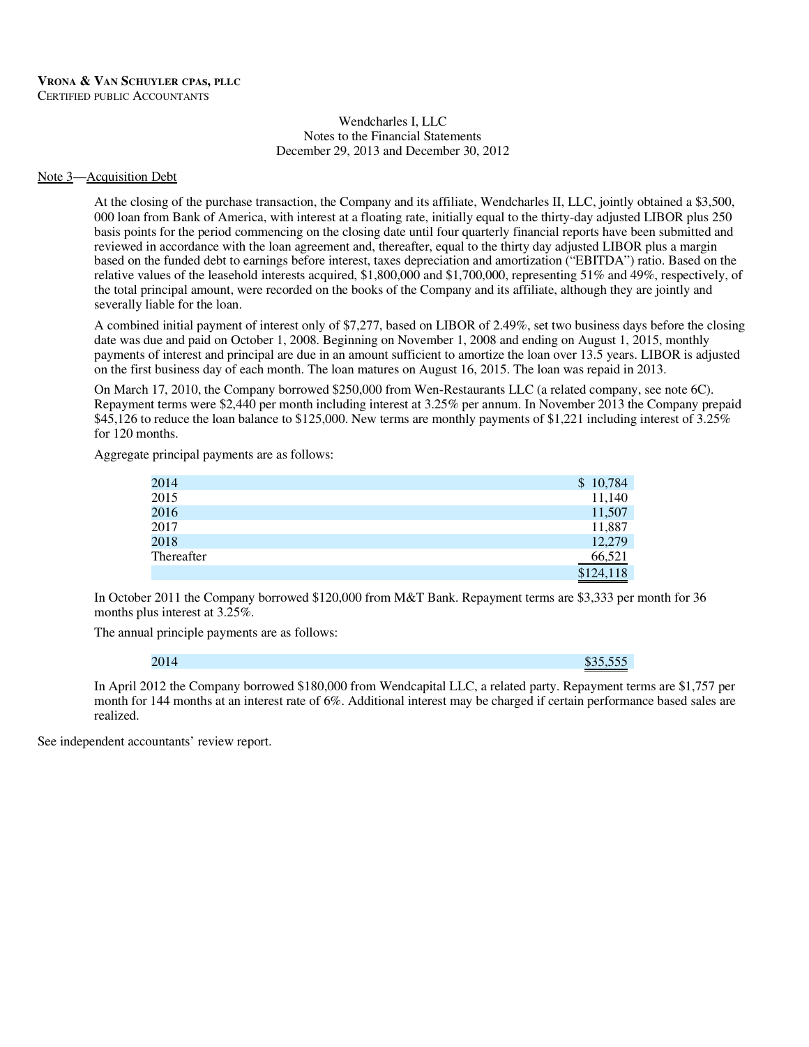**Vrona & Van Schuyler cpas, pllc**
Certified public Accountants

Wendcharles I, LLC
Notes to the Financial Statements
December 29, 2013 and December 30, 2012

Note 3—Acquisition Debt

At the closing of the purchase transaction, the Company and its affiliate, Wendcharles II, LLC, jointly obtained a $3,500, 000 loan from Bank of America, with interest at a floating rate, initially equal to the thirty-day adjusted LIBOR plus 250 basis points for the period commencing on the closing date until four quarterly financial reports have been submitted and reviewed in accordance with the loan agreement and, thereafter, equal to the thirty day adjusted LIBOR plus a margin based on the funded debt to earnings before interest, taxes depreciation and amortization ("EBITDA") ratio. Based on the relative values of the leasehold interests acquired, $1,800,000 and $1,700,000, representing 51% and 49%, respectively, of the total principal amount, were recorded on the books of the Company and its affiliate, although they are jointly and severally liable for the loan.

A combined initial payment of interest only of $7,277, based on LIBOR of 2.49%, set two business days before the closing date was due and paid on October 1, 2008. Beginning on November 1, 2008 and ending on August 1, 2015, monthly payments of interest and principal are due in an amount sufficient to amortize the loan over 13.5 years. LIBOR is adjusted on the first business day of each month. The loan matures on August 16, 2015. The loan was repaid in 2013.

On March 17, 2010, the Company borrowed $250,000 from Wen-Restaurants LLC (a related company, see note 6C). Repayment terms were $2,440 per month including interest at 3.25% per annum. In November 2013 the Company prepaid $45,126 to reduce the loan balance to $125,000. New terms are monthly payments of $1,221 including interest of 3.25% for 120 months.

Aggregate principal payments are as follows:

| | |
|---|---|
| 2014 | $ 10,784 |
| 2015 | 11,140 |
| 2016 | 11,507 |
| 2017 | 11,887 |
| 2018 | 12,279 |
| Thereafter | 66,521 |
| | $124,118 |

In October 2011 the Company borrowed $120,000 from M&T Bank. Repayment terms are $3,333 per month for 36 months plus interest at 3.25%.

The annual principle payments are as follows:

| | |
|---|---|
| 2014 | $35,555 |

In April 2012 the Company borrowed $180,000 from Wendcapital LLC, a related party. Repayment terms are $1,757 per month for 144 months at an interest rate of 6%. Additional interest may be charged if certain performance based sales are realized.

See independent accountants' review report.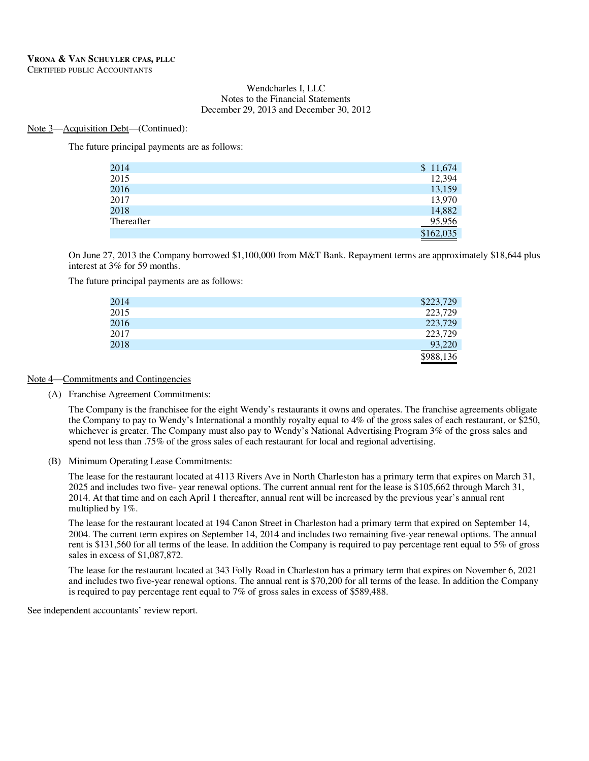**VRONA & VAN SCHUYLER CPAS, PLLC**
CERTIFIED PUBLIC ACCOUNTANTS

Wendcharles I, LLC
Notes to the Financial Statements
December 29, 2013 and December 30, 2012

Note 3—Acquisition Debt—(Continued):

The future principal payments are as follows:

| | |
|---|---:|
| 2014 | $ 11,674 |
| 2015 | 12,394 |
| 2016 | 13,159 |
| 2017 | 13,970 |
| 2018 | 14,882 |
| Thereafter | 95,956 |
| | $162,035 |

On June 27, 2013 the Company borrowed $1,100,000 from M&T Bank. Repayment terms are approximately $18,644 plus interest at 3% for 59 months.

The future principal payments are as follows:

| | |
|---|---:|
| 2014 | $223,729 |
| 2015 | 223,729 |
| 2016 | 223,729 |
| 2017 | 223,729 |
| 2018 | 93,220 |
| | $988,136 |

Note 4—Commitments and Contingencies

(A) Franchise Agreement Commitments:

The Company is the franchisee for the eight Wendy's restaurants it owns and operates. The franchise agreements obligate the Company to pay to Wendy's International a monthly royalty equal to 4% of the gross sales of each restaurant, or $250, whichever is greater. The Company must also pay to Wendy's National Advertising Program 3% of the gross sales and spend not less than .75% of the gross sales of each restaurant for local and regional advertising.

(B) Minimum Operating Lease Commitments:

The lease for the restaurant located at 4113 Rivers Ave in North Charleston has a primary term that expires on March 31, 2025 and includes two five- year renewal options. The current annual rent for the lease is $105,662 through March 31, 2014. At that time and on each April 1 thereafter, annual rent will be increased by the previous year's annual rent multiplied by 1%.

The lease for the restaurant located at 194 Canon Street in Charleston had a primary term that expired on September 14, 2004. The current term expires on September 14, 2014 and includes two remaining five-year renewal options. The annual rent is $131,560 for all terms of the lease. In addition the Company is required to pay percentage rent equal to 5% of gross sales in excess of $1,087,872.

The lease for the restaurant located at 343 Folly Road in Charleston has a primary term that expires on November 6, 2021 and includes two five-year renewal options. The annual rent is $70,200 for all terms of the lease. In addition the Company is required to pay percentage rent equal to 7% of gross sales in excess of $589,488.

See independent accountants' review report.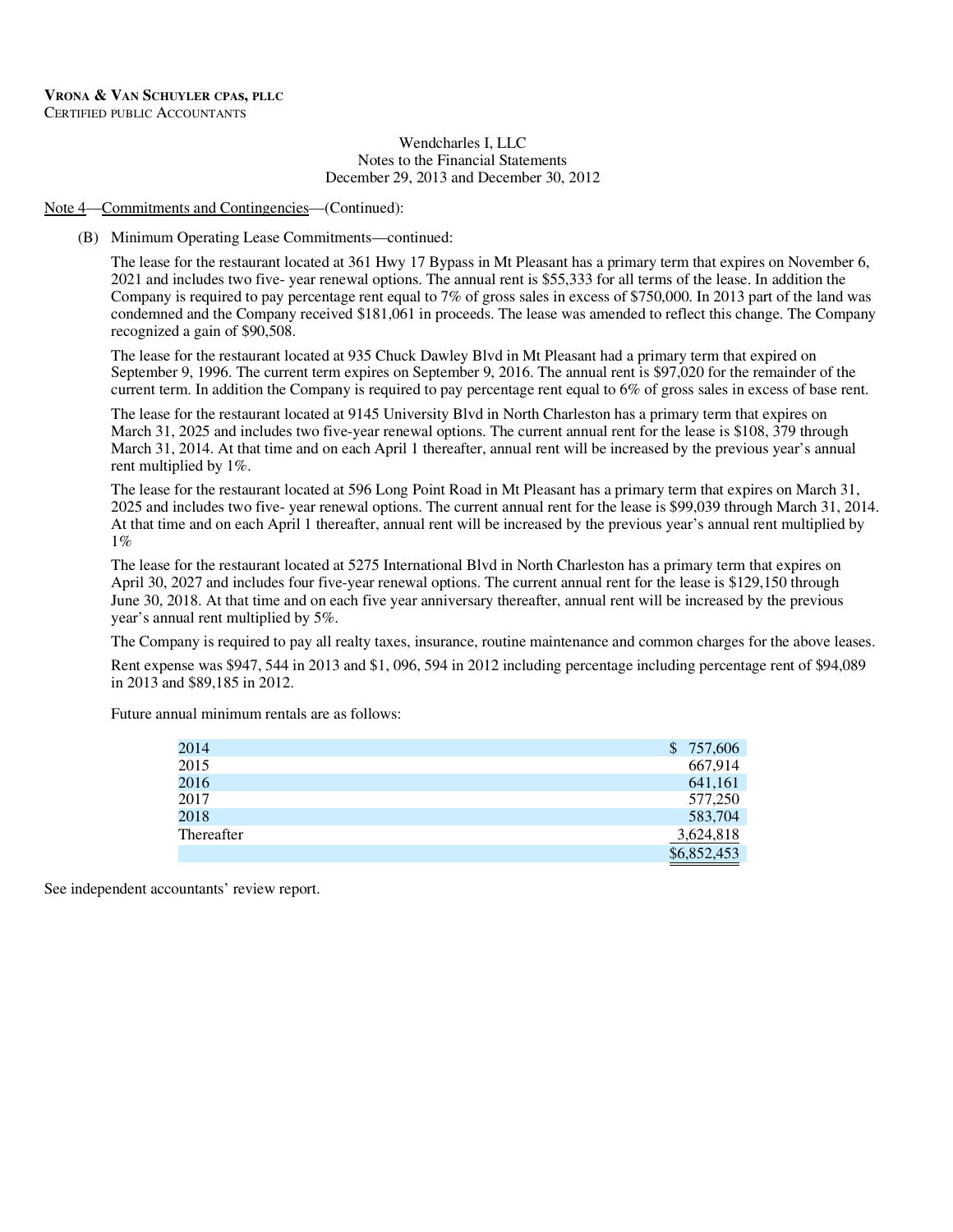**VRONA & VAN SCHUYLER CPAS, PLLC**
CERTIFIED PUBLIC ACCOUNTANTS

Wendcharles I, LLC
Notes to the Financial Statements
December 29, 2013 and December 30, 2012

Note 4—Commitments and Contingencies—(Continued):

(B) Minimum Operating Lease Commitments—continued:

The lease for the restaurant located at 361 Hwy 17 Bypass in Mt Pleasant has a primary term that expires on November 6, 2021 and includes two five- year renewal options. The annual rent is $55,333 for all terms of the lease. In addition the Company is required to pay percentage rent equal to 7% of gross sales in excess of $750,000. In 2013 part of the land was condemned and the Company received $181,061 in proceeds. The lease was amended to reflect this change. The Company recognized a gain of $90,508.

The lease for the restaurant located at 935 Chuck Dawley Blvd in Mt Pleasant had a primary term that expired on September 9, 1996. The current term expires on September 9, 2016. The annual rent is $97,020 for the remainder of the current term. In addition the Company is required to pay percentage rent equal to 6% of gross sales in excess of base rent.

The lease for the restaurant located at 9145 University Blvd in North Charleston has a primary term that expires on March 31, 2025 and includes two five-year renewal options. The current annual rent for the lease is $108, 379 through March 31, 2014. At that time and on each April 1 thereafter, annual rent will be increased by the previous year's annual rent multiplied by 1%.

The lease for the restaurant located at 596 Long Point Road in Mt Pleasant has a primary term that expires on March 31, 2025 and includes two five- year renewal options. The current annual rent for the lease is $99,039 through March 31, 2014. At that time and on each April 1 thereafter, annual rent will be increased by the previous year's annual rent multiplied by 1%

The lease for the restaurant located at 5275 International Blvd in North Charleston has a primary term that expires on April 30, 2027 and includes four five-year renewal options. The current annual rent for the lease is $129,150 through June 30, 2018. At that time and on each five year anniversary thereafter, annual rent will be increased by the previous year's annual rent multiplied by 5%.

The Company is required to pay all realty taxes, insurance, routine maintenance and common charges for the above leases.

Rent expense was $947, 544 in 2013 and $1, 096, 594 in 2012 including percentage including percentage rent of $94,089 in 2013 and $89,185 in 2012.

Future annual minimum rentals are as follows:

| | |
|---|---|
| 2014 | $ 757,606 |
| 2015 | 667,914 |
| 2016 | 641,161 |
| 2017 | 577,250 |
| 2018 | 583,704 |
| Thereafter | 3,624,818 |
| | $6,852,453 |

See independent accountants' review report.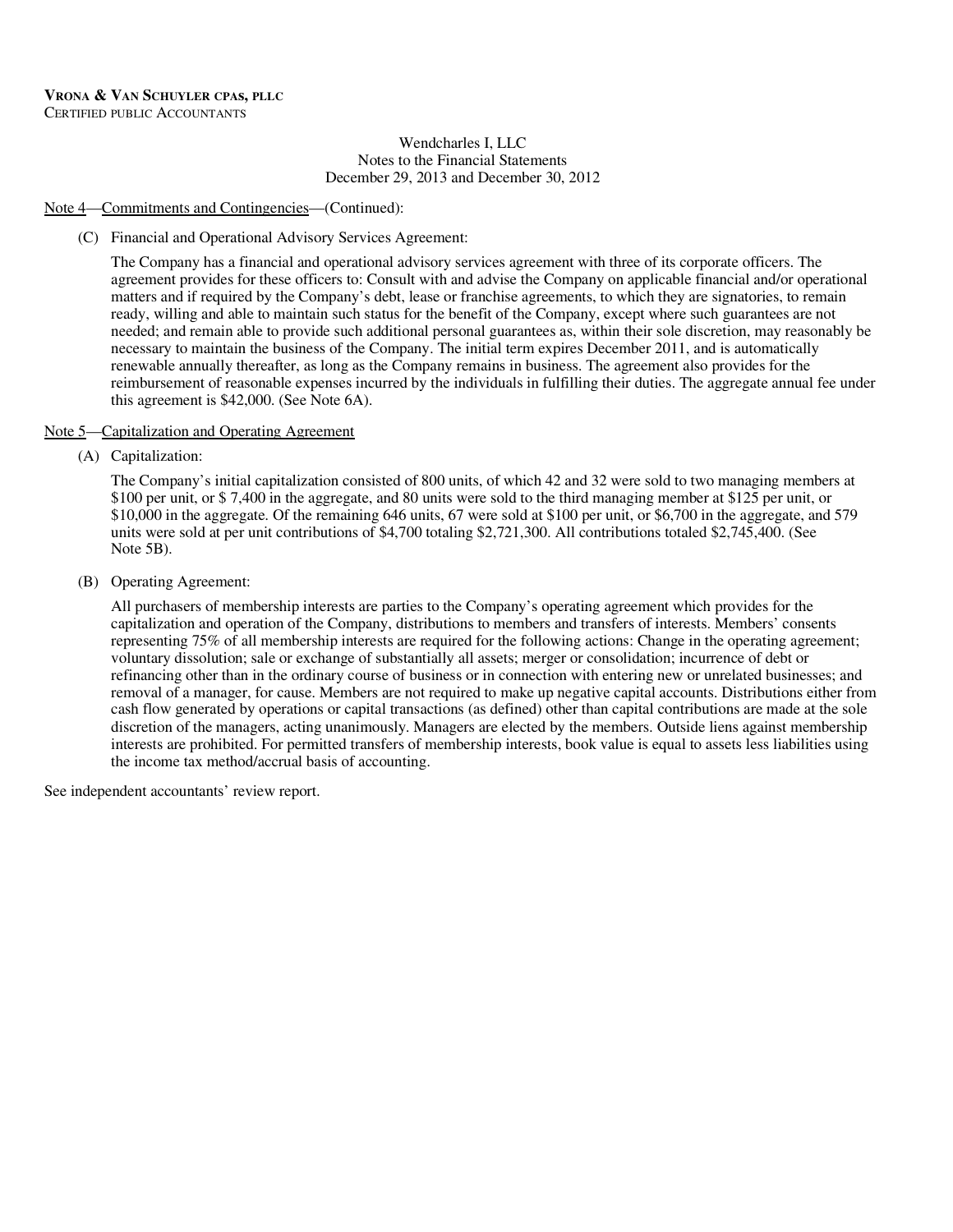**VRONA & VAN SCHUYLER CPAS, PLLC**
CERTIFIED PUBLIC ACCOUNTANTS

Wendcharles I, LLC
Notes to the Financial Statements
December 29, 2013 and December 30, 2012

Note 4—Commitments and Contingencies—(Continued):

(C) Financial and Operational Advisory Services Agreement:

The Company has a financial and operational advisory services agreement with three of its corporate officers. The agreement provides for these officers to: Consult with and advise the Company on applicable financial and/or operational matters and if required by the Company's debt, lease or franchise agreements, to which they are signatories, to remain ready, willing and able to maintain such status for the benefit of the Company, except where such guarantees are not needed; and remain able to provide such additional personal guarantees as, within their sole discretion, may reasonably be necessary to maintain the business of the Company. The initial term expires December 2011, and is automatically renewable annually thereafter, as long as the Company remains in business. The agreement also provides for the reimbursement of reasonable expenses incurred by the individuals in fulfilling their duties. The aggregate annual fee under this agreement is $42,000. (See Note 6A).

Note 5—Capitalization and Operating Agreement

(A) Capitalization:

The Company's initial capitalization consisted of 800 units, of which 42 and 32 were sold to two managing members at $100 per unit, or $ 7,400 in the aggregate, and 80 units were sold to the third managing member at $125 per unit, or $10,000 in the aggregate. Of the remaining 646 units, 67 were sold at $100 per unit, or $6,700 in the aggregate, and 579 units were sold at per unit contributions of $4,700 totaling $2,721,300. All contributions totaled $2,745,400. (See Note 5B).

(B) Operating Agreement:

All purchasers of membership interests are parties to the Company's operating agreement which provides for the capitalization and operation of the Company, distributions to members and transfers of interests. Members' consents representing 75% of all membership interests are required for the following actions: Change in the operating agreement; voluntary dissolution; sale or exchange of substantially all assets; merger or consolidation; incurrence of debt or refinancing other than in the ordinary course of business or in connection with entering new or unrelated businesses; and removal of a manager, for cause. Members are not required to make up negative capital accounts. Distributions either from cash flow generated by operations or capital transactions (as defined) other than capital contributions are made at the sole discretion of the managers, acting unanimously. Managers are elected by the members. Outside liens against membership interests are prohibited. For permitted transfers of membership interests, book value is equal to assets less liabilities using the income tax method/accrual basis of accounting.

See independent accountants' review report.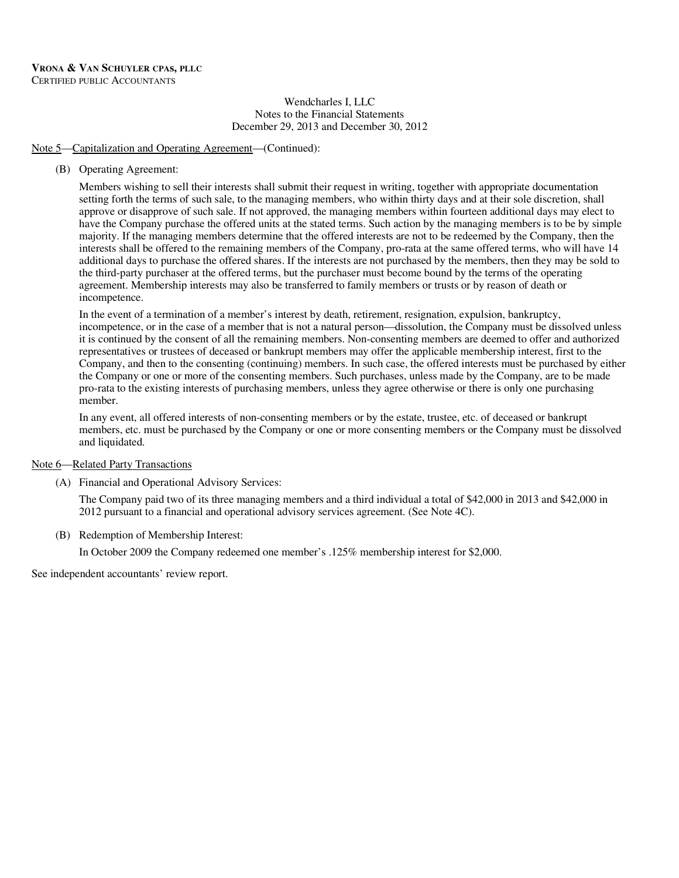Wendcharles I, LLC
Notes to the Financial Statements
December 29, 2013 and December 30, 2012

Note 5—Capitalization and Operating Agreement—(Continued):

(B) Operating Agreement:

Members wishing to sell their interests shall submit their request in writing, together with appropriate documentation setting forth the terms of such sale, to the managing members, who within thirty days and at their sole discretion, shall approve or disapprove of such sale. If not approved, the managing members within fourteen additional days may elect to have the Company purchase the offered units at the stated terms. Such action by the managing members is to be by simple majority. If the managing members determine that the offered interests are not to be redeemed by the Company, then the interests shall be offered to the remaining members of the Company, pro-rata at the same offered terms, who will have 14 additional days to purchase the offered shares. If the interests are not purchased by the members, then they may be sold to the third-party purchaser at the offered terms, but the purchaser must become bound by the terms of the operating agreement. Membership interests may also be transferred to family members or trusts or by reason of death or incompetence.

In the event of a termination of a member's interest by death, retirement, resignation, expulsion, bankruptcy, incompetence, or in the case of a member that is not a natural person—dissolution, the Company must be dissolved unless it is continued by the consent of all the remaining members. Non-consenting members are deemed to offer and authorized representatives or trustees of deceased or bankrupt members may offer the applicable membership interest, first to the Company, and then to the consenting (continuing) members. In such case, the offered interests must be purchased by either the Company or one or more of the consenting members. Such purchases, unless made by the Company, are to be made pro-rata to the existing interests of purchasing members, unless they agree otherwise or there is only one purchasing member.

In any event, all offered interests of non-consenting members or by the estate, trustee, etc. of deceased or bankrupt members, etc. must be purchased by the Company or one or more consenting members or the Company must be dissolved and liquidated.

Note 6—Related Party Transactions

(A) Financial and Operational Advisory Services:

The Company paid two of its three managing members and a third individual a total of $42,000 in 2013 and $42,000 in 2012 pursuant to a financial and operational advisory services agreement. (See Note 4C).

(B) Redemption of Membership Interest:

In October 2009 the Company redeemed one member's .125% membership interest for $2,000.

See independent accountants' review report.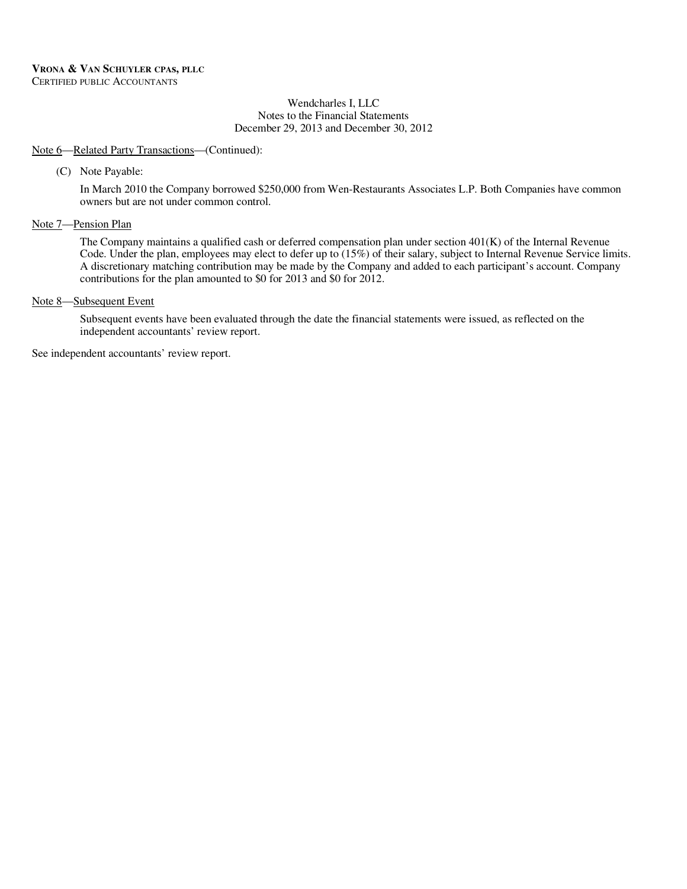**Vrona & Van Schuyler CPAs, PLLC**
Certified Public Accountants

Wendcharles I, LLC
Notes to the Financial Statements
December 29, 2013 and December 30, 2012

Note 6—Related Party Transactions—(Continued):

(C) Note Payable:

In March 2010 the Company borrowed $250,000 from Wen-Restaurants Associates L.P. Both Companies have common owners but are not under common control.

Note 7—Pension Plan

The Company maintains a qualified cash or deferred compensation plan under section 401(K) of the Internal Revenue Code. Under the plan, employees may elect to defer up to (15%) of their salary, subject to Internal Revenue Service limits. A discretionary matching contribution may be made by the Company and added to each participant's account. Company contributions for the plan amounted to $0 for 2013 and $0 for 2012.

Note 8—Subsequent Event

Subsequent events have been evaluated through the date the financial statements were issued, as reflected on the independent accountants' review report.

See independent accountants' review report.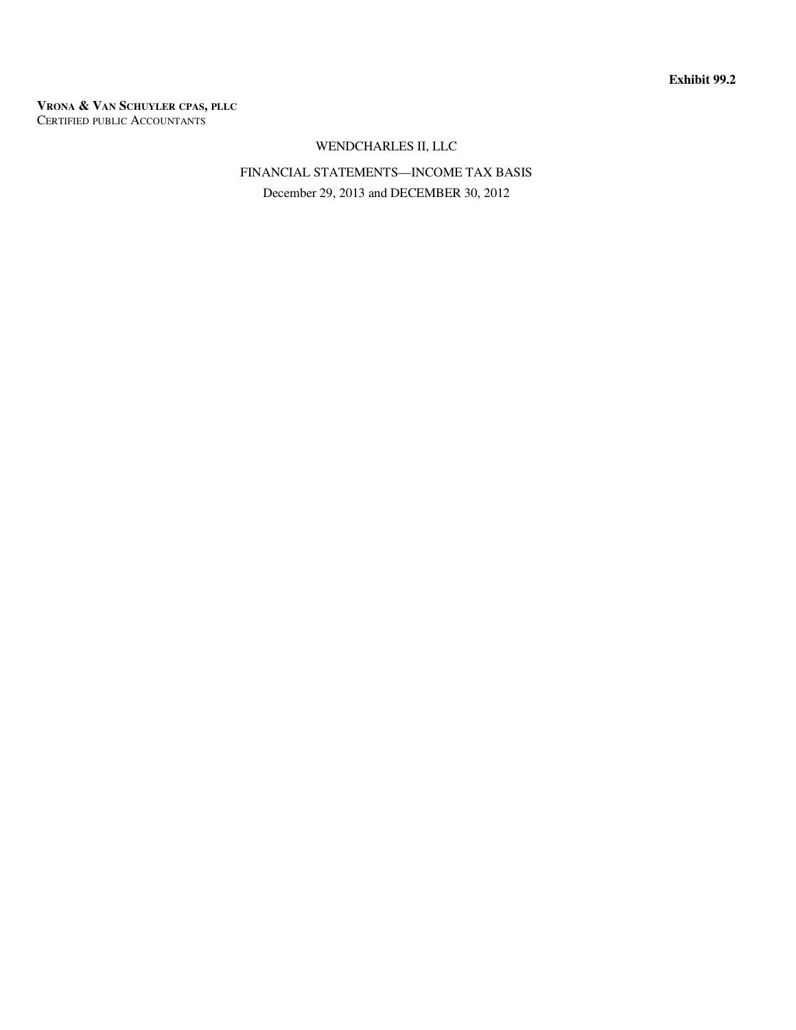**Exhibit 99.2**

**VRONA & VAN SCHUYLER CPAS, PLLC**
CERTIFIED PUBLIC ACCOUNTANTS

WENDCHARLES II, LLC

FINANCIAL STATEMENTS—INCOME TAX BASIS

December 29, 2013 and DECEMBER 30, 2012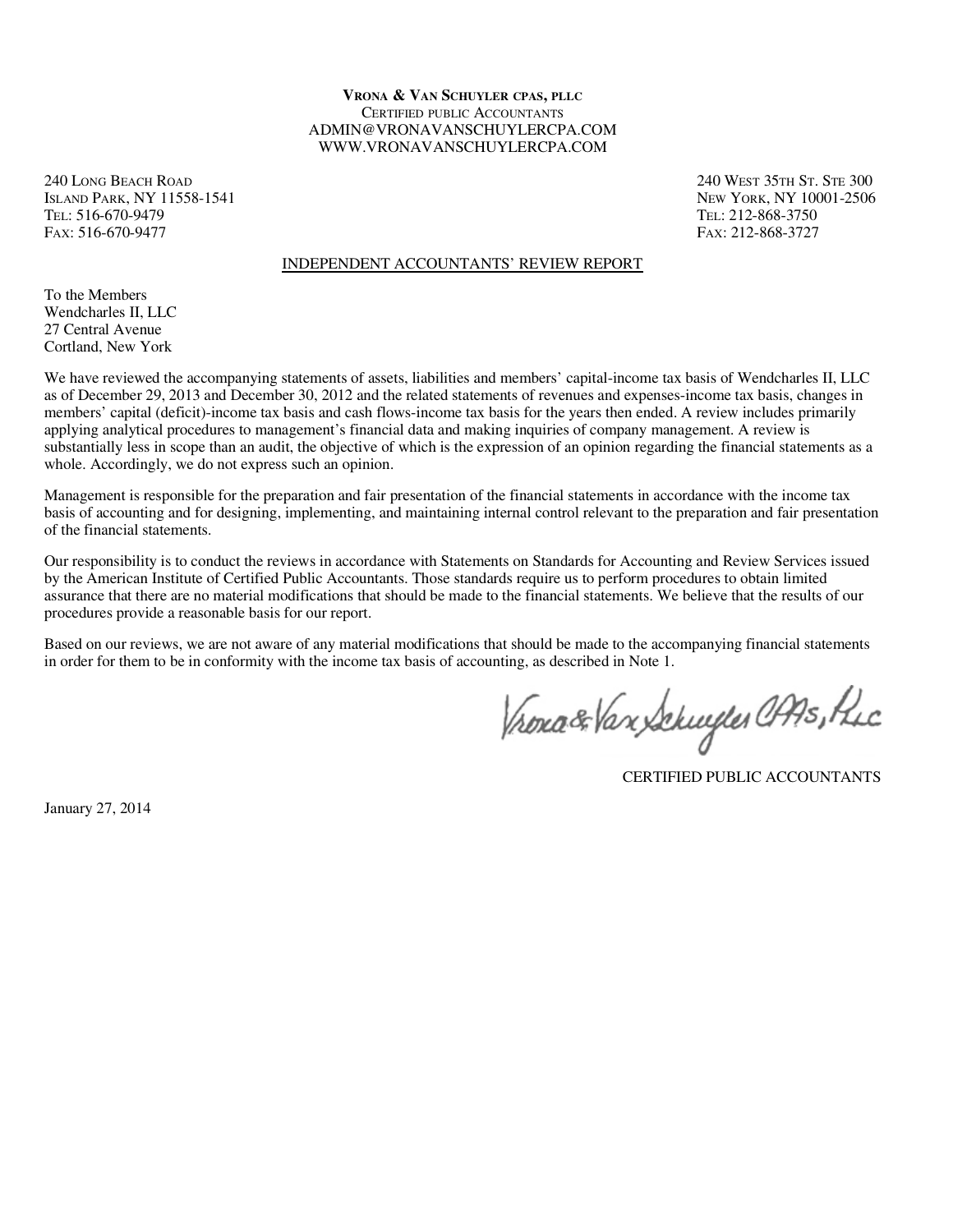**VRONA & VAN SCHUYLER CPAS, PLLC**
CERTIFIED PUBLIC ACCOUNTANTS
ADMIN@VRONAVANSCHUYLERCPA.COM
WWW.VRONAVANSCHUYLERCPA.COM

240 LONG BEACH ROAD
ISLAND PARK, NY 11558-1541
TEL: 516-670-9479
FAX: 516-670-9477

240 WEST 35TH ST. STE 300
NEW YORK, NY 10001-2506
TEL: 212-868-3750
FAX: 212-868-3727

## INDEPENDENT ACCOUNTANTS' REVIEW REPORT

To the Members
Wendcharles II, LLC
27 Central Avenue
Cortland, New York

We have reviewed the accompanying statements of assets, liabilities and members' capital-income tax basis of Wendcharles II, LLC as of December 29, 2013 and December 30, 2012 and the related statements of revenues and expenses-income tax basis, changes in members' capital (deficit)-income tax basis and cash flows-income tax basis for the years then ended. A review includes primarily applying analytical procedures to management's financial data and making inquiries of company management. A review is substantially less in scope than an audit, the objective of which is the expression of an opinion regarding the financial statements as a whole. Accordingly, we do not express such an opinion.

Management is responsible for the preparation and fair presentation of the financial statements in accordance with the income tax basis of accounting and for designing, implementing, and maintaining internal control relevant to the preparation and fair presentation of the financial statements.

Our responsibility is to conduct the reviews in accordance with Statements on Standards for Accounting and Review Services issued by the American Institute of Certified Public Accountants. Those standards require us to perform procedures to obtain limited assurance that there are no material modifications that should be made to the financial statements. We believe that the results of our procedures provide a reasonable basis for our report.

Based on our reviews, we are not aware of any material modifications that should be made to the accompanying financial statements in order for them to be in conformity with the income tax basis of accounting, as described in Note 1.

Vrona & Van Schuyler CPAs, PLLC

CERTIFIED PUBLIC ACCOUNTANTS

January 27, 2014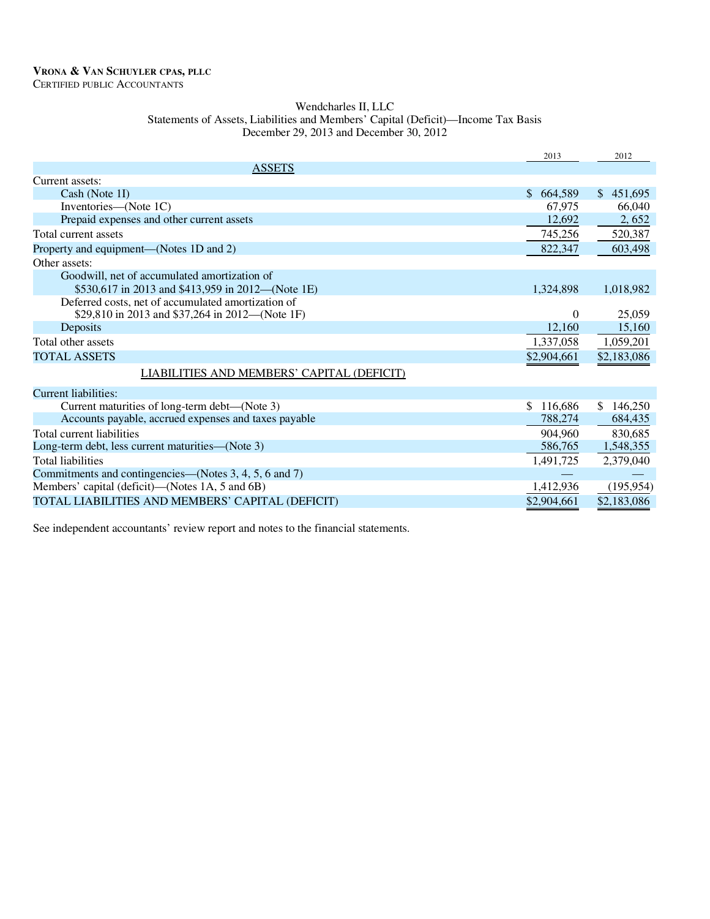**VRONA & VAN SCHUYLER CPAS, PLLC**
CERTIFIED PUBLIC ACCOUNTANTS

Wendcharles II, LLC
Statements of Assets, Liabilities and Members' Capital (Deficit)—Income Tax Basis
December 29, 2013 and December 30, 2012

| | 2013 | 2012 |
|---|---|---|
| ASSETS | | |
| Current assets: | | |
| Cash (Note 1I) | $ 664,589 | $ 451,695 |
| Inventories—(Note 1C) | 67,975 | 66,040 |
| Prepaid expenses and other current assets | 12,692 | 2, 652 |
| Total current assets | 745,256 | 520,387 |
| Property and equipment—(Notes 1D and 2) | 822,347 | 603,498 |
| Other assets: | | |
| Goodwill, net of accumulated amortization of $530,617 in 2013 and $413,959 in 2012—(Note 1E) | 1,324,898 | 1,018,982 |
| Deferred costs, net of accumulated amortization of $29,810 in 2013 and $37,264 in 2012—(Note 1F) | 0 | 25,059 |
| Deposits | 12,160 | 15,160 |
| Total other assets | 1,337,058 | 1,059,201 |
| TOTAL ASSETS | $2,904,661 | $2,183,086 |
| LIABILITIES AND MEMBERS' CAPITAL (DEFICIT) | | |
| Current liabilities: | | |
| Current maturities of long-term debt—(Note 3) | $ 116,686 | $ 146,250 |
| Accounts payable, accrued expenses and taxes payable | 788,274 | 684,435 |
| Total current liabilities | 904,960 | 830,685 |
| Long-term debt, less current maturities—(Note 3) | 586,765 | 1,548,355 |
| Total liabilities | 1,491,725 | 2,379,040 |
| Commitments and contingencies—(Notes 3, 4, 5, 6 and 7) | — | — |
| Members' capital (deficit)—(Notes 1A, 5 and 6B) | 1,412,936 | (195,954) |
| TOTAL LIABILITIES AND MEMBERS' CAPITAL (DEFICIT) | $2,904,661 | $2,183,086 |

See independent accountants' review report and notes to the financial statements.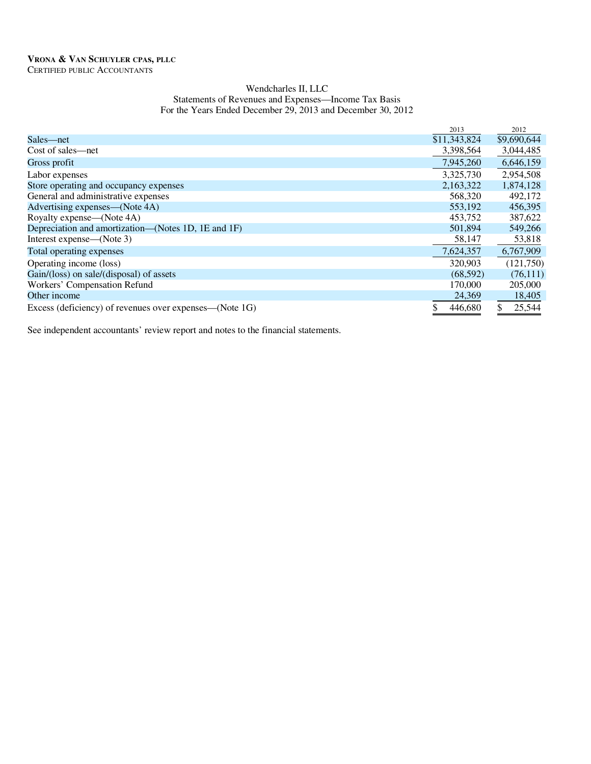**VRONA & VAN SCHUYLER CPAS, PLLC**
CERTIFIED PUBLIC ACCOUNTANTS

Wendcharles II, LLC
Statements of Revenues and Expenses—Income Tax Basis
For the Years Ended December 29, 2013 and December 30, 2012

| | 2013 | 2012 |
|---|---|---|
| Sales—net | $11,343,824 | $9,690,644 |
| Cost of sales—net | 3,398,564 | 3,044,485 |
| Gross profit | 7,945,260 | 6,646,159 |
| Labor expenses | 3,325,730 | 2,954,508 |
| Store operating and occupancy expenses | 2,163,322 | 1,874,128 |
| General and administrative expenses | 568,320 | 492,172 |
| Advertising expenses—(Note 4A) | 553,192 | 456,395 |
| Royalty expense—(Note 4A) | 453,752 | 387,622 |
| Depreciation and amortization—(Notes 1D, 1E and 1F) | 501,894 | 549,266 |
| Interest expense—(Note 3) | 58,147 | 53,818 |
| Total operating expenses | 7,624,357 | 6,767,909 |
| Operating income (loss) | 320,903 | (121,750) |
| Gain/(loss) on sale/(disposal) of assets | (68,592) | (76,111) |
| Workers' Compensation Refund | 170,000 | 205,000 |
| Other income | 24,369 | 18,405 |
| Excess (deficiency) of revenues over expenses—(Note 1G) | $ 446,680 | $ 25,544 |

See independent accountants' review report and notes to the financial statements.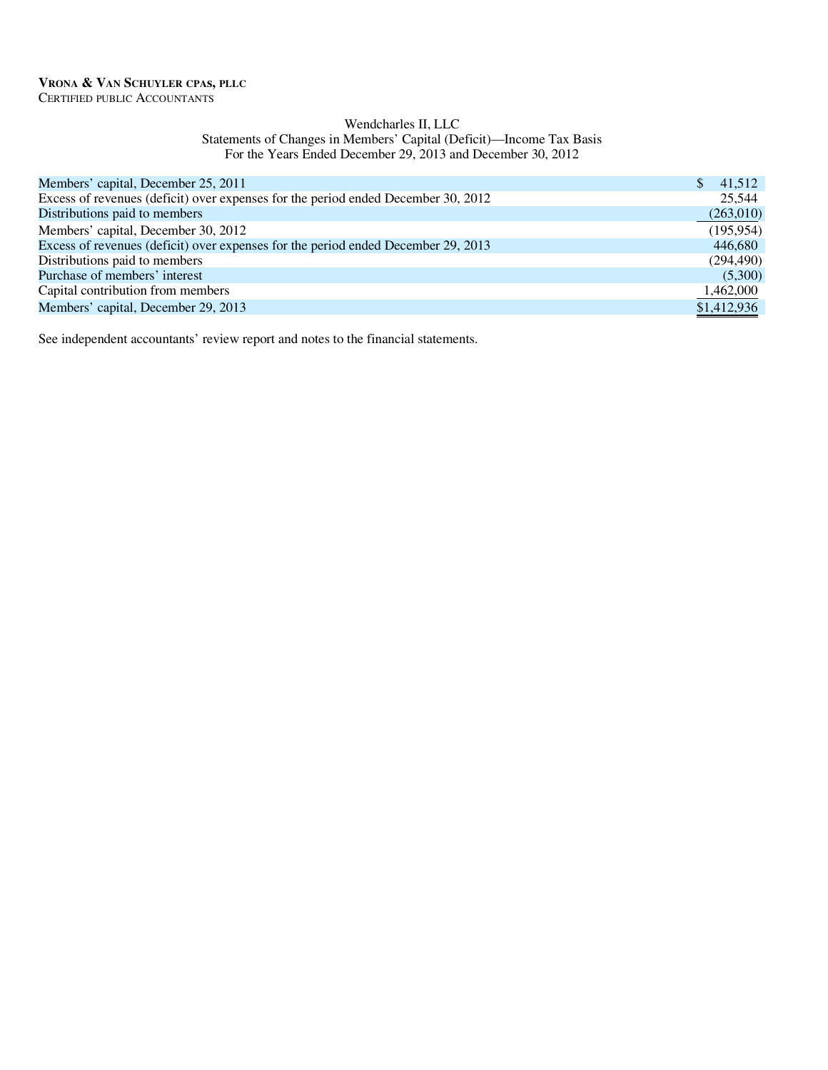**VRONA & VAN SCHUYLER CPAS, PLLC**
CERTIFIED PUBLIC ACCOUNTANTS

Wendcharles II, LLC
Statements of Changes in Members' Capital (Deficit)—Income Tax Basis
For the Years Ended December 29, 2013 and December 30, 2012

| | |
|---|---|
| Members' capital, December 25, 2011 | $ 41,512 |
| Excess of revenues (deficit) over expenses for the period ended December 30, 2012 | 25,544 |
| Distributions paid to members | (263,010) |
| Members' capital, December 30, 2012 | (195,954) |
| Excess of revenues (deficit) over expenses for the period ended December 29, 2013 | 446,680 |
| Distributions paid to members | (294,490) |
| Purchase of members' interest | (5,300) |
| Capital contribution from members | 1,462,000 |
| Members' capital, December 29, 2013 | $1,412,936 |

See independent accountants' review report and notes to the financial statements.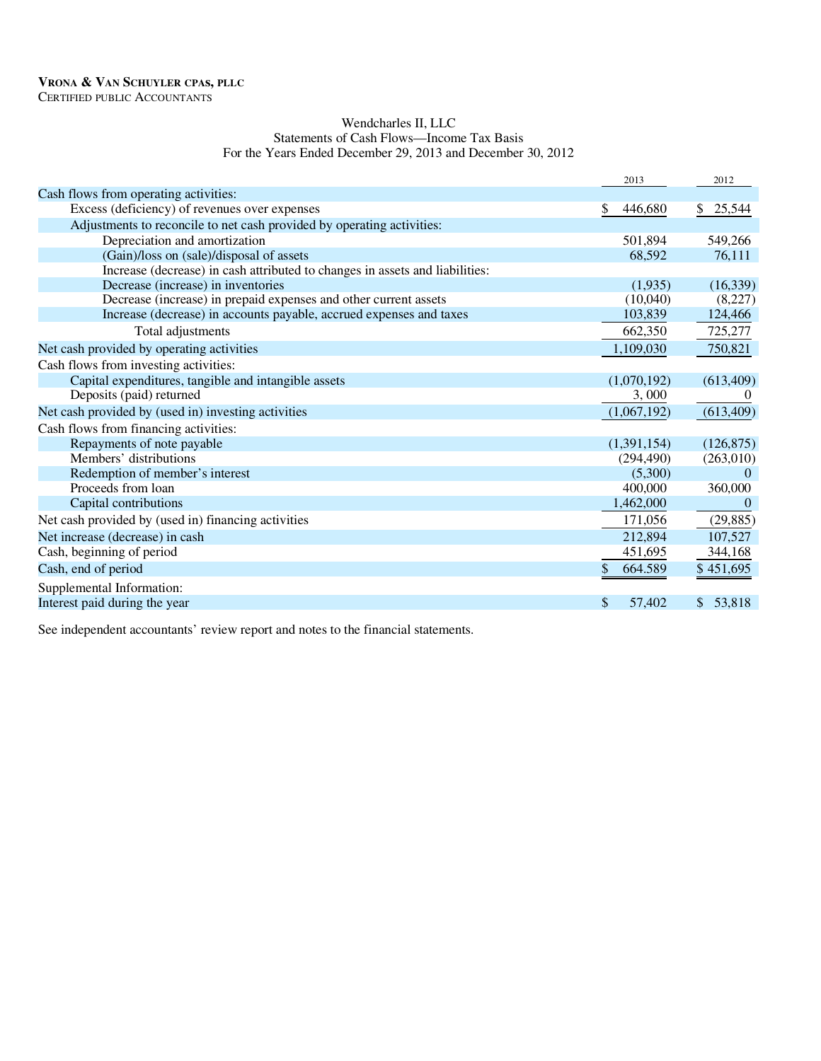**VRONA & VAN SCHUYLER CPAS, PLLC**
CERTIFIED PUBLIC ACCOUNTANTS

Wendcharles II, LLC
Statements of Cash Flows—Income Tax Basis
For the Years Ended December 29, 2013 and December 30, 2012

| | 2013 | 2012 |
|---|---|---|
| Cash flows from operating activities: | | |
| Excess (deficiency) of revenues over expenses | $ 446,680 | $ 25,544 |
| Adjustments to reconcile to net cash provided by operating activities: | | |
| Depreciation and amortization | 501,894 | 549,266 |
| (Gain)/loss on (sale)/disposal of assets | 68,592 | 76,111 |
| Increase (decrease) in cash attributed to changes in assets and liabilities: | | |
| Decrease (increase) in inventories | (1,935) | (16,339) |
| Decrease (increase) in prepaid expenses and other current assets | (10,040) | (8,227) |
| Increase (decrease) in accounts payable, accrued expenses and taxes | 103,839 | 124,466 |
| Total adjustments | 662,350 | 725,277 |
| Net cash provided by operating activities | 1,109,030 | 750,821 |
| Cash flows from investing activities: | | |
| Capital expenditures, tangible and intangible assets | (1,070,192) | (613,409) |
| Deposits (paid) returned | 3, 000 | 0 |
| Net cash provided by (used in) investing activities | (1,067,192) | (613,409) |
| Cash flows from financing activities: | | |
| Repayments of note payable | (1,391,154) | (126,875) |
| Members' distributions | (294,490) | (263,010) |
| Redemption of member's interest | (5,300) | 0 |
| Proceeds from loan | 400,000 | 360,000 |
| Capital contributions | 1,462,000 | 0 |
| Net cash provided by (used in) financing activities | 171,056 | (29,885) |
| Net increase (decrease) in cash | 212,894 | 107,527 |
| Cash, beginning of period | 451,695 | 344,168 |
| Cash, end of period | $ 664.589 | $ 451,695 |
| Supplemental Information: | | |
| Interest paid during the year | $ 57,402 | $ 53,818 |

See independent accountants' review report and notes to the financial statements.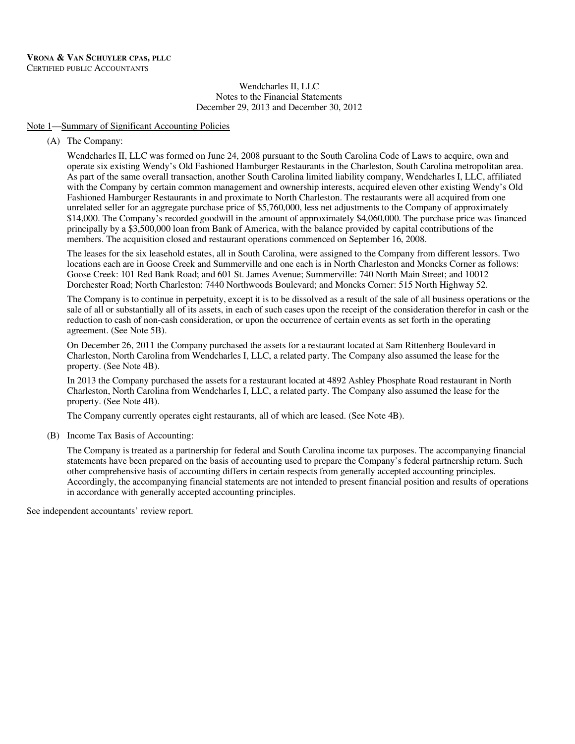**VRONA & VAN SCHUYLER CPAS, PLLC**
CERTIFIED PUBLIC ACCOUNTANTS

Wendcharles II, LLC
Notes to the Financial Statements
December 29, 2013 and December 30, 2012

Note 1—Summary of Significant Accounting Policies

(A) The Company:

Wendcharles II, LLC was formed on June 24, 2008 pursuant to the South Carolina Code of Laws to acquire, own and operate six existing Wendy's Old Fashioned Hamburger Restaurants in the Charleston, South Carolina metropolitan area. As part of the same overall transaction, another South Carolina limited liability company, Wendcharles I, LLC, affiliated with the Company by certain common management and ownership interests, acquired eleven other existing Wendy's Old Fashioned Hamburger Restaurants in and proximate to North Charleston. The restaurants were all acquired from one unrelated seller for an aggregate purchase price of $5,760,000, less net adjustments to the Company of approximately $14,000. The Company's recorded goodwill in the amount of approximately $4,060,000. The purchase price was financed principally by a $3,500,000 loan from Bank of America, with the balance provided by capital contributions of the members. The acquisition closed and restaurant operations commenced on September 16, 2008.

The leases for the six leasehold estates, all in South Carolina, were assigned to the Company from different lessors. Two locations each are in Goose Creek and Summerville and one each is in North Charleston and Moncks Corner as follows: Goose Creek: 101 Red Bank Road; and 601 St. James Avenue; Summerville: 740 North Main Street; and 10012 Dorchester Road; North Charleston: 7440 Northwoods Boulevard; and Moncks Corner: 515 North Highway 52.

The Company is to continue in perpetuity, except it is to be dissolved as a result of the sale of all business operations or the sale of all or substantially all of its assets, in each of such cases upon the receipt of the consideration therefor in cash or the reduction to cash of non-cash consideration, or upon the occurrence of certain events as set forth in the operating agreement. (See Note 5B).

On December 26, 2011 the Company purchased the assets for a restaurant located at Sam Rittenberg Boulevard in Charleston, North Carolina from Wendcharles I, LLC, a related party. The Company also assumed the lease for the property. (See Note 4B).

In 2013 the Company purchased the assets for a restaurant located at 4892 Ashley Phosphate Road restaurant in North Charleston, North Carolina from Wendcharles I, LLC, a related party. The Company also assumed the lease for the property. (See Note 4B).

The Company currently operates eight restaurants, all of which are leased. (See Note 4B).

(B) Income Tax Basis of Accounting:

The Company is treated as a partnership for federal and South Carolina income tax purposes. The accompanying financial statements have been prepared on the basis of accounting used to prepare the Company's federal partnership return. Such other comprehensive basis of accounting differs in certain respects from generally accepted accounting principles. Accordingly, the accompanying financial statements are not intended to present financial position and results of operations in accordance with generally accepted accounting principles.

See independent accountants' review report.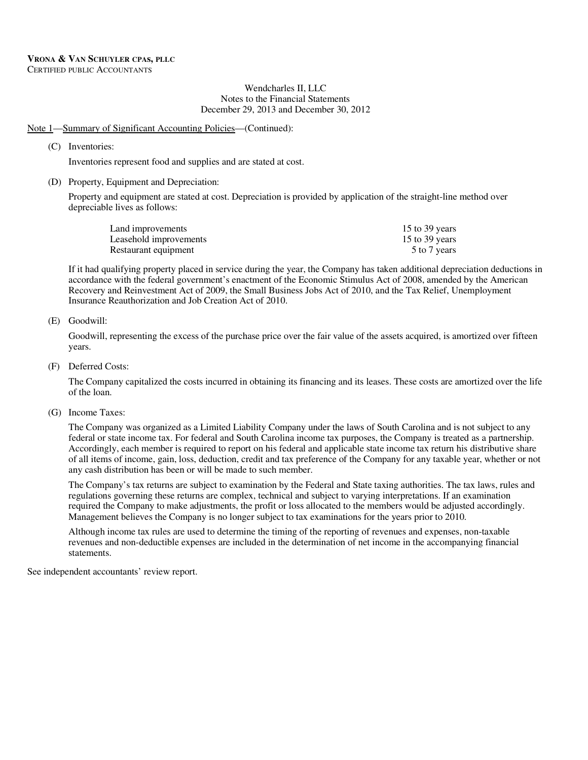**VRONA & VAN SCHUYLER CPAS, PLLC**
CERTIFIED PUBLIC ACCOUNTANTS

Wendcharles II, LLC
Notes to the Financial Statements
December 29, 2013 and December 30, 2012

Note 1—Summary of Significant Accounting Policies—(Continued):

(C) Inventories:

Inventories represent food and supplies and are stated at cost.

(D) Property, Equipment and Depreciation:

Property and equipment are stated at cost. Depreciation is provided by application of the straight-line method over depreciable lives as follows:

| | |
|---|---|
| Land improvements | 15 to 39 years |
| Leasehold improvements | 15 to 39 years |
| Restaurant equipment | 5 to 7 years |

If it had qualifying property placed in service during the year, the Company has taken additional depreciation deductions in accordance with the federal government's enactment of the Economic Stimulus Act of 2008, amended by the American Recovery and Reinvestment Act of 2009, the Small Business Jobs Act of 2010, and the Tax Relief, Unemployment Insurance Reauthorization and Job Creation Act of 2010.

(E) Goodwill:

Goodwill, representing the excess of the purchase price over the fair value of the assets acquired, is amortized over fifteen years.

(F) Deferred Costs:

The Company capitalized the costs incurred in obtaining its financing and its leases. These costs are amortized over the life of the loan.

(G) Income Taxes:

The Company was organized as a Limited Liability Company under the laws of South Carolina and is not subject to any federal or state income tax. For federal and South Carolina income tax purposes, the Company is treated as a partnership. Accordingly, each member is required to report on his federal and applicable state income tax return his distributive share of all items of income, gain, loss, deduction, credit and tax preference of the Company for any taxable year, whether or not any cash distribution has been or will be made to such member.

The Company's tax returns are subject to examination by the Federal and State taxing authorities. The tax laws, rules and regulations governing these returns are complex, technical and subject to varying interpretations. If an examination required the Company to make adjustments, the profit or loss allocated to the members would be adjusted accordingly. Management believes the Company is no longer subject to tax examinations for the years prior to 2010.

Although income tax rules are used to determine the timing of the reporting of revenues and expenses, non-taxable revenues and non-deductible expenses are included in the determination of net income in the accompanying financial statements.

See independent accountants' review report.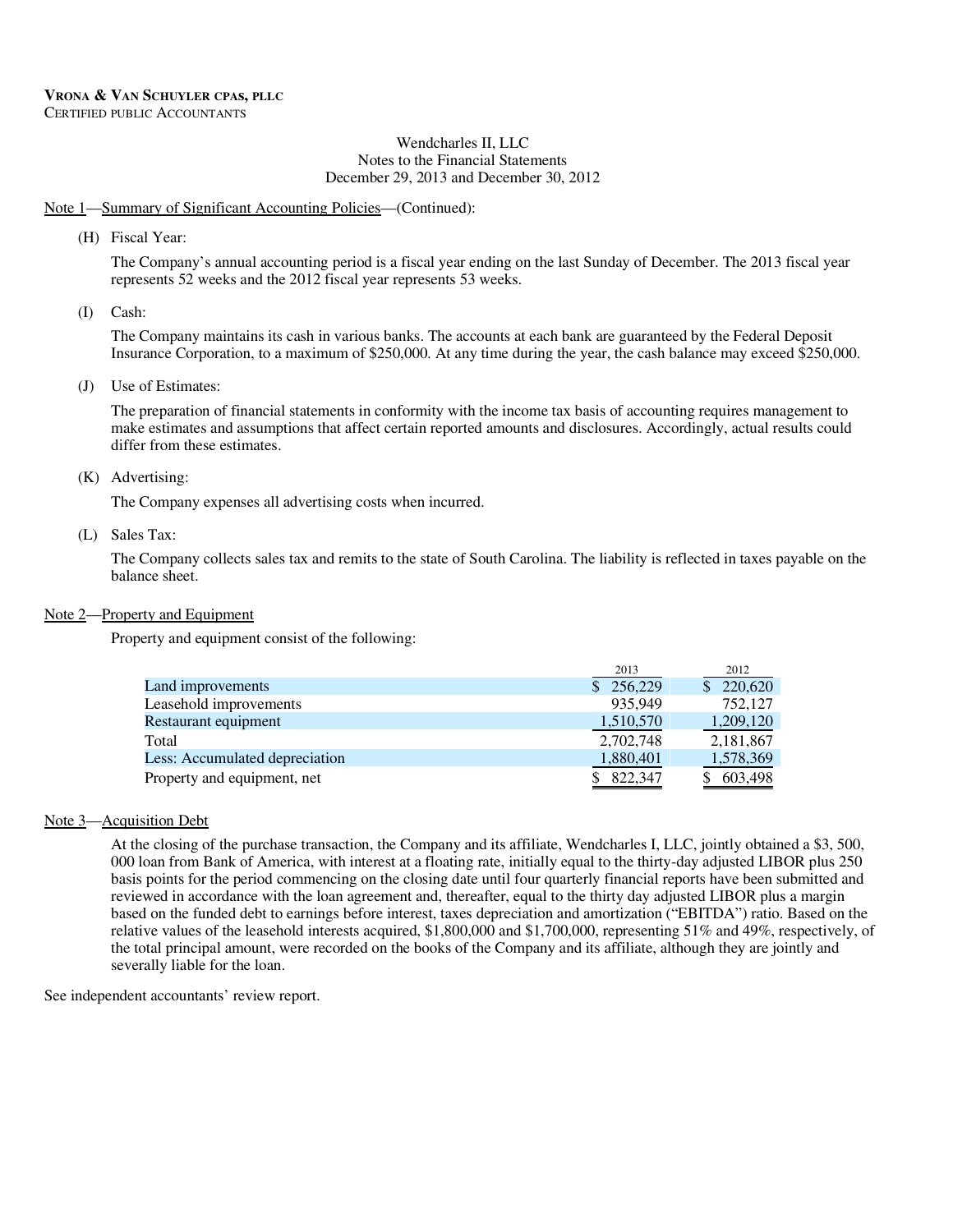**VRONA & VAN SCHUYLER CPAS, PLLC**
CERTIFIED PUBLIC ACCOUNTANTS

Wendcharles II, LLC
Notes to the Financial Statements
December 29, 2013 and December 30, 2012

Note 1—Summary of Significant Accounting Policies—(Continued):

(H) Fiscal Year:

The Company's annual accounting period is a fiscal year ending on the last Sunday of December. The 2013 fiscal year represents 52 weeks and the 2012 fiscal year represents 53 weeks.

(I) Cash:

The Company maintains its cash in various banks. The accounts at each bank are guaranteed by the Federal Deposit Insurance Corporation, to a maximum of $250,000. At any time during the year, the cash balance may exceed $250,000.

(J) Use of Estimates:

The preparation of financial statements in conformity with the income tax basis of accounting requires management to make estimates and assumptions that affect certain reported amounts and disclosures. Accordingly, actual results could differ from these estimates.

(K) Advertising:

The Company expenses all advertising costs when incurred.

(L) Sales Tax:

The Company collects sales tax and remits to the state of South Carolina. The liability is reflected in taxes payable on the balance sheet.

Note 2—Property and Equipment

Property and equipment consist of the following:

| | 2013 | 2012 |
|---|---|---|
| Land improvements | $ 256,229 | $ 220,620 |
| Leasehold improvements | 935,949 | 752,127 |
| Restaurant equipment | 1,510,570 | 1,209,120 |
| Total | 2,702,748 | 2,181,867 |
| Less: Accumulated depreciation | 1,880,401 | 1,578,369 |
| Property and equipment, net | $ 822,347 | $ 603,498 |

Note 3—Acquisition Debt

At the closing of the purchase transaction, the Company and its affiliate, Wendcharles I, LLC, jointly obtained a $3, 500, 000 loan from Bank of America, with interest at a floating rate, initially equal to the thirty-day adjusted LIBOR plus 250 basis points for the period commencing on the closing date until four quarterly financial reports have been submitted and reviewed in accordance with the loan agreement and, thereafter, equal to the thirty day adjusted LIBOR plus a margin based on the funded debt to earnings before interest, taxes depreciation and amortization ("EBITDA") ratio. Based on the relative values of the leasehold interests acquired, $1,800,000 and $1,700,000, representing 51% and 49%, respectively, of the total principal amount, were recorded on the books of the Company and its affiliate, although they are jointly and severally liable for the loan.

See independent accountants' review report.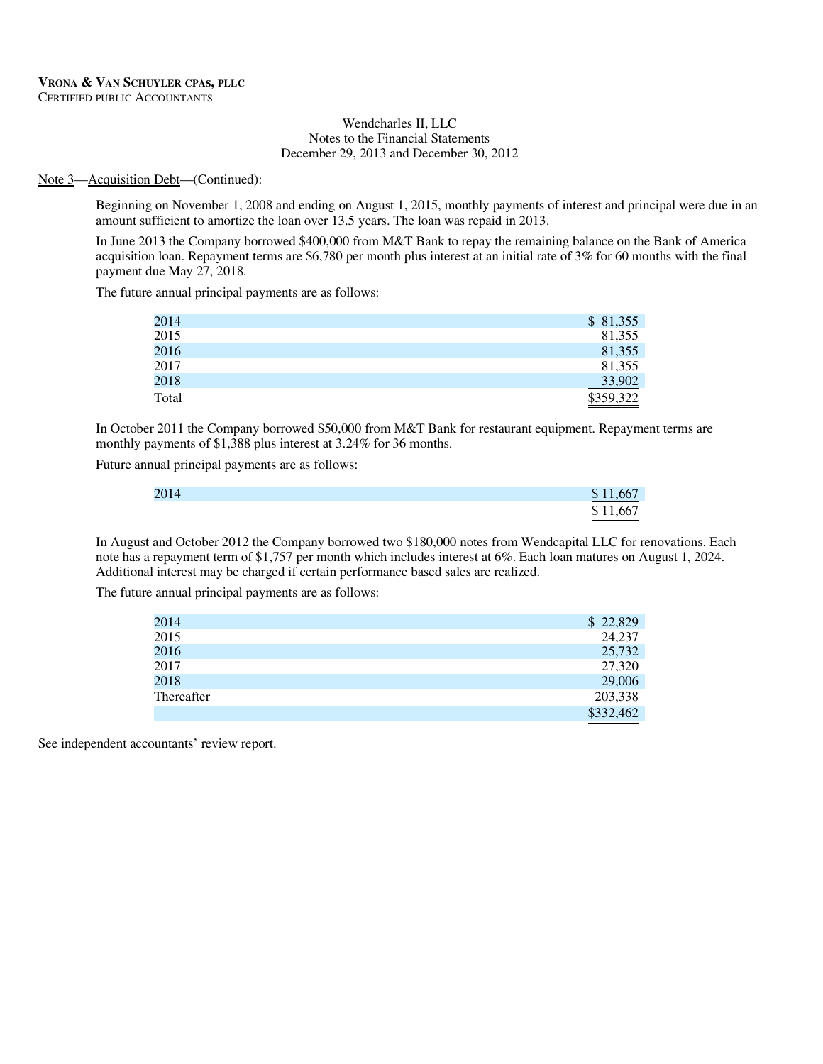**VRONA & VAN SCHUYLER CPAS, PLLC**
CERTIFIED PUBLIC ACCOUNTANTS

Wendcharles II, LLC
Notes to the Financial Statements
December 29, 2013 and December 30, 2012

Note 3—Acquisition Debt—(Continued):

Beginning on November 1, 2008 and ending on August 1, 2015, monthly payments of interest and principal were due in an amount sufficient to amortize the loan over 13.5 years. The loan was repaid in 2013.

In June 2013 the Company borrowed $400,000 from M&T Bank to repay the remaining balance on the Bank of America acquisition loan. Repayment terms are $6,780 per month plus interest at an initial rate of 3% for 60 months with the final payment due May 27, 2018.

The future annual principal payments are as follows:

| | |
|---|---|
| 2014 | $ 81,355 |
| 2015 | 81,355 |
| 2016 | 81,355 |
| 2017 | 81,355 |
| 2018 | 33,902 |
| Total | $359,322 |

In October 2011 the Company borrowed $50,000 from M&T Bank for restaurant equipment. Repayment terms are monthly payments of $1,388 plus interest at 3.24% for 36 months.

Future annual principal payments are as follows:

| | |
|---|---|
| 2014 | $ 11,667 |
| | $ 11,667 |

In August and October 2012 the Company borrowed two $180,000 notes from Wendcapital LLC for renovations. Each note has a repayment term of $1,757 per month which includes interest at 6%. Each loan matures on August 1, 2024. Additional interest may be charged if certain performance based sales are realized.

The future annual principal payments are as follows:

| | |
|---|---|
| 2014 | $ 22,829 |
| 2015 | 24,237 |
| 2016 | 25,732 |
| 2017 | 27,320 |
| 2018 | 29,006 |
| Thereafter | 203,338 |
| | $332,462 |

See independent accountants' review report.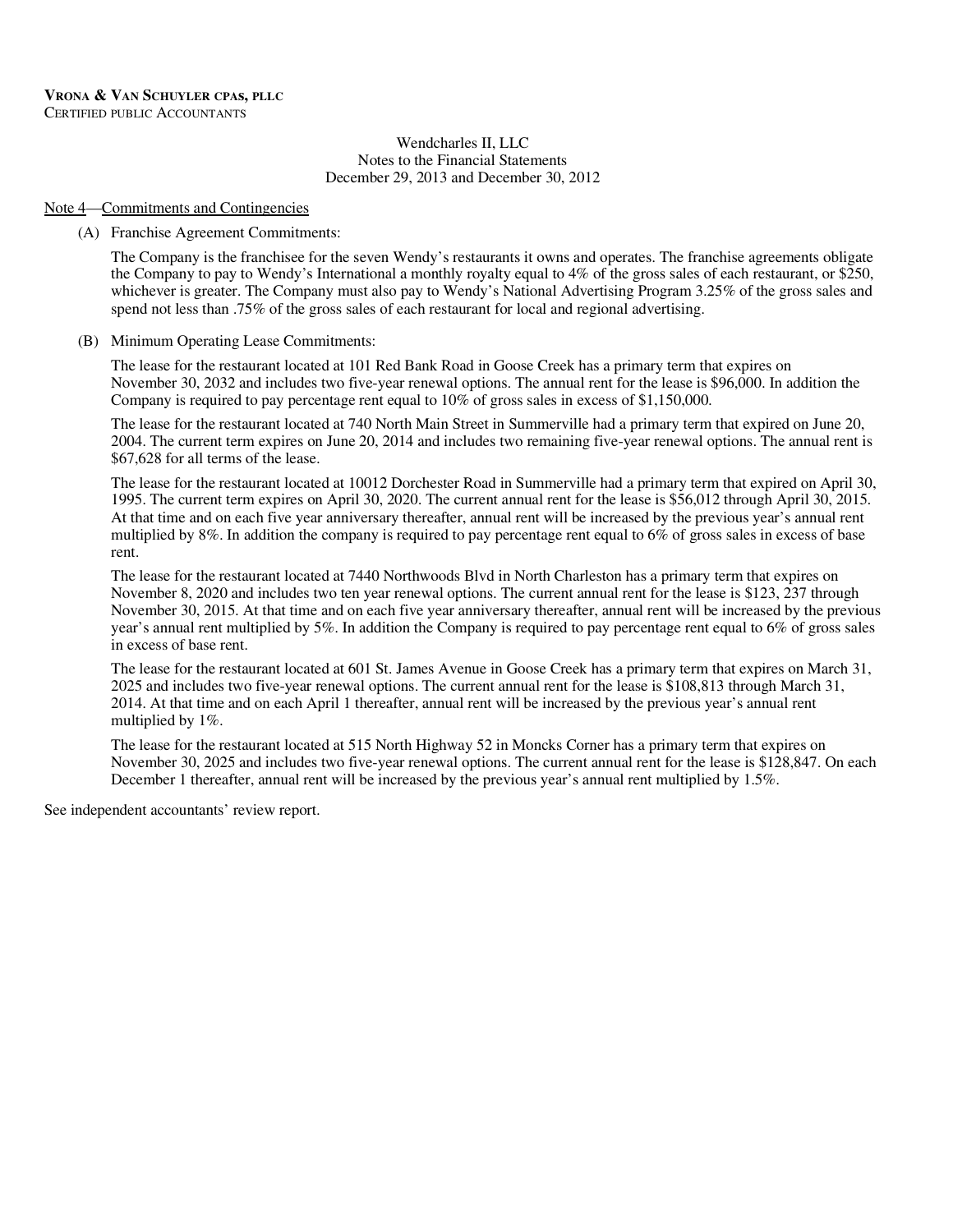**VRONA & VAN SCHUYLER CPAS, PLLC**
CERTIFIED PUBLIC ACCOUNTANTS

Wendcharles II, LLC
Notes to the Financial Statements
December 29, 2013 and December 30, 2012

Note 4—Commitments and Contingencies

(A) Franchise Agreement Commitments:

The Company is the franchisee for the seven Wendy's restaurants it owns and operates. The franchise agreements obligate the Company to pay to Wendy's International a monthly royalty equal to 4% of the gross sales of each restaurant, or $250, whichever is greater. The Company must also pay to Wendy's National Advertising Program 3.25% of the gross sales and spend not less than .75% of the gross sales of each restaurant for local and regional advertising.

(B) Minimum Operating Lease Commitments:

The lease for the restaurant located at 101 Red Bank Road in Goose Creek has a primary term that expires on November 30, 2032 and includes two five-year renewal options. The annual rent for the lease is $96,000. In addition the Company is required to pay percentage rent equal to 10% of gross sales in excess of $1,150,000.

The lease for the restaurant located at 740 North Main Street in Summerville had a primary term that expired on June 20, 2004. The current term expires on June 20, 2014 and includes two remaining five-year renewal options. The annual rent is $67,628 for all terms of the lease.

The lease for the restaurant located at 10012 Dorchester Road in Summerville had a primary term that expired on April 30, 1995. The current term expires on April 30, 2020. The current annual rent for the lease is $56,012 through April 30, 2015. At that time and on each five year anniversary thereafter, annual rent will be increased by the previous year's annual rent multiplied by 8%. In addition the company is required to pay percentage rent equal to 6% of gross sales in excess of base rent.

The lease for the restaurant located at 7440 Northwoods Blvd in North Charleston has a primary term that expires on November 8, 2020 and includes two ten year renewal options. The current annual rent for the lease is $123, 237 through November 30, 2015. At that time and on each five year anniversary thereafter, annual rent will be increased by the previous year's annual rent multiplied by 5%. In addition the Company is required to pay percentage rent equal to 6% of gross sales in excess of base rent.

The lease for the restaurant located at 601 St. James Avenue in Goose Creek has a primary term that expires on March 31, 2025 and includes two five-year renewal options. The current annual rent for the lease is $108,813 through March 31, 2014. At that time and on each April 1 thereafter, annual rent will be increased by the previous year's annual rent multiplied by 1%.

The lease for the restaurant located at 515 North Highway 52 in Moncks Corner has a primary term that expires on November 30, 2025 and includes two five-year renewal options. The current annual rent for the lease is $128,847. On each December 1 thereafter, annual rent will be increased by the previous year's annual rent multiplied by 1.5%.

See independent accountants' review report.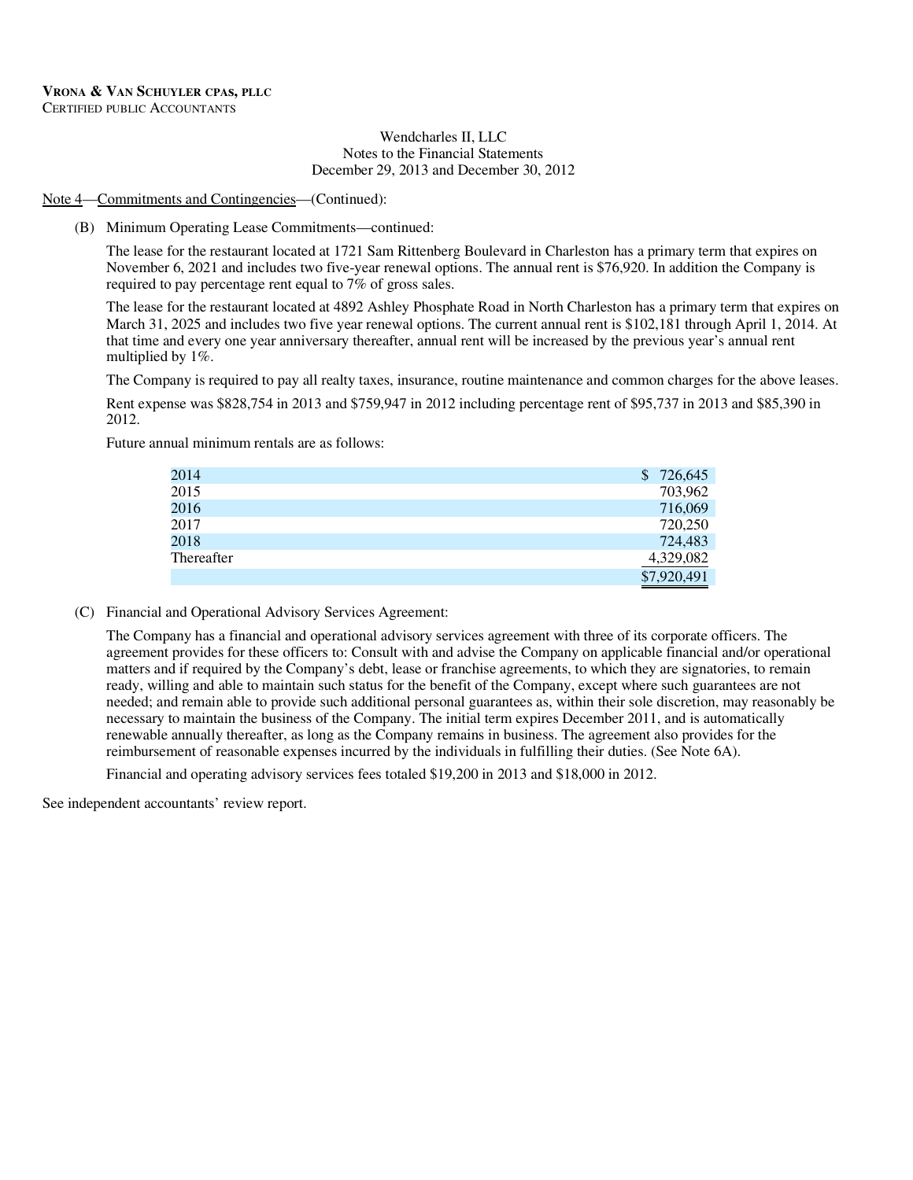**VRONA & VAN SCHUYLER CPAS, PLLC**
CERTIFIED PUBLIC ACCOUNTANTS

Wendcharles II, LLC
Notes to the Financial Statements
December 29, 2013 and December 30, 2012

Note 4—Commitments and Contingencies—(Continued):

(B) Minimum Operating Lease Commitments—continued:

The lease for the restaurant located at 1721 Sam Rittenberg Boulevard in Charleston has a primary term that expires on November 6, 2021 and includes two five-year renewal options. The annual rent is $76,920. In addition the Company is required to pay percentage rent equal to 7% of gross sales.

The lease for the restaurant located at 4892 Ashley Phosphate Road in North Charleston has a primary term that expires on March 31, 2025 and includes two five year renewal options. The current annual rent is $102,181 through April 1, 2014. At that time and every one year anniversary thereafter, annual rent will be increased by the previous year's annual rent multiplied by 1%.

The Company is required to pay all realty taxes, insurance, routine maintenance and common charges for the above leases.

Rent expense was $828,754 in 2013 and $759,947 in 2012 including percentage rent of $95,737 in 2013 and $85,390 in 2012.

Future annual minimum rentals are as follows:

| | |
|---|---|
| 2014 | $ 726,645 |
| 2015 | 703,962 |
| 2016 | 716,069 |
| 2017 | 720,250 |
| 2018 | 724,483 |
| Thereafter | 4,329,082 |
| | $7,920,491 |

(C) Financial and Operational Advisory Services Agreement:

The Company has a financial and operational advisory services agreement with three of its corporate officers. The agreement provides for these officers to: Consult with and advise the Company on applicable financial and/or operational matters and if required by the Company's debt, lease or franchise agreements, to which they are signatories, to remain ready, willing and able to maintain such status for the benefit of the Company, except where such guarantees are not needed; and remain able to provide such additional personal guarantees as, within their sole discretion, may reasonably be necessary to maintain the business of the Company. The initial term expires December 2011, and is automatically renewable annually thereafter, as long as the Company remains in business. The agreement also provides for the reimbursement of reasonable expenses incurred by the individuals in fulfilling their duties. (See Note 6A).

Financial and operating advisory services fees totaled $19,200 in 2013 and $18,000 in 2012.

See independent accountants' review report.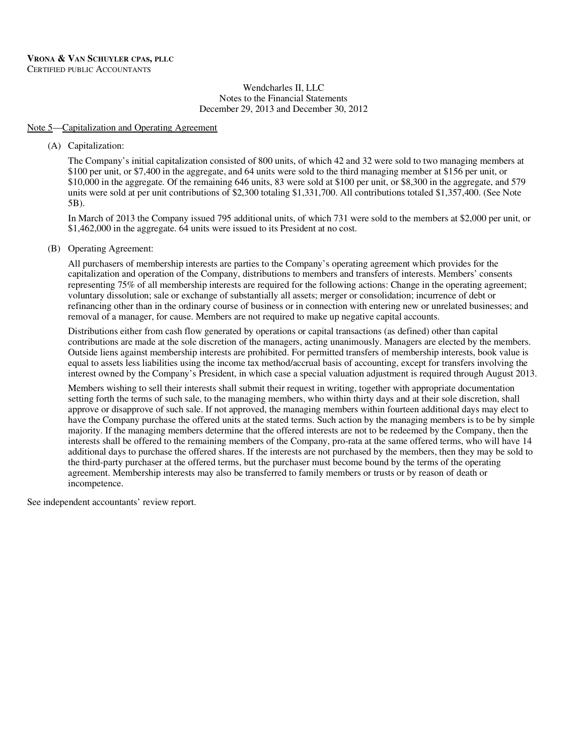Wendcharles II, LLC
Notes to the Financial Statements
December 29, 2013 and December 30, 2012

Note 5—Capitalization and Operating Agreement

(A) Capitalization:

The Company's initial capitalization consisted of 800 units, of which 42 and 32 were sold to two managing members at \$100 per unit, or \$7,400 in the aggregate, and 64 units were sold to the third managing member at \$156 per unit, or \$10,000 in the aggregate. Of the remaining 646 units, 83 were sold at \$100 per unit, or \$8,300 in the aggregate, and 579 units were sold at per unit contributions of \$2,300 totaling \$1,331,700. All contributions totaled \$1,357,400. (See Note 5B).

In March of 2013 the Company issued 795 additional units, of which 731 were sold to the members at \$2,000 per unit, or \$1,462,000 in the aggregate. 64 units were issued to its President at no cost.

(B) Operating Agreement:

All purchasers of membership interests are parties to the Company's operating agreement which provides for the capitalization and operation of the Company, distributions to members and transfers of interests. Members' consents representing 75% of all membership interests are required for the following actions: Change in the operating agreement; voluntary dissolution; sale or exchange of substantially all assets; merger or consolidation; incurrence of debt or refinancing other than in the ordinary course of business or in connection with entering new or unrelated businesses; and removal of a manager, for cause. Members are not required to make up negative capital accounts.

Distributions either from cash flow generated by operations or capital transactions (as defined) other than capital contributions are made at the sole discretion of the managers, acting unanimously. Managers are elected by the members. Outside liens against membership interests are prohibited. For permitted transfers of membership interests, book value is equal to assets less liabilities using the income tax method/accrual basis of accounting, except for transfers involving the interest owned by the Company's President, in which case a special valuation adjustment is required through August 2013.

Members wishing to sell their interests shall submit their request in writing, together with appropriate documentation setting forth the terms of such sale, to the managing members, who within thirty days and at their sole discretion, shall approve or disapprove of such sale. If not approved, the managing members within fourteen additional days may elect to have the Company purchase the offered units at the stated terms. Such action by the managing members is to be by simple majority. If the managing members determine that the offered interests are not to be redeemed by the Company, then the interests shall be offered to the remaining members of the Company, pro-rata at the same offered terms, who will have 14 additional days to purchase the offered shares. If the interests are not purchased by the members, then they may be sold to the third-party purchaser at the offered terms, but the purchaser must become bound by the terms of the operating agreement. Membership interests may also be transferred to family members or trusts or by reason of death or incompetence.

See independent accountants' review report.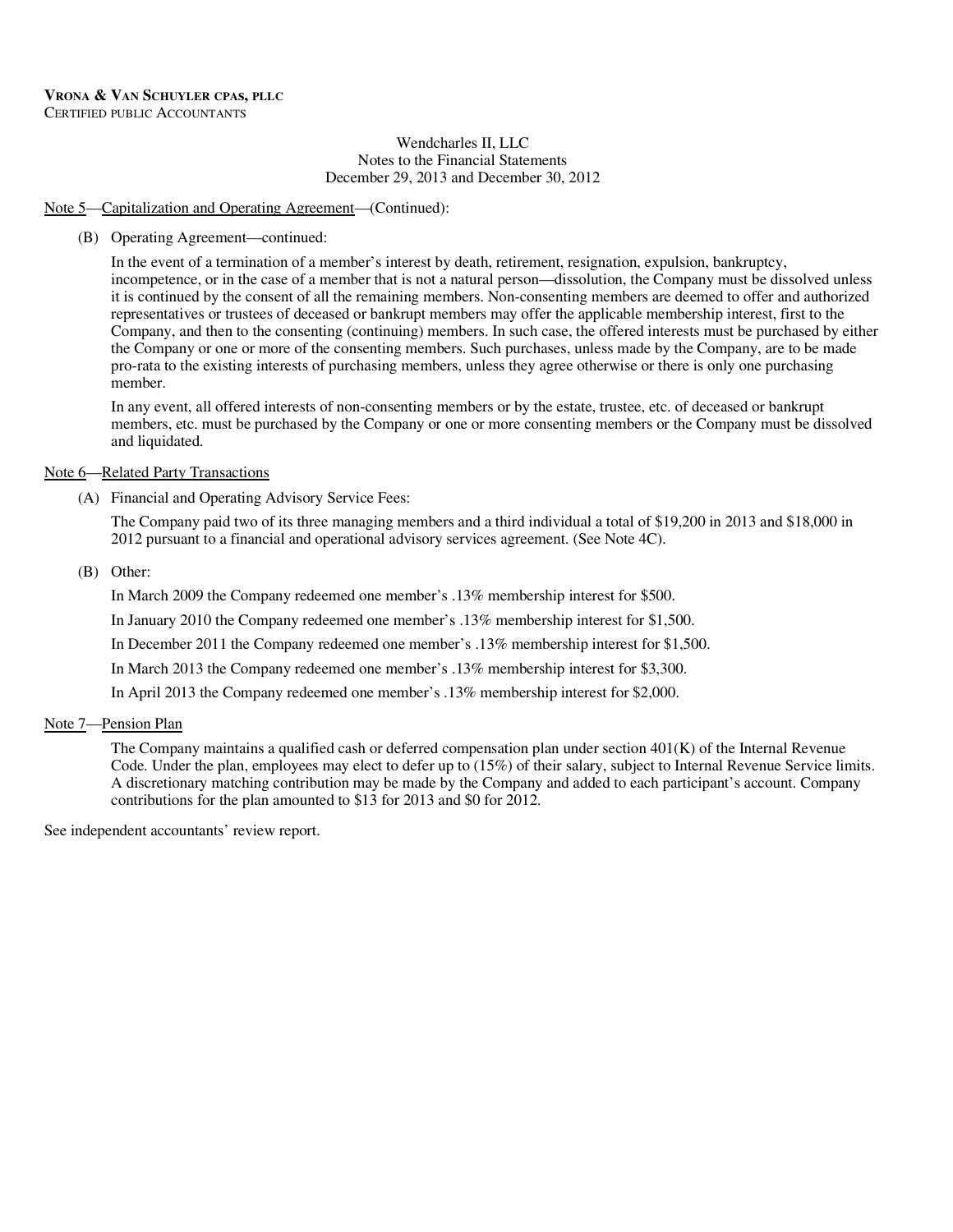Wendcharles II, LLC
Notes to the Financial Statements
December 29, 2013 and December 30, 2012

Note 5—Capitalization and Operating Agreement—(Continued):

(B) Operating Agreement—continued:

In the event of a termination of a member's interest by death, retirement, resignation, expulsion, bankruptcy, incompetence, or in the case of a member that is not a natural person—dissolution, the Company must be dissolved unless it is continued by the consent of all the remaining members. Non-consenting members are deemed to offer and authorized representatives or trustees of deceased or bankrupt members may offer the applicable membership interest, first to the Company, and then to the consenting (continuing) members. In such case, the offered interests must be purchased by either the Company or one or more of the consenting members. Such purchases, unless made by the Company, are to be made pro-rata to the existing interests of purchasing members, unless they agree otherwise or there is only one purchasing member.

In any event, all offered interests of non-consenting members or by the estate, trustee, etc. of deceased or bankrupt members, etc. must be purchased by the Company or one or more consenting members or the Company must be dissolved and liquidated.

Note 6—Related Party Transactions

(A) Financial and Operating Advisory Service Fees:

The Company paid two of its three managing members and a third individual a total of $19,200 in 2013 and $18,000 in 2012 pursuant to a financial and operational advisory services agreement. (See Note 4C).

(B) Other:

In March 2009 the Company redeemed one member's .13% membership interest for $500.

In January 2010 the Company redeemed one member's .13% membership interest for $1,500.

In December 2011 the Company redeemed one member's .13% membership interest for $1,500.

In March 2013 the Company redeemed one member's .13% membership interest for $3,300.

In April 2013 the Company redeemed one member's .13% membership interest for $2,000.

Note 7—Pension Plan

The Company maintains a qualified cash or deferred compensation plan under section 401(K) of the Internal Revenue Code. Under the plan, employees may elect to defer up to (15%) of their salary, subject to Internal Revenue Service limits. A discretionary matching contribution may be made by the Company and added to each participant's account. Company contributions for the plan amounted to $13 for 2013 and $0 for 2012.

See independent accountants' review report.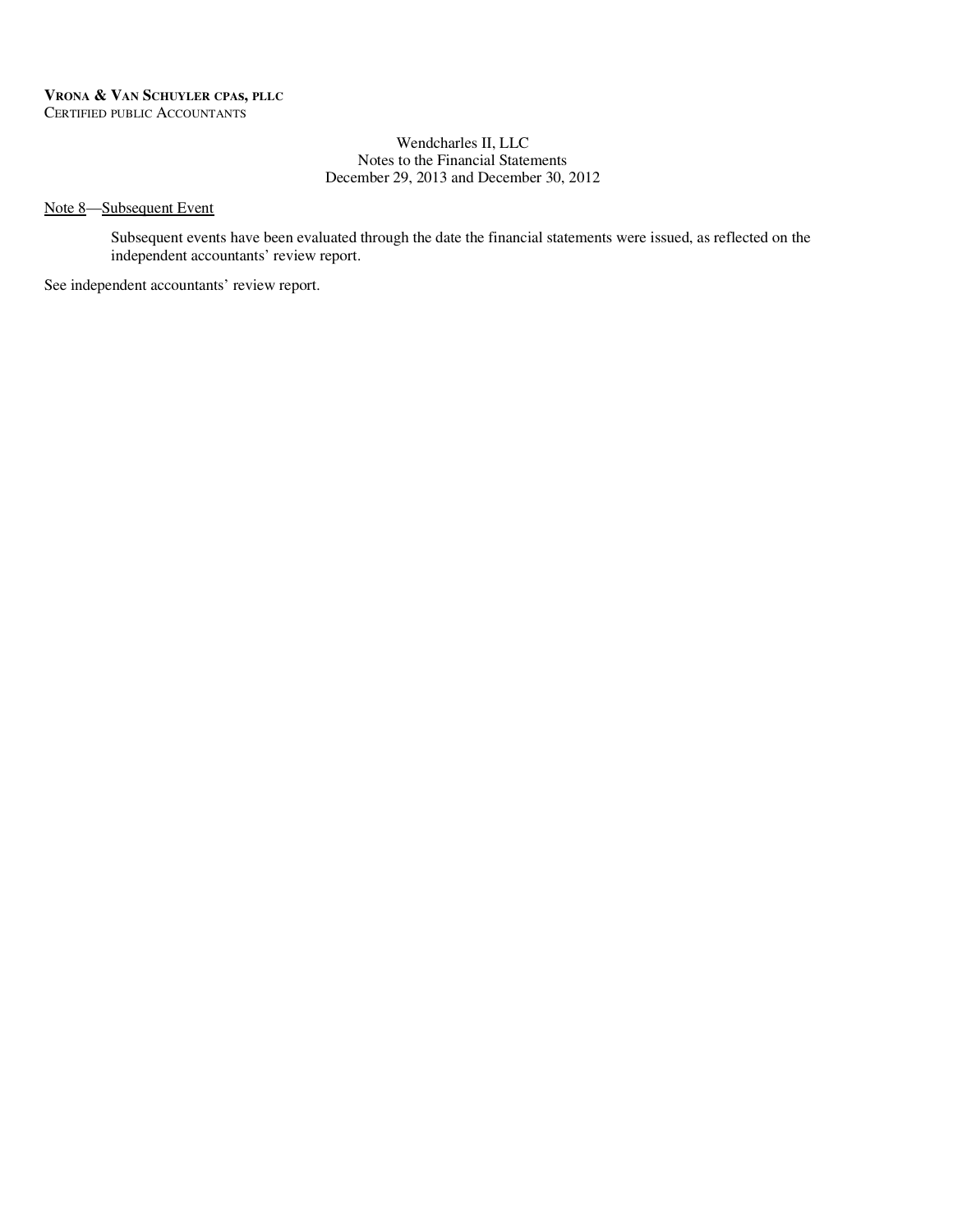**VRONA & VAN SCHUYLER CPAS, PLLC**
CERTIFIED PUBLIC ACCOUNTANTS

Wendcharles II, LLC
Notes to the Financial Statements
December 29, 2013 and December 30, 2012

Note 8—Subsequent Event

Subsequent events have been evaluated through the date the financial statements were issued, as reflected on the independent accountants' review report.

See independent accountants' review report.